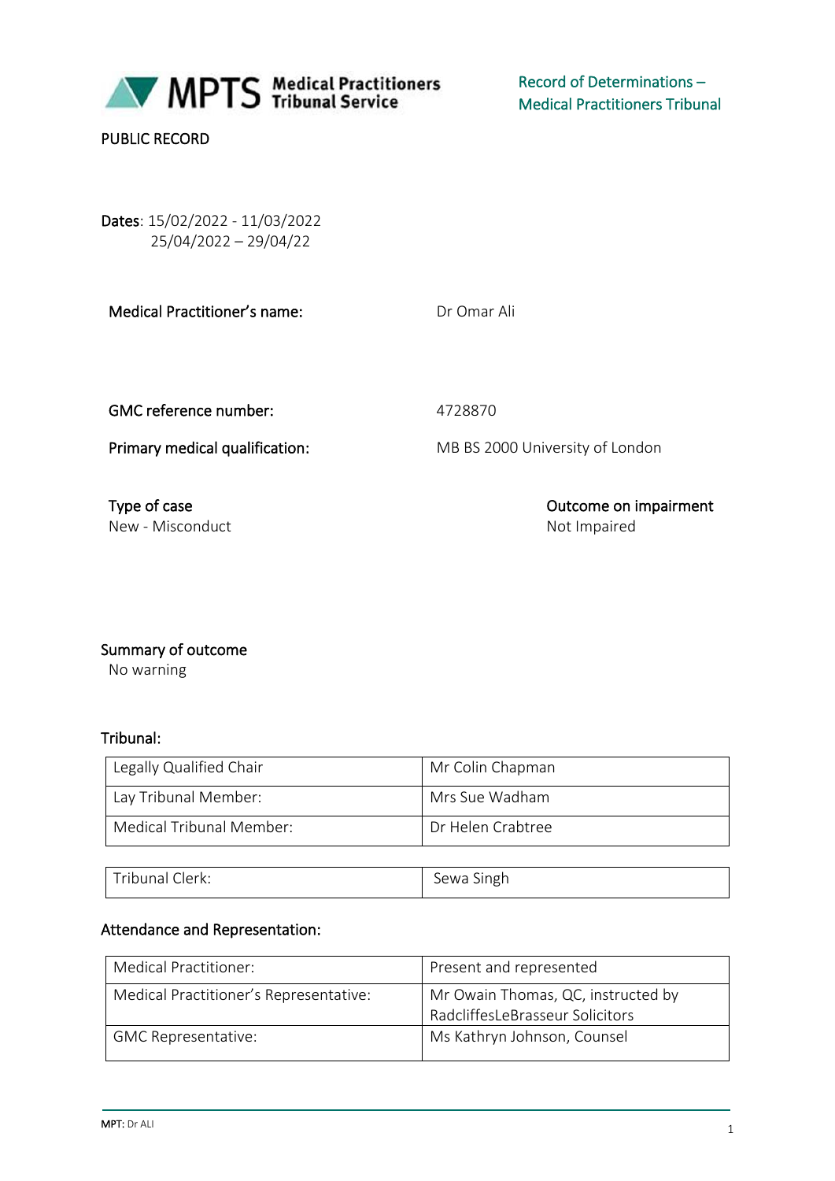MPTS Medical Practitioners Tribunal Service

Record of Determinations – Medical Practitioners Tribunal

PUBLIC RECORD

**Dates**: 15/02/2022 - 11/03/2022
25/04/2022 – 29/04/22

**Medical Practitioner's name:** Dr Omar Ali

**GMC reference number:** 4728870

**Primary medical qualification:** MB BS 2000 University of London

**Type of case**
New - Misconduct

**Outcome on impairment**
Not Impaired

**Summary of outcome**
No warning

**Tribunal:**

| | |
|---|---|
| Legally Qualified Chair | Mr Colin Chapman |
| Lay Tribunal Member: | Mrs Sue Wadham |
| Medical Tribunal Member: | Dr Helen Crabtree |

| | |
|---|---|
| Tribunal Clerk: | Sewa Singh |

**Attendance and Representation:**

| | |
|---|---|
| Medical Practitioner: | Present and represented |
| Medical Practitioner's Representative: | Mr Owain Thomas, QC, instructed by RadcliffesLeBrasseur Solicitors |
| GMC Representative: | Ms Kathryn Johnson, Counsel |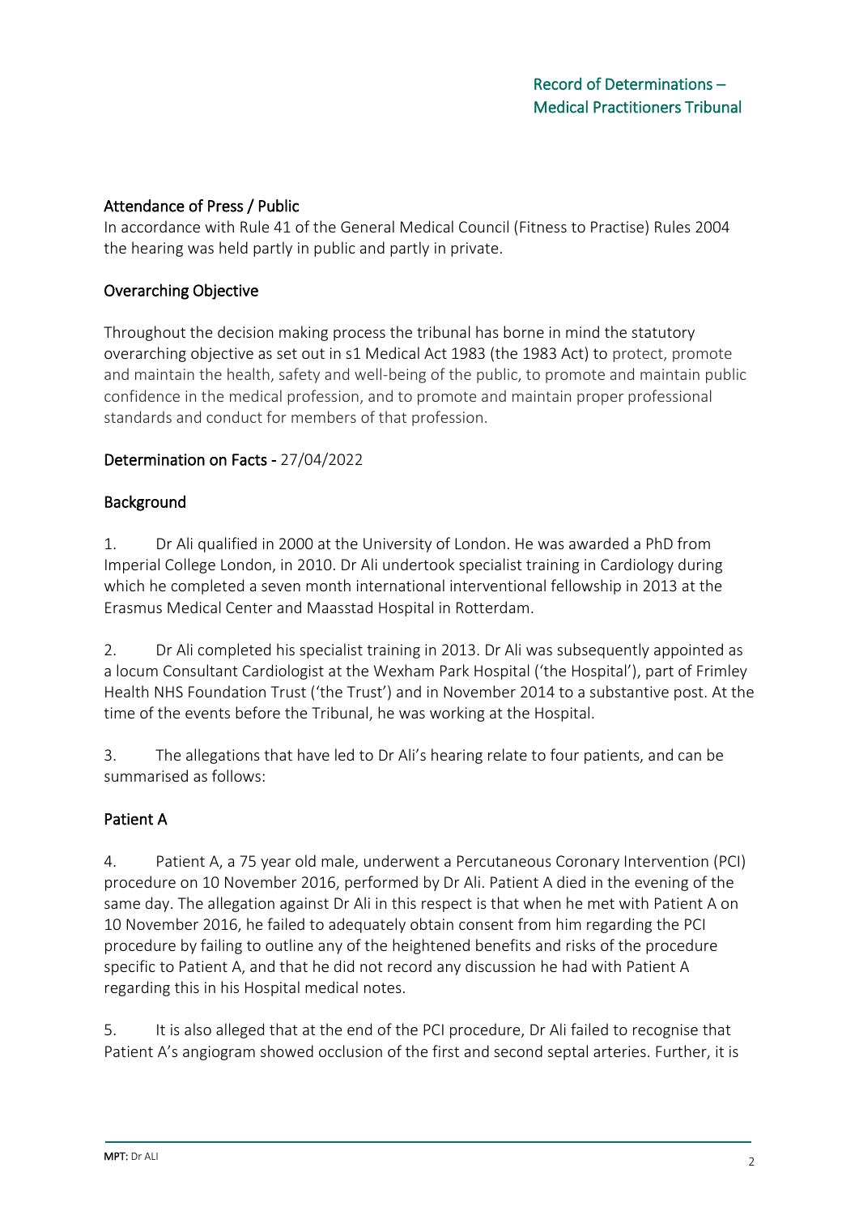## Attendance of Press / Public

In accordance with Rule 41 of the General Medical Council (Fitness to Practise) Rules 2004 the hearing was held partly in public and partly in private.

## Overarching Objective

Throughout the decision making process the tribunal has borne in mind the statutory overarching objective as set out in s1 Medical Act 1983 (the 1983 Act) to protect, promote and maintain the health, safety and well-being of the public, to promote and maintain public confidence in the medical profession, and to promote and maintain proper professional standards and conduct for members of that profession.

## Determination on Facts - 27/04/2022

## Background

1. Dr Ali qualified in 2000 at the University of London. He was awarded a PhD from Imperial College London, in 2010. Dr Ali undertook specialist training in Cardiology during which he completed a seven month international interventional fellowship in 2013 at the Erasmus Medical Center and Maasstad Hospital in Rotterdam.

2. Dr Ali completed his specialist training in 2013. Dr Ali was subsequently appointed as a locum Consultant Cardiologist at the Wexham Park Hospital ('the Hospital'), part of Frimley Health NHS Foundation Trust ('the Trust') and in November 2014 to a substantive post. At the time of the events before the Tribunal, he was working at the Hospital.

3. The allegations that have led to Dr Ali's hearing relate to four patients, and can be summarised as follows:

## Patient A

4. Patient A, a 75 year old male, underwent a Percutaneous Coronary Intervention (PCI) procedure on 10 November 2016, performed by Dr Ali. Patient A died in the evening of the same day. The allegation against Dr Ali in this respect is that when he met with Patient A on 10 November 2016, he failed to adequately obtain consent from him regarding the PCI procedure by failing to outline any of the heightened benefits and risks of the procedure specific to Patient A, and that he did not record any discussion he had with Patient A regarding this in his Hospital medical notes.

5. It is also alleged that at the end of the PCI procedure, Dr Ali failed to recognise that Patient A's angiogram showed occlusion of the first and second septal arteries. Further, it is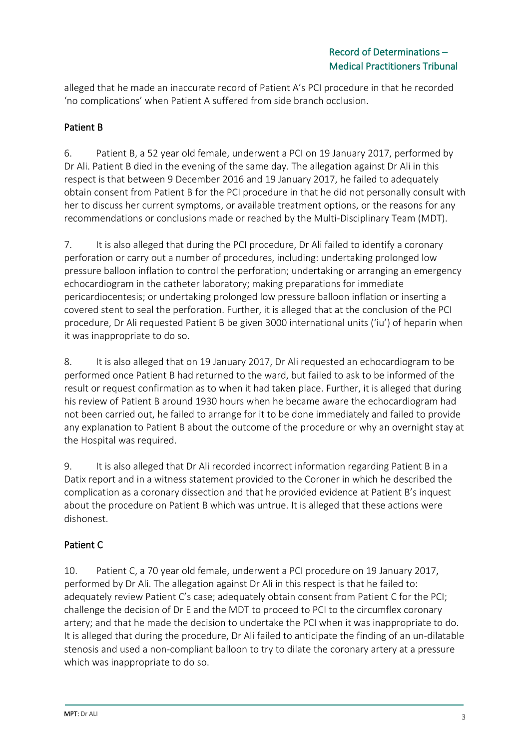alleged that he made an inaccurate record of Patient A's PCI procedure in that he recorded 'no complications' when Patient A suffered from side branch occlusion.

## Patient B

6. Patient B, a 52 year old female, underwent a PCI on 19 January 2017, performed by Dr Ali. Patient B died in the evening of the same day. The allegation against Dr Ali in this respect is that between 9 December 2016 and 19 January 2017, he failed to adequately obtain consent from Patient B for the PCI procedure in that he did not personally consult with her to discuss her current symptoms, or available treatment options, or the reasons for any recommendations or conclusions made or reached by the Multi-Disciplinary Team (MDT).

7. It is also alleged that during the PCI procedure, Dr Ali failed to identify a coronary perforation or carry out a number of procedures, including: undertaking prolonged low pressure balloon inflation to control the perforation; undertaking or arranging an emergency echocardiogram in the catheter laboratory; making preparations for immediate pericardiocentesis; or undertaking prolonged low pressure balloon inflation or inserting a covered stent to seal the perforation. Further, it is alleged that at the conclusion of the PCI procedure, Dr Ali requested Patient B be given 3000 international units ('iu') of heparin when it was inappropriate to do so.

8. It is also alleged that on 19 January 2017, Dr Ali requested an echocardiogram to be performed once Patient B had returned to the ward, but failed to ask to be informed of the result or request confirmation as to when it had taken place. Further, it is alleged that during his review of Patient B around 1930 hours when he became aware the echocardiogram had not been carried out, he failed to arrange for it to be done immediately and failed to provide any explanation to Patient B about the outcome of the procedure or why an overnight stay at the Hospital was required.

9. It is also alleged that Dr Ali recorded incorrect information regarding Patient B in a Datix report and in a witness statement provided to the Coroner in which he described the complication as a coronary dissection and that he provided evidence at Patient B's inquest about the procedure on Patient B which was untrue. It is alleged that these actions were dishonest.

## Patient C

10. Patient C, a 70 year old female, underwent a PCI procedure on 19 January 2017, performed by Dr Ali. The allegation against Dr Ali in this respect is that he failed to: adequately review Patient C's case; adequately obtain consent from Patient C for the PCI; challenge the decision of Dr E and the MDT to proceed to PCI to the circumflex coronary artery; and that he made the decision to undertake the PCI when it was inappropriate to do. It is alleged that during the procedure, Dr Ali failed to anticipate the finding of an un-dilatable stenosis and used a non-compliant balloon to try to dilate the coronary artery at a pressure which was inappropriate to do so.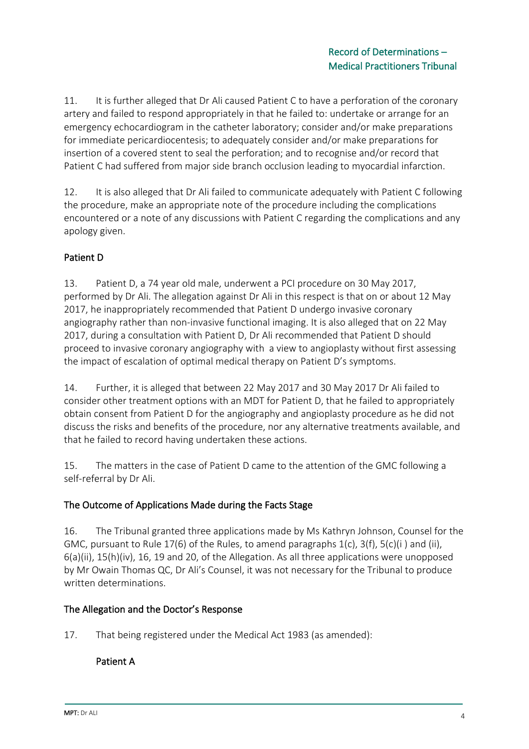11. It is further alleged that Dr Ali caused Patient C to have a perforation of the coronary artery and failed to respond appropriately in that he failed to: undertake or arrange for an emergency echocardiogram in the catheter laboratory; consider and/or make preparations for immediate pericardiocentesis; to adequately consider and/or make preparations for insertion of a covered stent to seal the perforation; and to recognise and/or record that Patient C had suffered from major side branch occlusion leading to myocardial infarction.

12. It is also alleged that Dr Ali failed to communicate adequately with Patient C following the procedure, make an appropriate note of the procedure including the complications encountered or a note of any discussions with Patient C regarding the complications and any apology given.

## Patient D

13. Patient D, a 74 year old male, underwent a PCI procedure on 30 May 2017, performed by Dr Ali. The allegation against Dr Ali in this respect is that on or about 12 May 2017, he inappropriately recommended that Patient D undergo invasive coronary angiography rather than non-invasive functional imaging. It is also alleged that on 22 May 2017, during a consultation with Patient D, Dr Ali recommended that Patient D should proceed to invasive coronary angiography with a view to angioplasty without first assessing the impact of escalation of optimal medical therapy on Patient D's symptoms.

14. Further, it is alleged that between 22 May 2017 and 30 May 2017 Dr Ali failed to consider other treatment options with an MDT for Patient D, that he failed to appropriately obtain consent from Patient D for the angiography and angioplasty procedure as he did not discuss the risks and benefits of the procedure, nor any alternative treatments available, and that he failed to record having undertaken these actions.

15. The matters in the case of Patient D came to the attention of the GMC following a self-referral by Dr Ali.

## The Outcome of Applications Made during the Facts Stage

16. The Tribunal granted three applications made by Ms Kathryn Johnson, Counsel for the GMC, pursuant to Rule 17(6) of the Rules, to amend paragraphs 1(c), 3(f), 5(c)(i ) and (ii), 6(a)(ii), 15(h)(iv), 16, 19 and 20, of the Allegation. As all three applications were unopposed by Mr Owain Thomas QC, Dr Ali's Counsel, it was not necessary for the Tribunal to produce written determinations.

## The Allegation and the Doctor's Response

17. That being registered under the Medical Act 1983 (as amended):

### Patient A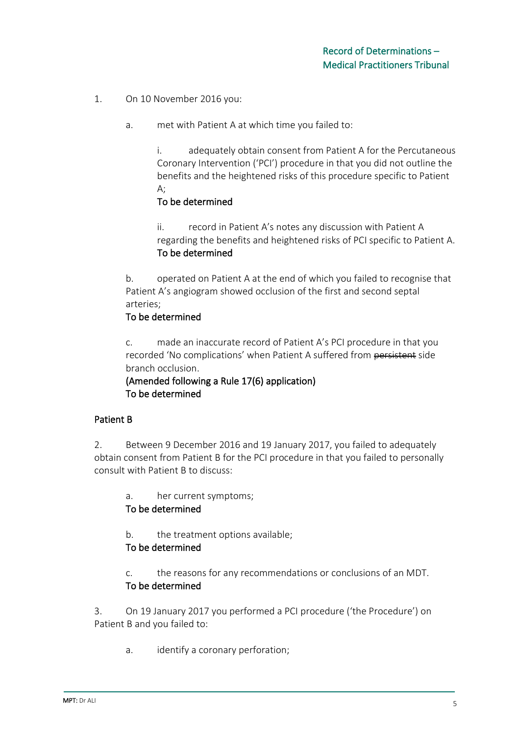1. On 10 November 2016 you:

   a. met with Patient A at which time you failed to:

      i. adequately obtain consent from Patient A for the Percutaneous Coronary Intervention ('PCI') procedure in that you did not outline the benefits and the heightened risks of this procedure specific to Patient A;
      **To be determined**

      ii. record in Patient A's notes any discussion with Patient A regarding the benefits and heightened risks of PCI specific to Patient A.
      **To be determined**

   b. operated on Patient A at the end of which you failed to recognise that Patient A's angiogram showed occlusion of the first and second septal arteries;
   **To be determined**

   c. made an inaccurate record of Patient A's PCI procedure in that you recorded 'No complications' when Patient A suffered from ~~persistent~~ side branch occlusion.
   **(Amended following a Rule 17(6) application)**
   **To be determined**

## Patient B

2. Between 9 December 2016 and 19 January 2017, you failed to adequately obtain consent from Patient B for the PCI procedure in that you failed to personally consult with Patient B to discuss:

   a. her current symptoms;
   **To be determined**

   b. the treatment options available;
   **To be determined**

   c. the reasons for any recommendations or conclusions of an MDT.
   **To be determined**

3. On 19 January 2017 you performed a PCI procedure ('the Procedure') on Patient B and you failed to:

   a. identify a coronary perforation;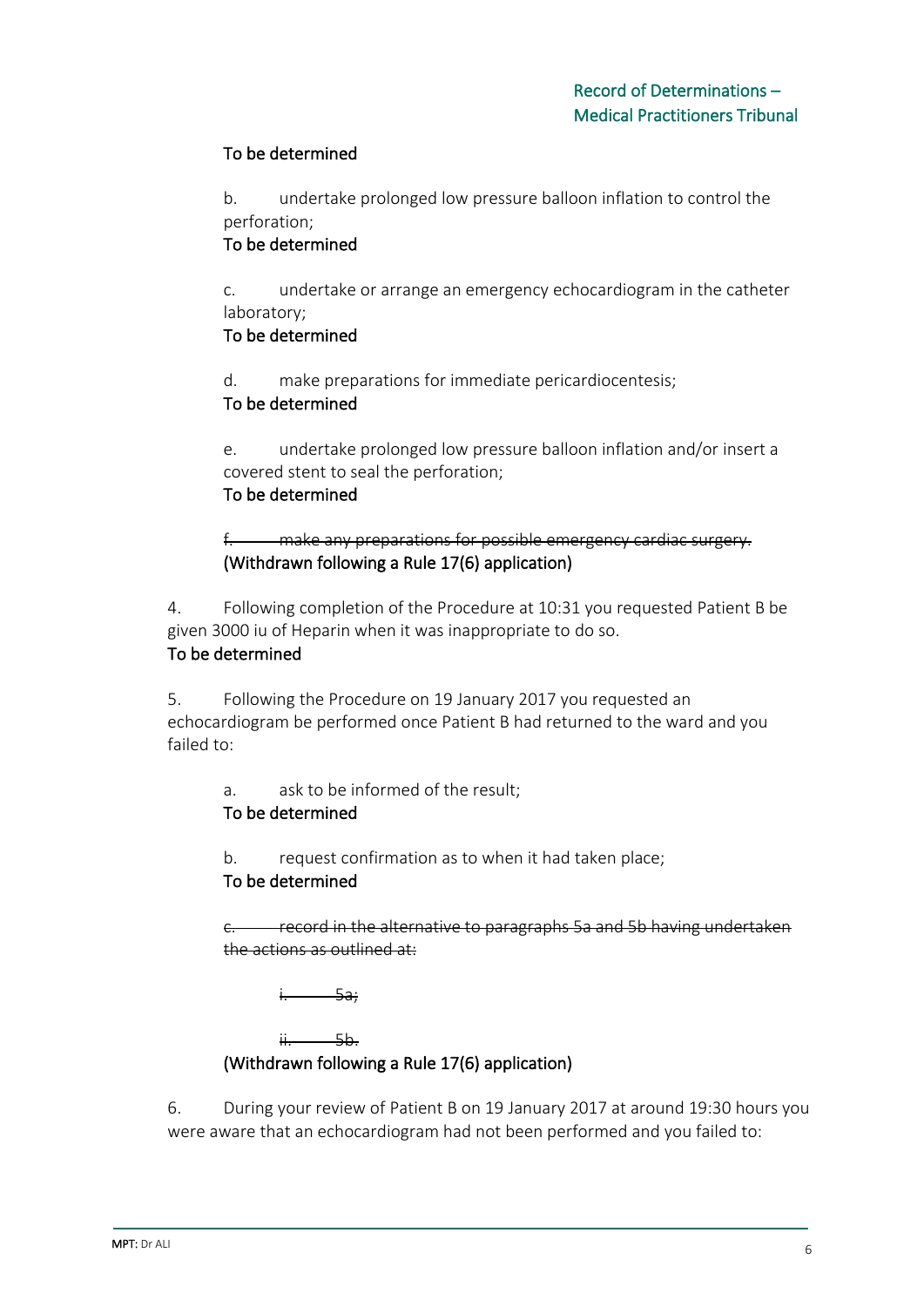To be determined

b. undertake prolonged low pressure balloon inflation to control the perforation;
To be determined

c. undertake or arrange an emergency echocardiogram in the catheter laboratory;
To be determined

d. make preparations for immediate pericardiocentesis;
To be determined

e. undertake prolonged low pressure balloon inflation and/or insert a covered stent to seal the perforation;
To be determined

~~f. make any preparations for possible emergency cardiac surgery.~~
(Withdrawn following a Rule 17(6) application)

4. Following completion of the Procedure at 10:31 you requested Patient B be given 3000 iu of Heparin when it was inappropriate to do so.
To be determined

5. Following the Procedure on 19 January 2017 you requested an echocardiogram be performed once Patient B had returned to the ward and you failed to:

a. ask to be informed of the result;
To be determined

b. request confirmation as to when it had taken place;
To be determined

~~c. record in the alternative to paragraphs 5a and 5b having undertaken the actions as outlined at:~~

~~i. 5a;~~

~~ii. 5b.~~
(Withdrawn following a Rule 17(6) application)

6. During your review of Patient B on 19 January 2017 at around 19:30 hours you were aware that an echocardiogram had not been performed and you failed to: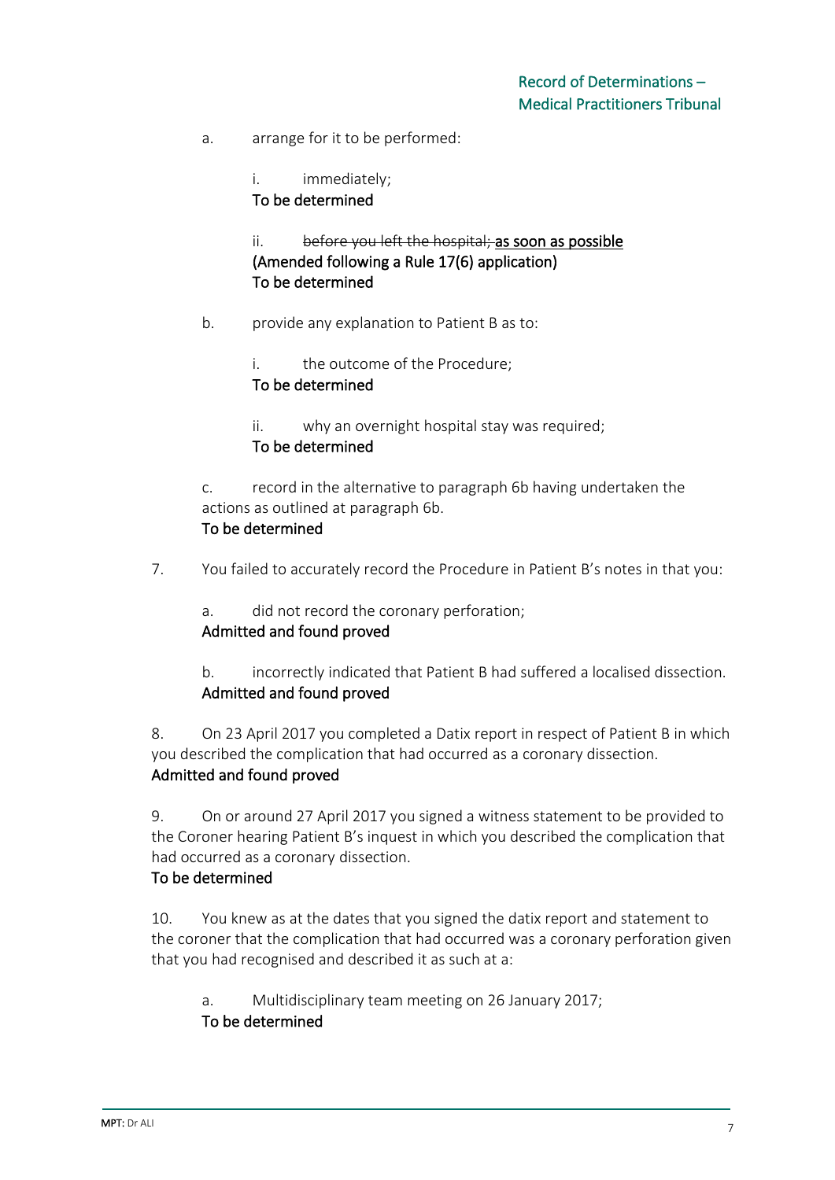a. arrange for it to be performed:

i. immediately;
To be determined

ii. ~~before you left the hospital;~~ <u>as soon as possible</u>
(Amended following a Rule 17(6) application)
To be determined

b. provide any explanation to Patient B as to:

i. the outcome of the Procedure;
To be determined

ii. why an overnight hospital stay was required;
To be determined

c. record in the alternative to paragraph 6b having undertaken the actions as outlined at paragraph 6b.
To be determined

7. You failed to accurately record the Procedure in Patient B's notes in that you:

a. did not record the coronary perforation;
Admitted and found proved

b. incorrectly indicated that Patient B had suffered a localised dissection.
Admitted and found proved

8. On 23 April 2017 you completed a Datix report in respect of Patient B in which you described the complication that had occurred as a coronary dissection.
Admitted and found proved

9. On or around 27 April 2017 you signed a witness statement to be provided to the Coroner hearing Patient B's inquest in which you described the complication that had occurred as a coronary dissection.
To be determined

10. You knew as at the dates that you signed the datix report and statement to the coroner that the complication that had occurred was a coronary perforation given that you had recognised and described it as such at a:

a. Multidisciplinary team meeting on 26 January 2017;
To be determined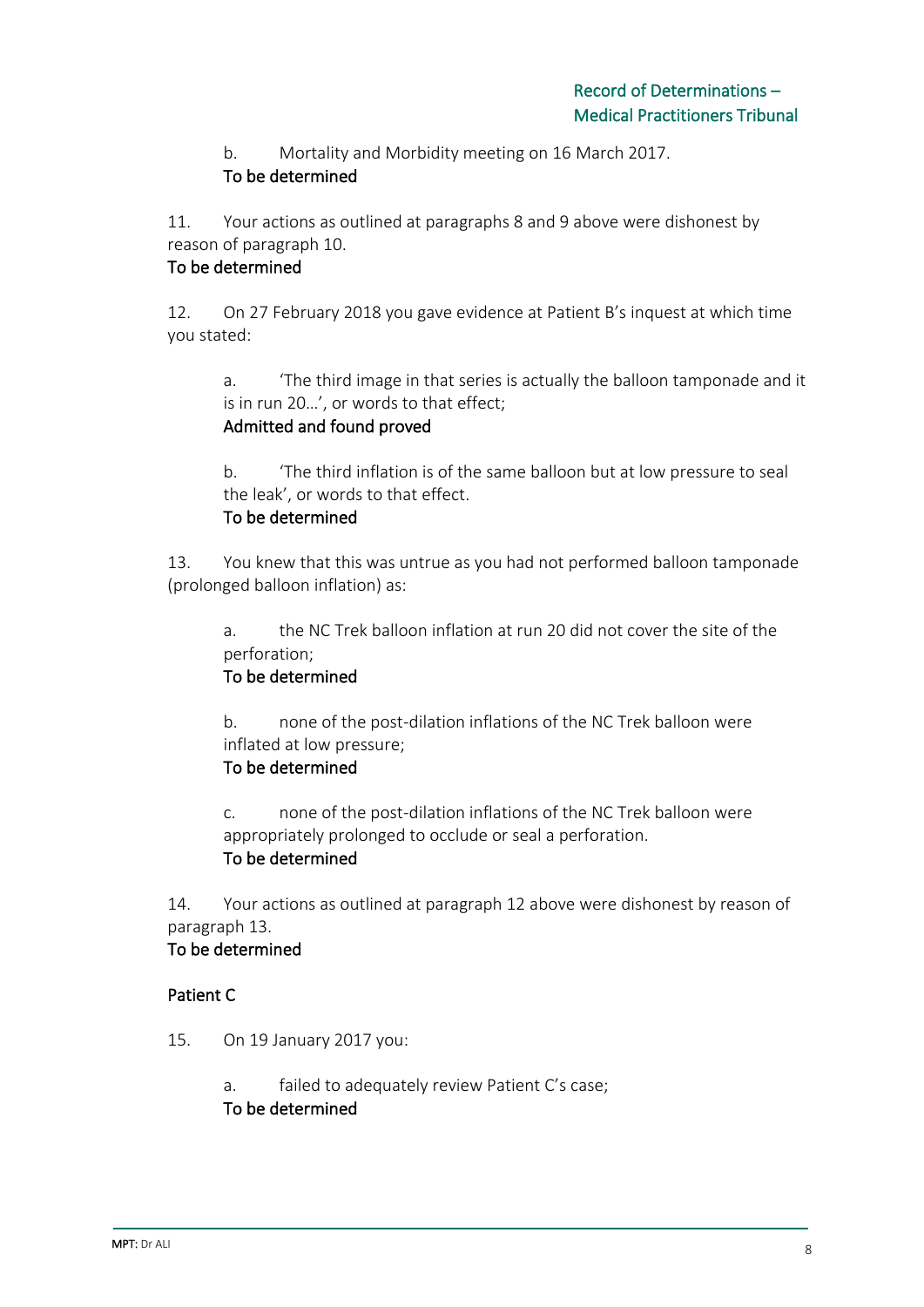b. Mortality and Morbidity meeting on 16 March 2017.
To be determined

11. Your actions as outlined at paragraphs 8 and 9 above were dishonest by reason of paragraph 10.
To be determined

12. On 27 February 2018 you gave evidence at Patient B's inquest at which time you stated:

a. 'The third image in that series is actually the balloon tamponade and it is in run 20…', or words to that effect;
Admitted and found proved

b. 'The third inflation is of the same balloon but at low pressure to seal the leak', or words to that effect.
To be determined

13. You knew that this was untrue as you had not performed balloon tamponade (prolonged balloon inflation) as:

a. the NC Trek balloon inflation at run 20 did not cover the site of the perforation;
To be determined

b. none of the post-dilation inflations of the NC Trek balloon were inflated at low pressure;
To be determined

c. none of the post-dilation inflations of the NC Trek balloon were appropriately prolonged to occlude or seal a perforation.
To be determined

14. Your actions as outlined at paragraph 12 above were dishonest by reason of paragraph 13.
To be determined

## Patient C

15. On 19 January 2017 you:

a. failed to adequately review Patient C's case;
To be determined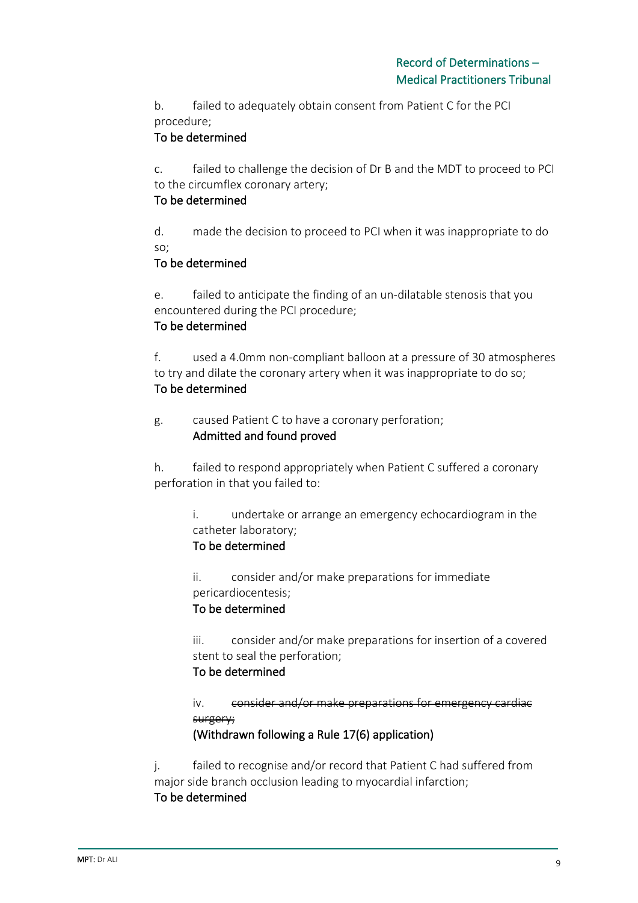b. failed to adequately obtain consent from Patient C for the PCI procedure;
**To be determined**

c. failed to challenge the decision of Dr B and the MDT to proceed to PCI to the circumflex coronary artery;
**To be determined**

d. made the decision to proceed to PCI when it was inappropriate to do so;
**To be determined**

e. failed to anticipate the finding of an un-dilatable stenosis that you encountered during the PCI procedure;
**To be determined**

f. used a 4.0mm non-compliant balloon at a pressure of 30 atmospheres to try and dilate the coronary artery when it was inappropriate to do so;
**To be determined**

g. caused Patient C to have a coronary perforation;
**Admitted and found proved**

h. failed to respond appropriately when Patient C suffered a coronary perforation in that you failed to:

> i. undertake or arrange an emergency echocardiogram in the catheter laboratory;
> **To be determined**
>
> ii. consider and/or make preparations for immediate pericardiocentesis;
> **To be determined**
>
> iii. consider and/or make preparations for insertion of a covered stent to seal the perforation;
> **To be determined**
>
> iv. ~~consider and/or make preparations for emergency cardiac surgery;~~
> **(Withdrawn following a Rule 17(6) application)**

j. failed to recognise and/or record that Patient C had suffered from major side branch occlusion leading to myocardial infarction;
**To be determined**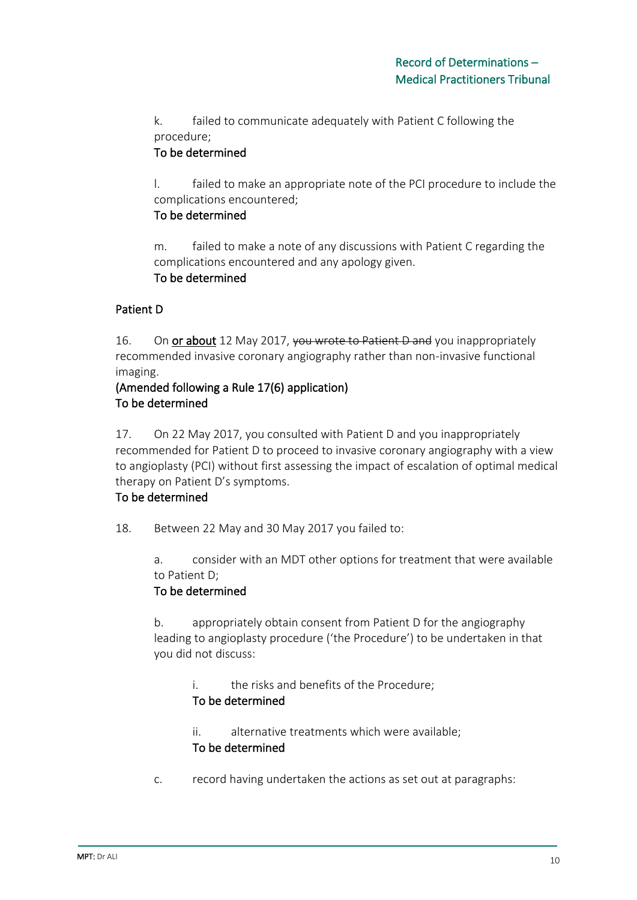k. failed to communicate adequately with Patient C following the procedure;
**To be determined**

l. failed to make an appropriate note of the PCI procedure to include the complications encountered;
**To be determined**

m. failed to make a note of any discussions with Patient C regarding the complications encountered and any apology given.
**To be determined**

**Patient D**

16. On <u>or about</u> 12 May 2017, ~~you wrote to Patient D and~~ you inappropriately recommended invasive coronary angiography rather than non-invasive functional imaging.
**(Amended following a Rule 17(6) application)**
**To be determined**

17. On 22 May 2017, you consulted with Patient D and you inappropriately recommended for Patient D to proceed to invasive coronary angiography with a view to angioplasty (PCI) without first assessing the impact of escalation of optimal medical therapy on Patient D's symptoms.
**To be determined**

18. Between 22 May and 30 May 2017 you failed to:

a. consider with an MDT other options for treatment that were available to Patient D;
**To be determined**

b. appropriately obtain consent from Patient D for the angiography leading to angioplasty procedure ('the Procedure') to be undertaken in that you did not discuss:

i. the risks and benefits of the Procedure;
**To be determined**

ii. alternative treatments which were available;
**To be determined**

c. record having undertaken the actions as set out at paragraphs: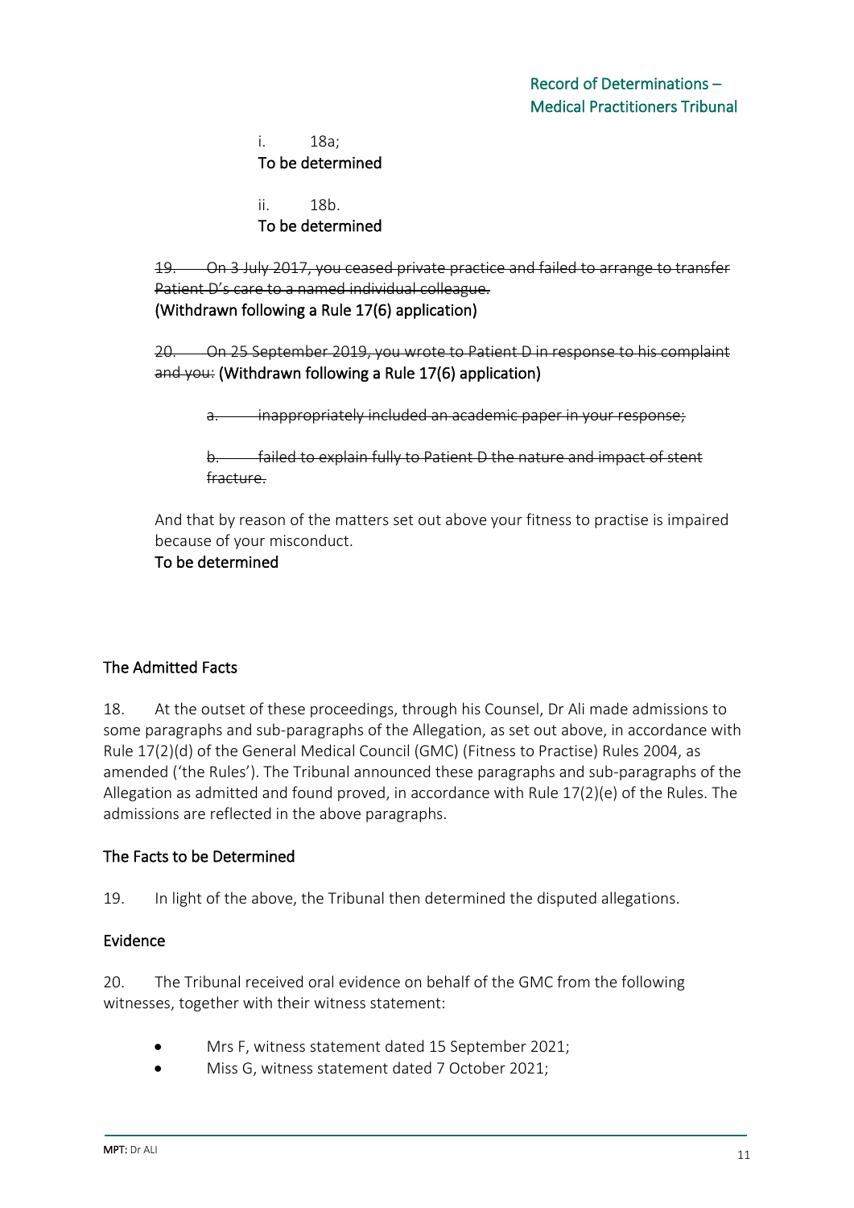i. 18a;
To be determined

ii. 18b.
To be determined

~~19. On 3 July 2017, you ceased private practice and failed to arrange to transfer Patient D's care to a named individual colleague.~~
(Withdrawn following a Rule 17(6) application)

~~20. On 25 September 2019, you wrote to Patient D in response to his complaint and you:~~ (Withdrawn following a Rule 17(6) application)

~~a. inappropriately included an academic paper in your response;~~

~~b. failed to explain fully to Patient D the nature and impact of stent fracture.~~

And that by reason of the matters set out above your fitness to practise is impaired because of your misconduct.
To be determined

## The Admitted Facts

18. At the outset of these proceedings, through his Counsel, Dr Ali made admissions to some paragraphs and sub-paragraphs of the Allegation, as set out above, in accordance with Rule 17(2)(d) of the General Medical Council (GMC) (Fitness to Practise) Rules 2004, as amended ('the Rules'). The Tribunal announced these paragraphs and sub-paragraphs of the Allegation as admitted and found proved, in accordance with Rule 17(2)(e) of the Rules. The admissions are reflected in the above paragraphs.

## The Facts to be Determined

19. In light of the above, the Tribunal then determined the disputed allegations.

## Evidence

20. The Tribunal received oral evidence on behalf of the GMC from the following witnesses, together with their witness statement:

- Mrs F, witness statement dated 15 September 2021;
- Miss G, witness statement dated 7 October 2021;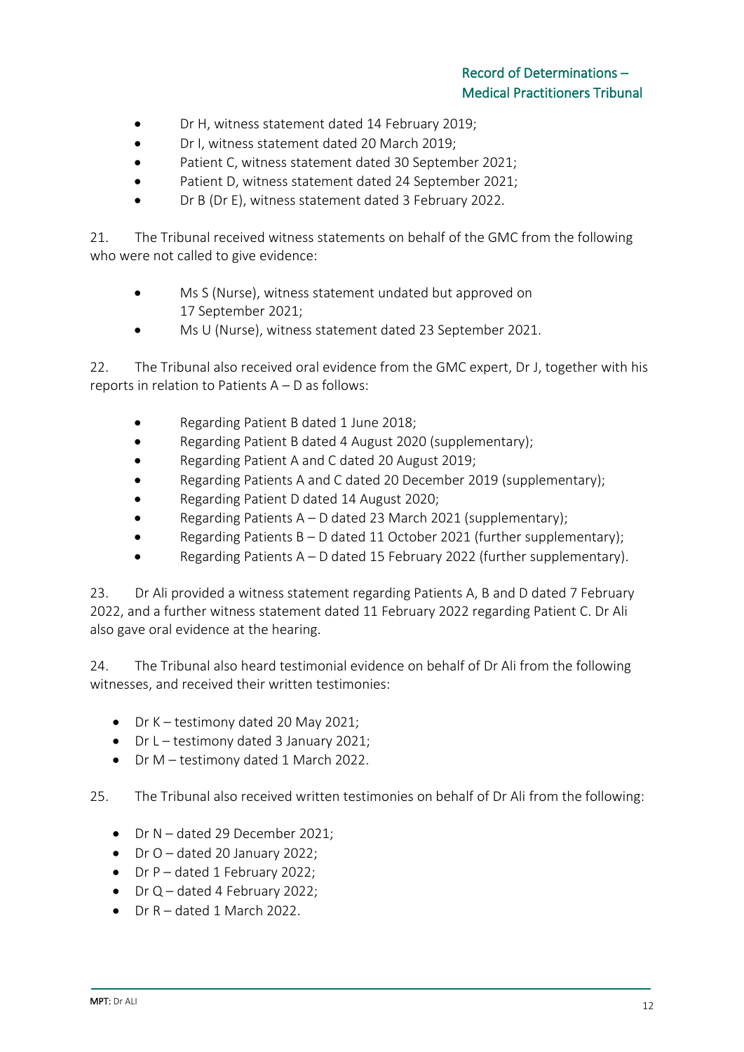- Dr H, witness statement dated 14 February 2019;
- Dr I, witness statement dated 20 March 2019;
- Patient C, witness statement dated 30 September 2021;
- Patient D, witness statement dated 24 September 2021;
- Dr B (Dr E), witness statement dated 3 February 2022.

21. The Tribunal received witness statements on behalf of the GMC from the following who were not called to give evidence:

- Ms S (Nurse), witness statement undated but approved on 17 September 2021;
- Ms U (Nurse), witness statement dated 23 September 2021.

22. The Tribunal also received oral evidence from the GMC expert, Dr J, together with his reports in relation to Patients A – D as follows:

- Regarding Patient B dated 1 June 2018;
- Regarding Patient B dated 4 August 2020 (supplementary);
- Regarding Patient A and C dated 20 August 2019;
- Regarding Patients A and C dated 20 December 2019 (supplementary);
- Regarding Patient D dated 14 August 2020;
- Regarding Patients A – D dated 23 March 2021 (supplementary);
- Regarding Patients B – D dated 11 October 2021 (further supplementary);
- Regarding Patients A – D dated 15 February 2022 (further supplementary).

23. Dr Ali provided a witness statement regarding Patients A, B and D dated 7 February 2022, and a further witness statement dated 11 February 2022 regarding Patient C. Dr Ali also gave oral evidence at the hearing.

24. The Tribunal also heard testimonial evidence on behalf of Dr Ali from the following witnesses, and received their written testimonies:

- Dr K – testimony dated 20 May 2021;
- Dr L – testimony dated 3 January 2021;
- Dr M – testimony dated 1 March 2022.

25. The Tribunal also received written testimonies on behalf of Dr Ali from the following:

- Dr N – dated 29 December 2021;
- Dr O – dated 20 January 2022;
- Dr P – dated 1 February 2022;
- Dr Q – dated 4 February 2022;
- Dr R – dated 1 March 2022.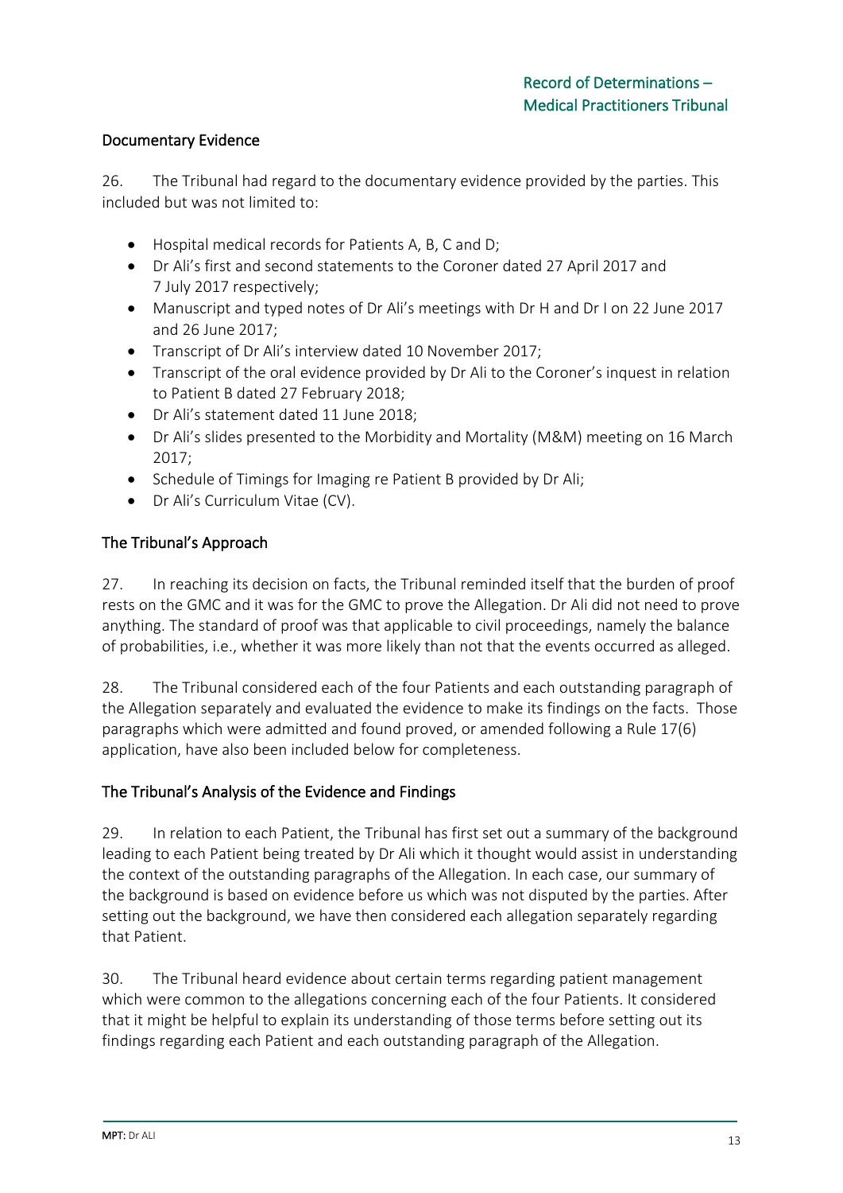## Documentary Evidence

26. The Tribunal had regard to the documentary evidence provided by the parties. This included but was not limited to:

- Hospital medical records for Patients A, B, C and D;
- Dr Ali's first and second statements to the Coroner dated 27 April 2017 and 7 July 2017 respectively;
- Manuscript and typed notes of Dr Ali's meetings with Dr H and Dr I on 22 June 2017 and 26 June 2017;
- Transcript of Dr Ali's interview dated 10 November 2017;
- Transcript of the oral evidence provided by Dr Ali to the Coroner's inquest in relation to Patient B dated 27 February 2018;
- Dr Ali's statement dated 11 June 2018;
- Dr Ali's slides presented to the Morbidity and Mortality (M&M) meeting on 16 March 2017;
- Schedule of Timings for Imaging re Patient B provided by Dr Ali;
- Dr Ali's Curriculum Vitae (CV).

## The Tribunal's Approach

27. In reaching its decision on facts, the Tribunal reminded itself that the burden of proof rests on the GMC and it was for the GMC to prove the Allegation. Dr Ali did not need to prove anything. The standard of proof was that applicable to civil proceedings, namely the balance of probabilities, i.e., whether it was more likely than not that the events occurred as alleged.

28. The Tribunal considered each of the four Patients and each outstanding paragraph of the Allegation separately and evaluated the evidence to make its findings on the facts. Those paragraphs which were admitted and found proved, or amended following a Rule 17(6) application, have also been included below for completeness.

## The Tribunal's Analysis of the Evidence and Findings

29. In relation to each Patient, the Tribunal has first set out a summary of the background leading to each Patient being treated by Dr Ali which it thought would assist in understanding the context of the outstanding paragraphs of the Allegation. In each case, our summary of the background is based on evidence before us which was not disputed by the parties. After setting out the background, we have then considered each allegation separately regarding that Patient.

30. The Tribunal heard evidence about certain terms regarding patient management which were common to the allegations concerning each of the four Patients. It considered that it might be helpful to explain its understanding of those terms before setting out its findings regarding each Patient and each outstanding paragraph of the Allegation.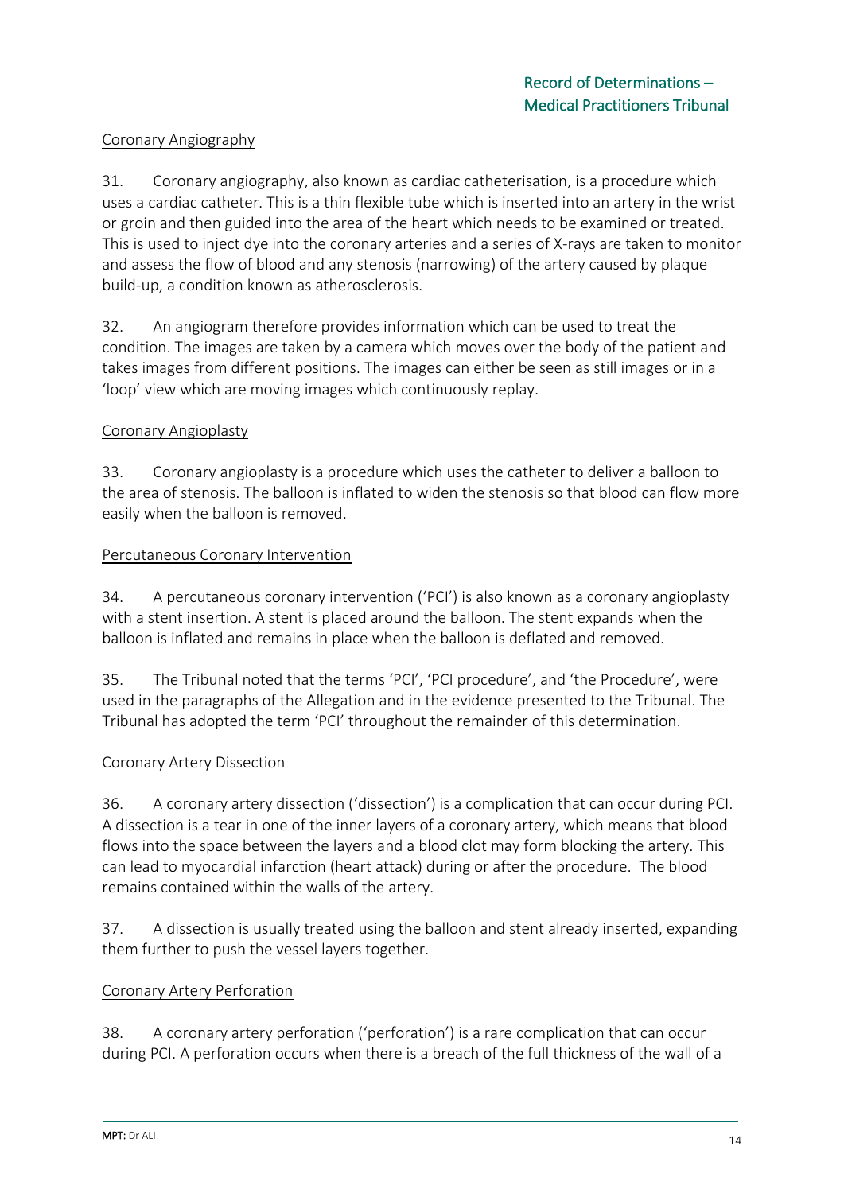Coronary Angiography

31. Coronary angiography, also known as cardiac catheterisation, is a procedure which uses a cardiac catheter. This is a thin flexible tube which is inserted into an artery in the wrist or groin and then guided into the area of the heart which needs to be examined or treated. This is used to inject dye into the coronary arteries and a series of X-rays are taken to monitor and assess the flow of blood and any stenosis (narrowing) of the artery caused by plaque build-up, a condition known as atherosclerosis.

32. An angiogram therefore provides information which can be used to treat the condition. The images are taken by a camera which moves over the body of the patient and takes images from different positions. The images can either be seen as still images or in a 'loop' view which are moving images which continuously replay.

Coronary Angioplasty

33. Coronary angioplasty is a procedure which uses the catheter to deliver a balloon to the area of stenosis. The balloon is inflated to widen the stenosis so that blood can flow more easily when the balloon is removed.

Percutaneous Coronary Intervention

34. A percutaneous coronary intervention ('PCI') is also known as a coronary angioplasty with a stent insertion. A stent is placed around the balloon. The stent expands when the balloon is inflated and remains in place when the balloon is deflated and removed.

35. The Tribunal noted that the terms 'PCI', 'PCI procedure', and 'the Procedure', were used in the paragraphs of the Allegation and in the evidence presented to the Tribunal. The Tribunal has adopted the term 'PCI' throughout the remainder of this determination.

Coronary Artery Dissection

36. A coronary artery dissection ('dissection') is a complication that can occur during PCI. A dissection is a tear in one of the inner layers of a coronary artery, which means that blood flows into the space between the layers and a blood clot may form blocking the artery. This can lead to myocardial infarction (heart attack) during or after the procedure. The blood remains contained within the walls of the artery.

37. A dissection is usually treated using the balloon and stent already inserted, expanding them further to push the vessel layers together.

Coronary Artery Perforation

38. A coronary artery perforation ('perforation') is a rare complication that can occur during PCI. A perforation occurs when there is a breach of the full thickness of the wall of a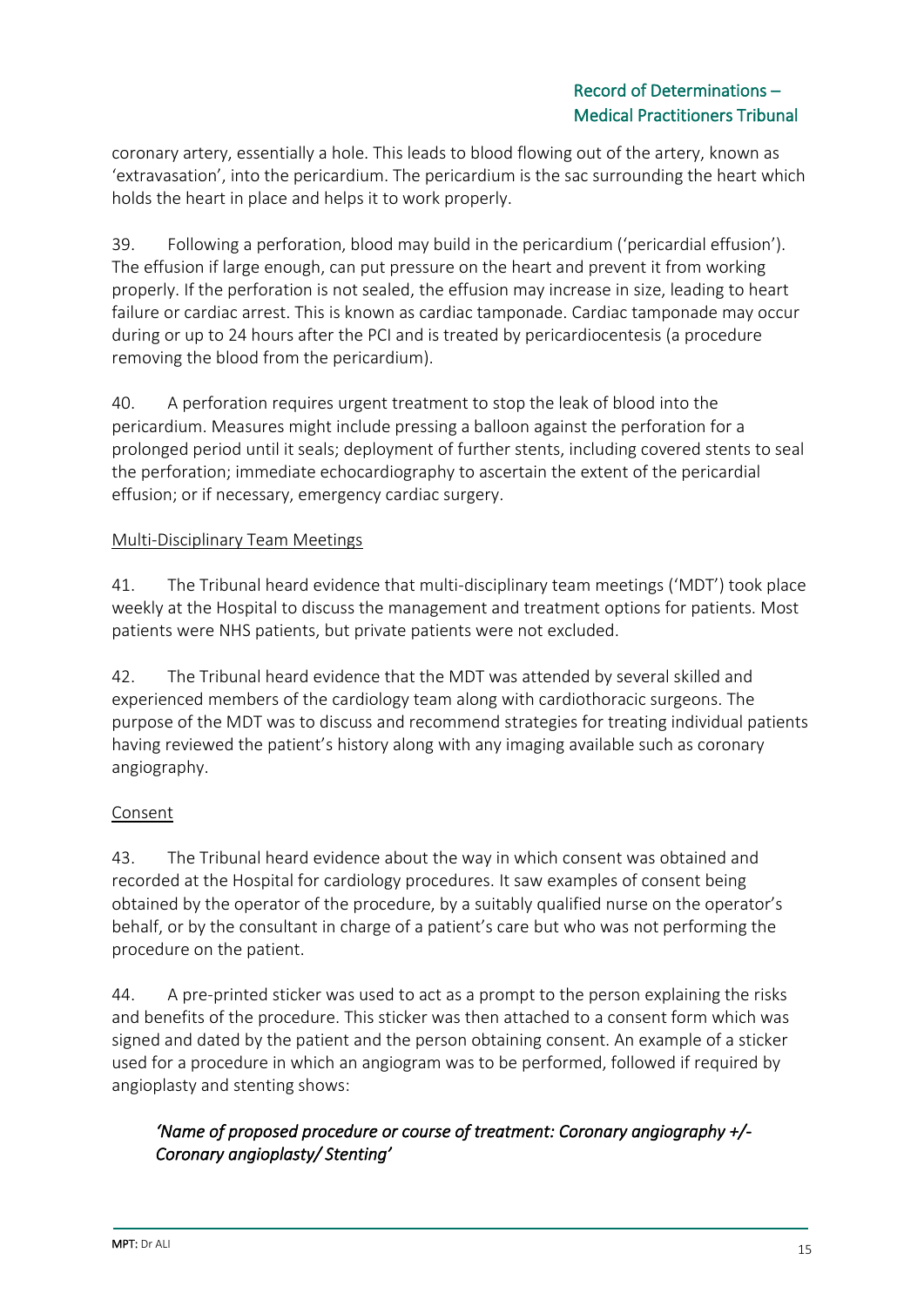coronary artery, essentially a hole. This leads to blood flowing out of the artery, known as 'extravasation', into the pericardium. The pericardium is the sac surrounding the heart which holds the heart in place and helps it to work properly.

39. Following a perforation, blood may build in the pericardium ('pericardial effusion'). The effusion if large enough, can put pressure on the heart and prevent it from working properly. If the perforation is not sealed, the effusion may increase in size, leading to heart failure or cardiac arrest. This is known as cardiac tamponade. Cardiac tamponade may occur during or up to 24 hours after the PCI and is treated by pericardiocentesis (a procedure removing the blood from the pericardium).

40. A perforation requires urgent treatment to stop the leak of blood into the pericardium. Measures might include pressing a balloon against the perforation for a prolonged period until it seals; deployment of further stents, including covered stents to seal the perforation; immediate echocardiography to ascertain the extent of the pericardial effusion; or if necessary, emergency cardiac surgery.

<u>Multi-Disciplinary Team Meetings</u>

41. The Tribunal heard evidence that multi-disciplinary team meetings ('MDT') took place weekly at the Hospital to discuss the management and treatment options for patients. Most patients were NHS patients, but private patients were not excluded.

42. The Tribunal heard evidence that the MDT was attended by several skilled and experienced members of the cardiology team along with cardiothoracic surgeons. The purpose of the MDT was to discuss and recommend strategies for treating individual patients having reviewed the patient's history along with any imaging available such as coronary angiography.

<u>Consent</u>

43. The Tribunal heard evidence about the way in which consent was obtained and recorded at the Hospital for cardiology procedures. It saw examples of consent being obtained by the operator of the procedure, by a suitably qualified nurse on the operator's behalf, or by the consultant in charge of a patient's care but who was not performing the procedure on the patient.

44. A pre-printed sticker was used to act as a prompt to the person explaining the risks and benefits of the procedure. This sticker was then attached to a consent form which was signed and dated by the patient and the person obtaining consent. An example of a sticker used for a procedure in which an angiogram was to be performed, followed if required by angioplasty and stenting shows:

> *'Name of proposed procedure or course of treatment: Coronary angiography +/- Coronary angioplasty/ Stenting'*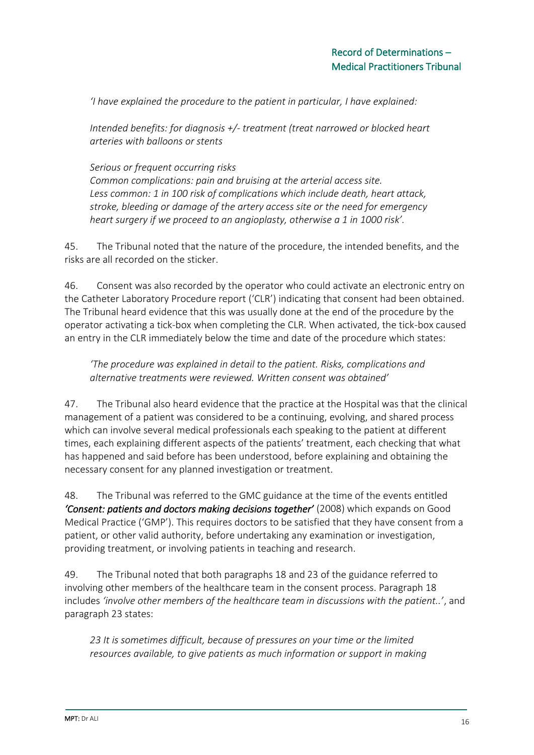*'I have explained the procedure to the patient in particular, I have explained:*

*Intended benefits: for diagnosis +/- treatment (treat narrowed or blocked heart arteries with balloons or stents*

*Serious or frequent occurring risks*
*Common complications: pain and bruising at the arterial access site.*
*Less common: 1 in 100 risk of complications which include death, heart attack, stroke, bleeding or damage of the artery access site or the need for emergency heart surgery if we proceed to an angioplasty, otherwise a 1 in 1000 risk'.*

45. The Tribunal noted that the nature of the procedure, the intended benefits, and the risks are all recorded on the sticker.

46. Consent was also recorded by the operator who could activate an electronic entry on the Catheter Laboratory Procedure report ('CLR') indicating that consent had been obtained. The Tribunal heard evidence that this was usually done at the end of the procedure by the operator activating a tick-box when completing the CLR. When activated, the tick-box caused an entry in the CLR immediately below the time and date of the procedure which states:

*'The procedure was explained in detail to the patient. Risks, complications and alternative treatments were reviewed. Written consent was obtained'*

47. The Tribunal also heard evidence that the practice at the Hospital was that the clinical management of a patient was considered to be a continuing, evolving, and shared process which can involve several medical professionals each speaking to the patient at different times, each explaining different aspects of the patients' treatment, each checking that what has happened and said before has been understood, before explaining and obtaining the necessary consent for any planned investigation or treatment.

48. The Tribunal was referred to the GMC guidance at the time of the events entitled ***'Consent: patients and doctors making decisions together'*** (2008) which expands on Good Medical Practice ('GMP'). This requires doctors to be satisfied that they have consent from a patient, or other valid authority, before undertaking any examination or investigation, providing treatment, or involving patients in teaching and research.

49. The Tribunal noted that both paragraphs 18 and 23 of the guidance referred to involving other members of the healthcare team in the consent process. Paragraph 18 includes *'involve other members of the healthcare team in discussions with the patient..'*, and paragraph 23 states:

*23 It is sometimes difficult, because of pressures on your time or the limited resources available, to give patients as much information or support in making*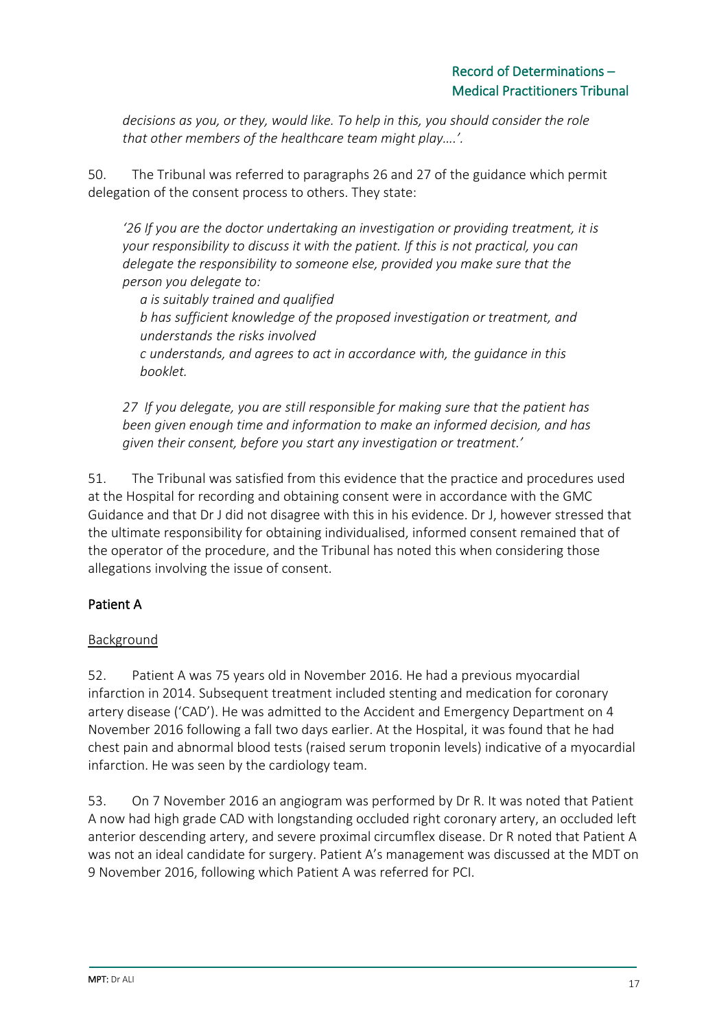*decisions as you, or they, would like. To help in this, you should consider the role that other members of the healthcare team might play….'.*

50. The Tribunal was referred to paragraphs 26 and 27 of the guidance which permit delegation of the consent process to others. They state:

*'26 If you are the doctor undertaking an investigation or providing treatment, it is your responsibility to discuss it with the patient. If this is not practical, you can delegate the responsibility to someone else, provided you make sure that the person you delegate to:*

*a is suitably trained and qualified*
*b has sufficient knowledge of the proposed investigation or treatment, and understands the risks involved*
*c understands, and agrees to act in accordance with, the guidance in this booklet.*

*27 If you delegate, you are still responsible for making sure that the patient has been given enough time and information to make an informed decision, and has given their consent, before you start any investigation or treatment.'*

51. The Tribunal was satisfied from this evidence that the practice and procedures used at the Hospital for recording and obtaining consent were in accordance with the GMC Guidance and that Dr J did not disagree with this in his evidence. Dr J, however stressed that the ultimate responsibility for obtaining individualised, informed consent remained that of the operator of the procedure, and the Tribunal has noted this when considering those allegations involving the issue of consent.

## Patient A

### Background

52. Patient A was 75 years old in November 2016. He had a previous myocardial infarction in 2014. Subsequent treatment included stenting and medication for coronary artery disease ('CAD'). He was admitted to the Accident and Emergency Department on 4 November 2016 following a fall two days earlier. At the Hospital, it was found that he had chest pain and abnormal blood tests (raised serum troponin levels) indicative of a myocardial infarction. He was seen by the cardiology team.

53. On 7 November 2016 an angiogram was performed by Dr R. It was noted that Patient A now had high grade CAD with longstanding occluded right coronary artery, an occluded left anterior descending artery, and severe proximal circumflex disease. Dr R noted that Patient A was not an ideal candidate for surgery. Patient A's management was discussed at the MDT on 9 November 2016, following which Patient A was referred for PCI.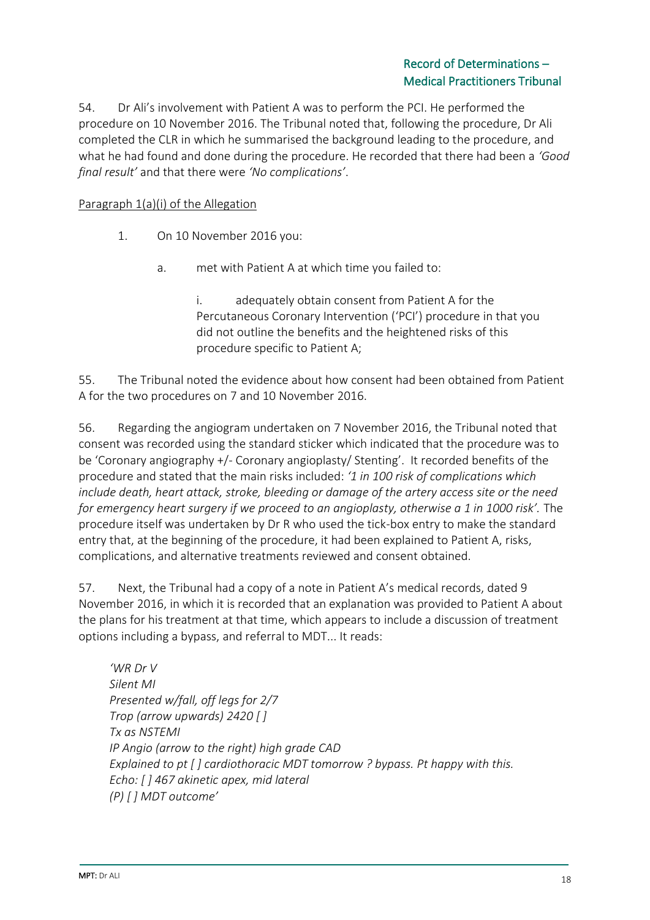54. Dr Ali's involvement with Patient A was to perform the PCI. He performed the procedure on 10 November 2016. The Tribunal noted that, following the procedure, Dr Ali completed the CLR in which he summarised the background leading to the procedure, and what he had found and done during the procedure. He recorded that there had been a *'Good final result'* and that there were *'No complications'*.

Paragraph 1(a)(i) of the Allegation

1. On 10 November 2016 you:

    a. met with Patient A at which time you failed to:

        i. adequately obtain consent from Patient A for the Percutaneous Coronary Intervention ('PCI') procedure in that you did not outline the benefits and the heightened risks of this procedure specific to Patient A;

55. The Tribunal noted the evidence about how consent had been obtained from Patient A for the two procedures on 7 and 10 November 2016.

56. Regarding the angiogram undertaken on 7 November 2016, the Tribunal noted that consent was recorded using the standard sticker which indicated that the procedure was to be 'Coronary angiography +/- Coronary angioplasty/ Stenting'. It recorded benefits of the procedure and stated that the main risks included: *'1 in 100 risk of complications which include death, heart attack, stroke, bleeding or damage of the artery access site or the need for emergency heart surgery if we proceed to an angioplasty, otherwise a 1 in 1000 risk'.* The procedure itself was undertaken by Dr R who used the tick-box entry to make the standard entry that, at the beginning of the procedure, it had been explained to Patient A, risks, complications, and alternative treatments reviewed and consent obtained.

57. Next, the Tribunal had a copy of a note in Patient A's medical records, dated 9 November 2016, in which it is recorded that an explanation was provided to Patient A about the plans for his treatment at that time, which appears to include a discussion of treatment options including a bypass, and referral to MDT... It reads:

> *'WR Dr V*
> *Silent MI*
> *Presented w/fall, off legs for 2/7*
> *Trop (arrow upwards) 2420 [ ]*
> *Tx as NSTEMI*
> *IP Angio (arrow to the right) high grade CAD*
> *Explained to pt [ ] cardiothoracic MDT tomorrow ? bypass. Pt happy with this.*
> *Echo: [ ] 467 akinetic apex, mid lateral*
> *(P) [ ] MDT outcome'*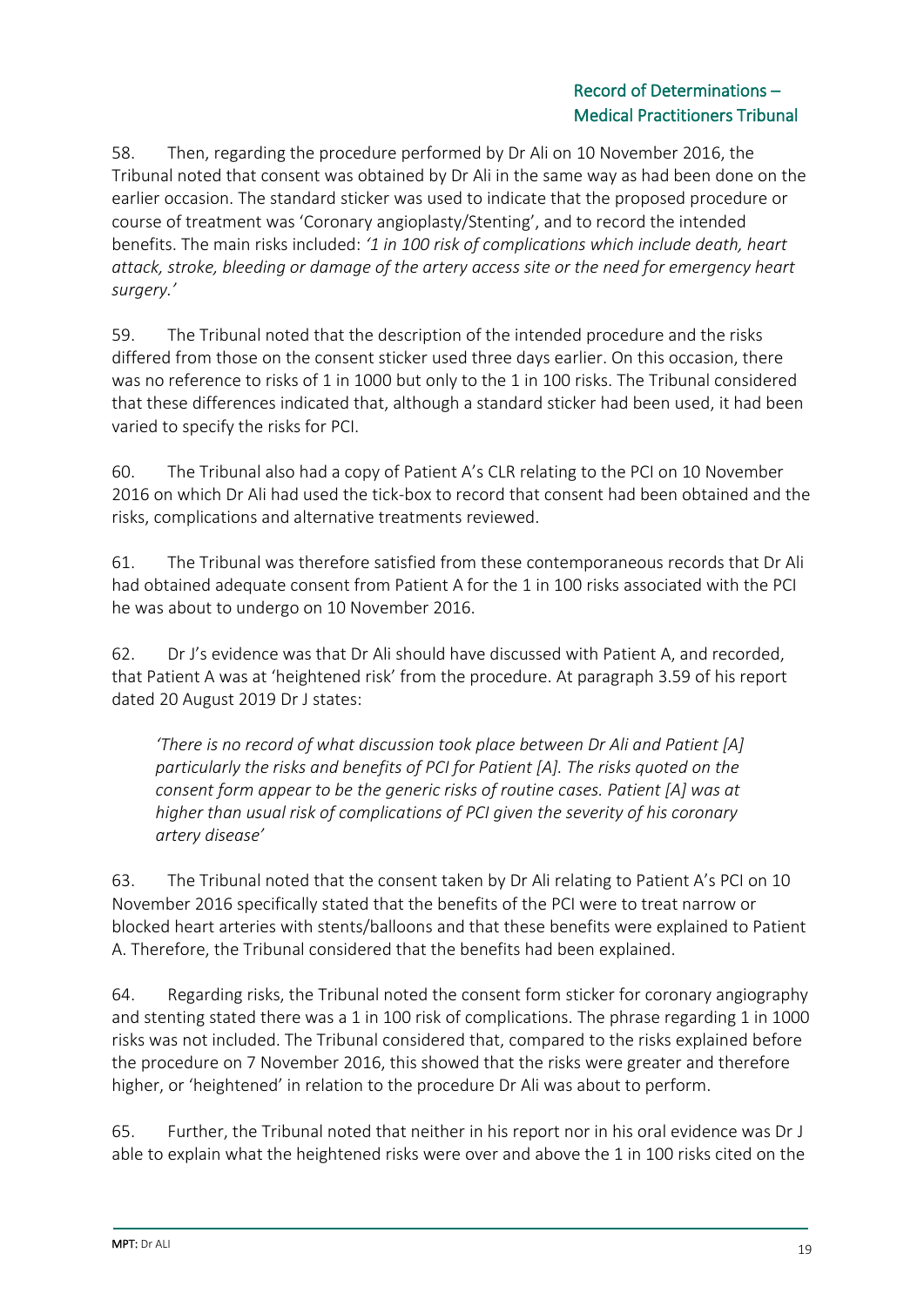58. Then, regarding the procedure performed by Dr Ali on 10 November 2016, the Tribunal noted that consent was obtained by Dr Ali in the same way as had been done on the earlier occasion. The standard sticker was used to indicate that the proposed procedure or course of treatment was 'Coronary angioplasty/Stenting', and to record the intended benefits. The main risks included: *'1 in 100 risk of complications which include death, heart attack, stroke, bleeding or damage of the artery access site or the need for emergency heart surgery.'*

59. The Tribunal noted that the description of the intended procedure and the risks differed from those on the consent sticker used three days earlier. On this occasion, there was no reference to risks of 1 in 1000 but only to the 1 in 100 risks. The Tribunal considered that these differences indicated that, although a standard sticker had been used, it had been varied to specify the risks for PCI.

60. The Tribunal also had a copy of Patient A's CLR relating to the PCI on 10 November 2016 on which Dr Ali had used the tick-box to record that consent had been obtained and the risks, complications and alternative treatments reviewed.

61. The Tribunal was therefore satisfied from these contemporaneous records that Dr Ali had obtained adequate consent from Patient A for the 1 in 100 risks associated with the PCI he was about to undergo on 10 November 2016.

62. Dr J's evidence was that Dr Ali should have discussed with Patient A, and recorded, that Patient A was at 'heightened risk' from the procedure. At paragraph 3.59 of his report dated 20 August 2019 Dr J states:

> *'There is no record of what discussion took place between Dr Ali and Patient [A] particularly the risks and benefits of PCI for Patient [A]. The risks quoted on the consent form appear to be the generic risks of routine cases. Patient [A] was at higher than usual risk of complications of PCI given the severity of his coronary artery disease'*

63. The Tribunal noted that the consent taken by Dr Ali relating to Patient A's PCI on 10 November 2016 specifically stated that the benefits of the PCI were to treat narrow or blocked heart arteries with stents/balloons and that these benefits were explained to Patient A. Therefore, the Tribunal considered that the benefits had been explained.

64. Regarding risks, the Tribunal noted the consent form sticker for coronary angiography and stenting stated there was a 1 in 100 risk of complications. The phrase regarding 1 in 1000 risks was not included. The Tribunal considered that, compared to the risks explained before the procedure on 7 November 2016, this showed that the risks were greater and therefore higher, or 'heightened' in relation to the procedure Dr Ali was about to perform.

65. Further, the Tribunal noted that neither in his report nor in his oral evidence was Dr J able to explain what the heightened risks were over and above the 1 in 100 risks cited on the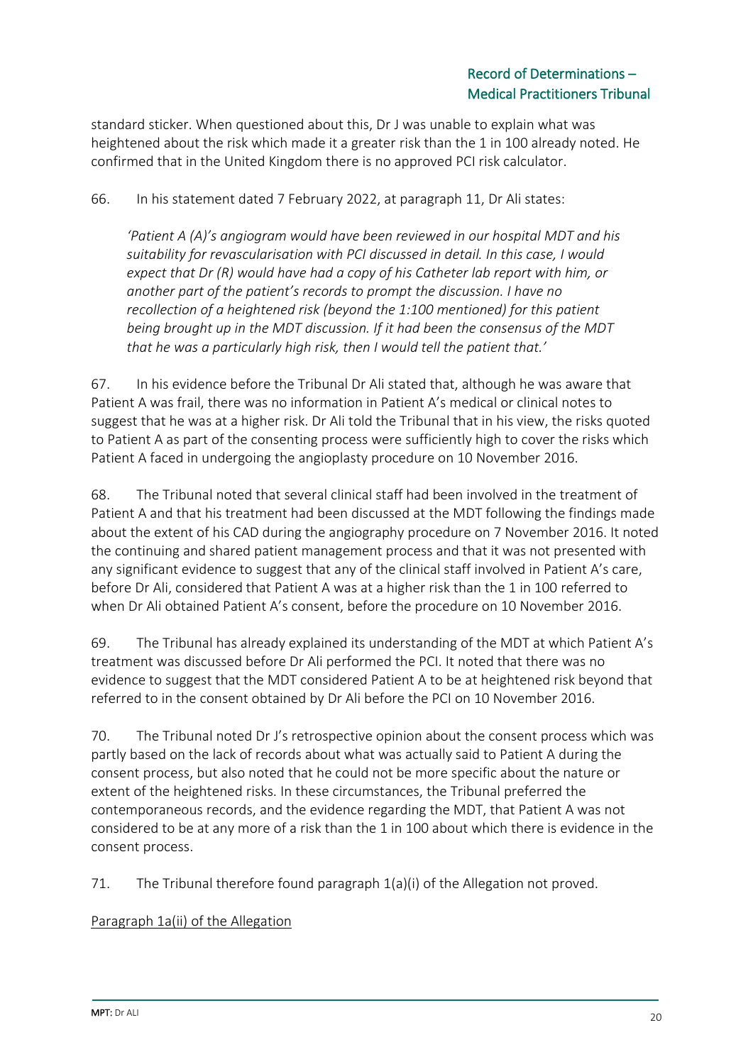standard sticker. When questioned about this, Dr J was unable to explain what was heightened about the risk which made it a greater risk than the 1 in 100 already noted. He confirmed that in the United Kingdom there is no approved PCI risk calculator.

66. In his statement dated 7 February 2022, at paragraph 11, Dr Ali states:

> *'Patient A (A)'s angiogram would have been reviewed in our hospital MDT and his suitability for revascularisation with PCI discussed in detail. In this case, I would expect that Dr (R) would have had a copy of his Catheter lab report with him, or another part of the patient's records to prompt the discussion. I have no recollection of a heightened risk (beyond the 1:100 mentioned) for this patient being brought up in the MDT discussion. If it had been the consensus of the MDT that he was a particularly high risk, then I would tell the patient that.'*

67. In his evidence before the Tribunal Dr Ali stated that, although he was aware that Patient A was frail, there was no information in Patient A's medical or clinical notes to suggest that he was at a higher risk. Dr Ali told the Tribunal that in his view, the risks quoted to Patient A as part of the consenting process were sufficiently high to cover the risks which Patient A faced in undergoing the angioplasty procedure on 10 November 2016.

68. The Tribunal noted that several clinical staff had been involved in the treatment of Patient A and that his treatment had been discussed at the MDT following the findings made about the extent of his CAD during the angiography procedure on 7 November 2016. It noted the continuing and shared patient management process and that it was not presented with any significant evidence to suggest that any of the clinical staff involved in Patient A's care, before Dr Ali, considered that Patient A was at a higher risk than the 1 in 100 referred to when Dr Ali obtained Patient A's consent, before the procedure on 10 November 2016.

69. The Tribunal has already explained its understanding of the MDT at which Patient A's treatment was discussed before Dr Ali performed the PCI. It noted that there was no evidence to suggest that the MDT considered Patient A to be at heightened risk beyond that referred to in the consent obtained by Dr Ali before the PCI on 10 November 2016.

70. The Tribunal noted Dr J's retrospective opinion about the consent process which was partly based on the lack of records about what was actually said to Patient A during the consent process, but also noted that he could not be more specific about the nature or extent of the heightened risks. In these circumstances, the Tribunal preferred the contemporaneous records, and the evidence regarding the MDT, that Patient A was not considered to be at any more of a risk than the 1 in 100 about which there is evidence in the consent process.

71. The Tribunal therefore found paragraph 1(a)(i) of the Allegation not proved.

<u>Paragraph 1a(ii) of the Allegation</u>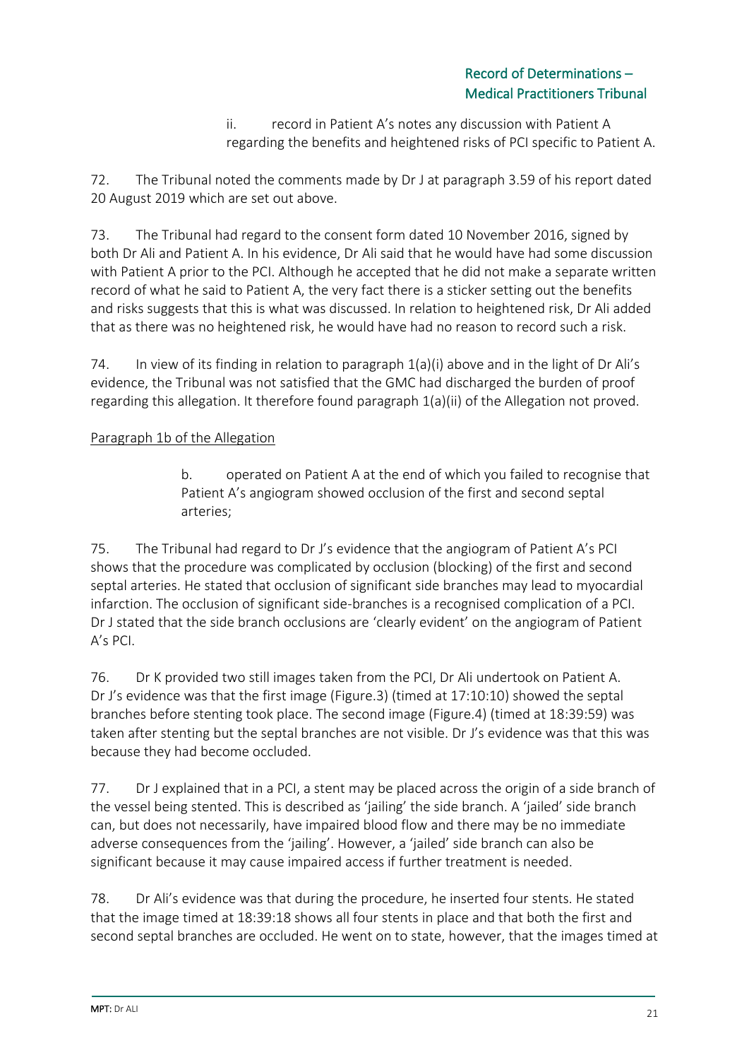ii. record in Patient A's notes any discussion with Patient A regarding the benefits and heightened risks of PCI specific to Patient A.

72. The Tribunal noted the comments made by Dr J at paragraph 3.59 of his report dated 20 August 2019 which are set out above.

73. The Tribunal had regard to the consent form dated 10 November 2016, signed by both Dr Ali and Patient A. In his evidence, Dr Ali said that he would have had some discussion with Patient A prior to the PCI. Although he accepted that he did not make a separate written record of what he said to Patient A, the very fact there is a sticker setting out the benefits and risks suggests that this is what was discussed. In relation to heightened risk, Dr Ali added that as there was no heightened risk, he would have had no reason to record such a risk.

74. In view of its finding in relation to paragraph 1(a)(i) above and in the light of Dr Ali's evidence, the Tribunal was not satisfied that the GMC had discharged the burden of proof regarding this allegation. It therefore found paragraph 1(a)(ii) of the Allegation not proved.

Paragraph 1b of the Allegation

b. operated on Patient A at the end of which you failed to recognise that Patient A's angiogram showed occlusion of the first and second septal arteries;

75. The Tribunal had regard to Dr J's evidence that the angiogram of Patient A's PCI shows that the procedure was complicated by occlusion (blocking) of the first and second septal arteries. He stated that occlusion of significant side branches may lead to myocardial infarction. The occlusion of significant side-branches is a recognised complication of a PCI. Dr J stated that the side branch occlusions are 'clearly evident' on the angiogram of Patient A's PCI.

76. Dr K provided two still images taken from the PCI, Dr Ali undertook on Patient A. Dr J's evidence was that the first image (Figure.3) (timed at 17:10:10) showed the septal branches before stenting took place. The second image (Figure.4) (timed at 18:39:59) was taken after stenting but the septal branches are not visible. Dr J's evidence was that this was because they had become occluded.

77. Dr J explained that in a PCI, a stent may be placed across the origin of a side branch of the vessel being stented. This is described as 'jailing' the side branch. A 'jailed' side branch can, but does not necessarily, have impaired blood flow and there may be no immediate adverse consequences from the 'jailing'. However, a 'jailed' side branch can also be significant because it may cause impaired access if further treatment is needed.

78. Dr Ali's evidence was that during the procedure, he inserted four stents. He stated that the image timed at 18:39:18 shows all four stents in place and that both the first and second septal branches are occluded. He went on to state, however, that the images timed at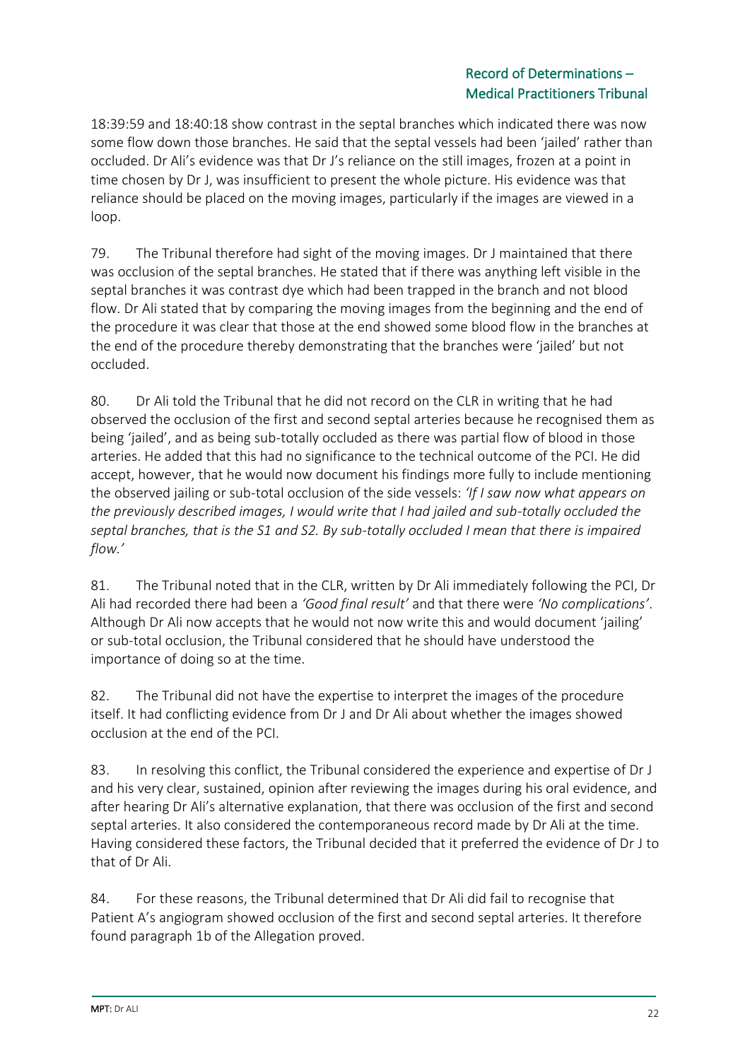18:39:59 and 18:40:18 show contrast in the septal branches which indicated there was now some flow down those branches. He said that the septal vessels had been 'jailed' rather than occluded. Dr Ali's evidence was that Dr J's reliance on the still images, frozen at a point in time chosen by Dr J, was insufficient to present the whole picture. His evidence was that reliance should be placed on the moving images, particularly if the images are viewed in a loop.

79. The Tribunal therefore had sight of the moving images. Dr J maintained that there was occlusion of the septal branches. He stated that if there was anything left visible in the septal branches it was contrast dye which had been trapped in the branch and not blood flow. Dr Ali stated that by comparing the moving images from the beginning and the end of the procedure it was clear that those at the end showed some blood flow in the branches at the end of the procedure thereby demonstrating that the branches were 'jailed' but not occluded.

80. Dr Ali told the Tribunal that he did not record on the CLR in writing that he had observed the occlusion of the first and second septal arteries because he recognised them as being 'jailed', and as being sub-totally occluded as there was partial flow of blood in those arteries. He added that this had no significance to the technical outcome of the PCI. He did accept, however, that he would now document his findings more fully to include mentioning the observed jailing or sub-total occlusion of the side vessels: *'If I saw now what appears on the previously described images, I would write that I had jailed and sub-totally occluded the septal branches, that is the S1 and S2. By sub-totally occluded I mean that there is impaired flow.'*

81. The Tribunal noted that in the CLR, written by Dr Ali immediately following the PCI, Dr Ali had recorded there had been a *'Good final result'* and that there were *'No complications'*. Although Dr Ali now accepts that he would not now write this and would document 'jailing' or sub-total occlusion, the Tribunal considered that he should have understood the importance of doing so at the time.

82. The Tribunal did not have the expertise to interpret the images of the procedure itself. It had conflicting evidence from Dr J and Dr Ali about whether the images showed occlusion at the end of the PCI.

83. In resolving this conflict, the Tribunal considered the experience and expertise of Dr J and his very clear, sustained, opinion after reviewing the images during his oral evidence, and after hearing Dr Ali's alternative explanation, that there was occlusion of the first and second septal arteries. It also considered the contemporaneous record made by Dr Ali at the time. Having considered these factors, the Tribunal decided that it preferred the evidence of Dr J to that of Dr Ali.

84. For these reasons, the Tribunal determined that Dr Ali did fail to recognise that Patient A's angiogram showed occlusion of the first and second septal arteries. It therefore found paragraph 1b of the Allegation proved.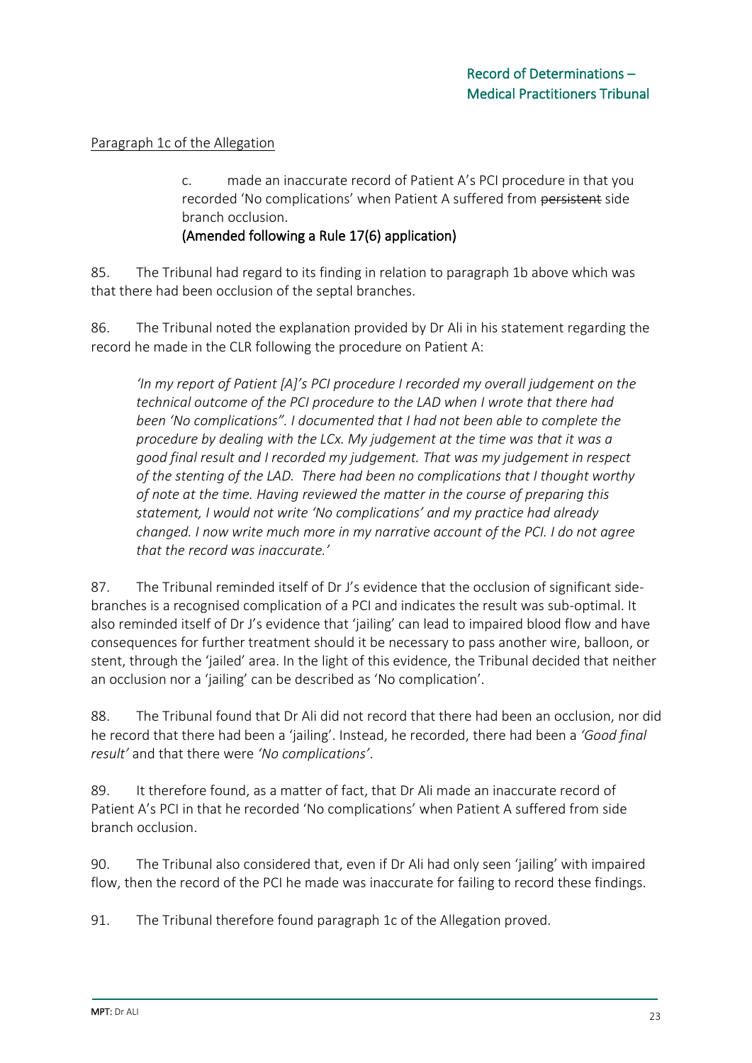Paragraph 1c of the Allegation

> c. made an inaccurate record of Patient A's PCI procedure in that you recorded 'No complications' when Patient A suffered from ~~persistent~~ side branch occlusion.
> **(Amended following a Rule 17(6) application)**

85. The Tribunal had regard to its finding in relation to paragraph 1b above which was that there had been occlusion of the septal branches.

86. The Tribunal noted the explanation provided by Dr Ali in his statement regarding the record he made in the CLR following the procedure on Patient A:

> *'In my report of Patient [A]'s PCI procedure I recorded my overall judgement on the technical outcome of the PCI procedure to the LAD when I wrote that there had been 'No complications". I documented that I had not been able to complete the procedure by dealing with the LCx. My judgement at the time was that it was a good final result and I recorded my judgement. That was my judgement in respect of the stenting of the LAD. There had been no complications that I thought worthy of note at the time. Having reviewed the matter in the course of preparing this statement, I would not write 'No complications' and my practice had already changed. I now write much more in my narrative account of the PCI. I do not agree that the record was inaccurate.'*

87. The Tribunal reminded itself of Dr J's evidence that the occlusion of significant side-branches is a recognised complication of a PCI and indicates the result was sub-optimal. It also reminded itself of Dr J's evidence that 'jailing' can lead to impaired blood flow and have consequences for further treatment should it be necessary to pass another wire, balloon, or stent, through the 'jailed' area. In the light of this evidence, the Tribunal decided that neither an occlusion nor a 'jailing' can be described as 'No complication'.

88. The Tribunal found that Dr Ali did not record that there had been an occlusion, nor did he record that there had been a 'jailing'. Instead, he recorded, there had been a *'Good final result'* and that there were *'No complications'*.

89. It therefore found, as a matter of fact, that Dr Ali made an inaccurate record of Patient A's PCI in that he recorded 'No complications' when Patient A suffered from side branch occlusion.

90. The Tribunal also considered that, even if Dr Ali had only seen 'jailing' with impaired flow, then the record of the PCI he made was inaccurate for failing to record these findings.

91. The Tribunal therefore found paragraph 1c of the Allegation proved.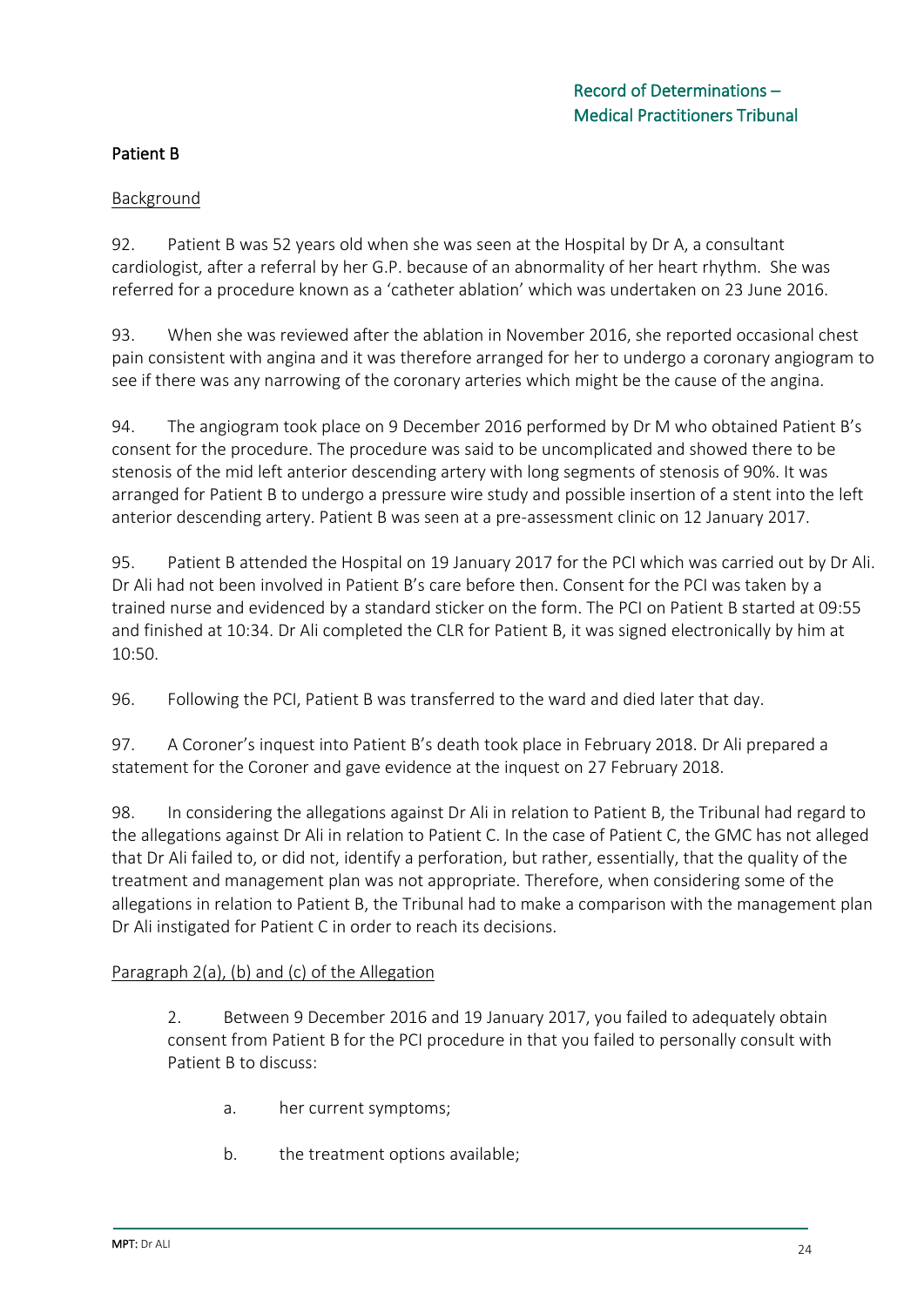## Patient B

### Background

92. Patient B was 52 years old when she was seen at the Hospital by Dr A, a consultant cardiologist, after a referral by her G.P. because of an abnormality of her heart rhythm. She was referred for a procedure known as a 'catheter ablation' which was undertaken on 23 June 2016.

93. When she was reviewed after the ablation in November 2016, she reported occasional chest pain consistent with angina and it was therefore arranged for her to undergo a coronary angiogram to see if there was any narrowing of the coronary arteries which might be the cause of the angina.

94. The angiogram took place on 9 December 2016 performed by Dr M who obtained Patient B's consent for the procedure. The procedure was said to be uncomplicated and showed there to be stenosis of the mid left anterior descending artery with long segments of stenosis of 90%. It was arranged for Patient B to undergo a pressure wire study and possible insertion of a stent into the left anterior descending artery. Patient B was seen at a pre-assessment clinic on 12 January 2017.

95. Patient B attended the Hospital on 19 January 2017 for the PCI which was carried out by Dr Ali. Dr Ali had not been involved in Patient B's care before then. Consent for the PCI was taken by a trained nurse and evidenced by a standard sticker on the form. The PCI on Patient B started at 09:55 and finished at 10:34. Dr Ali completed the CLR for Patient B, it was signed electronically by him at 10:50.

96. Following the PCI, Patient B was transferred to the ward and died later that day.

97. A Coroner's inquest into Patient B's death took place in February 2018. Dr Ali prepared a statement for the Coroner and gave evidence at the inquest on 27 February 2018.

98. In considering the allegations against Dr Ali in relation to Patient B, the Tribunal had regard to the allegations against Dr Ali in relation to Patient C. In the case of Patient C, the GMC has not alleged that Dr Ali failed to, or did not, identify a perforation, but rather, essentially, that the quality of the treatment and management plan was not appropriate. Therefore, when considering some of the allegations in relation to Patient B, the Tribunal had to make a comparison with the management plan Dr Ali instigated for Patient C in order to reach its decisions.

### Paragraph 2(a), (b) and (c) of the Allegation

> 2. Between 9 December 2016 and 19 January 2017, you failed to adequately obtain consent from Patient B for the PCI procedure in that you failed to personally consult with Patient B to discuss:
>
> a. her current symptoms;
>
> b. the treatment options available;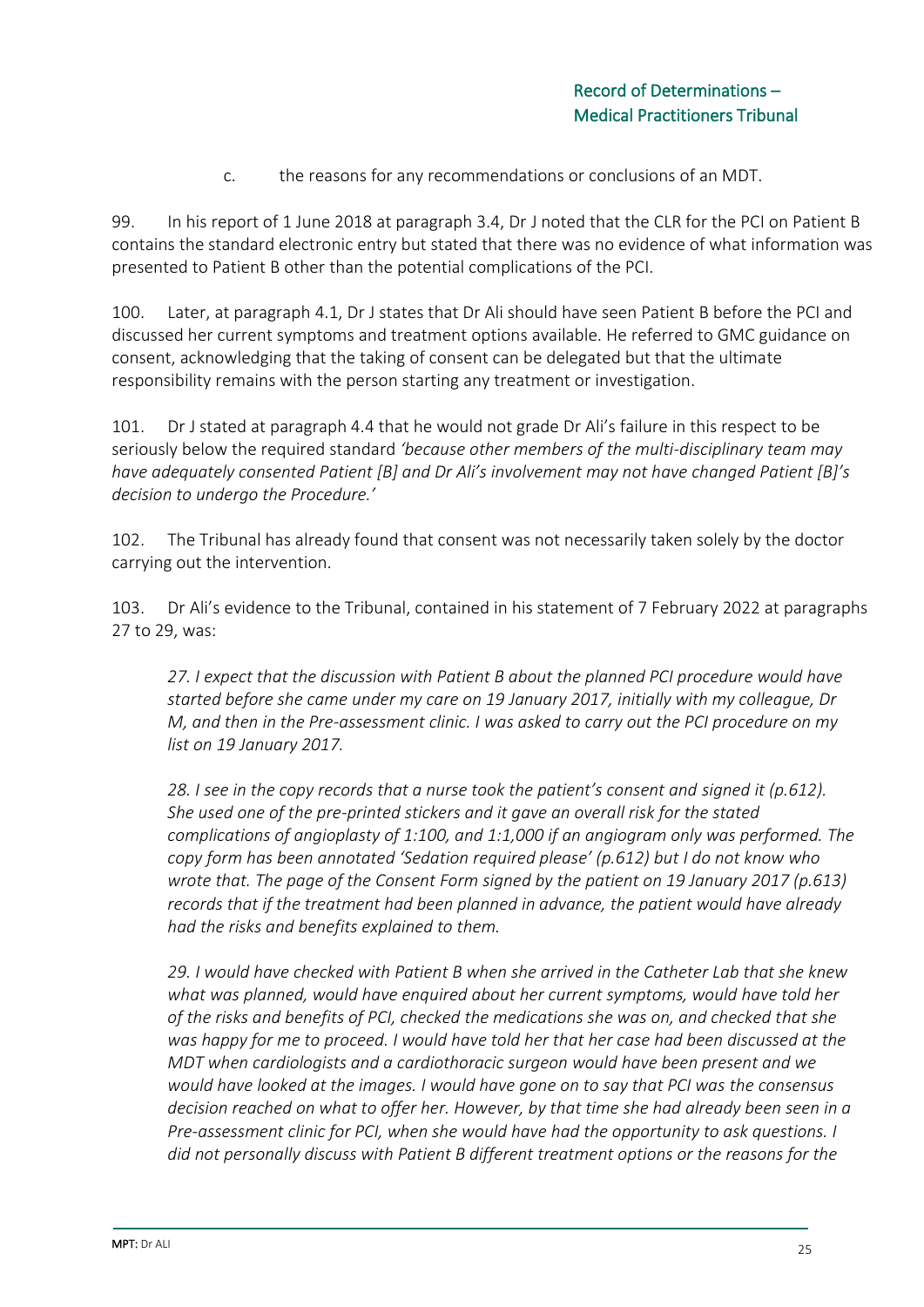c. the reasons for any recommendations or conclusions of an MDT.

99. In his report of 1 June 2018 at paragraph 3.4, Dr J noted that the CLR for the PCI on Patient B contains the standard electronic entry but stated that there was no evidence of what information was presented to Patient B other than the potential complications of the PCI.

100. Later, at paragraph 4.1, Dr J states that Dr Ali should have seen Patient B before the PCI and discussed her current symptoms and treatment options available. He referred to GMC guidance on consent, acknowledging that the taking of consent can be delegated but that the ultimate responsibility remains with the person starting any treatment or investigation.

101. Dr J stated at paragraph 4.4 that he would not grade Dr Ali's failure in this respect to be seriously below the required standard *'because other members of the multi-disciplinary team may have adequately consented Patient [B] and Dr Ali's involvement may not have changed Patient [B]'s decision to undergo the Procedure.'*

102. The Tribunal has already found that consent was not necessarily taken solely by the doctor carrying out the intervention.

103. Dr Ali's evidence to the Tribunal, contained in his statement of 7 February 2022 at paragraphs 27 to 29, was:

> *27. I expect that the discussion with Patient B about the planned PCI procedure would have started before she came under my care on 19 January 2017, initially with my colleague, Dr M, and then in the Pre-assessment clinic. I was asked to carry out the PCI procedure on my list on 19 January 2017.*
>
> *28. I see in the copy records that a nurse took the patient's consent and signed it (p.612). She used one of the pre-printed stickers and it gave an overall risk for the stated complications of angioplasty of 1:100, and 1:1,000 if an angiogram only was performed. The copy form has been annotated 'Sedation required please' (p.612) but I do not know who wrote that. The page of the Consent Form signed by the patient on 19 January 2017 (p.613) records that if the treatment had been planned in advance, the patient would have already had the risks and benefits explained to them.*
>
> *29. I would have checked with Patient B when she arrived in the Catheter Lab that she knew what was planned, would have enquired about her current symptoms, would have told her of the risks and benefits of PCI, checked the medications she was on, and checked that she was happy for me to proceed. I would have told her that her case had been discussed at the MDT when cardiologists and a cardiothoracic surgeon would have been present and we would have looked at the images. I would have gone on to say that PCI was the consensus decision reached on what to offer her. However, by that time she had already been seen in a Pre-assessment clinic for PCI, when she would have had the opportunity to ask questions. I did not personally discuss with Patient B different treatment options or the reasons for the*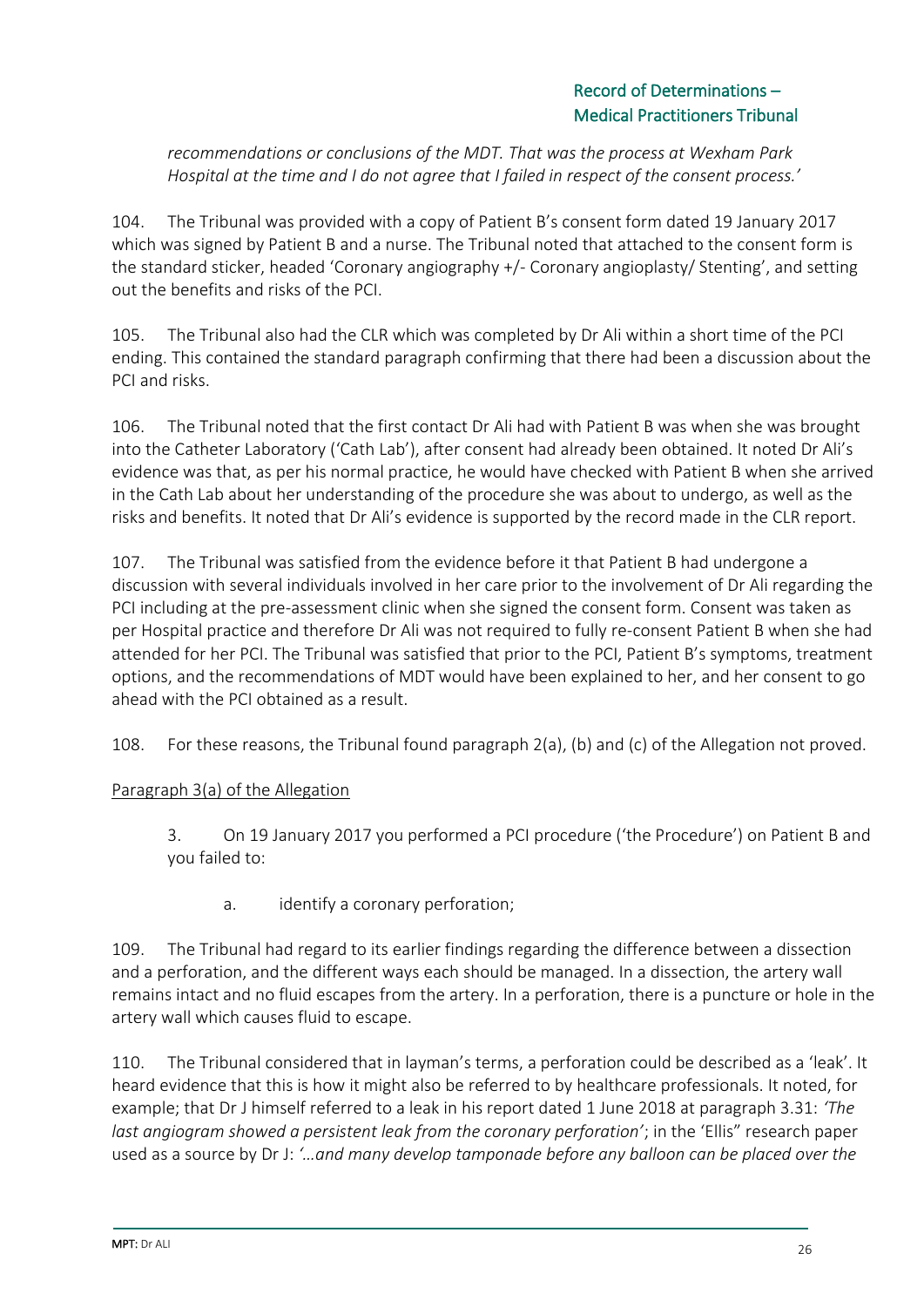*recommendations or conclusions of the MDT. That was the process at Wexham Park Hospital at the time and I do not agree that I failed in respect of the consent process.'*

104. The Tribunal was provided with a copy of Patient B's consent form dated 19 January 2017 which was signed by Patient B and a nurse. The Tribunal noted that attached to the consent form is the standard sticker, headed 'Coronary angiography +/- Coronary angioplasty/ Stenting', and setting out the benefits and risks of the PCI.

105. The Tribunal also had the CLR which was completed by Dr Ali within a short time of the PCI ending. This contained the standard paragraph confirming that there had been a discussion about the PCI and risks.

106. The Tribunal noted that the first contact Dr Ali had with Patient B was when she was brought into the Catheter Laboratory ('Cath Lab'), after consent had already been obtained. It noted Dr Ali's evidence was that, as per his normal practice, he would have checked with Patient B when she arrived in the Cath Lab about her understanding of the procedure she was about to undergo, as well as the risks and benefits. It noted that Dr Ali's evidence is supported by the record made in the CLR report.

107. The Tribunal was satisfied from the evidence before it that Patient B had undergone a discussion with several individuals involved in her care prior to the involvement of Dr Ali regarding the PCI including at the pre-assessment clinic when she signed the consent form. Consent was taken as per Hospital practice and therefore Dr Ali was not required to fully re-consent Patient B when she had attended for her PCI. The Tribunal was satisfied that prior to the PCI, Patient B's symptoms, treatment options, and the recommendations of MDT would have been explained to her, and her consent to go ahead with the PCI obtained as a result.

108. For these reasons, the Tribunal found paragraph 2(a), (b) and (c) of the Allegation not proved.

<u>Paragraph 3(a) of the Allegation</u>

> 3. On 19 January 2017 you performed a PCI procedure ('the Procedure') on Patient B and you failed to:
>
> a. identify a coronary perforation;

109. The Tribunal had regard to its earlier findings regarding the difference between a dissection and a perforation, and the different ways each should be managed. In a dissection, the artery wall remains intact and no fluid escapes from the artery. In a perforation, there is a puncture or hole in the artery wall which causes fluid to escape.

110. The Tribunal considered that in layman's terms, a perforation could be described as a 'leak'. It heard evidence that this is how it might also be referred to by healthcare professionals. It noted, for example; that Dr J himself referred to a leak in his report dated 1 June 2018 at paragraph 3.31: *'The last angiogram showed a persistent leak from the coronary perforation'*; in the 'Ellis" research paper used as a source by Dr J: *'…and many develop tamponade before any balloon can be placed over the*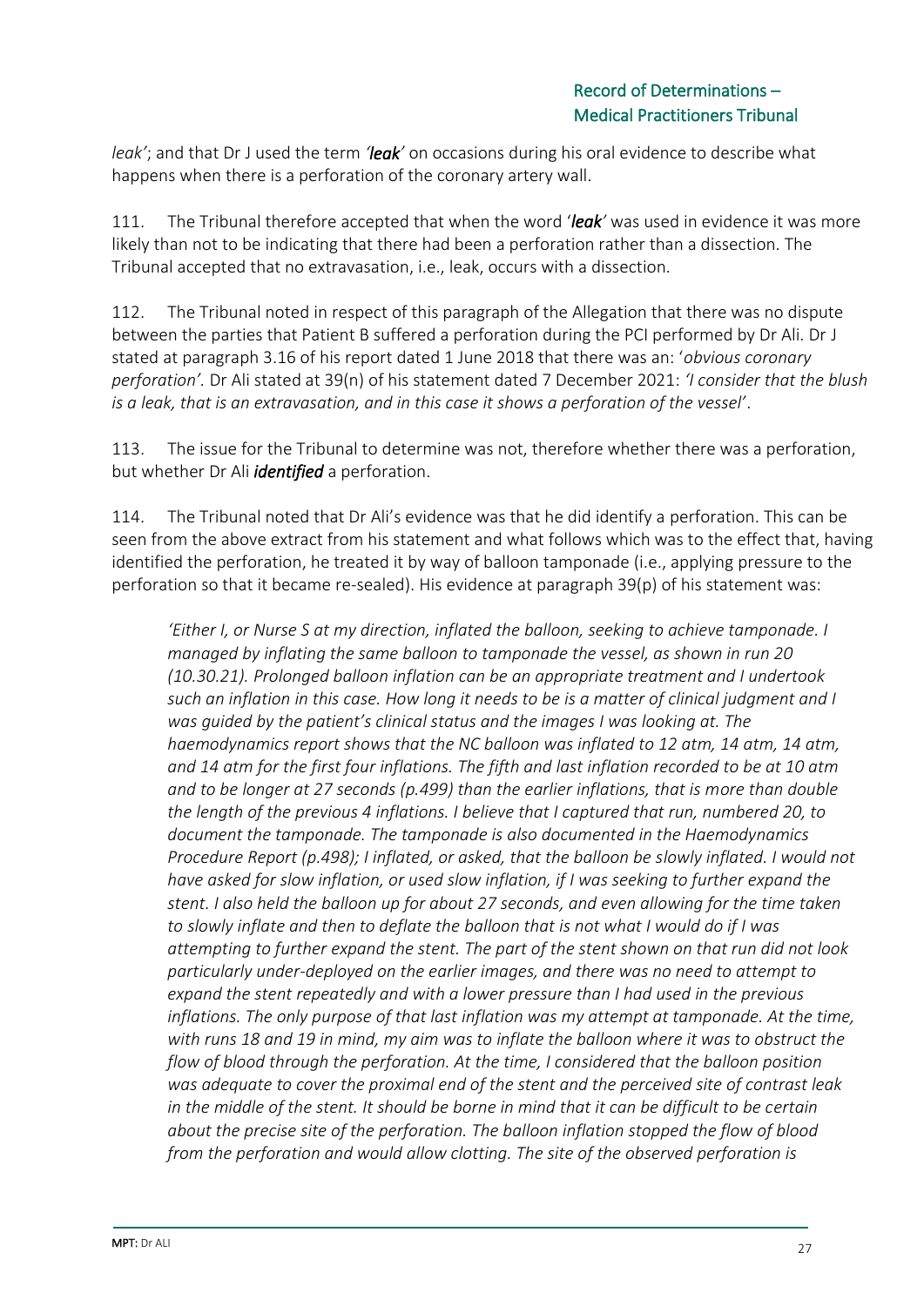*leak'*; and that Dr J used the term *'**leak**'* on occasions during his oral evidence to describe what happens when there is a perforation of the coronary artery wall.

111. The Tribunal therefore accepted that when the word '***leak***' was used in evidence it was more likely than not to be indicating that there had been a perforation rather than a dissection. The Tribunal accepted that no extravasation, i.e., leak, occurs with a dissection.

112. The Tribunal noted in respect of this paragraph of the Allegation that there was no dispute between the parties that Patient B suffered a perforation during the PCI performed by Dr Ali. Dr J stated at paragraph 3.16 of his report dated 1 June 2018 that there was an: '*obvious coronary perforation'.* Dr Ali stated at 39(n) of his statement dated 7 December 2021: *'I consider that the blush is a leak, that is an extravasation, and in this case it shows a perforation of the vessel'*.

113. The issue for the Tribunal to determine was not, therefore whether there was a perforation, but whether Dr Ali ***identified*** a perforation.

114. The Tribunal noted that Dr Ali's evidence was that he did identify a perforation. This can be seen from the above extract from his statement and what follows which was to the effect that, having identified the perforation, he treated it by way of balloon tamponade (i.e., applying pressure to the perforation so that it became re-sealed). His evidence at paragraph 39(p) of his statement was:

> *'Either I, or Nurse S at my direction, inflated the balloon, seeking to achieve tamponade. I managed by inflating the same balloon to tamponade the vessel, as shown in run 20 (10.30.21). Prolonged balloon inflation can be an appropriate treatment and I undertook such an inflation in this case. How long it needs to be is a matter of clinical judgment and I was guided by the patient's clinical status and the images I was looking at. The haemodynamics report shows that the NC balloon was inflated to 12 atm, 14 atm, 14 atm, and 14 atm for the first four inflations. The fifth and last inflation recorded to be at 10 atm and to be longer at 27 seconds (p.499) than the earlier inflations, that is more than double the length of the previous 4 inflations. I believe that I captured that run, numbered 20, to document the tamponade. The tamponade is also documented in the Haemodynamics Procedure Report (p.498); I inflated, or asked, that the balloon be slowly inflated. I would not have asked for slow inflation, or used slow inflation, if I was seeking to further expand the stent. I also held the balloon up for about 27 seconds, and even allowing for the time taken to slowly inflate and then to deflate the balloon that is not what I would do if I was attempting to further expand the stent. The part of the stent shown on that run did not look particularly under-deployed on the earlier images, and there was no need to attempt to expand the stent repeatedly and with a lower pressure than I had used in the previous inflations. The only purpose of that last inflation was my attempt at tamponade. At the time, with runs 18 and 19 in mind, my aim was to inflate the balloon where it was to obstruct the flow of blood through the perforation. At the time, I considered that the balloon position was adequate to cover the proximal end of the stent and the perceived site of contrast leak in the middle of the stent. It should be borne in mind that it can be difficult to be certain about the precise site of the perforation. The balloon inflation stopped the flow of blood from the perforation and would allow clotting. The site of the observed perforation is*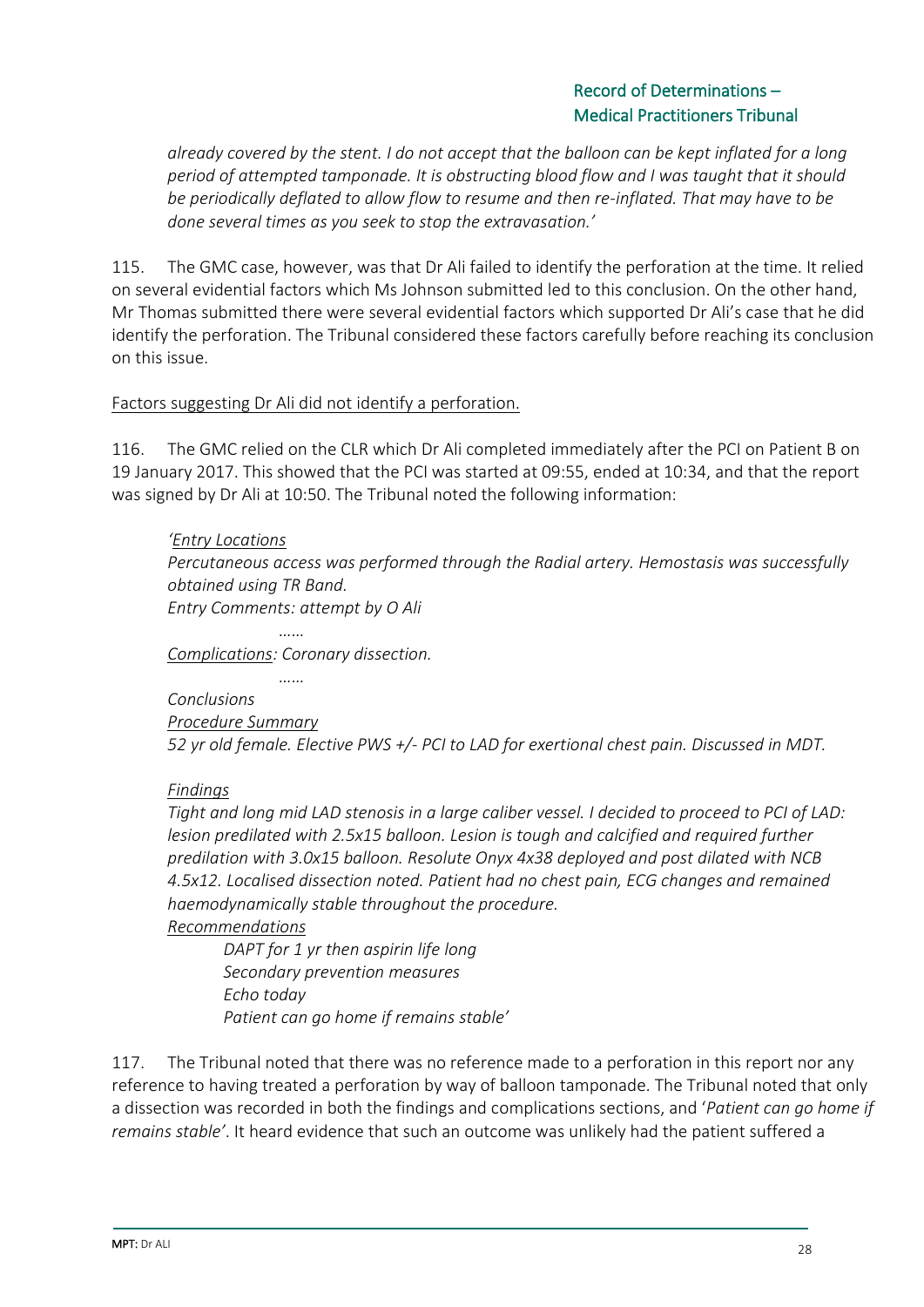*already covered by the stent. I do not accept that the balloon can be kept inflated for a long period of attempted tamponade. It is obstructing blood flow and I was taught that it should be periodically deflated to allow flow to resume and then re-inflated. That may have to be done several times as you seek to stop the extravasation.'*

115. The GMC case, however, was that Dr Ali failed to identify the perforation at the time. It relied on several evidential factors which Ms Johnson submitted led to this conclusion. On the other hand, Mr Thomas submitted there were several evidential factors which supported Dr Ali's case that he did identify the perforation. The Tribunal considered these factors carefully before reaching its conclusion on this issue.

Factors suggesting Dr Ali did not identify a perforation.

116. The GMC relied on the CLR which Dr Ali completed immediately after the PCI on Patient B on 19 January 2017. This showed that the PCI was started at 09:55, ended at 10:34, and that the report was signed by Dr Ali at 10:50. The Tribunal noted the following information:

> *'Entry Locations*
> *Percutaneous access was performed through the Radial artery. Hemostasis was successfully obtained using TR Band.*
> *Entry Comments: attempt by O Ali*
>
> *……*
>
> *Complications: Coronary dissection.*
>
> *……*
>
> *Conclusions*
> *Procedure Summary*
> *52 yr old female. Elective PWS +/- PCI to LAD for exertional chest pain. Discussed in MDT.*
>
> *Findings*
> *Tight and long mid LAD stenosis in a large caliber vessel. I decided to proceed to PCI of LAD: lesion predilated with 2.5x15 balloon. Lesion is tough and calcified and required further predilation with 3.0x15 balloon. Resolute Onyx 4x38 deployed and post dilated with NCB 4.5x12. Localised dissection noted. Patient had no chest pain, ECG changes and remained haemodynamically stable throughout the procedure.*
> *Recommendations*
>
> > *DAPT for 1 yr then aspirin life long*
> > *Secondary prevention measures*
> > *Echo today*
> > *Patient can go home if remains stable'*

117. The Tribunal noted that there was no reference made to a perforation in this report nor any reference to having treated a perforation by way of balloon tamponade. The Tribunal noted that only a dissection was recorded in both the findings and complications sections, and '*Patient can go home if remains stable'*. It heard evidence that such an outcome was unlikely had the patient suffered a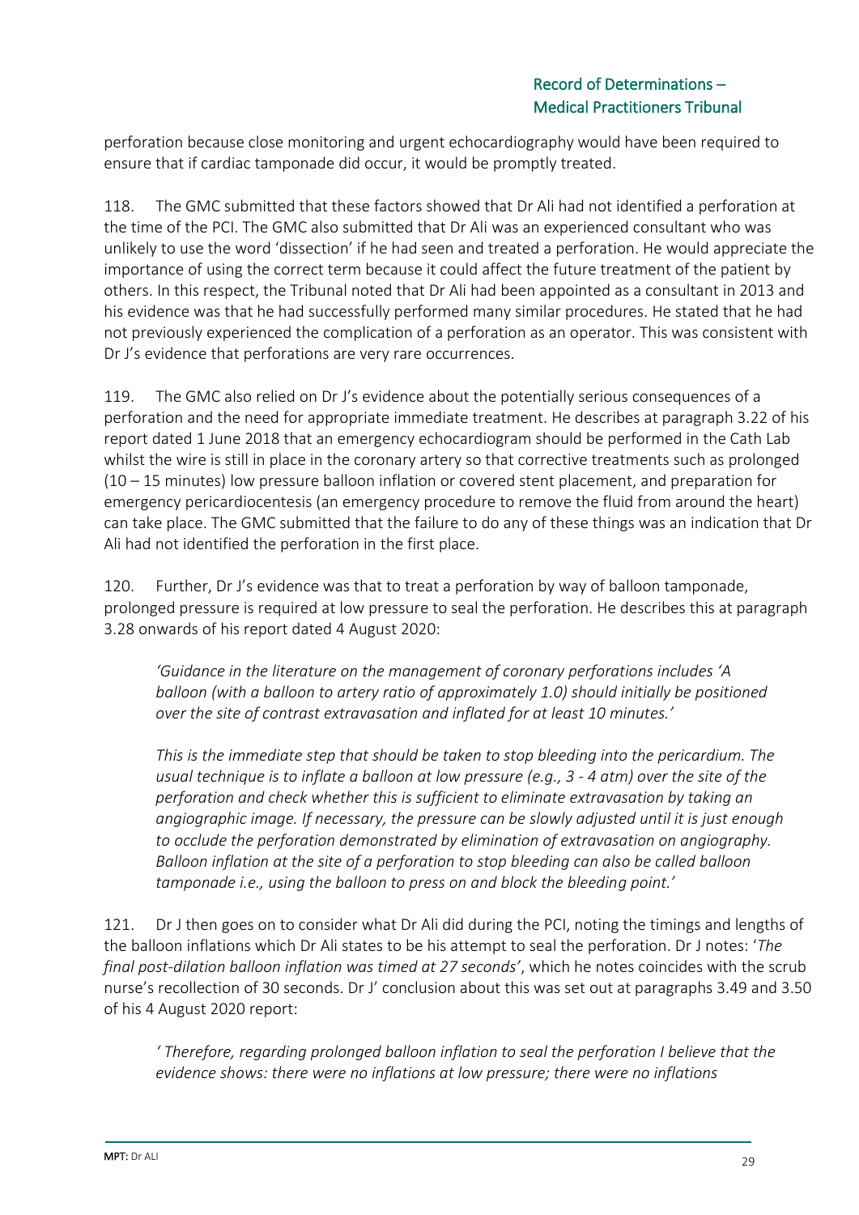perforation because close monitoring and urgent echocardiography would have been required to ensure that if cardiac tamponade did occur, it would be promptly treated.

118. The GMC submitted that these factors showed that Dr Ali had not identified a perforation at the time of the PCI. The GMC also submitted that Dr Ali was an experienced consultant who was unlikely to use the word 'dissection' if he had seen and treated a perforation. He would appreciate the importance of using the correct term because it could affect the future treatment of the patient by others. In this respect, the Tribunal noted that Dr Ali had been appointed as a consultant in 2013 and his evidence was that he had successfully performed many similar procedures. He stated that he had not previously experienced the complication of a perforation as an operator. This was consistent with Dr J's evidence that perforations are very rare occurrences.

119. The GMC also relied on Dr J's evidence about the potentially serious consequences of a perforation and the need for appropriate immediate treatment. He describes at paragraph 3.22 of his report dated 1 June 2018 that an emergency echocardiogram should be performed in the Cath Lab whilst the wire is still in place in the coronary artery so that corrective treatments such as prolonged (10 – 15 minutes) low pressure balloon inflation or covered stent placement, and preparation for emergency pericardiocentesis (an emergency procedure to remove the fluid from around the heart) can take place. The GMC submitted that the failure to do any of these things was an indication that Dr Ali had not identified the perforation in the first place.

120. Further, Dr J's evidence was that to treat a perforation by way of balloon tamponade, prolonged pressure is required at low pressure to seal the perforation. He describes this at paragraph 3.28 onwards of his report dated 4 August 2020:

> *'Guidance in the literature on the management of coronary perforations includes 'A balloon (with a balloon to artery ratio of approximately 1.0) should initially be positioned over the site of contrast extravasation and inflated for at least 10 minutes.'*
>
> *This is the immediate step that should be taken to stop bleeding into the pericardium. The usual technique is to inflate a balloon at low pressure (e.g., 3 - 4 atm) over the site of the perforation and check whether this is sufficient to eliminate extravasation by taking an angiographic image. If necessary, the pressure can be slowly adjusted until it is just enough to occlude the perforation demonstrated by elimination of extravasation on angiography. Balloon inflation at the site of a perforation to stop bleeding can also be called balloon tamponade i.e., using the balloon to press on and block the bleeding point.'*

121. Dr J then goes on to consider what Dr Ali did during the PCI, noting the timings and lengths of the balloon inflations which Dr Ali states to be his attempt to seal the perforation. Dr J notes: '*The final post-dilation balloon inflation was timed at 27 seconds*', which he notes coincides with the scrub nurse's recollection of 30 seconds. Dr J' conclusion about this was set out at paragraphs 3.49 and 3.50 of his 4 August 2020 report:

> *' Therefore, regarding prolonged balloon inflation to seal the perforation I believe that the evidence shows: there were no inflations at low pressure; there were no inflations*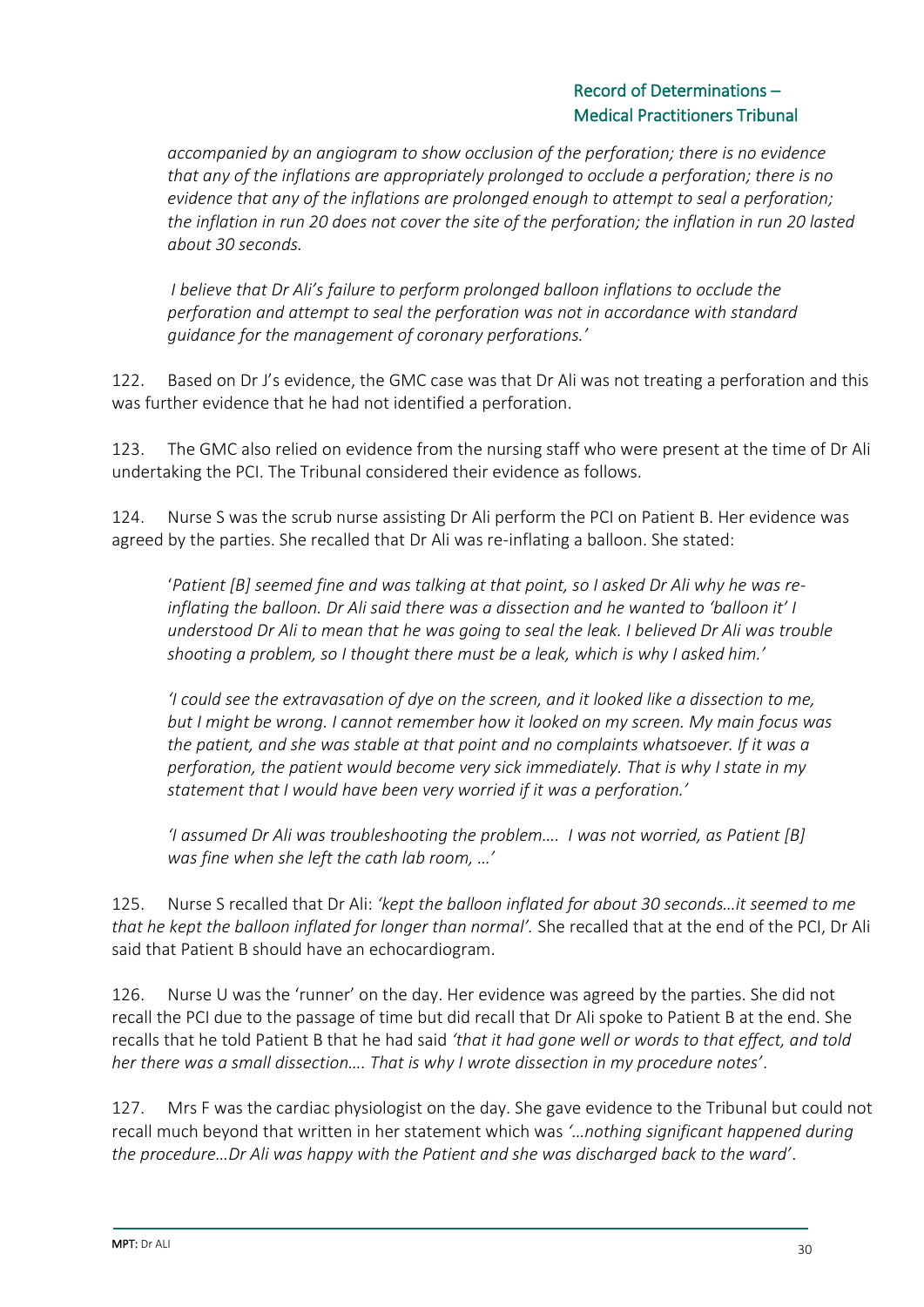*accompanied by an angiogram to show occlusion of the perforation; there is no evidence that any of the inflations are appropriately prolonged to occlude a perforation; there is no evidence that any of the inflations are prolonged enough to attempt to seal a perforation; the inflation in run 20 does not cover the site of the perforation; the inflation in run 20 lasted about 30 seconds.*

*I believe that Dr Ali's failure to perform prolonged balloon inflations to occlude the perforation and attempt to seal the perforation was not in accordance with standard guidance for the management of coronary perforations.'*

122. Based on Dr J's evidence, the GMC case was that Dr Ali was not treating a perforation and this was further evidence that he had not identified a perforation.

123. The GMC also relied on evidence from the nursing staff who were present at the time of Dr Ali undertaking the PCI. The Tribunal considered their evidence as follows.

124. Nurse S was the scrub nurse assisting Dr Ali perform the PCI on Patient B. Her evidence was agreed by the parties. She recalled that Dr Ali was re-inflating a balloon. She stated:

'*Patient [B] seemed fine and was talking at that point, so I asked Dr Ali why he was re-inflating the balloon. Dr Ali said there was a dissection and he wanted to 'balloon it' I understood Dr Ali to mean that he was going to seal the leak. I believed Dr Ali was trouble shooting a problem, so I thought there must be a leak, which is why I asked him.'*

*'I could see the extravasation of dye on the screen, and it looked like a dissection to me, but I might be wrong. I cannot remember how it looked on my screen. My main focus was the patient, and she was stable at that point and no complaints whatsoever. If it was a perforation, the patient would become very sick immediately. That is why I state in my statement that I would have been very worried if it was a perforation.'*

*'I assumed Dr Ali was troubleshooting the problem…. I was not worried, as Patient [B] was fine when she left the cath lab room, …'*

125. Nurse S recalled that Dr Ali: *'kept the balloon inflated for about 30 seconds…it seemed to me that he kept the balloon inflated for longer than normal'.* She recalled that at the end of the PCI, Dr Ali said that Patient B should have an echocardiogram.

126. Nurse U was the 'runner' on the day. Her evidence was agreed by the parties. She did not recall the PCI due to the passage of time but did recall that Dr Ali spoke to Patient B at the end. She recalls that he told Patient B that he had said *'that it had gone well or words to that effect, and told her there was a small dissection…. That is why I wrote dissection in my procedure notes'*.

127. Mrs F was the cardiac physiologist on the day. She gave evidence to the Tribunal but could not recall much beyond that written in her statement which was *'…nothing significant happened during the procedure…Dr Ali was happy with the Patient and she was discharged back to the ward'*.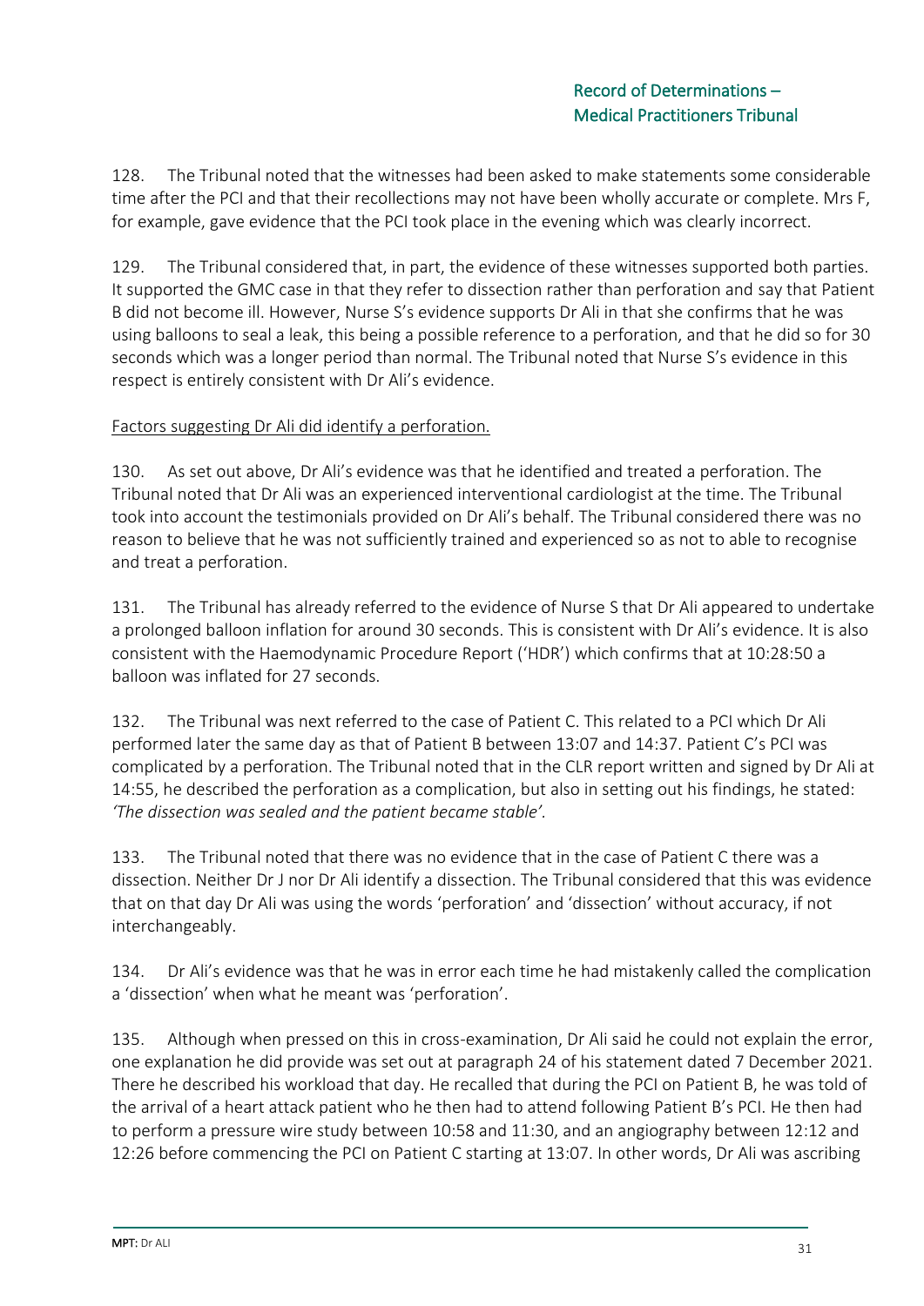128. The Tribunal noted that the witnesses had been asked to make statements some considerable time after the PCI and that their recollections may not have been wholly accurate or complete. Mrs F, for example, gave evidence that the PCI took place in the evening which was clearly incorrect.

129. The Tribunal considered that, in part, the evidence of these witnesses supported both parties. It supported the GMC case in that they refer to dissection rather than perforation and say that Patient B did not become ill. However, Nurse S's evidence supports Dr Ali in that she confirms that he was using balloons to seal a leak, this being a possible reference to a perforation, and that he did so for 30 seconds which was a longer period than normal. The Tribunal noted that Nurse S's evidence in this respect is entirely consistent with Dr Ali's evidence.

<u>Factors suggesting Dr Ali did identify a perforation.</u>

130. As set out above, Dr Ali's evidence was that he identified and treated a perforation. The Tribunal noted that Dr Ali was an experienced interventional cardiologist at the time. The Tribunal took into account the testimonials provided on Dr Ali's behalf. The Tribunal considered there was no reason to believe that he was not sufficiently trained and experienced so as not to able to recognise and treat a perforation.

131. The Tribunal has already referred to the evidence of Nurse S that Dr Ali appeared to undertake a prolonged balloon inflation for around 30 seconds. This is consistent with Dr Ali's evidence. It is also consistent with the Haemodynamic Procedure Report ('HDR') which confirms that at 10:28:50 a balloon was inflated for 27 seconds.

132. The Tribunal was next referred to the case of Patient C. This related to a PCI which Dr Ali performed later the same day as that of Patient B between 13:07 and 14:37. Patient C's PCI was complicated by a perforation. The Tribunal noted that in the CLR report written and signed by Dr Ali at 14:55, he described the perforation as a complication, but also in setting out his findings, he stated: *'The dissection was sealed and the patient became stable'.*

133. The Tribunal noted that there was no evidence that in the case of Patient C there was a dissection. Neither Dr J nor Dr Ali identify a dissection. The Tribunal considered that this was evidence that on that day Dr Ali was using the words 'perforation' and 'dissection' without accuracy, if not interchangeably.

134. Dr Ali's evidence was that he was in error each time he had mistakenly called the complication a 'dissection' when what he meant was 'perforation'.

135. Although when pressed on this in cross-examination, Dr Ali said he could not explain the error, one explanation he did provide was set out at paragraph 24 of his statement dated 7 December 2021. There he described his workload that day. He recalled that during the PCI on Patient B, he was told of the arrival of a heart attack patient who he then had to attend following Patient B's PCI. He then had to perform a pressure wire study between 10:58 and 11:30, and an angiography between 12:12 and 12:26 before commencing the PCI on Patient C starting at 13:07. In other words, Dr Ali was ascribing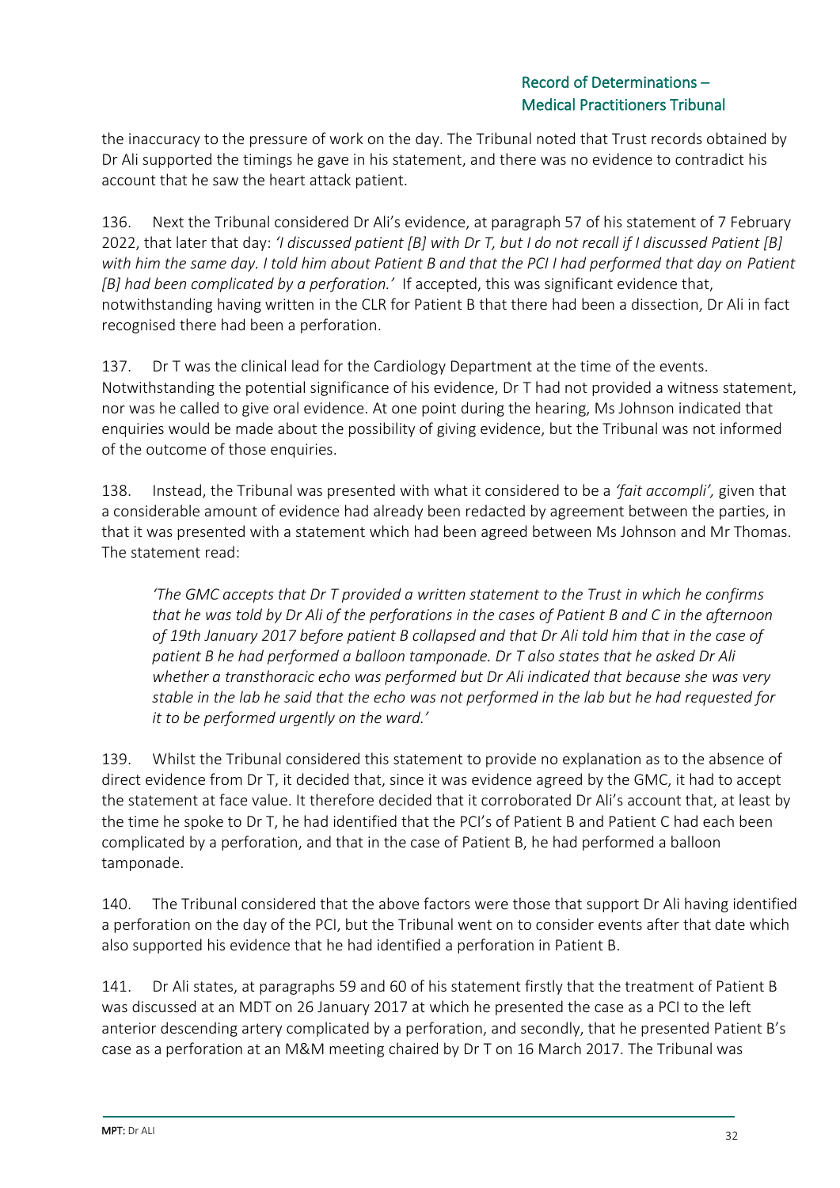the inaccuracy to the pressure of work on the day. The Tribunal noted that Trust records obtained by Dr Ali supported the timings he gave in his statement, and there was no evidence to contradict his account that he saw the heart attack patient.

136. Next the Tribunal considered Dr Ali's evidence, at paragraph 57 of his statement of 7 February 2022, that later that day: *'I discussed patient [B] with Dr T, but I do not recall if I discussed Patient [B] with him the same day. I told him about Patient B and that the PCI I had performed that day on Patient [B] had been complicated by a perforation.'* If accepted, this was significant evidence that, notwithstanding having written in the CLR for Patient B that there had been a dissection, Dr Ali in fact recognised there had been a perforation.

137. Dr T was the clinical lead for the Cardiology Department at the time of the events. Notwithstanding the potential significance of his evidence, Dr T had not provided a witness statement, nor was he called to give oral evidence. At one point during the hearing, Ms Johnson indicated that enquiries would be made about the possibility of giving evidence, but the Tribunal was not informed of the outcome of those enquiries.

138. Instead, the Tribunal was presented with what it considered to be a *'fait accompli',* given that a considerable amount of evidence had already been redacted by agreement between the parties, in that it was presented with a statement which had been agreed between Ms Johnson and Mr Thomas. The statement read:

> *'The GMC accepts that Dr T provided a written statement to the Trust in which he confirms that he was told by Dr Ali of the perforations in the cases of Patient B and C in the afternoon of 19th January 2017 before patient B collapsed and that Dr Ali told him that in the case of patient B he had performed a balloon tamponade. Dr T also states that he asked Dr Ali whether a transthoracic echo was performed but Dr Ali indicated that because she was very stable in the lab he said that the echo was not performed in the lab but he had requested for it to be performed urgently on the ward.'*

139. Whilst the Tribunal considered this statement to provide no explanation as to the absence of direct evidence from Dr T, it decided that, since it was evidence agreed by the GMC, it had to accept the statement at face value. It therefore decided that it corroborated Dr Ali's account that, at least by the time he spoke to Dr T, he had identified that the PCI's of Patient B and Patient C had each been complicated by a perforation, and that in the case of Patient B, he had performed a balloon tamponade.

140. The Tribunal considered that the above factors were those that support Dr Ali having identified a perforation on the day of the PCI, but the Tribunal went on to consider events after that date which also supported his evidence that he had identified a perforation in Patient B.

141. Dr Ali states, at paragraphs 59 and 60 of his statement firstly that the treatment of Patient B was discussed at an MDT on 26 January 2017 at which he presented the case as a PCI to the left anterior descending artery complicated by a perforation, and secondly, that he presented Patient B's case as a perforation at an M&M meeting chaired by Dr T on 16 March 2017. The Tribunal was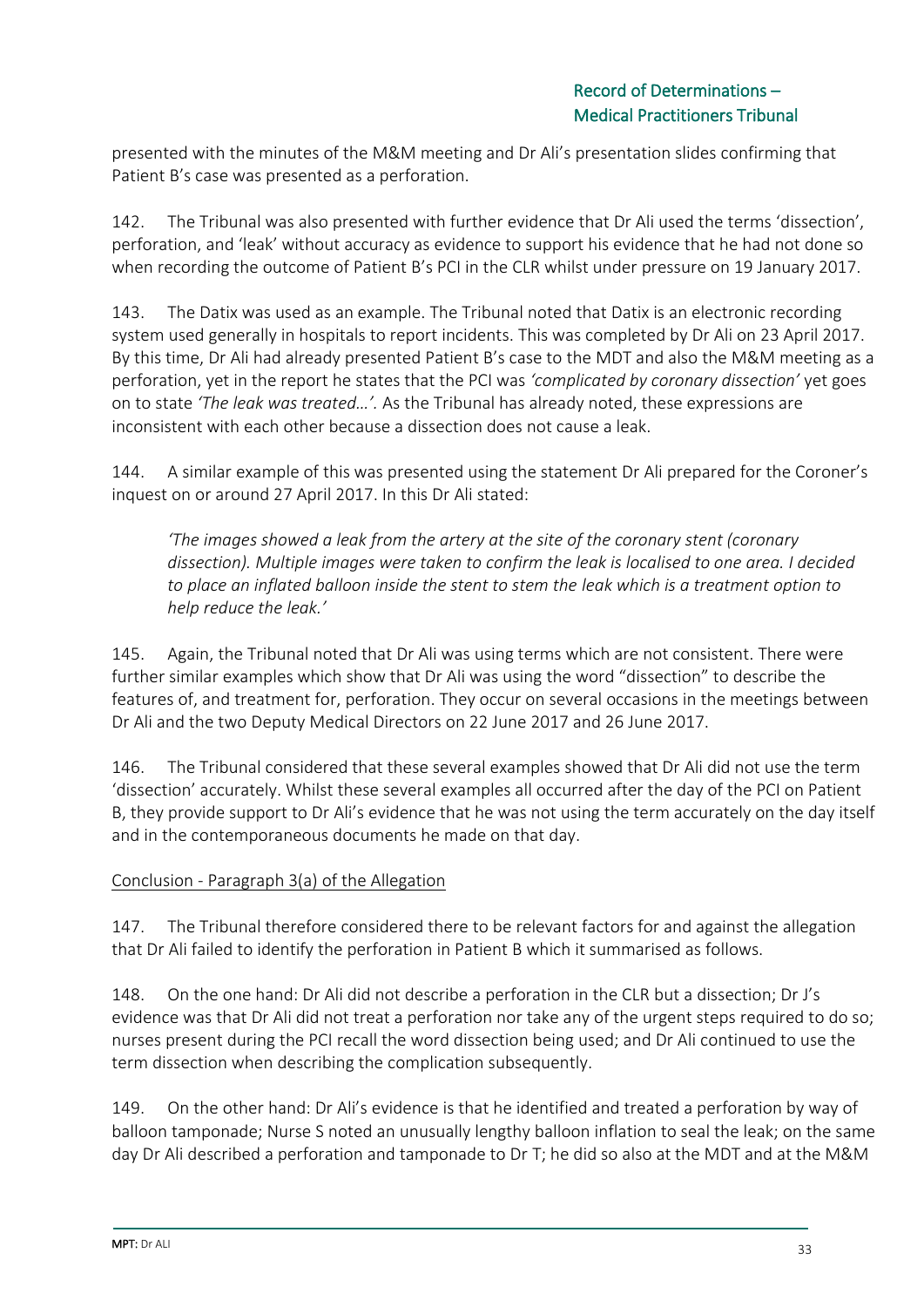presented with the minutes of the M&M meeting and Dr Ali's presentation slides confirming that Patient B's case was presented as a perforation.

142. The Tribunal was also presented with further evidence that Dr Ali used the terms 'dissection', perforation, and 'leak' without accuracy as evidence to support his evidence that he had not done so when recording the outcome of Patient B's PCI in the CLR whilst under pressure on 19 January 2017.

143. The Datix was used as an example. The Tribunal noted that Datix is an electronic recording system used generally in hospitals to report incidents. This was completed by Dr Ali on 23 April 2017. By this time, Dr Ali had already presented Patient B's case to the MDT and also the M&M meeting as a perforation, yet in the report he states that the PCI was *'complicated by coronary dissection'* yet goes on to state *'The leak was treated…'*. As the Tribunal has already noted, these expressions are inconsistent with each other because a dissection does not cause a leak.

144. A similar example of this was presented using the statement Dr Ali prepared for the Coroner's inquest on or around 27 April 2017. In this Dr Ali stated:

> *'The images showed a leak from the artery at the site of the coronary stent (coronary dissection). Multiple images were taken to confirm the leak is localised to one area. I decided to place an inflated balloon inside the stent to stem the leak which is a treatment option to help reduce the leak.'*

145. Again, the Tribunal noted that Dr Ali was using terms which are not consistent. There were further similar examples which show that Dr Ali was using the word "dissection" to describe the features of, and treatment for, perforation. They occur on several occasions in the meetings between Dr Ali and the two Deputy Medical Directors on 22 June 2017 and 26 June 2017.

146. The Tribunal considered that these several examples showed that Dr Ali did not use the term 'dissection' accurately. Whilst these several examples all occurred after the day of the PCI on Patient B, they provide support to Dr Ali's evidence that he was not using the term accurately on the day itself and in the contemporaneous documents he made on that day.

<u>Conclusion - Paragraph 3(a) of the Allegation</u>

147. The Tribunal therefore considered there to be relevant factors for and against the allegation that Dr Ali failed to identify the perforation in Patient B which it summarised as follows.

148. On the one hand: Dr Ali did not describe a perforation in the CLR but a dissection; Dr J's evidence was that Dr Ali did not treat a perforation nor take any of the urgent steps required to do so; nurses present during the PCI recall the word dissection being used; and Dr Ali continued to use the term dissection when describing the complication subsequently.

149. On the other hand: Dr Ali's evidence is that he identified and treated a perforation by way of balloon tamponade; Nurse S noted an unusually lengthy balloon inflation to seal the leak; on the same day Dr Ali described a perforation and tamponade to Dr T; he did so also at the MDT and at the M&M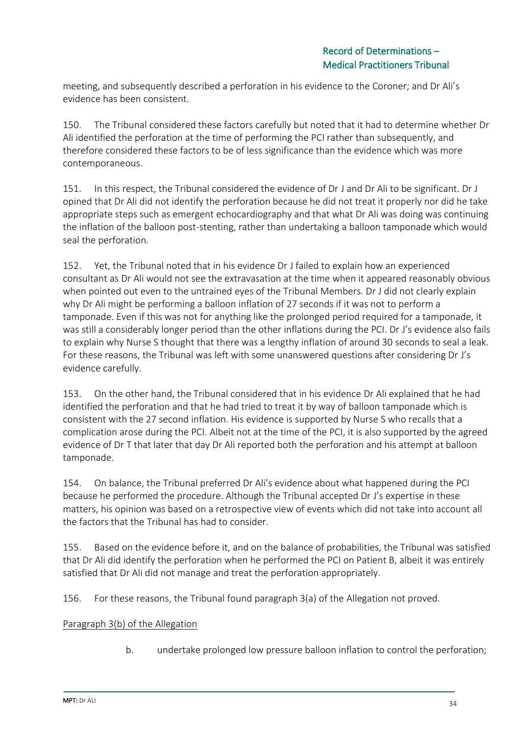meeting, and subsequently described a perforation in his evidence to the Coroner; and Dr Ali's evidence has been consistent.

150. The Tribunal considered these factors carefully but noted that it had to determine whether Dr Ali identified the perforation at the time of performing the PCI rather than subsequently, and therefore considered these factors to be of less significance than the evidence which was more contemporaneous.

151. In this respect, the Tribunal considered the evidence of Dr J and Dr Ali to be significant. Dr J opined that Dr Ali did not identify the perforation because he did not treat it properly nor did he take appropriate steps such as emergent echocardiography and that what Dr Ali was doing was continuing the inflation of the balloon post-stenting, rather than undertaking a balloon tamponade which would seal the perforation.

152. Yet, the Tribunal noted that in his evidence Dr J failed to explain how an experienced consultant as Dr Ali would not see the extravasation at the time when it appeared reasonably obvious when pointed out even to the untrained eyes of the Tribunal Members. Dr J did not clearly explain why Dr Ali might be performing a balloon inflation of 27 seconds if it was not to perform a tamponade. Even if this was not for anything like the prolonged period required for a tamponade, it was still a considerably longer period than the other inflations during the PCI. Dr J's evidence also fails to explain why Nurse S thought that there was a lengthy inflation of around 30 seconds to seal a leak. For these reasons, the Tribunal was left with some unanswered questions after considering Dr J's evidence carefully.

153. On the other hand, the Tribunal considered that in his evidence Dr Ali explained that he had identified the perforation and that he had tried to treat it by way of balloon tamponade which is consistent with the 27 second inflation. His evidence is supported by Nurse S who recalls that a complication arose during the PCI. Albeit not at the time of the PCI, it is also supported by the agreed evidence of Dr T that later that day Dr Ali reported both the perforation and his attempt at balloon tamponade.

154. On balance, the Tribunal preferred Dr Ali's evidence about what happened during the PCI because he performed the procedure. Although the Tribunal accepted Dr J's expertise in these matters, his opinion was based on a retrospective view of events which did not take into account all the factors that the Tribunal has had to consider.

155. Based on the evidence before it, and on the balance of probabilities, the Tribunal was satisfied that Dr Ali did identify the perforation when he performed the PCI on Patient B, albeit it was entirely satisfied that Dr Ali did not manage and treat the perforation appropriately.

156. For these reasons, the Tribunal found paragraph 3(a) of the Allegation not proved.

Paragraph 3(b) of the Allegation

> b. undertake prolonged low pressure balloon inflation to control the perforation;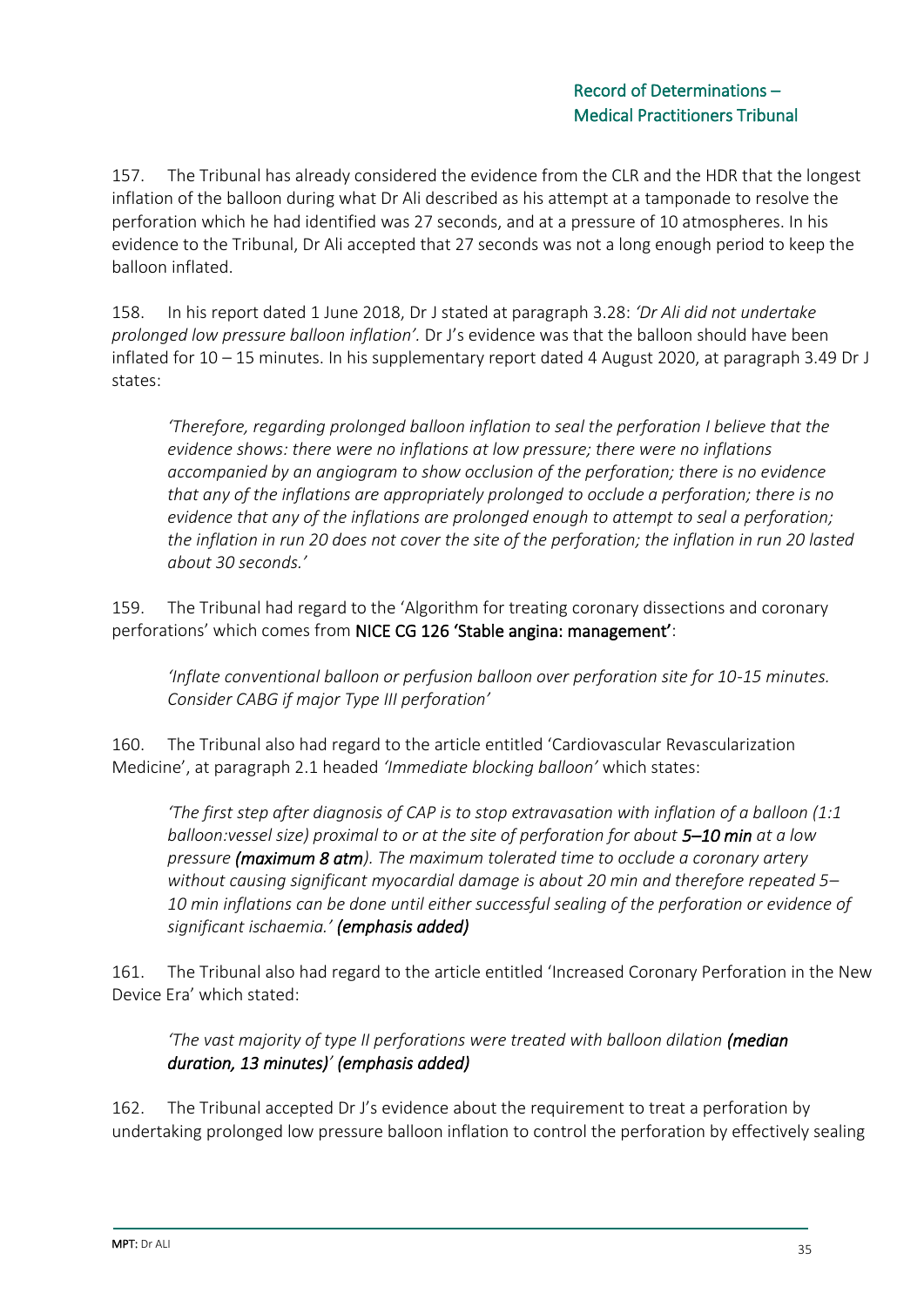157. The Tribunal has already considered the evidence from the CLR and the HDR that the longest inflation of the balloon during what Dr Ali described as his attempt at a tamponade to resolve the perforation which he had identified was 27 seconds, and at a pressure of 10 atmospheres. In his evidence to the Tribunal, Dr Ali accepted that 27 seconds was not a long enough period to keep the balloon inflated.

158. In his report dated 1 June 2018, Dr J stated at paragraph 3.28: *'Dr Ali did not undertake prolonged low pressure balloon inflation'.* Dr J's evidence was that the balloon should have been inflated for 10 – 15 minutes. In his supplementary report dated 4 August 2020, at paragraph 3.49 Dr J states:

> *'Therefore, regarding prolonged balloon inflation to seal the perforation I believe that the evidence shows: there were no inflations at low pressure; there were no inflations accompanied by an angiogram to show occlusion of the perforation; there is no evidence that any of the inflations are appropriately prolonged to occlude a perforation; there is no evidence that any of the inflations are prolonged enough to attempt to seal a perforation; the inflation in run 20 does not cover the site of the perforation; the inflation in run 20 lasted about 30 seconds.'*

159. The Tribunal had regard to the 'Algorithm for treating coronary dissections and coronary perforations' which comes from **NICE CG 126 'Stable angina: management'**:

> *'Inflate conventional balloon or perfusion balloon over perforation site for 10-15 minutes. Consider CABG if major Type III perforation'*

160. The Tribunal also had regard to the article entitled 'Cardiovascular Revascularization Medicine', at paragraph 2.1 headed *'Immediate blocking balloon'* which states:

> *'The first step after diagnosis of CAP is to stop extravasation with inflation of a balloon (1:1 balloon:vessel size) proximal to or at the site of perforation for about **5–10 min** at a low pressure **(maximum 8 atm)**. The maximum tolerated time to occlude a coronary artery without causing significant myocardial damage is about 20 min and therefore repeated 5–10 min inflations can be done until either successful sealing of the perforation or evidence of significant ischaemia.' **(emphasis added)***

161. The Tribunal also had regard to the article entitled 'Increased Coronary Perforation in the New Device Era' which stated:

> *'The vast majority of type II perforations were treated with balloon dilation **(median duration, 13 minutes)**' **(emphasis added)***

162. The Tribunal accepted Dr J's evidence about the requirement to treat a perforation by undertaking prolonged low pressure balloon inflation to control the perforation by effectively sealing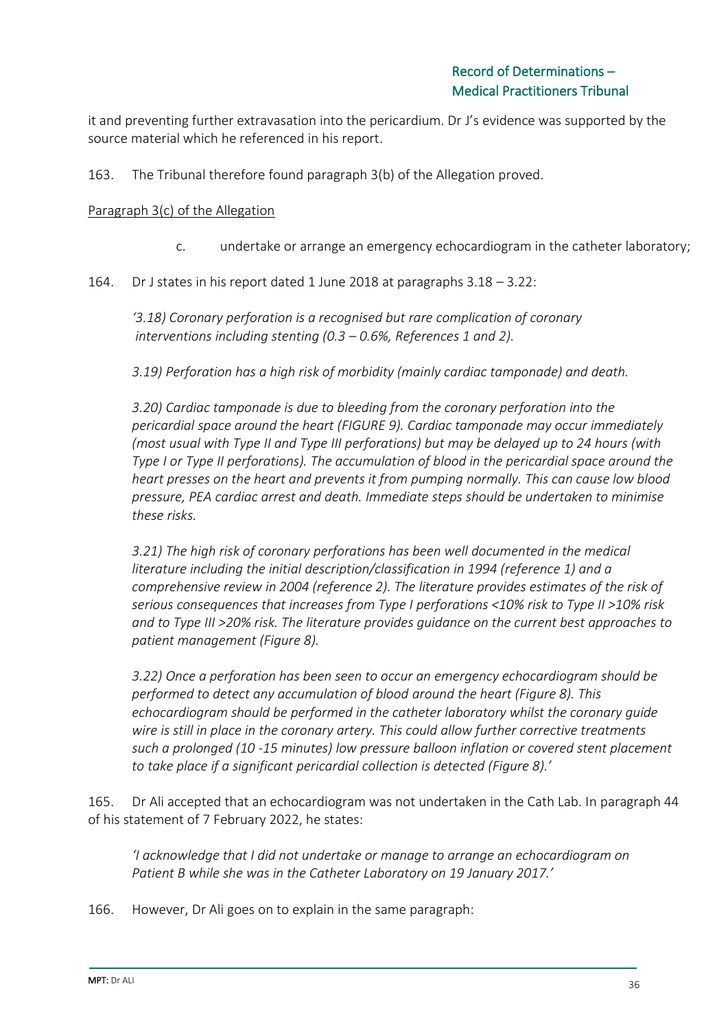it and preventing further extravasation into the pericardium. Dr J's evidence was supported by the source material which he referenced in his report.

163. The Tribunal therefore found paragraph 3(b) of the Allegation proved.

Paragraph 3(c) of the Allegation

c. undertake or arrange an emergency echocardiogram in the catheter laboratory;

164. Dr J states in his report dated 1 June 2018 at paragraphs 3.18 – 3.22:

*'3.18) Coronary perforation is a recognised but rare complication of coronary interventions including stenting (0.3 – 0.6%, References 1 and 2).*

*3.19) Perforation has a high risk of morbidity (mainly cardiac tamponade) and death.*

*3.20) Cardiac tamponade is due to bleeding from the coronary perforation into the pericardial space around the heart (FIGURE 9). Cardiac tamponade may occur immediately (most usual with Type II and Type III perforations) but may be delayed up to 24 hours (with Type I or Type II perforations). The accumulation of blood in the pericardial space around the heart presses on the heart and prevents it from pumping normally. This can cause low blood pressure, PEA cardiac arrest and death. Immediate steps should be undertaken to minimise these risks.*

*3.21) The high risk of coronary perforations has been well documented in the medical literature including the initial description/classification in 1994 (reference 1) and a comprehensive review in 2004 (reference 2). The literature provides estimates of the risk of serious consequences that increases from Type I perforations <10% risk to Type II >10% risk and to Type III >20% risk. The literature provides guidance on the current best approaches to patient management (Figure 8).*

*3.22) Once a perforation has been seen to occur an emergency echocardiogram should be performed to detect any accumulation of blood around the heart (Figure 8). This echocardiogram should be performed in the catheter laboratory whilst the coronary guide wire is still in place in the coronary artery. This could allow further corrective treatments such a prolonged (10 -15 minutes) low pressure balloon inflation or covered stent placement to take place if a significant pericardial collection is detected (Figure 8).'*

165. Dr Ali accepted that an echocardiogram was not undertaken in the Cath Lab. In paragraph 44 of his statement of 7 February 2022, he states:

*'I acknowledge that I did not undertake or manage to arrange an echocardiogram on Patient B while she was in the Catheter Laboratory on 19 January 2017.'*

166. However, Dr Ali goes on to explain in the same paragraph: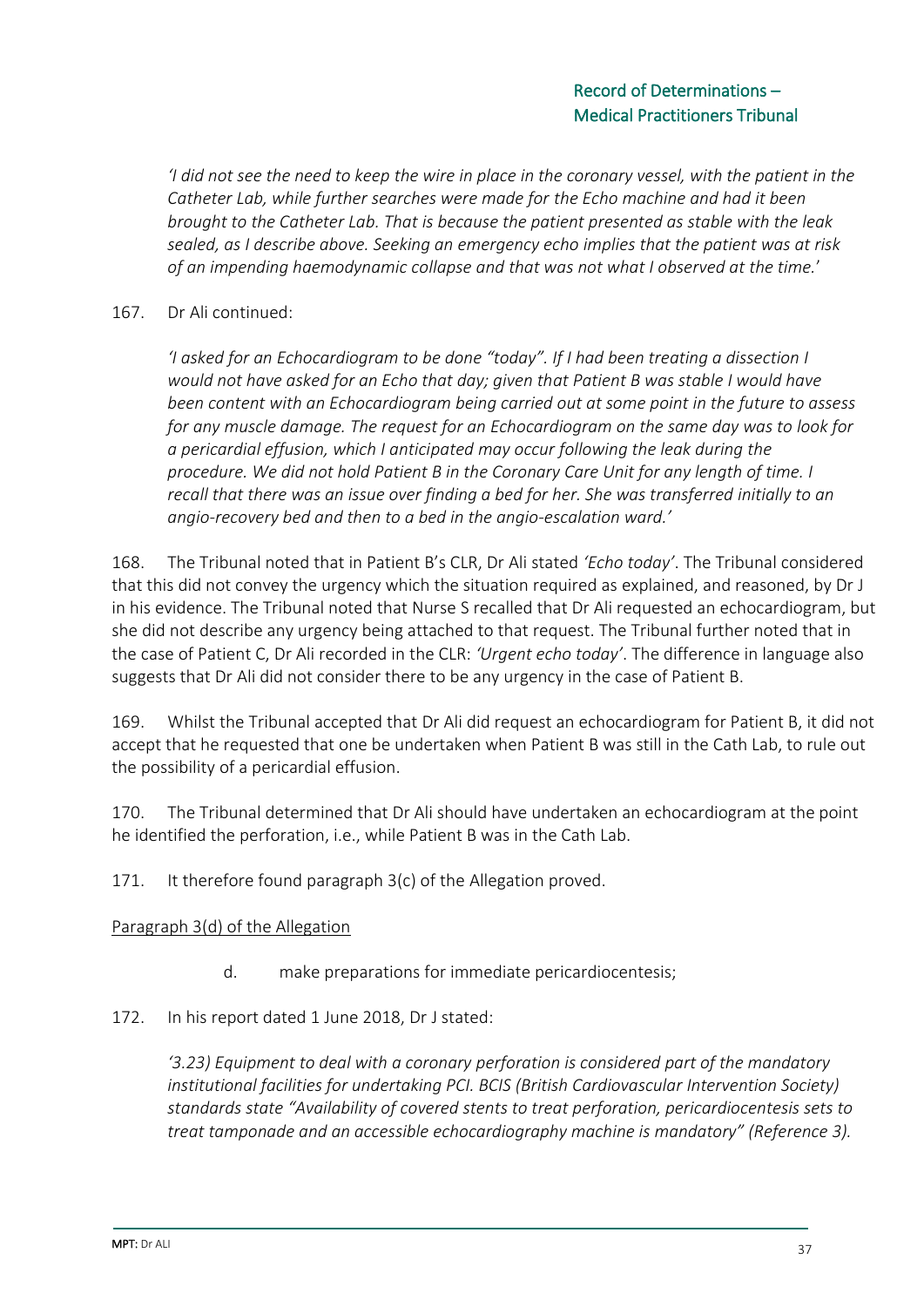*'I did not see the need to keep the wire in place in the coronary vessel, with the patient in the Catheter Lab, while further searches were made for the Echo machine and had it been brought to the Catheter Lab. That is because the patient presented as stable with the leak sealed, as I describe above. Seeking an emergency echo implies that the patient was at risk of an impending haemodynamic collapse and that was not what I observed at the time.'*

167. Dr Ali continued:

*'I asked for an Echocardiogram to be done "today". If I had been treating a dissection I would not have asked for an Echo that day; given that Patient B was stable I would have been content with an Echocardiogram being carried out at some point in the future to assess for any muscle damage. The request for an Echocardiogram on the same day was to look for a pericardial effusion, which I anticipated may occur following the leak during the procedure. We did not hold Patient B in the Coronary Care Unit for any length of time. I recall that there was an issue over finding a bed for her. She was transferred initially to an angio-recovery bed and then to a bed in the angio-escalation ward.'*

168. The Tribunal noted that in Patient B's CLR, Dr Ali stated *'Echo today'*. The Tribunal considered that this did not convey the urgency which the situation required as explained, and reasoned, by Dr J in his evidence. The Tribunal noted that Nurse S recalled that Dr Ali requested an echocardiogram, but she did not describe any urgency being attached to that request. The Tribunal further noted that in the case of Patient C, Dr Ali recorded in the CLR: *'Urgent echo today'*. The difference in language also suggests that Dr Ali did not consider there to be any urgency in the case of Patient B.

169. Whilst the Tribunal accepted that Dr Ali did request an echocardiogram for Patient B, it did not accept that he requested that one be undertaken when Patient B was still in the Cath Lab, to rule out the possibility of a pericardial effusion.

170. The Tribunal determined that Dr Ali should have undertaken an echocardiogram at the point he identified the perforation, i.e., while Patient B was in the Cath Lab.

171. It therefore found paragraph 3(c) of the Allegation proved.

Paragraph 3(d) of the Allegation

d. make preparations for immediate pericardiocentesis;

172. In his report dated 1 June 2018, Dr J stated:

*'3.23) Equipment to deal with a coronary perforation is considered part of the mandatory institutional facilities for undertaking PCI. BCIS (British Cardiovascular Intervention Society) standards state "Availability of covered stents to treat perforation, pericardiocentesis sets to treat tamponade and an accessible echocardiography machine is mandatory" (Reference 3).*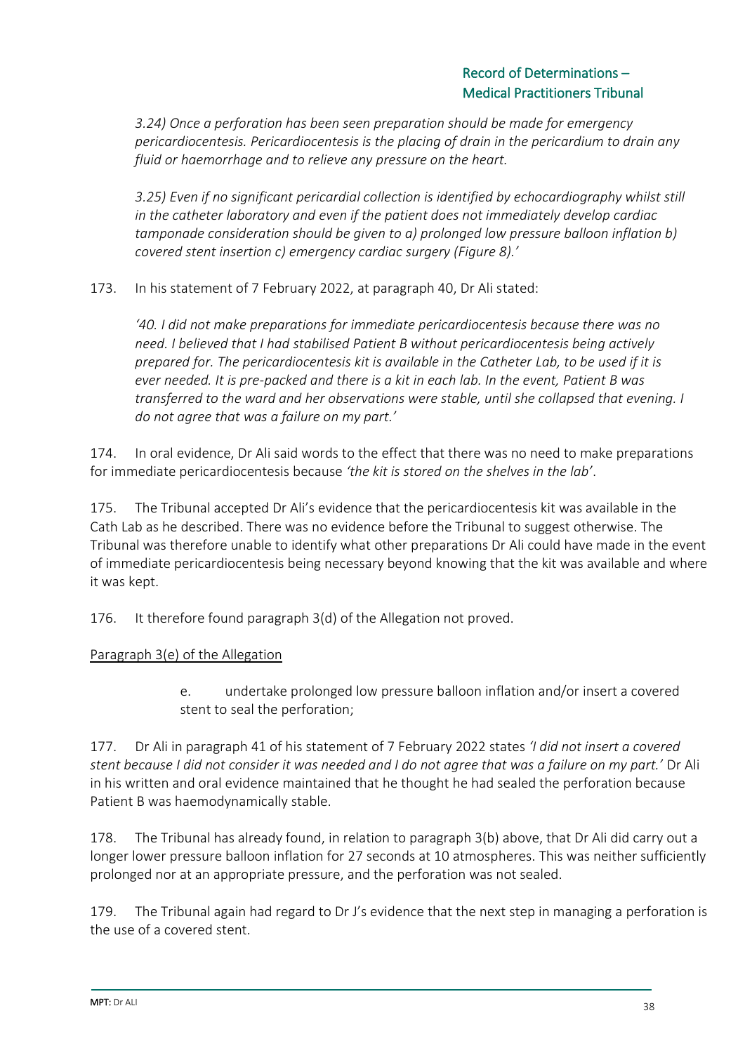*3.24) Once a perforation has been seen preparation should be made for emergency pericardiocentesis. Pericardiocentesis is the placing of drain in the pericardium to drain any fluid or haemorrhage and to relieve any pressure on the heart.*

*3.25) Even if no significant pericardial collection is identified by echocardiography whilst still in the catheter laboratory and even if the patient does not immediately develop cardiac tamponade consideration should be given to a) prolonged low pressure balloon inflation b) covered stent insertion c) emergency cardiac surgery (Figure 8).'*

173. In his statement of 7 February 2022, at paragraph 40, Dr Ali stated:

*'40. I did not make preparations for immediate pericardiocentesis because there was no need. I believed that I had stabilised Patient B without pericardiocentesis being actively prepared for. The pericardiocentesis kit is available in the Catheter Lab, to be used if it is ever needed. It is pre-packed and there is a kit in each lab. In the event, Patient B was transferred to the ward and her observations were stable, until she collapsed that evening. I do not agree that was a failure on my part.'*

174. In oral evidence, Dr Ali said words to the effect that there was no need to make preparations for immediate pericardiocentesis because *'the kit is stored on the shelves in the lab'*.

175. The Tribunal accepted Dr Ali's evidence that the pericardiocentesis kit was available in the Cath Lab as he described. There was no evidence before the Tribunal to suggest otherwise. The Tribunal was therefore unable to identify what other preparations Dr Ali could have made in the event of immediate pericardiocentesis being necessary beyond knowing that the kit was available and where it was kept.

176. It therefore found paragraph 3(d) of the Allegation not proved.

<u>Paragraph 3(e) of the Allegation</u>

> e. undertake prolonged low pressure balloon inflation and/or insert a covered stent to seal the perforation;

177. Dr Ali in paragraph 41 of his statement of 7 February 2022 states *'I did not insert a covered stent because I did not consider it was needed and I do not agree that was a failure on my part.'* Dr Ali in his written and oral evidence maintained that he thought he had sealed the perforation because Patient B was haemodynamically stable.

178. The Tribunal has already found, in relation to paragraph 3(b) above, that Dr Ali did carry out a longer lower pressure balloon inflation for 27 seconds at 10 atmospheres. This was neither sufficiently prolonged nor at an appropriate pressure, and the perforation was not sealed.

179. The Tribunal again had regard to Dr J's evidence that the next step in managing a perforation is the use of a covered stent.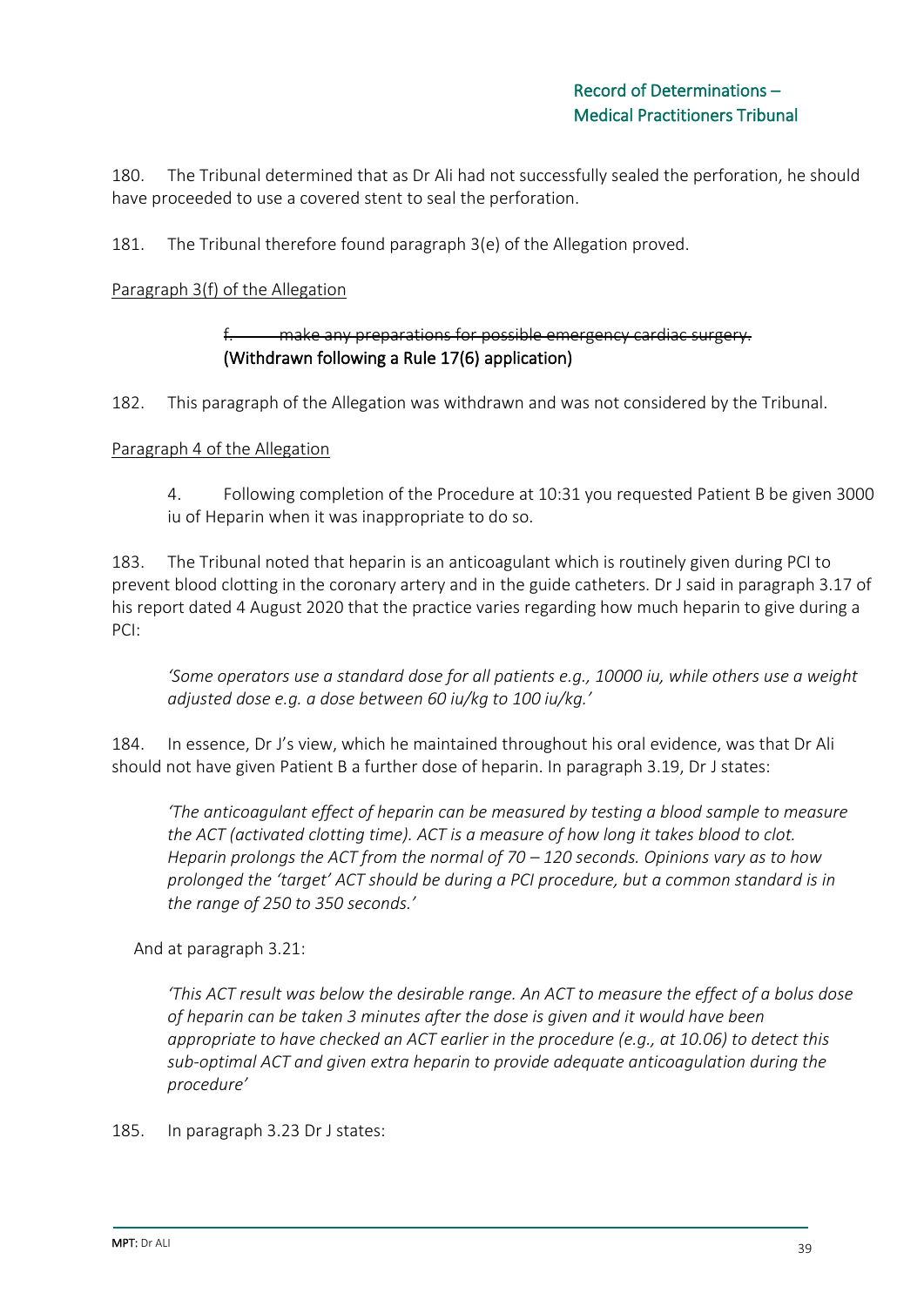180. The Tribunal determined that as Dr Ali had not successfully sealed the perforation, he should have proceeded to use a covered stent to seal the perforation.

181. The Tribunal therefore found paragraph 3(e) of the Allegation proved.

Paragraph 3(f) of the Allegation

> ~~f. make any preparations for possible emergency cardiac surgery.~~
> (Withdrawn following a Rule 17(6) application)

182. This paragraph of the Allegation was withdrawn and was not considered by the Tribunal.

Paragraph 4 of the Allegation

> 4. Following completion of the Procedure at 10:31 you requested Patient B be given 3000 iu of Heparin when it was inappropriate to do so.

183. The Tribunal noted that heparin is an anticoagulant which is routinely given during PCI to prevent blood clotting in the coronary artery and in the guide catheters. Dr J said in paragraph 3.17 of his report dated 4 August 2020 that the practice varies regarding how much heparin to give during a PCI:

> *'Some operators use a standard dose for all patients e.g., 10000 iu, while others use a weight adjusted dose e.g. a dose between 60 iu/kg to 100 iu/kg.'*

184. In essence, Dr J's view, which he maintained throughout his oral evidence, was that Dr Ali should not have given Patient B a further dose of heparin. In paragraph 3.19, Dr J states:

> *'The anticoagulant effect of heparin can be measured by testing a blood sample to measure the ACT (activated clotting time). ACT is a measure of how long it takes blood to clot. Heparin prolongs the ACT from the normal of 70 – 120 seconds. Opinions vary as to how prolonged the 'target' ACT should be during a PCI procedure, but a common standard is in the range of 250 to 350 seconds.'*

And at paragraph 3.21:

> *'This ACT result was below the desirable range. An ACT to measure the effect of a bolus dose of heparin can be taken 3 minutes after the dose is given and it would have been appropriate to have checked an ACT earlier in the procedure (e.g., at 10.06) to detect this sub-optimal ACT and given extra heparin to provide adequate anticoagulation during the procedure'*

185. In paragraph 3.23 Dr J states: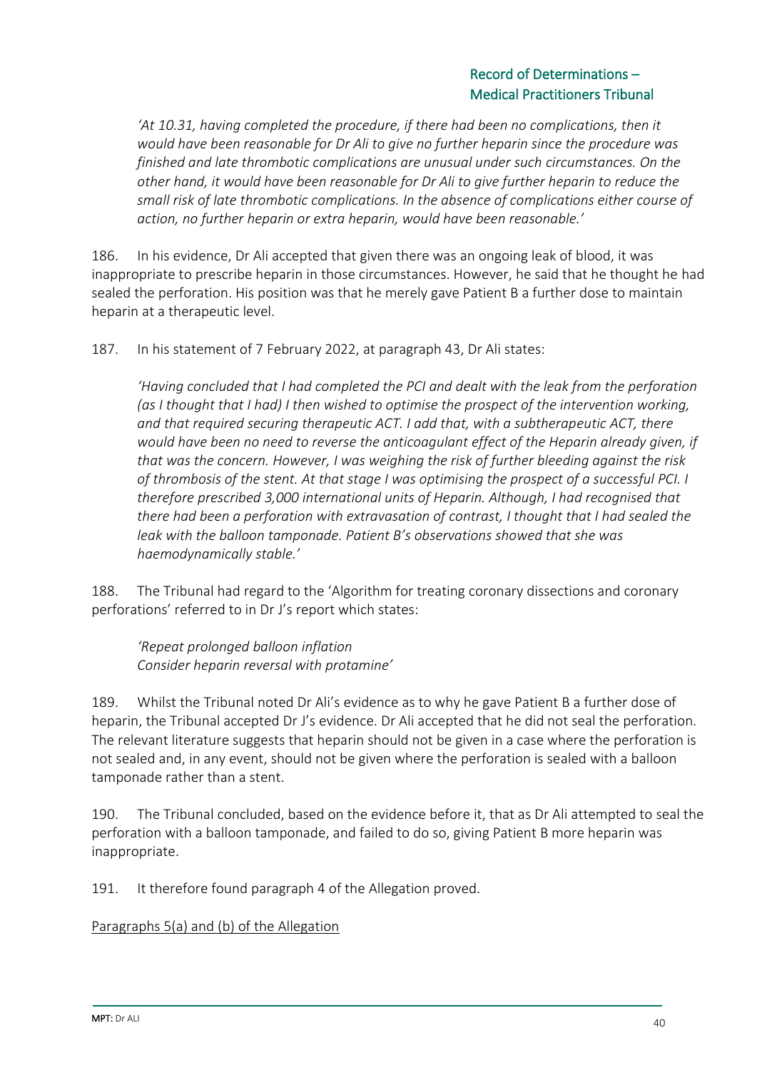> *'At 10.31, having completed the procedure, if there had been no complications, then it would have been reasonable for Dr Ali to give no further heparin since the procedure was finished and late thrombotic complications are unusual under such circumstances. On the other hand, it would have been reasonable for Dr Ali to give further heparin to reduce the small risk of late thrombotic complications. In the absence of complications either course of action, no further heparin or extra heparin, would have been reasonable.'*

186. In his evidence, Dr Ali accepted that given there was an ongoing leak of blood, it was inappropriate to prescribe heparin in those circumstances. However, he said that he thought he had sealed the perforation. His position was that he merely gave Patient B a further dose to maintain heparin at a therapeutic level.

187. In his statement of 7 February 2022, at paragraph 43, Dr Ali states:

> *'Having concluded that I had completed the PCI and dealt with the leak from the perforation (as I thought that I had) I then wished to optimise the prospect of the intervention working, and that required securing therapeutic ACT. I add that, with a subtherapeutic ACT, there would have been no need to reverse the anticoagulant effect of the Heparin already given, if that was the concern. However, I was weighing the risk of further bleeding against the risk of thrombosis of the stent. At that stage I was optimising the prospect of a successful PCI. I therefore prescribed 3,000 international units of Heparin. Although, I had recognised that there had been a perforation with extravasation of contrast, I thought that I had sealed the leak with the balloon tamponade. Patient B's observations showed that she was haemodynamically stable.'*

188. The Tribunal had regard to the 'Algorithm for treating coronary dissections and coronary perforations' referred to in Dr J's report which states:

> *'Repeat prolonged balloon inflation*
> *Consider heparin reversal with protamine'*

189. Whilst the Tribunal noted Dr Ali's evidence as to why he gave Patient B a further dose of heparin, the Tribunal accepted Dr J's evidence. Dr Ali accepted that he did not seal the perforation. The relevant literature suggests that heparin should not be given in a case where the perforation is not sealed and, in any event, should not be given where the perforation is sealed with a balloon tamponade rather than a stent.

190. The Tribunal concluded, based on the evidence before it, that as Dr Ali attempted to seal the perforation with a balloon tamponade, and failed to do so, giving Patient B more heparin was inappropriate.

191. It therefore found paragraph 4 of the Allegation proved.

<u>Paragraphs 5(a) and (b) of the Allegation</u>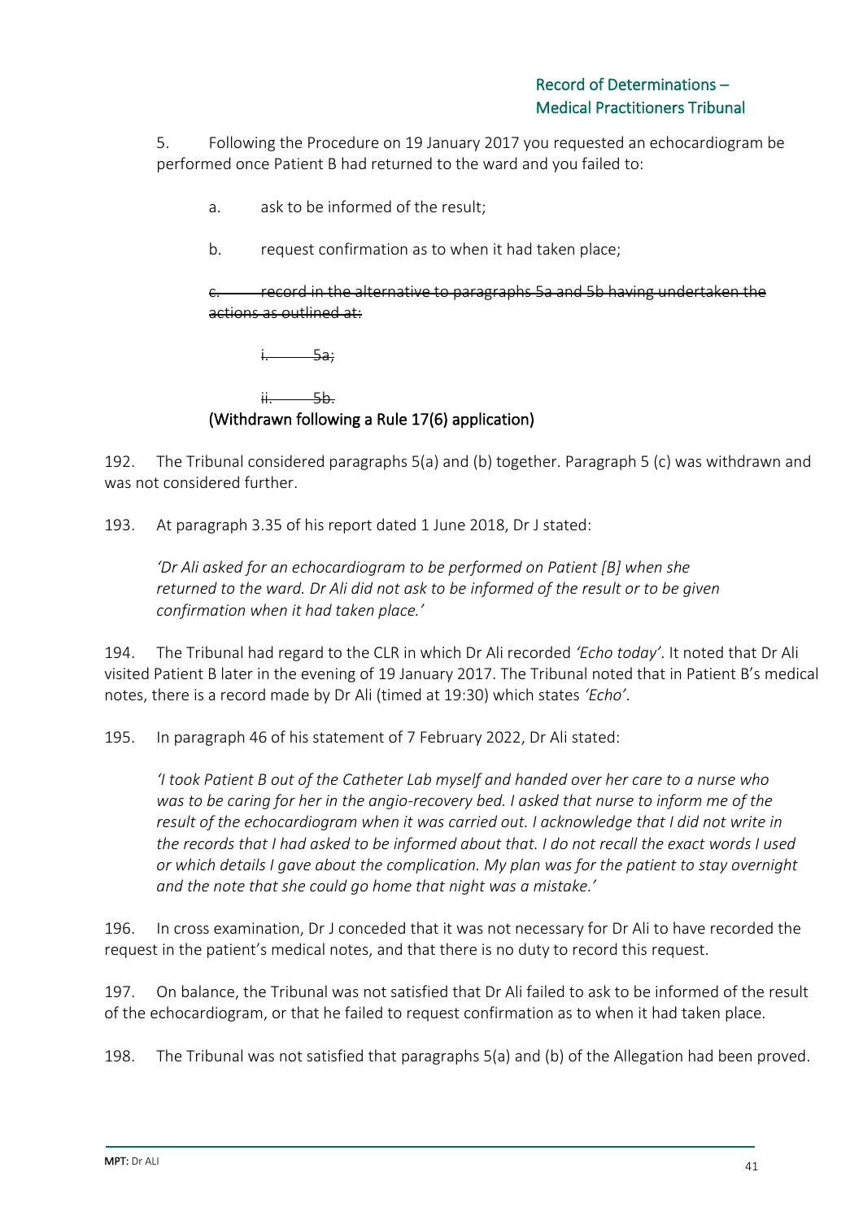5. Following the Procedure on 19 January 2017 you requested an echocardiogram be performed once Patient B had returned to the ward and you failed to:

a. ask to be informed of the result;

b. request confirmation as to when it had taken place;

~~c. record in the alternative to paragraphs 5a and 5b having undertaken the actions as outlined at:~~

~~i. 5a;~~

~~ii. 5b.~~

(Withdrawn following a Rule 17(6) application)

192. The Tribunal considered paragraphs 5(a) and (b) together. Paragraph 5 (c) was withdrawn and was not considered further.

193. At paragraph 3.35 of his report dated 1 June 2018, Dr J stated:

> *'Dr Ali asked for an echocardiogram to be performed on Patient [B] when she returned to the ward. Dr Ali did not ask to be informed of the result or to be given confirmation when it had taken place.'*

194. The Tribunal had regard to the CLR in which Dr Ali recorded *'Echo today'*. It noted that Dr Ali visited Patient B later in the evening of 19 January 2017. The Tribunal noted that in Patient B's medical notes, there is a record made by Dr Ali (timed at 19:30) which states *'Echo'*.

195. In paragraph 46 of his statement of 7 February 2022, Dr Ali stated:

> *'I took Patient B out of the Catheter Lab myself and handed over her care to a nurse who was to be caring for her in the angio-recovery bed. I asked that nurse to inform me of the result of the echocardiogram when it was carried out. I acknowledge that I did not write in the records that I had asked to be informed about that. I do not recall the exact words I used or which details I gave about the complication. My plan was for the patient to stay overnight and the note that she could go home that night was a mistake.'*

196. In cross examination, Dr J conceded that it was not necessary for Dr Ali to have recorded the request in the patient's medical notes, and that there is no duty to record this request.

197. On balance, the Tribunal was not satisfied that Dr Ali failed to ask to be informed of the result of the echocardiogram, or that he failed to request confirmation as to when it had taken place.

198. The Tribunal was not satisfied that paragraphs 5(a) and (b) of the Allegation had been proved.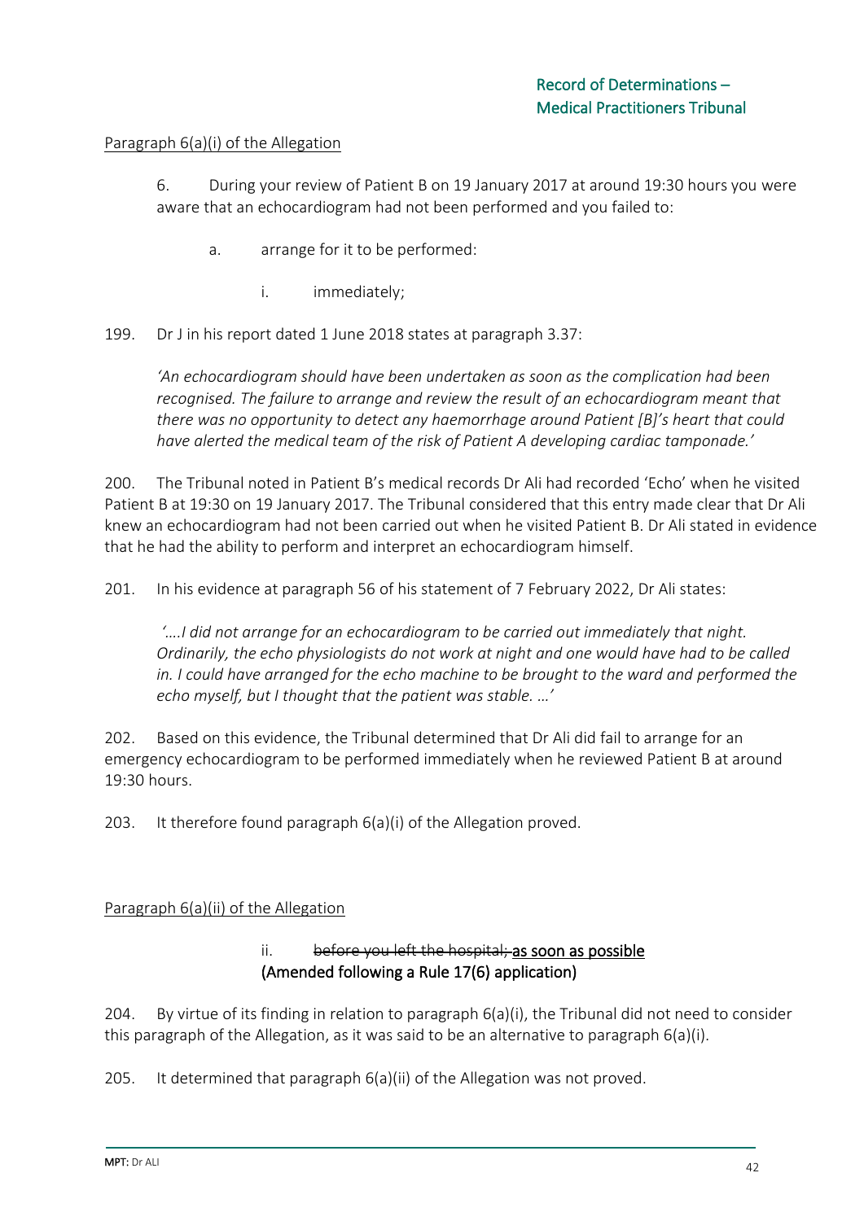Paragraph 6(a)(i) of the Allegation

> 6. During your review of Patient B on 19 January 2017 at around 19:30 hours you were aware that an echocardiogram had not been performed and you failed to:
>
> a. arrange for it to be performed:
>
> i. immediately;

199. Dr J in his report dated 1 June 2018 states at paragraph 3.37:

> *'An echocardiogram should have been undertaken as soon as the complication had been recognised. The failure to arrange and review the result of an echocardiogram meant that there was no opportunity to detect any haemorrhage around Patient [B]'s heart that could have alerted the medical team of the risk of Patient A developing cardiac tamponade.'*

200. The Tribunal noted in Patient B's medical records Dr Ali had recorded 'Echo' when he visited Patient B at 19:30 on 19 January 2017. The Tribunal considered that this entry made clear that Dr Ali knew an echocardiogram had not been carried out when he visited Patient B. Dr Ali stated in evidence that he had the ability to perform and interpret an echocardiogram himself.

201. In his evidence at paragraph 56 of his statement of 7 February 2022, Dr Ali states:

> *'….I did not arrange for an echocardiogram to be carried out immediately that night. Ordinarily, the echo physiologists do not work at night and one would have had to be called in. I could have arranged for the echo machine to be brought to the ward and performed the echo myself, but I thought that the patient was stable. …'*

202. Based on this evidence, the Tribunal determined that Dr Ali did fail to arrange for an emergency echocardiogram to be performed immediately when he reviewed Patient B at around 19:30 hours.

203. It therefore found paragraph 6(a)(i) of the Allegation proved.

Paragraph 6(a)(ii) of the Allegation

> ii. ~~before you left the hospital;~~ as soon as possible **(Amended following a Rule 17(6) application)**

204. By virtue of its finding in relation to paragraph 6(a)(i), the Tribunal did not need to consider this paragraph of the Allegation, as it was said to be an alternative to paragraph 6(a)(i).

205. It determined that paragraph 6(a)(ii) of the Allegation was not proved.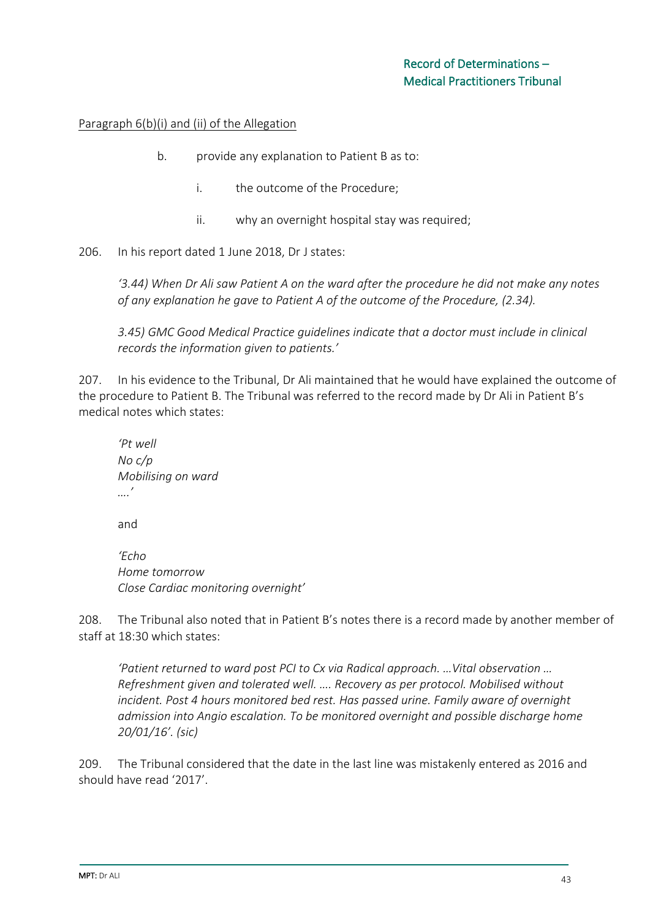Paragraph 6(b)(i) and (ii) of the Allegation

b. provide any explanation to Patient B as to:

i. the outcome of the Procedure;

ii. why an overnight hospital stay was required;

206. In his report dated 1 June 2018, Dr J states:

> *'3.44) When Dr Ali saw Patient A on the ward after the procedure he did not make any notes of any explanation he gave to Patient A of the outcome of the Procedure, (2.34).*
>
> *3.45) GMC Good Medical Practice guidelines indicate that a doctor must include in clinical records the information given to patients.'*

207. In his evidence to the Tribunal, Dr Ali maintained that he would have explained the outcome of the procedure to Patient B. The Tribunal was referred to the record made by Dr Ali in Patient B's medical notes which states:

> *'Pt well*
> *No c/p*
> *Mobilising on ward*
> *….'*
>
> and
>
> *'Echo*
> *Home tomorrow*
> *Close Cardiac monitoring overnight'*

208. The Tribunal also noted that in Patient B's notes there is a record made by another member of staff at 18:30 which states:

> *'Patient returned to ward post PCI to Cx via Radical approach. …Vital observation … Refreshment given and tolerated well. …. Recovery as per protocol. Mobilised without incident. Post 4 hours monitored bed rest. Has passed urine. Family aware of overnight admission into Angio escalation. To be monitored overnight and possible discharge home 20/01/16'. (sic)*

209. The Tribunal considered that the date in the last line was mistakenly entered as 2016 and should have read '2017'.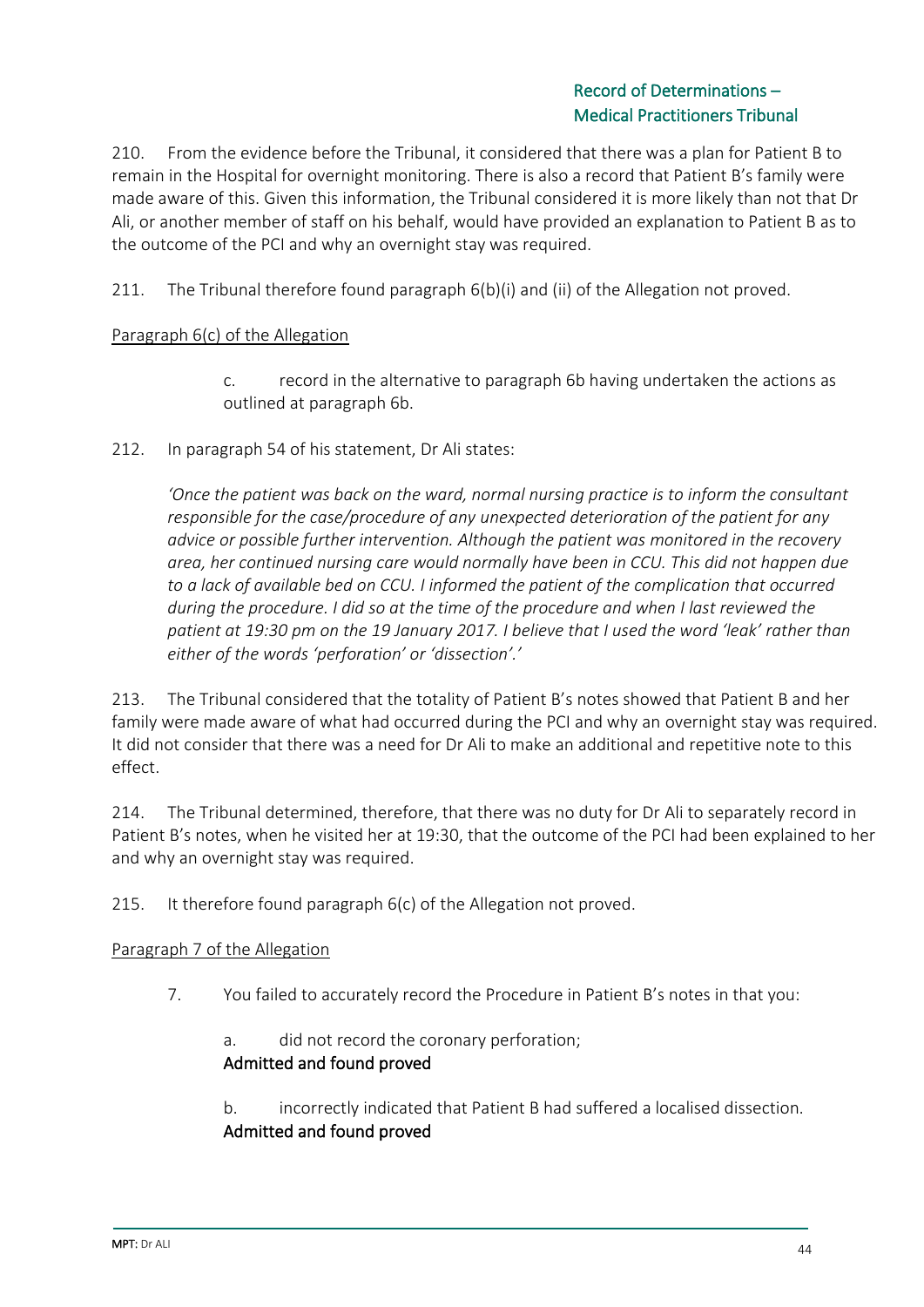210. From the evidence before the Tribunal, it considered that there was a plan for Patient B to remain in the Hospital for overnight monitoring. There is also a record that Patient B's family were made aware of this. Given this information, the Tribunal considered it is more likely than not that Dr Ali, or another member of staff on his behalf, would have provided an explanation to Patient B as to the outcome of the PCI and why an overnight stay was required.

211. The Tribunal therefore found paragraph 6(b)(i) and (ii) of the Allegation not proved.

Paragraph 6(c) of the Allegation

> c. record in the alternative to paragraph 6b having undertaken the actions as outlined at paragraph 6b.

212. In paragraph 54 of his statement, Dr Ali states:

> *'Once the patient was back on the ward, normal nursing practice is to inform the consultant responsible for the case/procedure of any unexpected deterioration of the patient for any advice or possible further intervention. Although the patient was monitored in the recovery area, her continued nursing care would normally have been in CCU. This did not happen due to a lack of available bed on CCU. I informed the patient of the complication that occurred during the procedure. I did so at the time of the procedure and when I last reviewed the patient at 19:30 pm on the 19 January 2017. I believe that I used the word 'leak' rather than either of the words 'perforation' or 'dissection'.'*

213. The Tribunal considered that the totality of Patient B's notes showed that Patient B and her family were made aware of what had occurred during the PCI and why an overnight stay was required. It did not consider that there was a need for Dr Ali to make an additional and repetitive note to this effect.

214. The Tribunal determined, therefore, that there was no duty for Dr Ali to separately record in Patient B's notes, when he visited her at 19:30, that the outcome of the PCI had been explained to her and why an overnight stay was required.

215. It therefore found paragraph 6(c) of the Allegation not proved.

Paragraph 7 of the Allegation

> 7. You failed to accurately record the Procedure in Patient B's notes in that you:
>
> a. did not record the coronary perforation;
> **Admitted and found proved**
>
> b. incorrectly indicated that Patient B had suffered a localised dissection.
> **Admitted and found proved**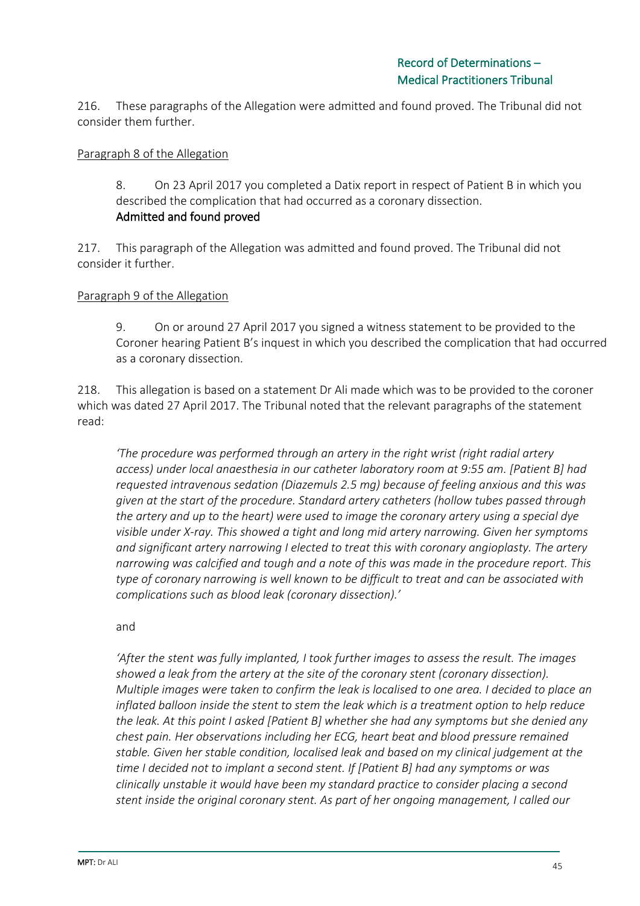216. These paragraphs of the Allegation were admitted and found proved. The Tribunal did not consider them further.

Paragraph 8 of the Allegation

> 8. On 23 April 2017 you completed a Datix report in respect of Patient B in which you described the complication that had occurred as a coronary dissection.
> **Admitted and found proved**

217. This paragraph of the Allegation was admitted and found proved. The Tribunal did not consider it further.

Paragraph 9 of the Allegation

> 9. On or around 27 April 2017 you signed a witness statement to be provided to the Coroner hearing Patient B's inquest in which you described the complication that had occurred as a coronary dissection.

218. This allegation is based on a statement Dr Ali made which was to be provided to the coroner which was dated 27 April 2017. The Tribunal noted that the relevant paragraphs of the statement read:

> *'The procedure was performed through an artery in the right wrist (right radial artery access) under local anaesthesia in our catheter laboratory room at 9:55 am. [Patient B] had requested intravenous sedation (Diazemuls 2.5 mg) because of feeling anxious and this was given at the start of the procedure. Standard artery catheters (hollow tubes passed through the artery and up to the heart) were used to image the coronary artery using a special dye visible under X-ray. This showed a tight and long mid artery narrowing. Given her symptoms and significant artery narrowing I elected to treat this with coronary angioplasty. The artery narrowing was calcified and tough and a note of this was made in the procedure report. This type of coronary narrowing is well known to be difficult to treat and can be associated with complications such as blood leak (coronary dissection).'*
>
> and
>
> *'After the stent was fully implanted, I took further images to assess the result. The images showed a leak from the artery at the site of the coronary stent (coronary dissection). Multiple images were taken to confirm the leak is localised to one area. I decided to place an inflated balloon inside the stent to stem the leak which is a treatment option to help reduce the leak. At this point I asked [Patient B] whether she had any symptoms but she denied any chest pain. Her observations including her ECG, heart beat and blood pressure remained stable. Given her stable condition, localised leak and based on my clinical judgement at the time I decided not to implant a second stent. If [Patient B] had any symptoms or was clinically unstable it would have been my standard practice to consider placing a second stent inside the original coronary stent. As part of her ongoing management, I called our*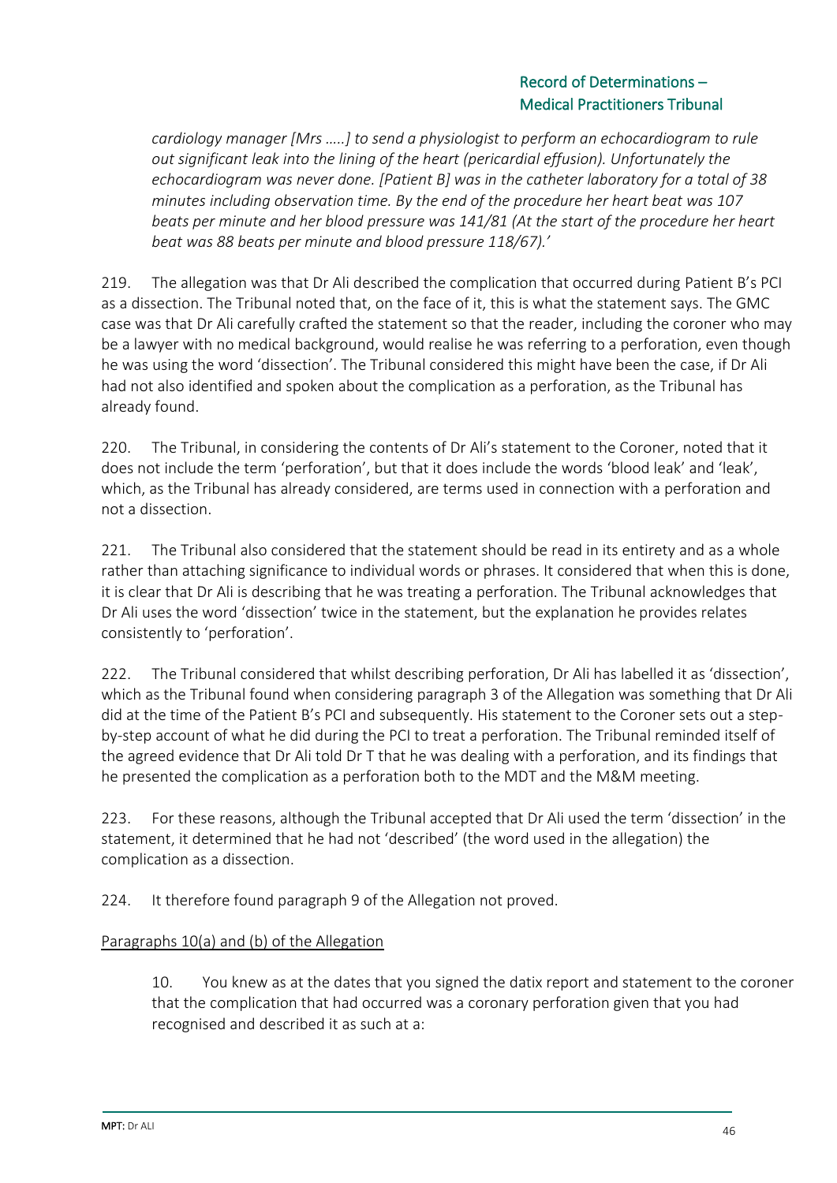*cardiology manager [Mrs …..] to send a physiologist to perform an echocardiogram to rule out significant leak into the lining of the heart (pericardial effusion). Unfortunately the echocardiogram was never done. [Patient B] was in the catheter laboratory for a total of 38 minutes including observation time. By the end of the procedure her heart beat was 107 beats per minute and her blood pressure was 141/81 (At the start of the procedure her heart beat was 88 beats per minute and blood pressure 118/67).'*

219. The allegation was that Dr Ali described the complication that occurred during Patient B's PCI as a dissection. The Tribunal noted that, on the face of it, this is what the statement says. The GMC case was that Dr Ali carefully crafted the statement so that the reader, including the coroner who may be a lawyer with no medical background, would realise he was referring to a perforation, even though he was using the word 'dissection'. The Tribunal considered this might have been the case, if Dr Ali had not also identified and spoken about the complication as a perforation, as the Tribunal has already found.

220. The Tribunal, in considering the contents of Dr Ali's statement to the Coroner, noted that it does not include the term 'perforation', but that it does include the words 'blood leak' and 'leak', which, as the Tribunal has already considered, are terms used in connection with a perforation and not a dissection.

221. The Tribunal also considered that the statement should be read in its entirety and as a whole rather than attaching significance to individual words or phrases. It considered that when this is done, it is clear that Dr Ali is describing that he was treating a perforation. The Tribunal acknowledges that Dr Ali uses the word 'dissection' twice in the statement, but the explanation he provides relates consistently to 'perforation'.

222. The Tribunal considered that whilst describing perforation, Dr Ali has labelled it as 'dissection', which as the Tribunal found when considering paragraph 3 of the Allegation was something that Dr Ali did at the time of the Patient B's PCI and subsequently. His statement to the Coroner sets out a step-by-step account of what he did during the PCI to treat a perforation. The Tribunal reminded itself of the agreed evidence that Dr Ali told Dr T that he was dealing with a perforation, and its findings that he presented the complication as a perforation both to the MDT and the M&M meeting.

223. For these reasons, although the Tribunal accepted that Dr Ali used the term 'dissection' in the statement, it determined that he had not 'described' (the word used in the allegation) the complication as a dissection.

224. It therefore found paragraph 9 of the Allegation not proved.

<u>Paragraphs 10(a) and (b) of the Allegation</u>

> 10. You knew as at the dates that you signed the datix report and statement to the coroner that the complication that had occurred was a coronary perforation given that you had recognised and described it as such at a: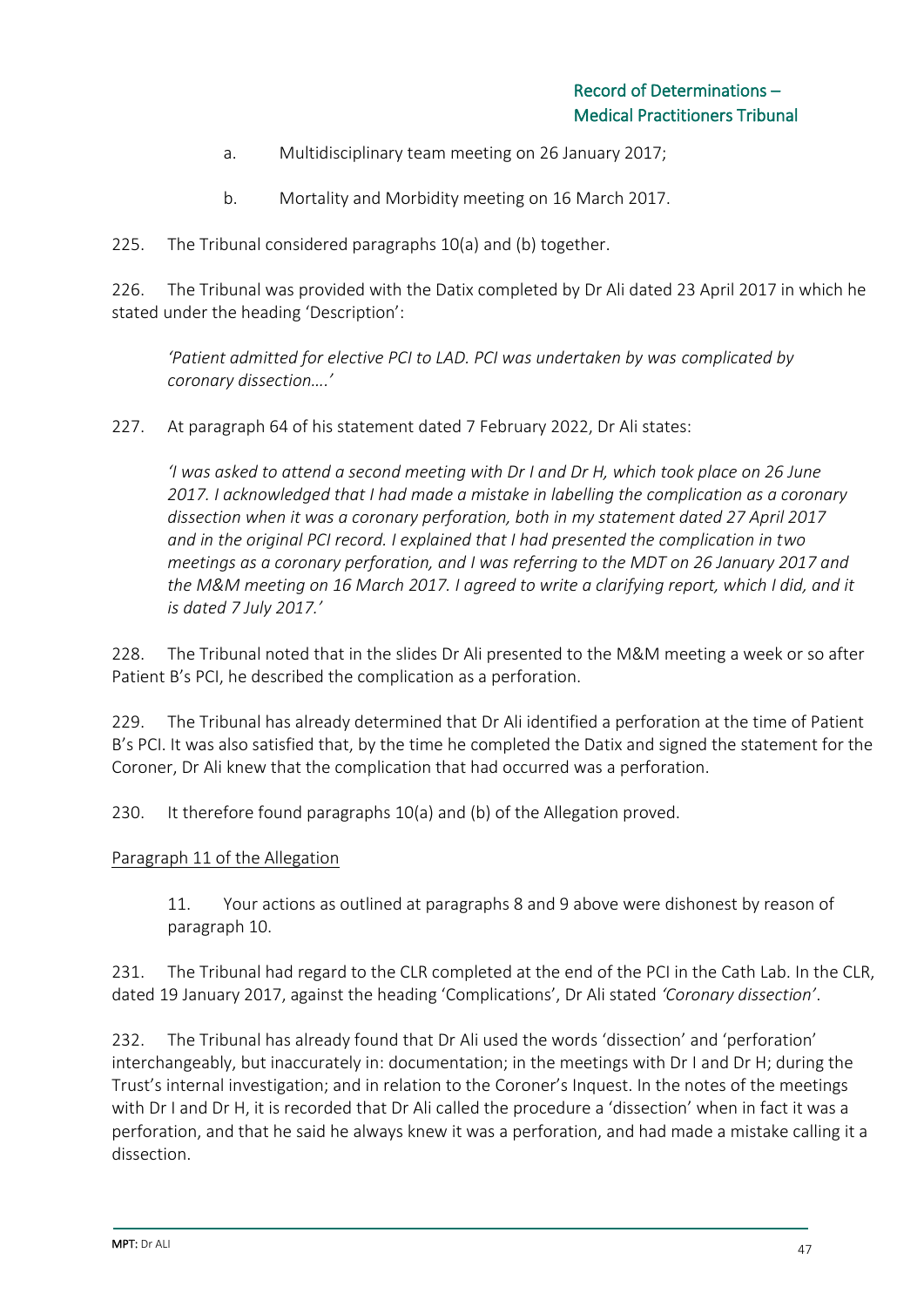a. Multidisciplinary team meeting on 26 January 2017;

b. Mortality and Morbidity meeting on 16 March 2017.

225. The Tribunal considered paragraphs 10(a) and (b) together.

226. The Tribunal was provided with the Datix completed by Dr Ali dated 23 April 2017 in which he stated under the heading 'Description':

> *'Patient admitted for elective PCI to LAD. PCI was undertaken by was complicated by coronary dissection….'*

227. At paragraph 64 of his statement dated 7 February 2022, Dr Ali states:

> *'I was asked to attend a second meeting with Dr I and Dr H, which took place on 26 June 2017. I acknowledged that I had made a mistake in labelling the complication as a coronary dissection when it was a coronary perforation, both in my statement dated 27 April 2017 and in the original PCI record. I explained that I had presented the complication in two meetings as a coronary perforation, and I was referring to the MDT on 26 January 2017 and the M&M meeting on 16 March 2017. I agreed to write a clarifying report, which I did, and it is dated 7 July 2017.'*

228. The Tribunal noted that in the slides Dr Ali presented to the M&M meeting a week or so after Patient B's PCI, he described the complication as a perforation.

229. The Tribunal has already determined that Dr Ali identified a perforation at the time of Patient B's PCI. It was also satisfied that, by the time he completed the Datix and signed the statement for the Coroner, Dr Ali knew that the complication that had occurred was a perforation.

230. It therefore found paragraphs 10(a) and (b) of the Allegation proved.

<u>Paragraph 11 of the Allegation</u>

> 11. Your actions as outlined at paragraphs 8 and 9 above were dishonest by reason of paragraph 10.

231. The Tribunal had regard to the CLR completed at the end of the PCI in the Cath Lab. In the CLR, dated 19 January 2017, against the heading 'Complications', Dr Ali stated *'Coronary dissection'*.

232. The Tribunal has already found that Dr Ali used the words 'dissection' and 'perforation' interchangeably, but inaccurately in: documentation; in the meetings with Dr I and Dr H; during the Trust's internal investigation; and in relation to the Coroner's Inquest. In the notes of the meetings with Dr I and Dr H, it is recorded that Dr Ali called the procedure a 'dissection' when in fact it was a perforation, and that he said he always knew it was a perforation, and had made a mistake calling it a dissection.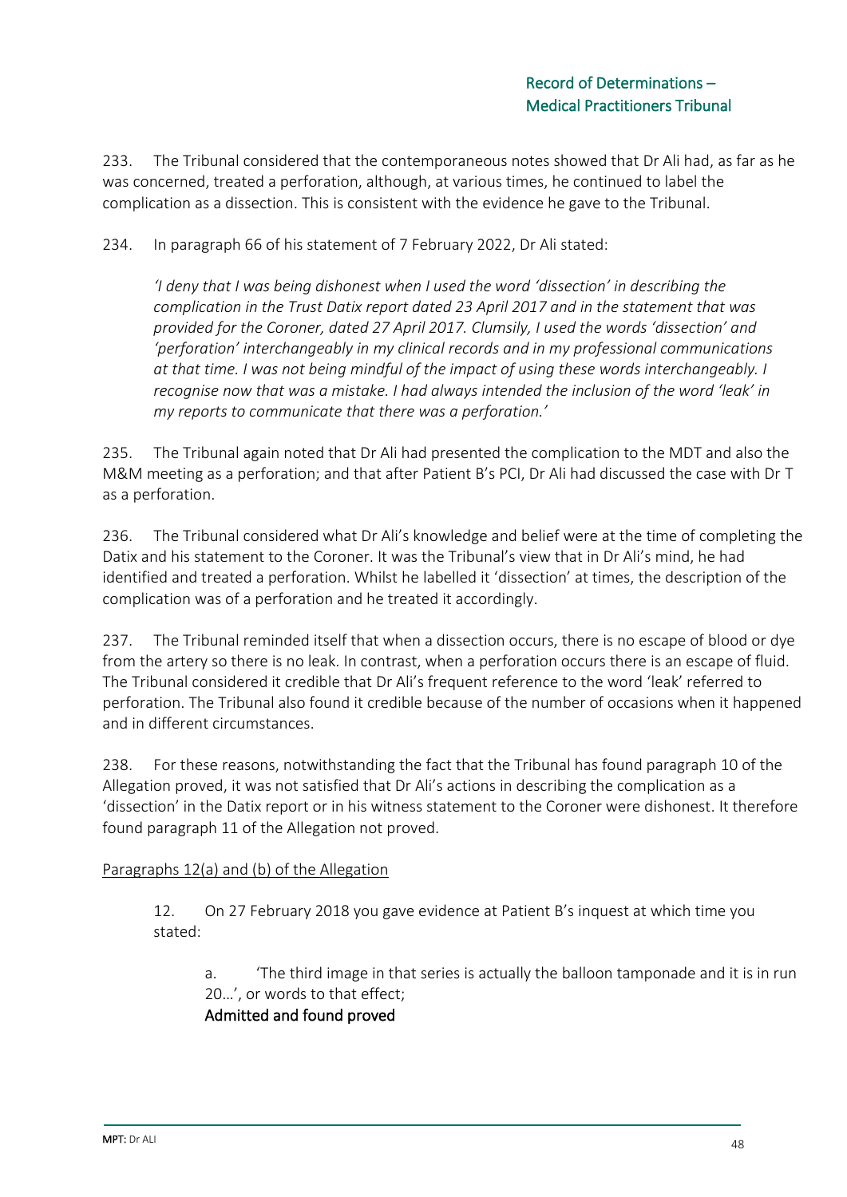233. The Tribunal considered that the contemporaneous notes showed that Dr Ali had, as far as he was concerned, treated a perforation, although, at various times, he continued to label the complication as a dissection. This is consistent with the evidence he gave to the Tribunal.

234. In paragraph 66 of his statement of 7 February 2022, Dr Ali stated:

> *'I deny that I was being dishonest when I used the word 'dissection' in describing the complication in the Trust Datix report dated 23 April 2017 and in the statement that was provided for the Coroner, dated 27 April 2017. Clumsily, I used the words 'dissection' and 'perforation' interchangeably in my clinical records and in my professional communications at that time. I was not being mindful of the impact of using these words interchangeably. I recognise now that was a mistake. I had always intended the inclusion of the word 'leak' in my reports to communicate that there was a perforation.'*

235. The Tribunal again noted that Dr Ali had presented the complication to the MDT and also the M&M meeting as a perforation; and that after Patient B's PCI, Dr Ali had discussed the case with Dr T as a perforation.

236. The Tribunal considered what Dr Ali's knowledge and belief were at the time of completing the Datix and his statement to the Coroner. It was the Tribunal's view that in Dr Ali's mind, he had identified and treated a perforation. Whilst he labelled it 'dissection' at times, the description of the complication was of a perforation and he treated it accordingly.

237. The Tribunal reminded itself that when a dissection occurs, there is no escape of blood or dye from the artery so there is no leak. In contrast, when a perforation occurs there is an escape of fluid. The Tribunal considered it credible that Dr Ali's frequent reference to the word 'leak' referred to perforation. The Tribunal also found it credible because of the number of occasions when it happened and in different circumstances.

238. For these reasons, notwithstanding the fact that the Tribunal has found paragraph 10 of the Allegation proved, it was not satisfied that Dr Ali's actions in describing the complication as a 'dissection' in the Datix report or in his witness statement to the Coroner were dishonest. It therefore found paragraph 11 of the Allegation not proved.

<u>Paragraphs 12(a) and (b) of the Allegation</u>

> 12. On 27 February 2018 you gave evidence at Patient B's inquest at which time you stated:
>
> > a. 'The third image in that series is actually the balloon tamponade and it is in run 20…', or words to that effect;
> > **Admitted and found proved**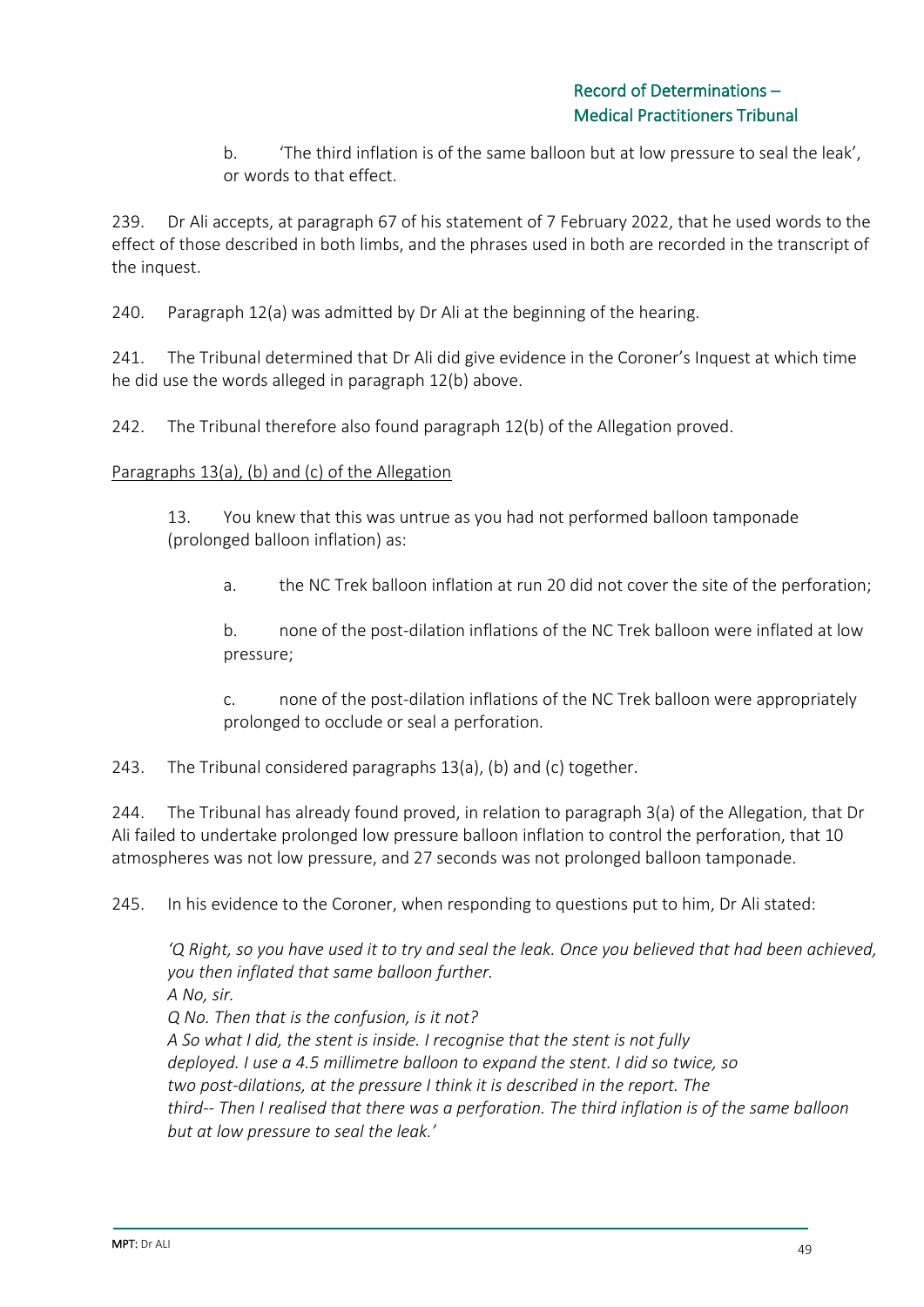b. 'The third inflation is of the same balloon but at low pressure to seal the leak', or words to that effect.

239. Dr Ali accepts, at paragraph 67 of his statement of 7 February 2022, that he used words to the effect of those described in both limbs, and the phrases used in both are recorded in the transcript of the inquest.

240. Paragraph 12(a) was admitted by Dr Ali at the beginning of the hearing.

241. The Tribunal determined that Dr Ali did give evidence in the Coroner's Inquest at which time he did use the words alleged in paragraph 12(b) above.

242. The Tribunal therefore also found paragraph 12(b) of the Allegation proved.

<u>Paragraphs 13(a), (b) and (c) of the Allegation</u>

> 13. You knew that this was untrue as you had not performed balloon tamponade (prolonged balloon inflation) as:
>
> a. the NC Trek balloon inflation at run 20 did not cover the site of the perforation;
>
> b. none of the post-dilation inflations of the NC Trek balloon were inflated at low pressure;
>
> c. none of the post-dilation inflations of the NC Trek balloon were appropriately prolonged to occlude or seal a perforation.

243. The Tribunal considered paragraphs 13(a), (b) and (c) together.

244. The Tribunal has already found proved, in relation to paragraph 3(a) of the Allegation, that Dr Ali failed to undertake prolonged low pressure balloon inflation to control the perforation, that 10 atmospheres was not low pressure, and 27 seconds was not prolonged balloon tamponade.

245. In his evidence to the Coroner, when responding to questions put to him, Dr Ali stated:

> *'Q Right, so you have used it to try and seal the leak. Once you believed that had been achieved, you then inflated that same balloon further.*
> *A No, sir.*
> *Q No. Then that is the confusion, is it not?*
> *A So what I did, the stent is inside. I recognise that the stent is not fully deployed. I use a 4.5 millimetre balloon to expand the stent. I did so twice, so two post-dilations, at the pressure I think it is described in the report. The third-- Then I realised that there was a perforation. The third inflation is of the same balloon but at low pressure to seal the leak.'*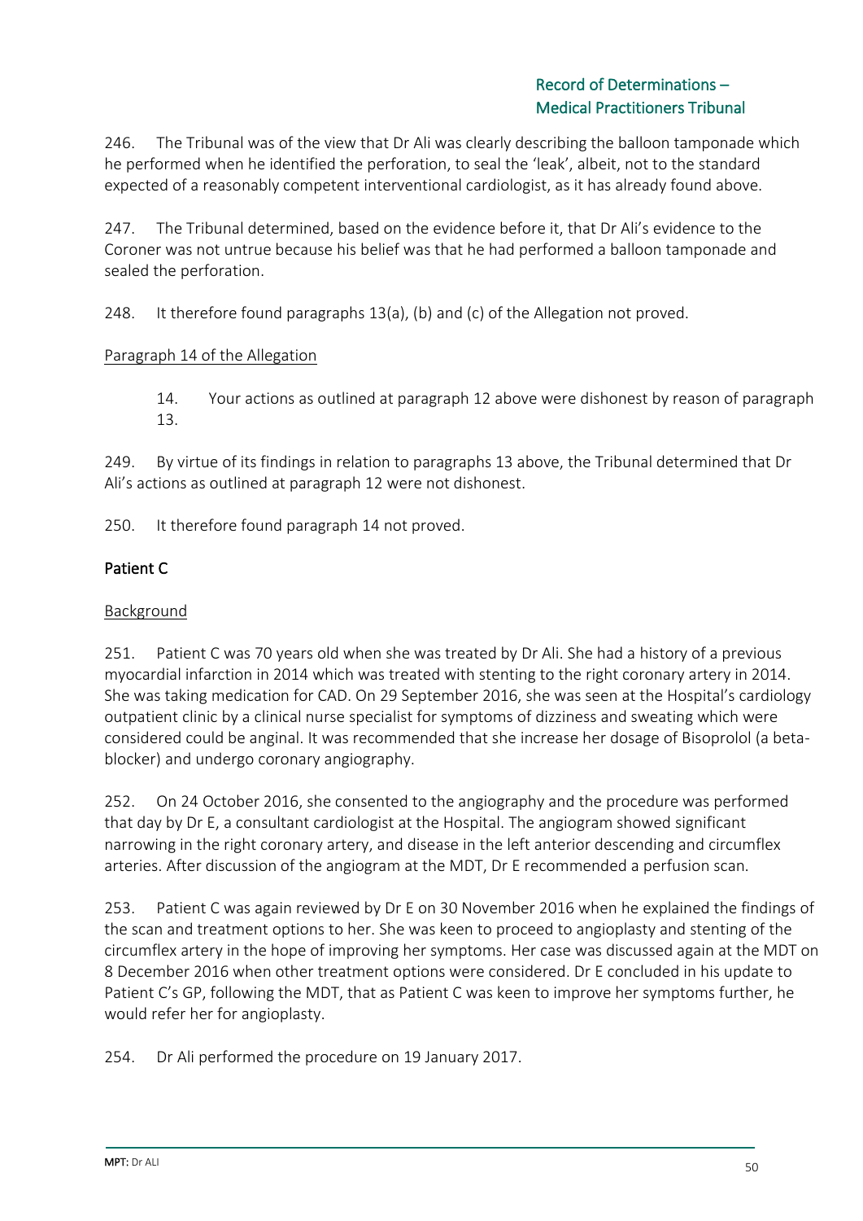246. The Tribunal was of the view that Dr Ali was clearly describing the balloon tamponade which he performed when he identified the perforation, to seal the 'leak', albeit, not to the standard expected of a reasonably competent interventional cardiologist, as it has already found above.

247. The Tribunal determined, based on the evidence before it, that Dr Ali's evidence to the Coroner was not untrue because his belief was that he had performed a balloon tamponade and sealed the perforation.

248. It therefore found paragraphs 13(a), (b) and (c) of the Allegation not proved.

<u>Paragraph 14 of the Allegation</u>

> 14. Your actions as outlined at paragraph 12 above were dishonest by reason of paragraph 13.

249. By virtue of its findings in relation to paragraphs 13 above, the Tribunal determined that Dr Ali's actions as outlined at paragraph 12 were not dishonest.

250. It therefore found paragraph 14 not proved.

## Patient C

<u>Background</u>

251. Patient C was 70 years old when she was treated by Dr Ali. She had a history of a previous myocardial infarction in 2014 which was treated with stenting to the right coronary artery in 2014. She was taking medication for CAD. On 29 September 2016, she was seen at the Hospital's cardiology outpatient clinic by a clinical nurse specialist for symptoms of dizziness and sweating which were considered could be anginal. It was recommended that she increase her dosage of Bisoprolol (a beta-blocker) and undergo coronary angiography.

252. On 24 October 2016, she consented to the angiography and the procedure was performed that day by Dr E, a consultant cardiologist at the Hospital. The angiogram showed significant narrowing in the right coronary artery, and disease in the left anterior descending and circumflex arteries. After discussion of the angiogram at the MDT, Dr E recommended a perfusion scan.

253. Patient C was again reviewed by Dr E on 30 November 2016 when he explained the findings of the scan and treatment options to her. She was keen to proceed to angioplasty and stenting of the circumflex artery in the hope of improving her symptoms. Her case was discussed again at the MDT on 8 December 2016 when other treatment options were considered. Dr E concluded in his update to Patient C's GP, following the MDT, that as Patient C was keen to improve her symptoms further, he would refer her for angioplasty.

254. Dr Ali performed the procedure on 19 January 2017.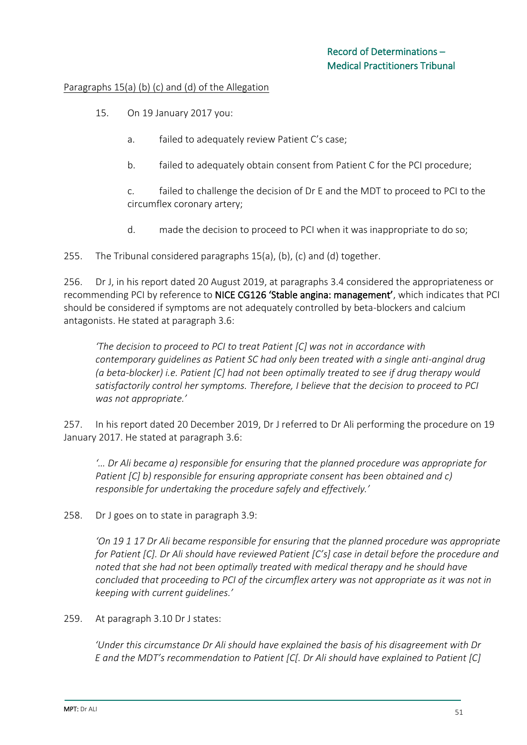Paragraphs 15(a) (b) (c) and (d) of the Allegation

15. On 19 January 2017 you:

a. failed to adequately review Patient C's case;

b. failed to adequately obtain consent from Patient C for the PCI procedure;

c. failed to challenge the decision of Dr E and the MDT to proceed to PCI to the circumflex coronary artery;

d. made the decision to proceed to PCI when it was inappropriate to do so;

255. The Tribunal considered paragraphs 15(a), (b), (c) and (d) together.

256. Dr J, in his report dated 20 August 2019, at paragraphs 3.4 considered the appropriateness or recommending PCI by reference to **NICE CG126 'Stable angina: management'**, which indicates that PCI should be considered if symptoms are not adequately controlled by beta-blockers and calcium antagonists. He stated at paragraph 3.6:

> *'The decision to proceed to PCI to treat Patient [C] was not in accordance with contemporary guidelines as Patient SC had only been treated with a single anti-anginal drug (a beta-blocker) i.e. Patient [C] had not been optimally treated to see if drug therapy would satisfactorily control her symptoms. Therefore, I believe that the decision to proceed to PCI was not appropriate.'*

257. In his report dated 20 December 2019, Dr J referred to Dr Ali performing the procedure on 19 January 2017. He stated at paragraph 3.6:

> *'… Dr Ali became a) responsible for ensuring that the planned procedure was appropriate for Patient [C] b) responsible for ensuring appropriate consent has been obtained and c) responsible for undertaking the procedure safely and effectively.'*

258. Dr J goes on to state in paragraph 3.9:

> *'On 19 1 17 Dr Ali became responsible for ensuring that the planned procedure was appropriate for Patient [C]. Dr Ali should have reviewed Patient [C's] case in detail before the procedure and noted that she had not been optimally treated with medical therapy and he should have concluded that proceeding to PCI of the circumflex artery was not appropriate as it was not in keeping with current guidelines.'*

259. At paragraph 3.10 Dr J states:

> *'Under this circumstance Dr Ali should have explained the basis of his disagreement with Dr E and the MDT's recommendation to Patient [C[. Dr Ali should have explained to Patient [C]*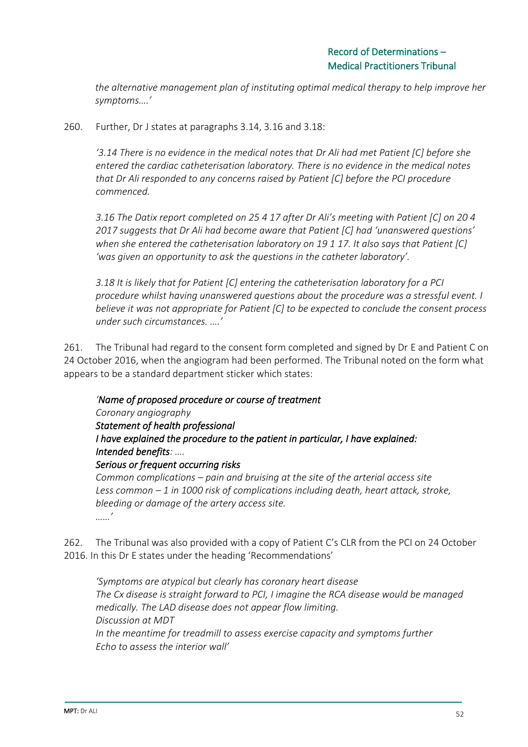*the alternative management plan of instituting optimal medical therapy to help improve her symptoms….'*

260. Further, Dr J states at paragraphs 3.14, 3.16 and 3.18:

> *'3.14 There is no evidence in the medical notes that Dr Ali had met Patient [C] before she entered the cardiac catheterisation laboratory. There is no evidence in the medical notes that Dr Ali responded to any concerns raised by Patient [C] before the PCI procedure commenced.*
>
> *3.16 The Datix report completed on 25 4 17 after Dr Ali's meeting with Patient [C] on 20 4 2017 suggests that Dr Ali had become aware that Patient [C] had 'unanswered questions' when she entered the catheterisation laboratory on 19 1 17. It also says that Patient [C] 'was given an opportunity to ask the questions in the catheter laboratory'.*
>
> *3.18 It is likely that for Patient [C] entering the catheterisation laboratory for a PCI procedure whilst having unanswered questions about the procedure was a stressful event. I believe it was not appropriate for Patient [C] to be expected to conclude the consent process under such circumstances. ….'*

261. The Tribunal had regard to the consent form completed and signed by Dr E and Patient C on 24 October 2016, when the angiogram had been performed. The Tribunal noted on the form what appears to be a standard department sticker which states:

> ***'Name of proposed procedure or course of treatment***
> *Coronary angiography*
> ***Statement of health professional***
> ***I have explained the procedure to the patient in particular, I have explained:***
> ***Intended benefits**: ….*
> ***Serious or frequent occurring risks***
> *Common complications – pain and bruising at the site of the arterial access site*
> *Less common – 1 in 1000 risk of complications including death, heart attack, stroke, bleeding or damage of the artery access site.*
> *……'*

262. The Tribunal was also provided with a copy of Patient C's CLR from the PCI on 24 October 2016. In this Dr E states under the heading 'Recommendations'

> *'Symptoms are atypical but clearly has coronary heart disease*
> *The Cx disease is straight forward to PCI, I imagine the RCA disease would be managed medically. The LAD disease does not appear flow limiting.*
> *Discussion at MDT*
> *In the meantime for treadmill to assess exercise capacity and symptoms further*
> *Echo to assess the interior wall'*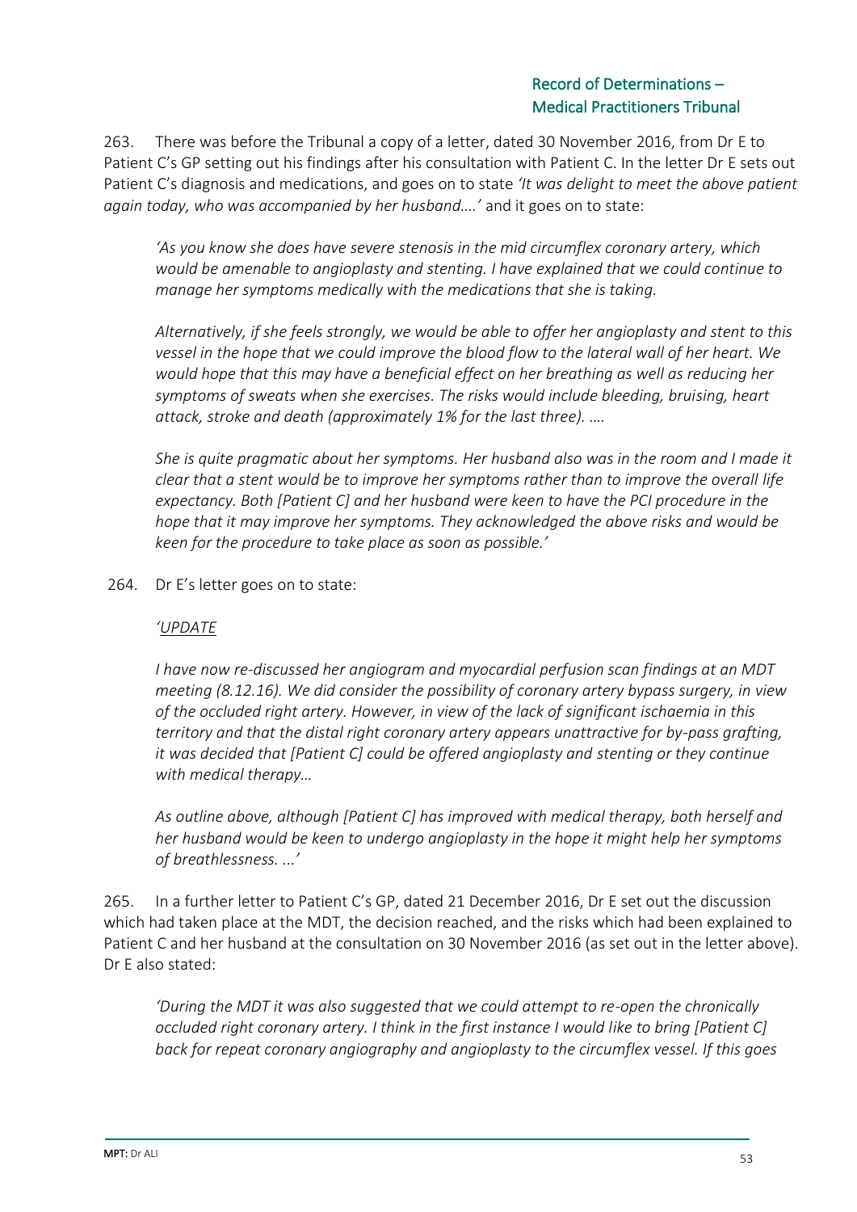263. There was before the Tribunal a copy of a letter, dated 30 November 2016, from Dr E to Patient C's GP setting out his findings after his consultation with Patient C. In the letter Dr E sets out Patient C's diagnosis and medications, and goes on to state *'It was delight to meet the above patient again today, who was accompanied by her husband….'* and it goes on to state:

> *'As you know she does have severe stenosis in the mid circumflex coronary artery, which would be amenable to angioplasty and stenting. I have explained that we could continue to manage her symptoms medically with the medications that she is taking.*
>
> *Alternatively, if she feels strongly, we would be able to offer her angioplasty and stent to this vessel in the hope that we could improve the blood flow to the lateral wall of her heart. We would hope that this may have a beneficial effect on her breathing as well as reducing her symptoms of sweats when she exercises. The risks would include bleeding, bruising, heart attack, stroke and death (approximately 1% for the last three). ….*
>
> *She is quite pragmatic about her symptoms. Her husband also was in the room and I made it clear that a stent would be to improve her symptoms rather than to improve the overall life expectancy. Both [Patient C] and her husband were keen to have the PCI procedure in the hope that it may improve her symptoms. They acknowledged the above risks and would be keen for the procedure to take place as soon as possible.'*

264. Dr E's letter goes on to state:

> *'UPDATE*
>
> *I have now re-discussed her angiogram and myocardial perfusion scan findings at an MDT meeting (8.12.16). We did consider the possibility of coronary artery bypass surgery, in view of the occluded right artery. However, in view of the lack of significant ischaemia in this territory and that the distal right coronary artery appears unattractive for by-pass grafting, it was decided that [Patient C] could be offered angioplasty and stenting or they continue with medical therapy…*
>
> *As outline above, although [Patient C] has improved with medical therapy, both herself and her husband would be keen to undergo angioplasty in the hope it might help her symptoms of breathlessness. ...'*

265. In a further letter to Patient C's GP, dated 21 December 2016, Dr E set out the discussion which had taken place at the MDT, the decision reached, and the risks which had been explained to Patient C and her husband at the consultation on 30 November 2016 (as set out in the letter above). Dr E also stated:

> *'During the MDT it was also suggested that we could attempt to re-open the chronically occluded right coronary artery. I think in the first instance I would like to bring [Patient C] back for repeat coronary angiography and angioplasty to the circumflex vessel. If this goes*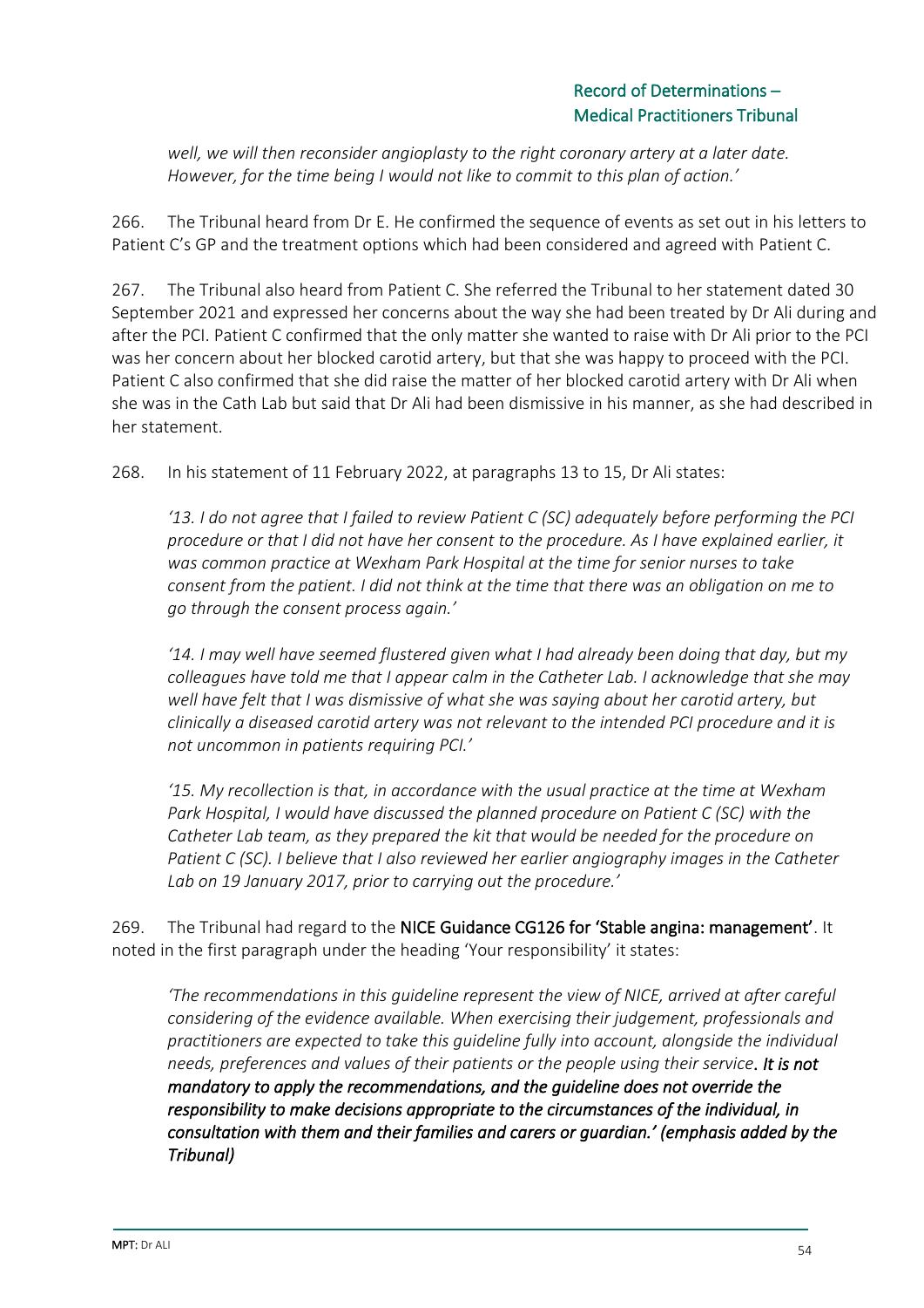*well, we will then reconsider angioplasty to the right coronary artery at a later date. However, for the time being I would not like to commit to this plan of action.'*

266. The Tribunal heard from Dr E. He confirmed the sequence of events as set out in his letters to Patient C's GP and the treatment options which had been considered and agreed with Patient C.

267. The Tribunal also heard from Patient C. She referred the Tribunal to her statement dated 30 September 2021 and expressed her concerns about the way she had been treated by Dr Ali during and after the PCI. Patient C confirmed that the only matter she wanted to raise with Dr Ali prior to the PCI was her concern about her blocked carotid artery, but that she was happy to proceed with the PCI. Patient C also confirmed that she did raise the matter of her blocked carotid artery with Dr Ali when she was in the Cath Lab but said that Dr Ali had been dismissive in his manner, as she had described in her statement.

268. In his statement of 11 February 2022, at paragraphs 13 to 15, Dr Ali states:

> *'13. I do not agree that I failed to review Patient C (SC) adequately before performing the PCI procedure or that I did not have her consent to the procedure. As I have explained earlier, it was common practice at Wexham Park Hospital at the time for senior nurses to take consent from the patient. I did not think at the time that there was an obligation on me to go through the consent process again.'*
>
> *'14. I may well have seemed flustered given what I had already been doing that day, but my colleagues have told me that I appear calm in the Catheter Lab. I acknowledge that she may well have felt that I was dismissive of what she was saying about her carotid artery, but clinically a diseased carotid artery was not relevant to the intended PCI procedure and it is not uncommon in patients requiring PCI.'*
>
> *'15. My recollection is that, in accordance with the usual practice at the time at Wexham Park Hospital, I would have discussed the planned procedure on Patient C (SC) with the Catheter Lab team, as they prepared the kit that would be needed for the procedure on Patient C (SC). I believe that I also reviewed her earlier angiography images in the Catheter Lab on 19 January 2017, prior to carrying out the procedure.'*

269. The Tribunal had regard to the **NICE Guidance CG126 for 'Stable angina: management'**. It noted in the first paragraph under the heading 'Your responsibility' it states:

> *'The recommendations in this guideline represent the view of NICE, arrived at after careful considering of the evidence available. When exercising their judgement, professionals and practitioners are expected to take this guideline fully into account, alongside the individual needs, preferences and values of their patients or the people using their service. **It is not mandatory to apply the recommendations, and the guideline does not override the responsibility to make decisions appropriate to the circumstances of the individual, in consultation with them and their families and carers or guardian.' (emphasis added by the Tribunal)***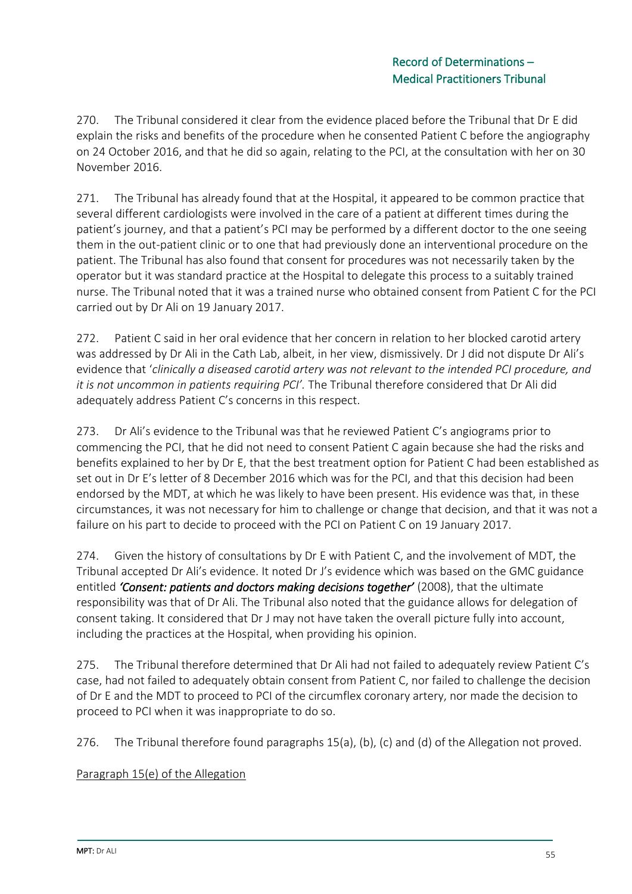270. The Tribunal considered it clear from the evidence placed before the Tribunal that Dr E did explain the risks and benefits of the procedure when he consented Patient C before the angiography on 24 October 2016, and that he did so again, relating to the PCI, at the consultation with her on 30 November 2016.

271. The Tribunal has already found that at the Hospital, it appeared to be common practice that several different cardiologists were involved in the care of a patient at different times during the patient's journey, and that a patient's PCI may be performed by a different doctor to the one seeing them in the out-patient clinic or to one that had previously done an interventional procedure on the patient. The Tribunal has also found that consent for procedures was not necessarily taken by the operator but it was standard practice at the Hospital to delegate this process to a suitably trained nurse. The Tribunal noted that it was a trained nurse who obtained consent from Patient C for the PCI carried out by Dr Ali on 19 January 2017.

272. Patient C said in her oral evidence that her concern in relation to her blocked carotid artery was addressed by Dr Ali in the Cath Lab, albeit, in her view, dismissively. Dr J did not dispute Dr Ali's evidence that '*clinically a diseased carotid artery was not relevant to the intended PCI procedure, and it is not uncommon in patients requiring PCI'.* The Tribunal therefore considered that Dr Ali did adequately address Patient C's concerns in this respect.

273. Dr Ali's evidence to the Tribunal was that he reviewed Patient C's angiograms prior to commencing the PCI, that he did not need to consent Patient C again because she had the risks and benefits explained to her by Dr E, that the best treatment option for Patient C had been established as set out in Dr E's letter of 8 December 2016 which was for the PCI, and that this decision had been endorsed by the MDT, at which he was likely to have been present. His evidence was that, in these circumstances, it was not necessary for him to challenge or change that decision, and that it was not a failure on his part to decide to proceed with the PCI on Patient C on 19 January 2017.

274. Given the history of consultations by Dr E with Patient C, and the involvement of MDT, the Tribunal accepted Dr Ali's evidence. It noted Dr J's evidence which was based on the GMC guidance entitled ***'Consent: patients and doctors making decisions together'*** (2008), that the ultimate responsibility was that of Dr Ali. The Tribunal also noted that the guidance allows for delegation of consent taking. It considered that Dr J may not have taken the overall picture fully into account, including the practices at the Hospital, when providing his opinion.

275. The Tribunal therefore determined that Dr Ali had not failed to adequately review Patient C's case, had not failed to adequately obtain consent from Patient C, nor failed to challenge the decision of Dr E and the MDT to proceed to PCI of the circumflex coronary artery, nor made the decision to proceed to PCI when it was inappropriate to do so.

276. The Tribunal therefore found paragraphs 15(a), (b), (c) and (d) of the Allegation not proved.

Paragraph 15(e) of the Allegation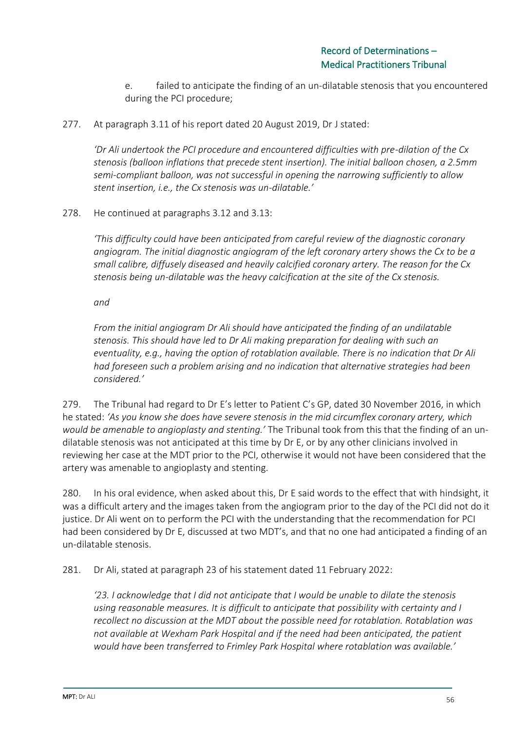e. failed to anticipate the finding of an un-dilatable stenosis that you encountered during the PCI procedure;

277. At paragraph 3.11 of his report dated 20 August 2019, Dr J stated:

> *'Dr Ali undertook the PCI procedure and encountered difficulties with pre-dilation of the Cx stenosis (balloon inflations that precede stent insertion). The initial balloon chosen, a 2.5mm semi-compliant balloon, was not successful in opening the narrowing sufficiently to allow stent insertion, i.e., the Cx stenosis was un-dilatable.'*

278. He continued at paragraphs 3.12 and 3.13:

> *'This difficulty could have been anticipated from careful review of the diagnostic coronary angiogram. The initial diagnostic angiogram of the left coronary artery shows the Cx to be a small calibre, diffusely diseased and heavily calcified coronary artery. The reason for the Cx stenosis being un-dilatable was the heavy calcification at the site of the Cx stenosis.*
>
> *and*
>
> *From the initial angiogram Dr Ali should have anticipated the finding of an undilatable stenosis. This should have led to Dr Ali making preparation for dealing with such an eventuality, e.g., having the option of rotablation available. There is no indication that Dr Ali had foreseen such a problem arising and no indication that alternative strategies had been considered.'*

279. The Tribunal had regard to Dr E's letter to Patient C's GP, dated 30 November 2016, in which he stated: *'As you know she does have severe stenosis in the mid circumflex coronary artery, which would be amenable to angioplasty and stenting.'* The Tribunal took from this that the finding of an un-dilatable stenosis was not anticipated at this time by Dr E, or by any other clinicians involved in reviewing her case at the MDT prior to the PCI, otherwise it would not have been considered that the artery was amenable to angioplasty and stenting.

280. In his oral evidence, when asked about this, Dr E said words to the effect that with hindsight, it was a difficult artery and the images taken from the angiogram prior to the day of the PCI did not do it justice. Dr Ali went on to perform the PCI with the understanding that the recommendation for PCI had been considered by Dr E, discussed at two MDT's, and that no one had anticipated a finding of an un-dilatable stenosis.

281. Dr Ali, stated at paragraph 23 of his statement dated 11 February 2022:

> *'23. I acknowledge that I did not anticipate that I would be unable to dilate the stenosis using reasonable measures. It is difficult to anticipate that possibility with certainty and I recollect no discussion at the MDT about the possible need for rotablation. Rotablation was not available at Wexham Park Hospital and if the need had been anticipated, the patient would have been transferred to Frimley Park Hospital where rotablation was available.'*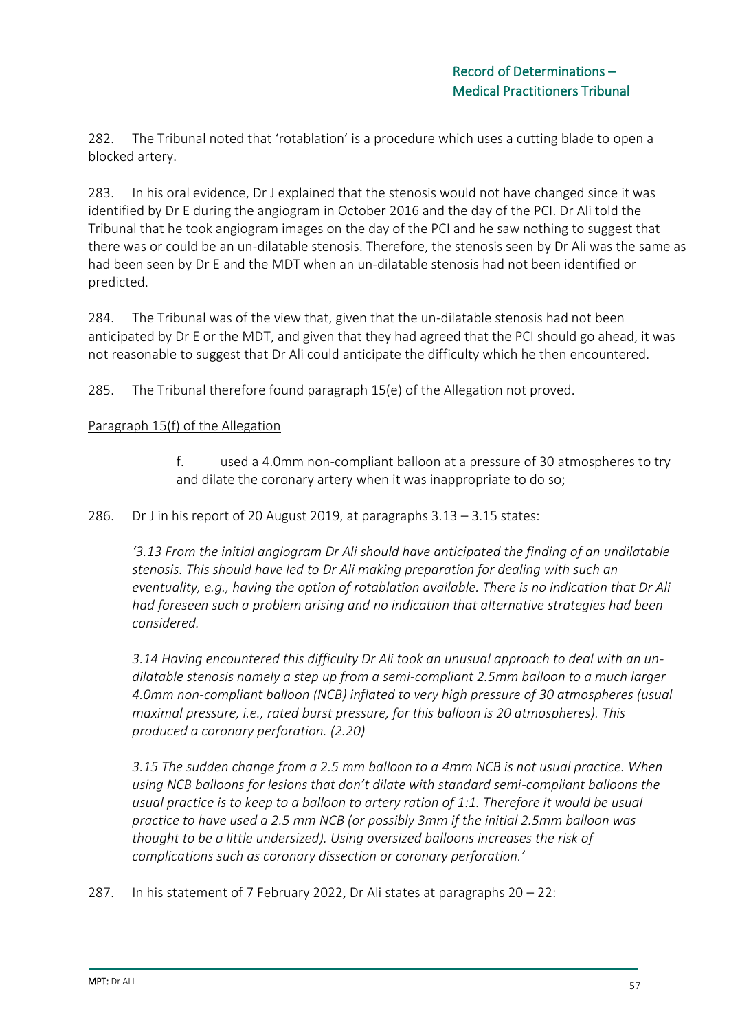282. The Tribunal noted that 'rotablation' is a procedure which uses a cutting blade to open a blocked artery.

283. In his oral evidence, Dr J explained that the stenosis would not have changed since it was identified by Dr E during the angiogram in October 2016 and the day of the PCI. Dr Ali told the Tribunal that he took angiogram images on the day of the PCI and he saw nothing to suggest that there was or could be an un-dilatable stenosis. Therefore, the stenosis seen by Dr Ali was the same as had been seen by Dr E and the MDT when an un-dilatable stenosis had not been identified or predicted.

284. The Tribunal was of the view that, given that the un-dilatable stenosis had not been anticipated by Dr E or the MDT, and given that they had agreed that the PCI should go ahead, it was not reasonable to suggest that Dr Ali could anticipate the difficulty which he then encountered.

285. The Tribunal therefore found paragraph 15(e) of the Allegation not proved.

<u>Paragraph 15(f) of the Allegation</u>

> f. used a 4.0mm non-compliant balloon at a pressure of 30 atmospheres to try and dilate the coronary artery when it was inappropriate to do so;

286. Dr J in his report of 20 August 2019, at paragraphs 3.13 – 3.15 states:

> *'3.13 From the initial angiogram Dr Ali should have anticipated the finding of an undilatable stenosis. This should have led to Dr Ali making preparation for dealing with such an eventuality, e.g., having the option of rotablation available. There is no indication that Dr Ali had foreseen such a problem arising and no indication that alternative strategies had been considered.*
>
> *3.14 Having encountered this difficulty Dr Ali took an unusual approach to deal with an un-dilatable stenosis namely a step up from a semi-compliant 2.5mm balloon to a much larger 4.0mm non-compliant balloon (NCB) inflated to very high pressure of 30 atmospheres (usual maximal pressure, i.e., rated burst pressure, for this balloon is 20 atmospheres). This produced a coronary perforation. (2.20)*
>
> *3.15 The sudden change from a 2.5 mm balloon to a 4mm NCB is not usual practice. When using NCB balloons for lesions that don't dilate with standard semi-compliant balloons the usual practice is to keep to a balloon to artery ration of 1:1. Therefore it would be usual practice to have used a 2.5 mm NCB (or possibly 3mm if the initial 2.5mm balloon was thought to be a little undersized). Using oversized balloons increases the risk of complications such as coronary dissection or coronary perforation.'*

287. In his statement of 7 February 2022, Dr Ali states at paragraphs 20 – 22: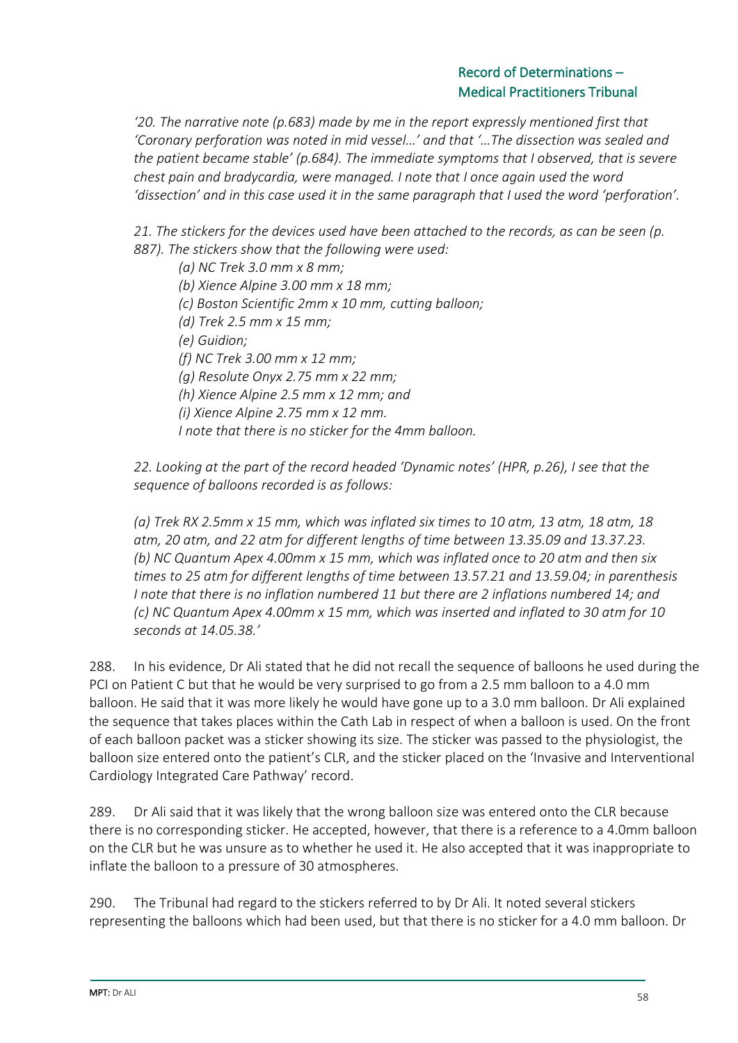*'20. The narrative note (p.683) made by me in the report expressly mentioned first that 'Coronary perforation was noted in mid vessel…' and that '…The dissection was sealed and the patient became stable' (p.684). The immediate symptoms that I observed, that is severe chest pain and bradycardia, were managed. I note that I once again used the word 'dissection' and in this case used it in the same paragraph that I used the word 'perforation'.*

*21. The stickers for the devices used have been attached to the records, as can be seen (p. 887). The stickers show that the following were used:*

> *(a) NC Trek 3.0 mm x 8 mm;*
> *(b) Xience Alpine 3.00 mm x 18 mm;*
> *(c) Boston Scientific 2mm x 10 mm, cutting balloon;*
> *(d) Trek 2.5 mm x 15 mm;*
> *(e) Guidion;*
> *(f) NC Trek 3.00 mm x 12 mm;*
> *(g) Resolute Onyx 2.75 mm x 22 mm;*
> *(h) Xience Alpine 2.5 mm x 12 mm; and*
> *(i) Xience Alpine 2.75 mm x 12 mm.*
> *I note that there is no sticker for the 4mm balloon.*

*22. Looking at the part of the record headed 'Dynamic notes' (HPR, p.26), I see that the sequence of balloons recorded is as follows:*

*(a) Trek RX 2.5mm x 15 mm, which was inflated six times to 10 atm, 13 atm, 18 atm, 18 atm, 20 atm, and 22 atm for different lengths of time between 13.35.09 and 13.37.23.*
*(b) NC Quantum Apex 4.00mm x 15 mm, which was inflated once to 20 atm and then six times to 25 atm for different lengths of time between 13.57.21 and 13.59.04; in parenthesis I note that there is no inflation numbered 11 but there are 2 inflations numbered 14; and*
*(c) NC Quantum Apex 4.00mm x 15 mm, which was inserted and inflated to 30 atm for 10 seconds at 14.05.38.'*

288. In his evidence, Dr Ali stated that he did not recall the sequence of balloons he used during the PCI on Patient C but that he would be very surprised to go from a 2.5 mm balloon to a 4.0 mm balloon. He said that it was more likely he would have gone up to a 3.0 mm balloon. Dr Ali explained the sequence that takes places within the Cath Lab in respect of when a balloon is used. On the front of each balloon packet was a sticker showing its size. The sticker was passed to the physiologist, the balloon size entered onto the patient's CLR, and the sticker placed on the 'Invasive and Interventional Cardiology Integrated Care Pathway' record.

289. Dr Ali said that it was likely that the wrong balloon size was entered onto the CLR because there is no corresponding sticker. He accepted, however, that there is a reference to a 4.0mm balloon on the CLR but he was unsure as to whether he used it. He also accepted that it was inappropriate to inflate the balloon to a pressure of 30 atmospheres.

290. The Tribunal had regard to the stickers referred to by Dr Ali. It noted several stickers representing the balloons which had been used, but that there is no sticker for a 4.0 mm balloon. Dr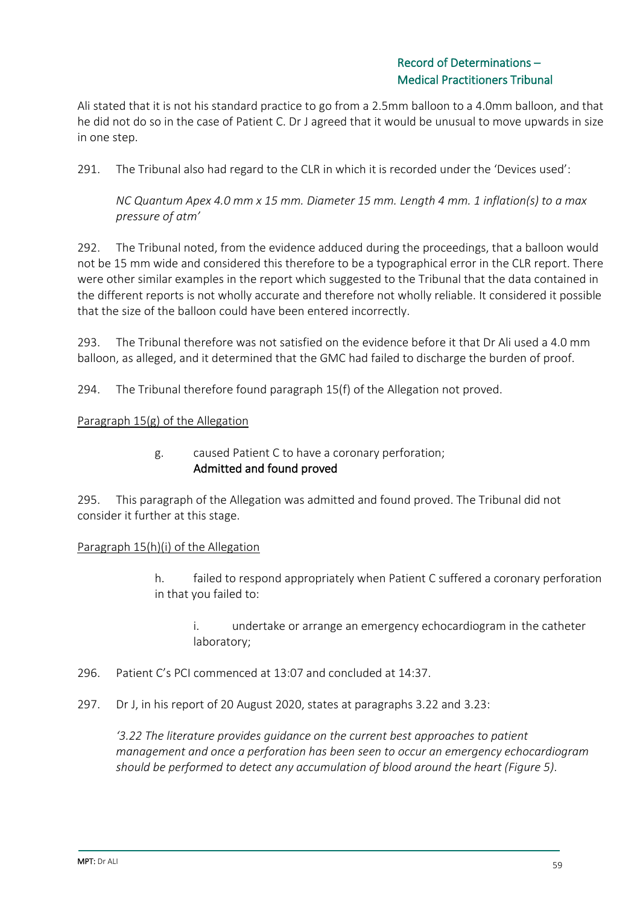Ali stated that it is not his standard practice to go from a 2.5mm balloon to a 4.0mm balloon, and that he did not do so in the case of Patient C. Dr J agreed that it would be unusual to move upwards in size in one step.

291. The Tribunal also had regard to the CLR in which it is recorded under the 'Devices used':

> *NC Quantum Apex 4.0 mm x 15 mm. Diameter 15 mm. Length 4 mm. 1 inflation(s) to a max pressure of atm'*

292. The Tribunal noted, from the evidence adduced during the proceedings, that a balloon would not be 15 mm wide and considered this therefore to be a typographical error in the CLR report. There were other similar examples in the report which suggested to the Tribunal that the data contained in the different reports is not wholly accurate and therefore not wholly reliable. It considered it possible that the size of the balloon could have been entered incorrectly.

293. The Tribunal therefore was not satisfied on the evidence before it that Dr Ali used a 4.0 mm balloon, as alleged, and it determined that the GMC had failed to discharge the burden of proof.

294. The Tribunal therefore found paragraph 15(f) of the Allegation not proved.

<u>Paragraph 15(g) of the Allegation</u>

> g. caused Patient C to have a coronary perforation;
> **Admitted and found proved**

295. This paragraph of the Allegation was admitted and found proved. The Tribunal did not consider it further at this stage.

<u>Paragraph 15(h)(i) of the Allegation</u>

> h. failed to respond appropriately when Patient C suffered a coronary perforation in that you failed to:
>
> > i. undertake or arrange an emergency echocardiogram in the catheter laboratory;

296. Patient C's PCI commenced at 13:07 and concluded at 14:37.

297. Dr J, in his report of 20 August 2020, states at paragraphs 3.22 and 3.23:

> *'3.22 The literature provides guidance on the current best approaches to patient management and once a perforation has been seen to occur an emergency echocardiogram should be performed to detect any accumulation of blood around the heart (Figure 5).*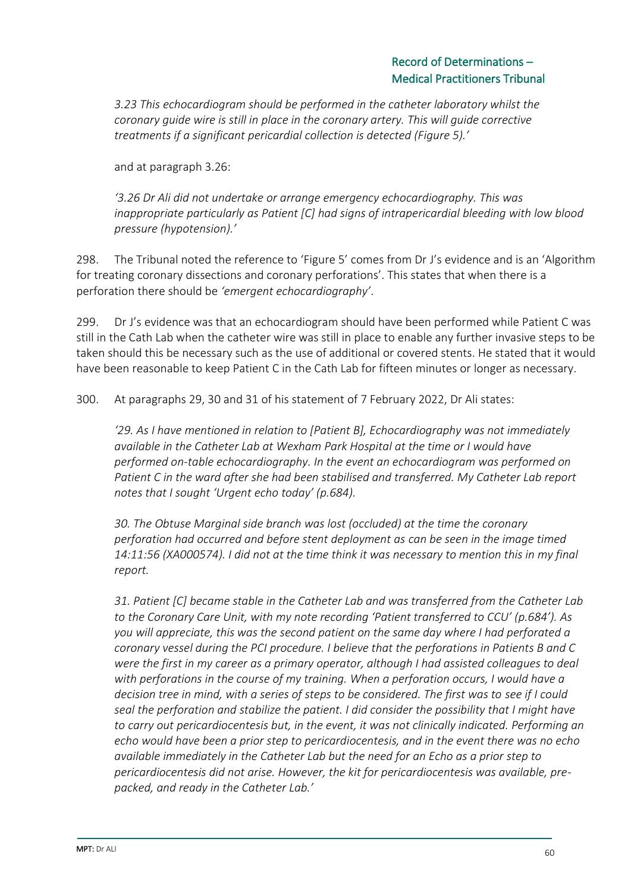*3.23 This echocardiogram should be performed in the catheter laboratory whilst the coronary guide wire is still in place in the coronary artery. This will guide corrective treatments if a significant pericardial collection is detected (Figure 5).'*

and at paragraph 3.26:

*'3.26 Dr Ali did not undertake or arrange emergency echocardiography. This was inappropriate particularly as Patient [C] had signs of intrapericardial bleeding with low blood pressure (hypotension).'*

298. The Tribunal noted the reference to 'Figure 5' comes from Dr J's evidence and is an 'Algorithm for treating coronary dissections and coronary perforations'. This states that when there is a perforation there should be *'emergent echocardiography'*.

299. Dr J's evidence was that an echocardiogram should have been performed while Patient C was still in the Cath Lab when the catheter wire was still in place to enable any further invasive steps to be taken should this be necessary such as the use of additional or covered stents. He stated that it would have been reasonable to keep Patient C in the Cath Lab for fifteen minutes or longer as necessary.

300. At paragraphs 29, 30 and 31 of his statement of 7 February 2022, Dr Ali states:

*'29. As I have mentioned in relation to [Patient B], Echocardiography was not immediately available in the Catheter Lab at Wexham Park Hospital at the time or I would have performed on-table echocardiography. In the event an echocardiogram was performed on Patient C in the ward after she had been stabilised and transferred. My Catheter Lab report notes that I sought 'Urgent echo today' (p.684).*

*30. The Obtuse Marginal side branch was lost (occluded) at the time the coronary perforation had occurred and before stent deployment as can be seen in the image timed 14:11:56 (XA000574). I did not at the time think it was necessary to mention this in my final report.*

*31. Patient [C] became stable in the Catheter Lab and was transferred from the Catheter Lab to the Coronary Care Unit, with my note recording 'Patient transferred to CCU' (p.684'). As you will appreciate, this was the second patient on the same day where I had perforated a coronary vessel during the PCI procedure. I believe that the perforations in Patients B and C were the first in my career as a primary operator, although I had assisted colleagues to deal with perforations in the course of my training. When a perforation occurs, I would have a decision tree in mind, with a series of steps to be considered. The first was to see if I could seal the perforation and stabilize the patient. I did consider the possibility that I might have to carry out pericardiocentesis but, in the event, it was not clinically indicated. Performing an echo would have been a prior step to pericardiocentesis, and in the event there was no echo available immediately in the Catheter Lab but the need for an Echo as a prior step to pericardiocentesis did not arise. However, the kit for pericardiocentesis was available, pre-packed, and ready in the Catheter Lab.'*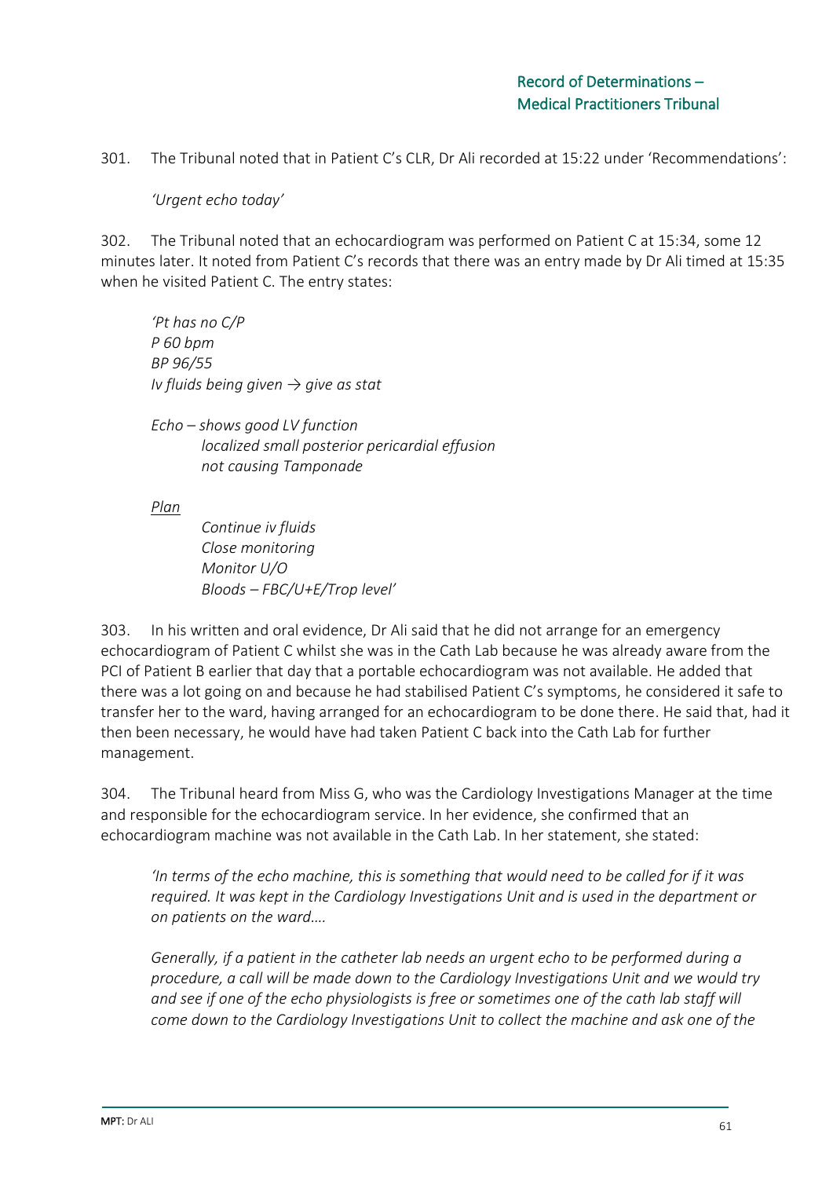301. The Tribunal noted that in Patient C's CLR, Dr Ali recorded at 15:22 under 'Recommendations':

> *'Urgent echo today'*

302. The Tribunal noted that an echocardiogram was performed on Patient C at 15:34, some 12 minutes later. It noted from Patient C's records that there was an entry made by Dr Ali timed at 15:35 when he visited Patient C. The entry states:

> *'Pt has no C/P*
> *P 60 bpm*
> *BP 96/55*
> *Iv fluids being given → give as stat*
>
> *Echo – shows good LV function*
> *localized small posterior pericardial effusion*
> *not causing Tamponade*
>
> *<u>Plan</u>*
> *Continue iv fluids*
> *Close monitoring*
> *Monitor U/O*
> *Bloods – FBC/U+E/Trop level'*

303. In his written and oral evidence, Dr Ali said that he did not arrange for an emergency echocardiogram of Patient C whilst she was in the Cath Lab because he was already aware from the PCI of Patient B earlier that day that a portable echocardiogram was not available. He added that there was a lot going on and because he had stabilised Patient C's symptoms, he considered it safe to transfer her to the ward, having arranged for an echocardiogram to be done there. He said that, had it then been necessary, he would have had taken Patient C back into the Cath Lab for further management.

304. The Tribunal heard from Miss G, who was the Cardiology Investigations Manager at the time and responsible for the echocardiogram service. In her evidence, she confirmed that an echocardiogram machine was not available in the Cath Lab. In her statement, she stated:

> *'In terms of the echo machine, this is something that would need to be called for if it was required. It was kept in the Cardiology Investigations Unit and is used in the department or on patients on the ward….*
>
> *Generally, if a patient in the catheter lab needs an urgent echo to be performed during a procedure, a call will be made down to the Cardiology Investigations Unit and we would try and see if one of the echo physiologists is free or sometimes one of the cath lab staff will come down to the Cardiology Investigations Unit to collect the machine and ask one of the*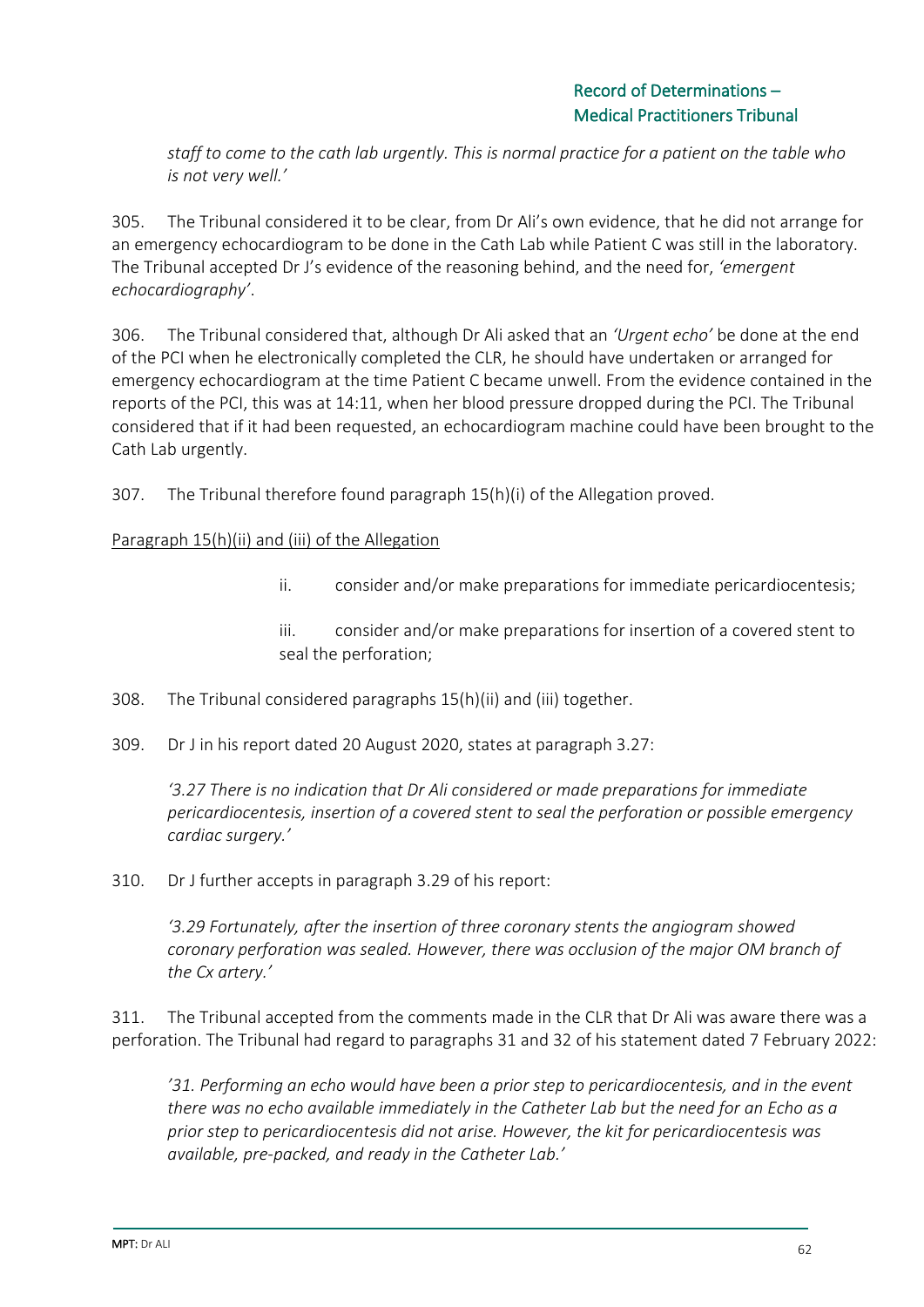*staff to come to the cath lab urgently. This is normal practice for a patient on the table who is not very well.'*

305. The Tribunal considered it to be clear, from Dr Ali's own evidence, that he did not arrange for an emergency echocardiogram to be done in the Cath Lab while Patient C was still in the laboratory. The Tribunal accepted Dr J's evidence of the reasoning behind, and the need for, *'emergent echocardiography'*.

306. The Tribunal considered that, although Dr Ali asked that an *'Urgent echo'* be done at the end of the PCI when he electronically completed the CLR, he should have undertaken or arranged for emergency echocardiogram at the time Patient C became unwell. From the evidence contained in the reports of the PCI, this was at 14:11, when her blood pressure dropped during the PCI. The Tribunal considered that if it had been requested, an echocardiogram machine could have been brought to the Cath Lab urgently.

307. The Tribunal therefore found paragraph 15(h)(i) of the Allegation proved.

<u>Paragraph 15(h)(ii) and (iii) of the Allegation</u>

ii. consider and/or make preparations for immediate pericardiocentesis;

iii. consider and/or make preparations for insertion of a covered stent to seal the perforation;

308. The Tribunal considered paragraphs 15(h)(ii) and (iii) together.

309. Dr J in his report dated 20 August 2020, states at paragraph 3.27:

*'3.27 There is no indication that Dr Ali considered or made preparations for immediate pericardiocentesis, insertion of a covered stent to seal the perforation or possible emergency cardiac surgery.'*

310. Dr J further accepts in paragraph 3.29 of his report:

*'3.29 Fortunately, after the insertion of three coronary stents the angiogram showed coronary perforation was sealed. However, there was occlusion of the major OM branch of the Cx artery.'*

311. The Tribunal accepted from the comments made in the CLR that Dr Ali was aware there was a perforation. The Tribunal had regard to paragraphs 31 and 32 of his statement dated 7 February 2022:

*'31. Performing an echo would have been a prior step to pericardiocentesis, and in the event there was no echo available immediately in the Catheter Lab but the need for an Echo as a prior step to pericardiocentesis did not arise. However, the kit for pericardiocentesis was available, pre-packed, and ready in the Catheter Lab.'*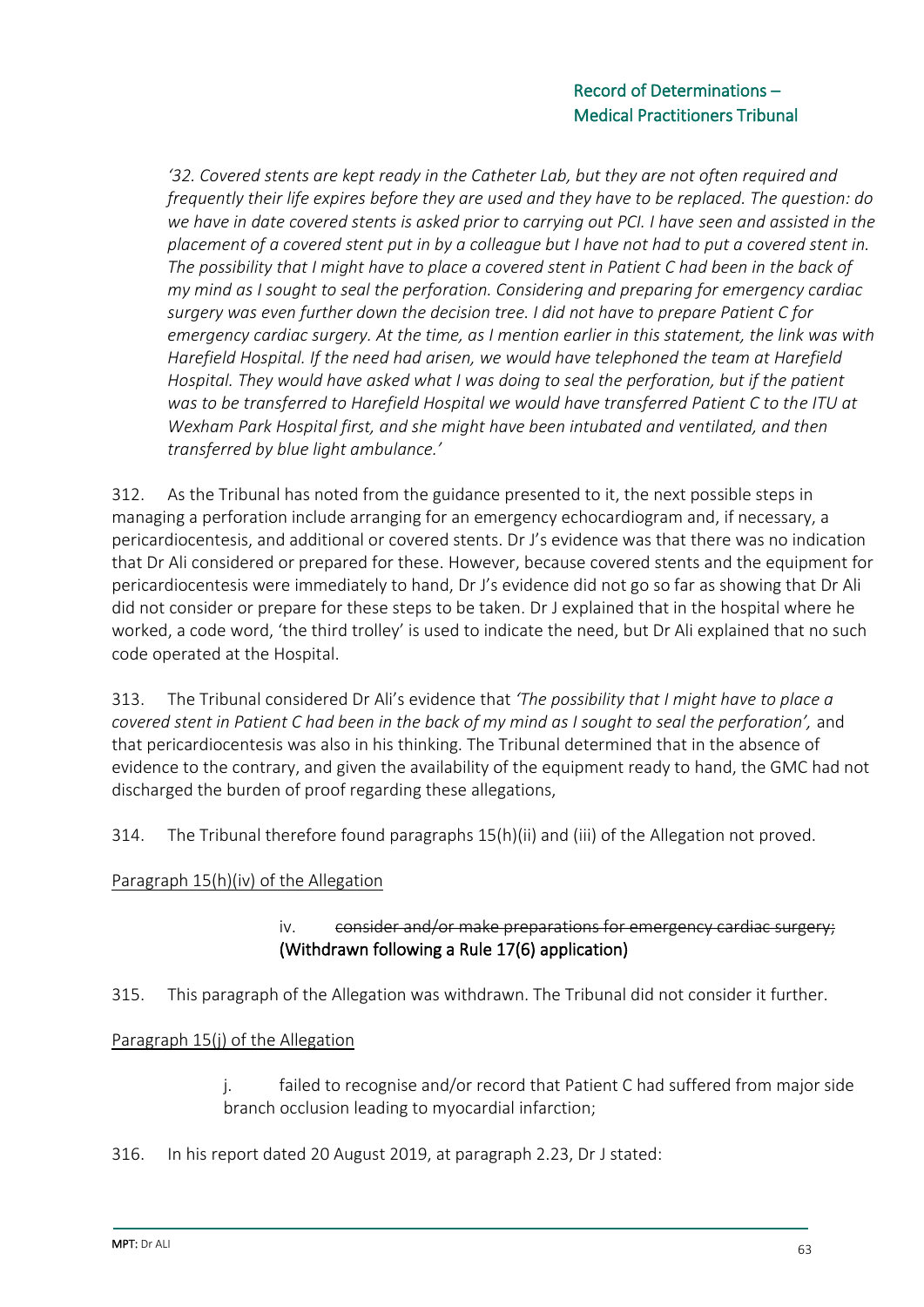*'32. Covered stents are kept ready in the Catheter Lab, but they are not often required and frequently their life expires before they are used and they have to be replaced. The question: do we have in date covered stents is asked prior to carrying out PCI. I have seen and assisted in the placement of a covered stent put in by a colleague but I have not had to put a covered stent in. The possibility that I might have to place a covered stent in Patient C had been in the back of my mind as I sought to seal the perforation. Considering and preparing for emergency cardiac surgery was even further down the decision tree. I did not have to prepare Patient C for emergency cardiac surgery. At the time, as I mention earlier in this statement, the link was with Harefield Hospital. If the need had arisen, we would have telephoned the team at Harefield Hospital. They would have asked what I was doing to seal the perforation, but if the patient was to be transferred to Harefield Hospital we would have transferred Patient C to the ITU at Wexham Park Hospital first, and she might have been intubated and ventilated, and then transferred by blue light ambulance.'*

312. As the Tribunal has noted from the guidance presented to it, the next possible steps in managing a perforation include arranging for an emergency echocardiogram and, if necessary, a pericardiocentesis, and additional or covered stents. Dr J's evidence was that there was no indication that Dr Ali considered or prepared for these. However, because covered stents and the equipment for pericardiocentesis were immediately to hand, Dr J's evidence did not go so far as showing that Dr Ali did not consider or prepare for these steps to be taken. Dr J explained that in the hospital where he worked, a code word, 'the third trolley' is used to indicate the need, but Dr Ali explained that no such code operated at the Hospital.

313. The Tribunal considered Dr Ali's evidence that *'The possibility that I might have to place a covered stent in Patient C had been in the back of my mind as I sought to seal the perforation',* and that pericardiocentesis was also in his thinking. The Tribunal determined that in the absence of evidence to the contrary, and given the availability of the equipment ready to hand, the GMC had not discharged the burden of proof regarding these allegations,

314. The Tribunal therefore found paragraphs 15(h)(ii) and (iii) of the Allegation not proved.

Paragraph 15(h)(iv) of the Allegation

iv. ~~consider and/or make preparations for emergency cardiac surgery;~~ **(Withdrawn following a Rule 17(6) application)**

315. This paragraph of the Allegation was withdrawn. The Tribunal did not consider it further.

Paragraph 15(j) of the Allegation

j. failed to recognise and/or record that Patient C had suffered from major side branch occlusion leading to myocardial infarction;

316. In his report dated 20 August 2019, at paragraph 2.23, Dr J stated: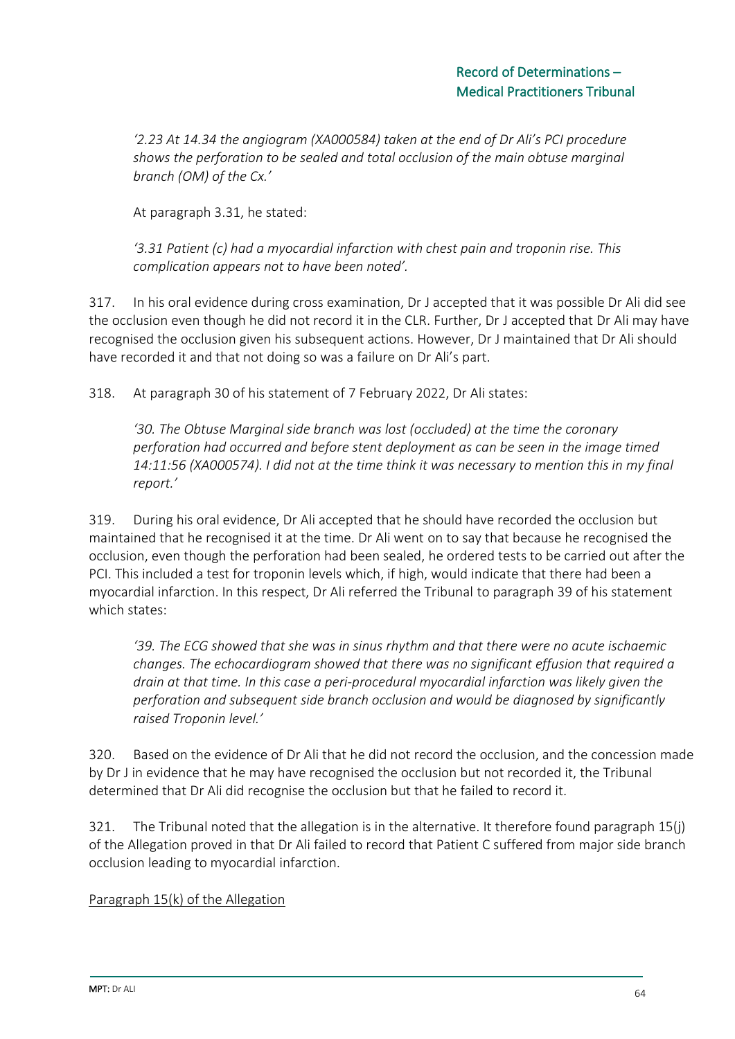*'2.23 At 14.34 the angiogram (XA000584) taken at the end of Dr Ali's PCI procedure shows the perforation to be sealed and total occlusion of the main obtuse marginal branch (OM) of the Cx.'*

At paragraph 3.31, he stated:

*'3.31 Patient (c) had a myocardial infarction with chest pain and troponin rise. This complication appears not to have been noted'.*

317. In his oral evidence during cross examination, Dr J accepted that it was possible Dr Ali did see the occlusion even though he did not record it in the CLR. Further, Dr J accepted that Dr Ali may have recognised the occlusion given his subsequent actions. However, Dr J maintained that Dr Ali should have recorded it and that not doing so was a failure on Dr Ali's part.

318. At paragraph 30 of his statement of 7 February 2022, Dr Ali states:

*'30. The Obtuse Marginal side branch was lost (occluded) at the time the coronary perforation had occurred and before stent deployment as can be seen in the image timed 14:11:56 (XA000574). I did not at the time think it was necessary to mention this in my final report.'*

319. During his oral evidence, Dr Ali accepted that he should have recorded the occlusion but maintained that he recognised it at the time. Dr Ali went on to say that because he recognised the occlusion, even though the perforation had been sealed, he ordered tests to be carried out after the PCI. This included a test for troponin levels which, if high, would indicate that there had been a myocardial infarction. In this respect, Dr Ali referred the Tribunal to paragraph 39 of his statement which states:

*'39. The ECG showed that she was in sinus rhythm and that there were no acute ischaemic changes. The echocardiogram showed that there was no significant effusion that required a drain at that time. In this case a peri-procedural myocardial infarction was likely given the perforation and subsequent side branch occlusion and would be diagnosed by significantly raised Troponin level.'*

320. Based on the evidence of Dr Ali that he did not record the occlusion, and the concession made by Dr J in evidence that he may have recognised the occlusion but not recorded it, the Tribunal determined that Dr Ali did recognise the occlusion but that he failed to record it.

321. The Tribunal noted that the allegation is in the alternative. It therefore found paragraph 15(j) of the Allegation proved in that Dr Ali failed to record that Patient C suffered from major side branch occlusion leading to myocardial infarction.

Paragraph 15(k) of the Allegation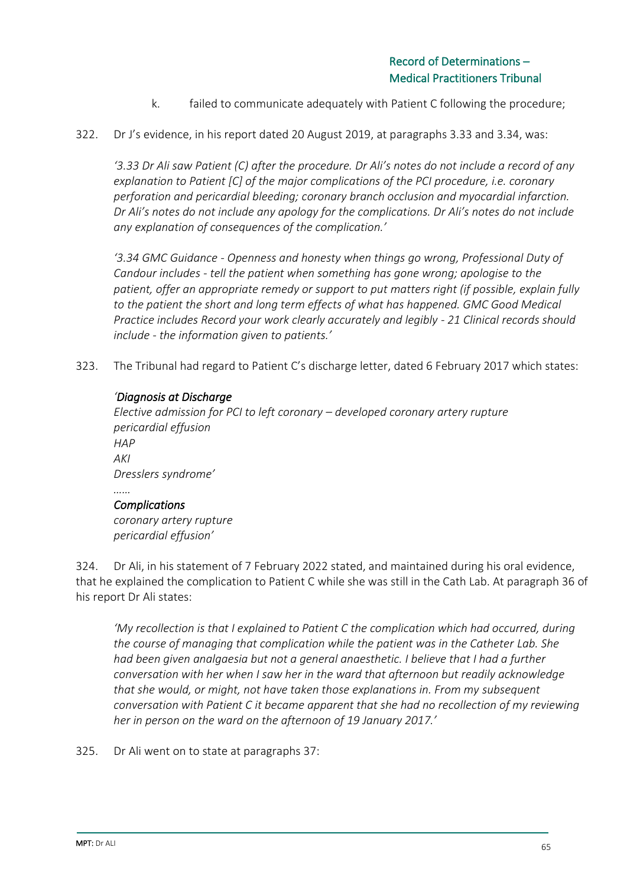k. failed to communicate adequately with Patient C following the procedure;

322. Dr J's evidence, in his report dated 20 August 2019, at paragraphs 3.33 and 3.34, was:

> *'3.33 Dr Ali saw Patient (C) after the procedure. Dr Ali's notes do not include a record of any explanation to Patient [C] of the major complications of the PCI procedure, i.e. coronary perforation and pericardial bleeding; coronary branch occlusion and myocardial infarction. Dr Ali's notes do not include any apology for the complications. Dr Ali's notes do not include any explanation of consequences of the complication.'*
>
> *'3.34 GMC Guidance - Openness and honesty when things go wrong, Professional Duty of Candour includes - tell the patient when something has gone wrong; apologise to the patient, offer an appropriate remedy or support to put matters right (if possible, explain fully to the patient the short and long term effects of what has happened. GMC Good Medical Practice includes Record your work clearly accurately and legibly - 21 Clinical records should include - the information given to patients.'*

323. The Tribunal had regard to Patient C's discharge letter, dated 6 February 2017 which states:

> *'Diagnosis at Discharge*
> *Elective admission for PCI to left coronary – developed coronary artery rupture*
> *pericardial effusion*
> *HAP*
> *AKI*
> *Dresslers syndrome'*
> *……*
> *Complications*
> *coronary artery rupture*
> *pericardial effusion'*

324. Dr Ali, in his statement of 7 February 2022 stated, and maintained during his oral evidence, that he explained the complication to Patient C while she was still in the Cath Lab. At paragraph 36 of his report Dr Ali states:

> *'My recollection is that I explained to Patient C the complication which had occurred, during the course of managing that complication while the patient was in the Catheter Lab. She had been given analgaesia but not a general anaesthetic. I believe that I had a further conversation with her when I saw her in the ward that afternoon but readily acknowledge that she would, or might, not have taken those explanations in. From my subsequent conversation with Patient C it became apparent that she had no recollection of my reviewing her in person on the ward on the afternoon of 19 January 2017.'*

325. Dr Ali went on to state at paragraphs 37: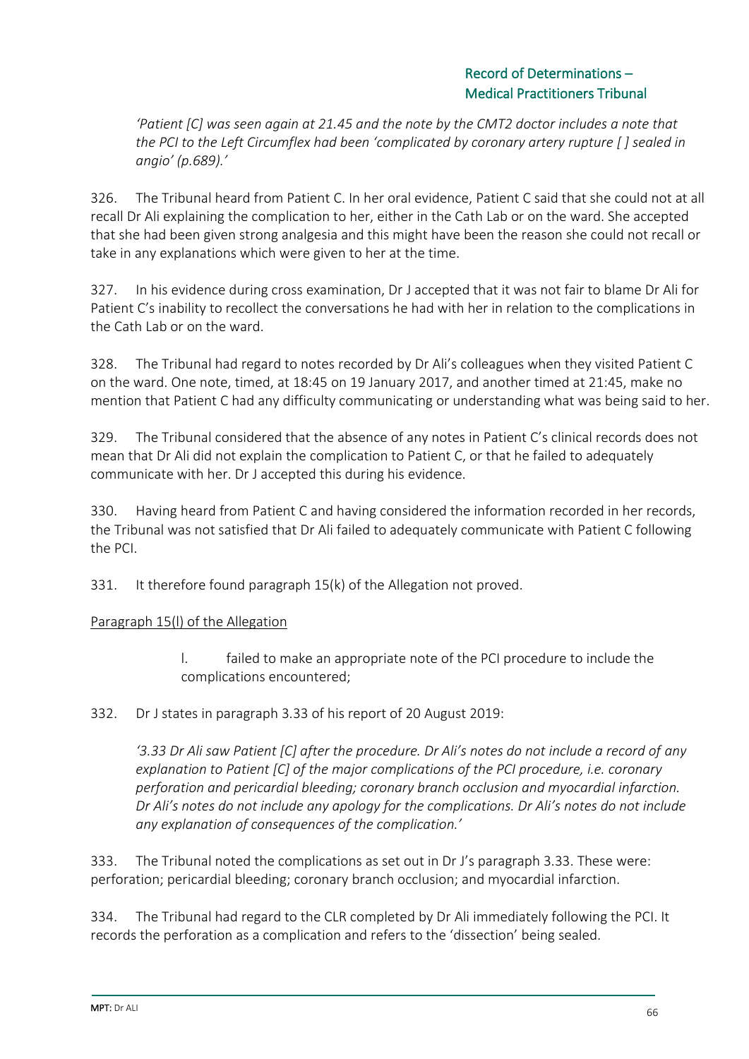*'Patient [C] was seen again at 21.45 and the note by the CMT2 doctor includes a note that the PCI to the Left Circumflex had been 'complicated by coronary artery rupture [ ] sealed in angio' (p.689).'*

326. The Tribunal heard from Patient C. In her oral evidence, Patient C said that she could not at all recall Dr Ali explaining the complication to her, either in the Cath Lab or on the ward. She accepted that she had been given strong analgesia and this might have been the reason she could not recall or take in any explanations which were given to her at the time.

327. In his evidence during cross examination, Dr J accepted that it was not fair to blame Dr Ali for Patient C's inability to recollect the conversations he had with her in relation to the complications in the Cath Lab or on the ward.

328. The Tribunal had regard to notes recorded by Dr Ali's colleagues when they visited Patient C on the ward. One note, timed, at 18:45 on 19 January 2017, and another timed at 21:45, make no mention that Patient C had any difficulty communicating or understanding what was being said to her.

329. The Tribunal considered that the absence of any notes in Patient C's clinical records does not mean that Dr Ali did not explain the complication to Patient C, or that he failed to adequately communicate with her. Dr J accepted this during his evidence.

330. Having heard from Patient C and having considered the information recorded in her records, the Tribunal was not satisfied that Dr Ali failed to adequately communicate with Patient C following the PCI.

331. It therefore found paragraph 15(k) of the Allegation not proved.

<u>Paragraph 15(l) of the Allegation</u>

> l. failed to make an appropriate note of the PCI procedure to include the complications encountered;

332. Dr J states in paragraph 3.33 of his report of 20 August 2019:

*'3.33 Dr Ali saw Patient [C] after the procedure. Dr Ali's notes do not include a record of any explanation to Patient [C] of the major complications of the PCI procedure, i.e. coronary perforation and pericardial bleeding; coronary branch occlusion and myocardial infarction. Dr Ali's notes do not include any apology for the complications. Dr Ali's notes do not include any explanation of consequences of the complication.'*

333. The Tribunal noted the complications as set out in Dr J's paragraph 3.33. These were: perforation; pericardial bleeding; coronary branch occlusion; and myocardial infarction.

334. The Tribunal had regard to the CLR completed by Dr Ali immediately following the PCI. It records the perforation as a complication and refers to the 'dissection' being sealed.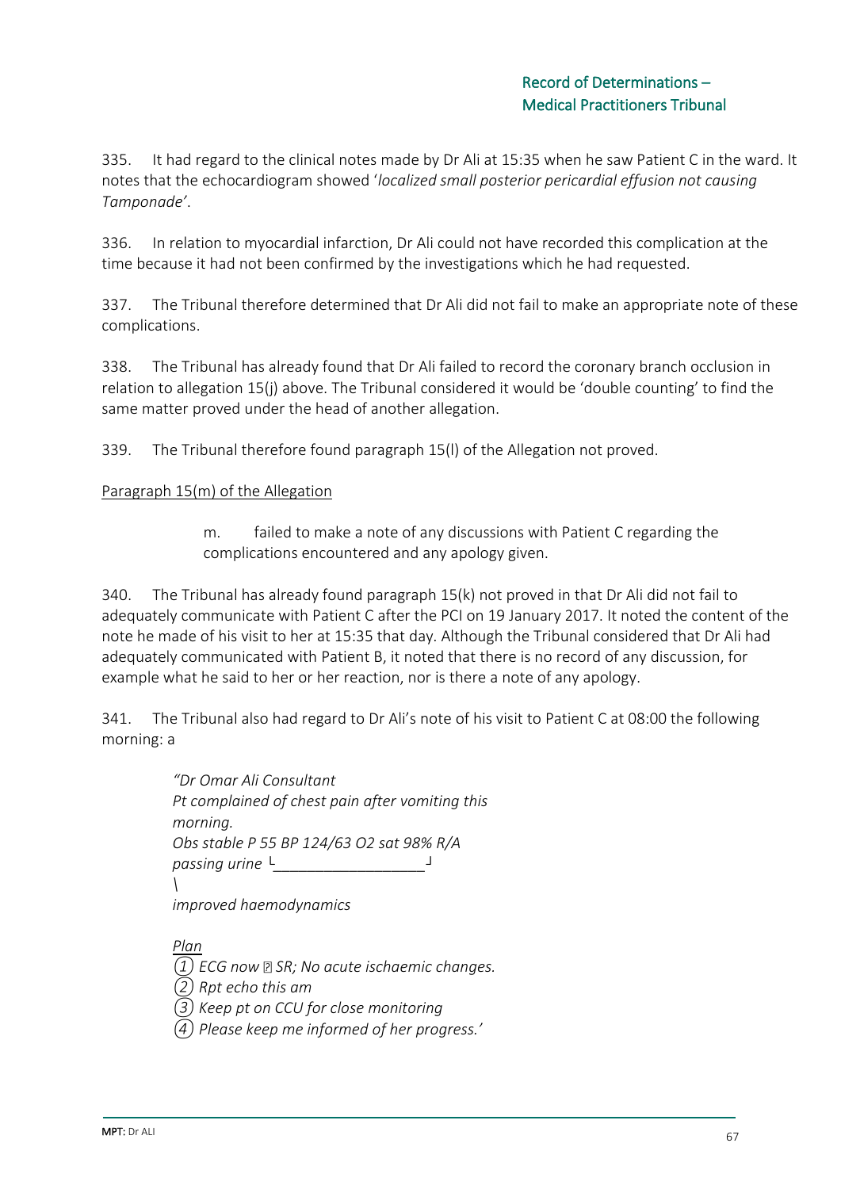335. It had regard to the clinical notes made by Dr Ali at 15:35 when he saw Patient C in the ward. It notes that the echocardiogram showed '*localized small posterior pericardial effusion not causing Tamponade*'.

336. In relation to myocardial infarction, Dr Ali could not have recorded this complication at the time because it had not been confirmed by the investigations which he had requested.

337. The Tribunal therefore determined that Dr Ali did not fail to make an appropriate note of these complications.

338. The Tribunal has already found that Dr Ali failed to record the coronary branch occlusion in relation to allegation 15(j) above. The Tribunal considered it would be 'double counting' to find the same matter proved under the head of another allegation.

339. The Tribunal therefore found paragraph 15(l) of the Allegation not proved.

<u>Paragraph 15(m) of the Allegation</u>

> m. failed to make a note of any discussions with Patient C regarding the complications encountered and any apology given.

340. The Tribunal has already found paragraph 15(k) not proved in that Dr Ali did not fail to adequately communicate with Patient C after the PCI on 19 January 2017. It noted the content of the note he made of his visit to her at 15:35 that day. Although the Tribunal considered that Dr Ali had adequately communicated with Patient B, it noted that there is no record of any discussion, for example what he said to her or her reaction, nor is there a note of any apology.

341. The Tribunal also had regard to Dr Ali's note of his visit to Patient C at 08:00 the following morning: a

> *"Dr Omar Ali Consultant*
> *Pt complained of chest pain after vomiting this morning.*
> *Obs stable P 55 BP 124/63 O2 sat 98% R/A passing urine* └__________________┘
> *\\*
> *improved haemodynamics*
>
> *<u>Plan</u>*
> *① ECG now ▯ SR; No acute ischaemic changes.*
> *② Rpt echo this am*
> *③ Keep pt on CCU for close monitoring*
> *④ Please keep me informed of her progress.'*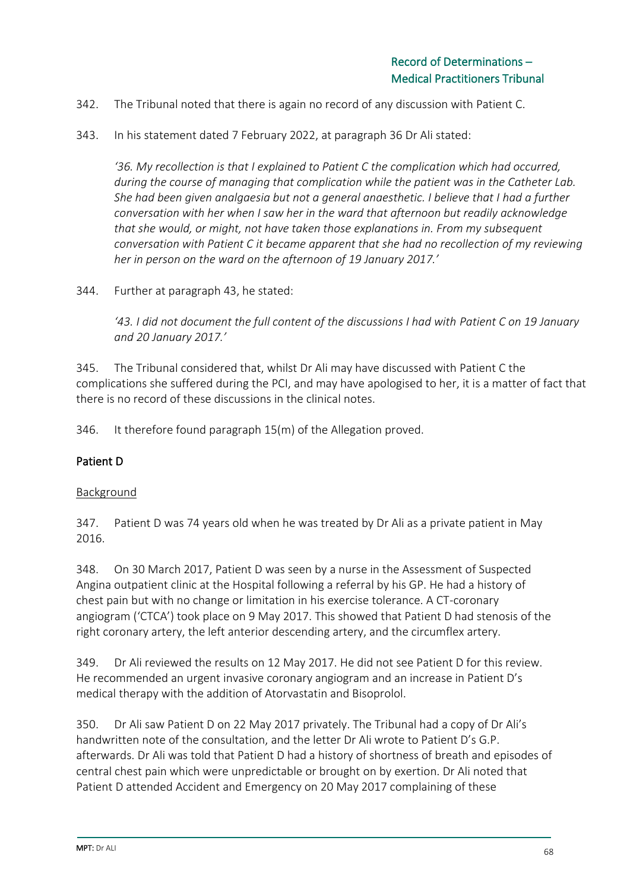342. The Tribunal noted that there is again no record of any discussion with Patient C.

343. In his statement dated 7 February 2022, at paragraph 36 Dr Ali stated:

> *'36. My recollection is that I explained to Patient C the complication which had occurred, during the course of managing that complication while the patient was in the Catheter Lab. She had been given analgaesia but not a general anaesthetic. I believe that I had a further conversation with her when I saw her in the ward that afternoon but readily acknowledge that she would, or might, not have taken those explanations in. From my subsequent conversation with Patient C it became apparent that she had no recollection of my reviewing her in person on the ward on the afternoon of 19 January 2017.'*

344. Further at paragraph 43, he stated:

> *'43. I did not document the full content of the discussions I had with Patient C on 19 January and 20 January 2017.'*

345. The Tribunal considered that, whilst Dr Ali may have discussed with Patient C the complications she suffered during the PCI, and may have apologised to her, it is a matter of fact that there is no record of these discussions in the clinical notes.

346. It therefore found paragraph 15(m) of the Allegation proved.

## Patient D

### Background

347. Patient D was 74 years old when he was treated by Dr Ali as a private patient in May 2016.

348. On 30 March 2017, Patient D was seen by a nurse in the Assessment of Suspected Angina outpatient clinic at the Hospital following a referral by his GP. He had a history of chest pain but with no change or limitation in his exercise tolerance. A CT-coronary angiogram ('CTCA') took place on 9 May 2017. This showed that Patient D had stenosis of the right coronary artery, the left anterior descending artery, and the circumflex artery.

349. Dr Ali reviewed the results on 12 May 2017. He did not see Patient D for this review. He recommended an urgent invasive coronary angiogram and an increase in Patient D's medical therapy with the addition of Atorvastatin and Bisoprolol.

350. Dr Ali saw Patient D on 22 May 2017 privately. The Tribunal had a copy of Dr Ali's handwritten note of the consultation, and the letter Dr Ali wrote to Patient D's G.P. afterwards. Dr Ali was told that Patient D had a history of shortness of breath and episodes of central chest pain which were unpredictable or brought on by exertion. Dr Ali noted that Patient D attended Accident and Emergency on 20 May 2017 complaining of these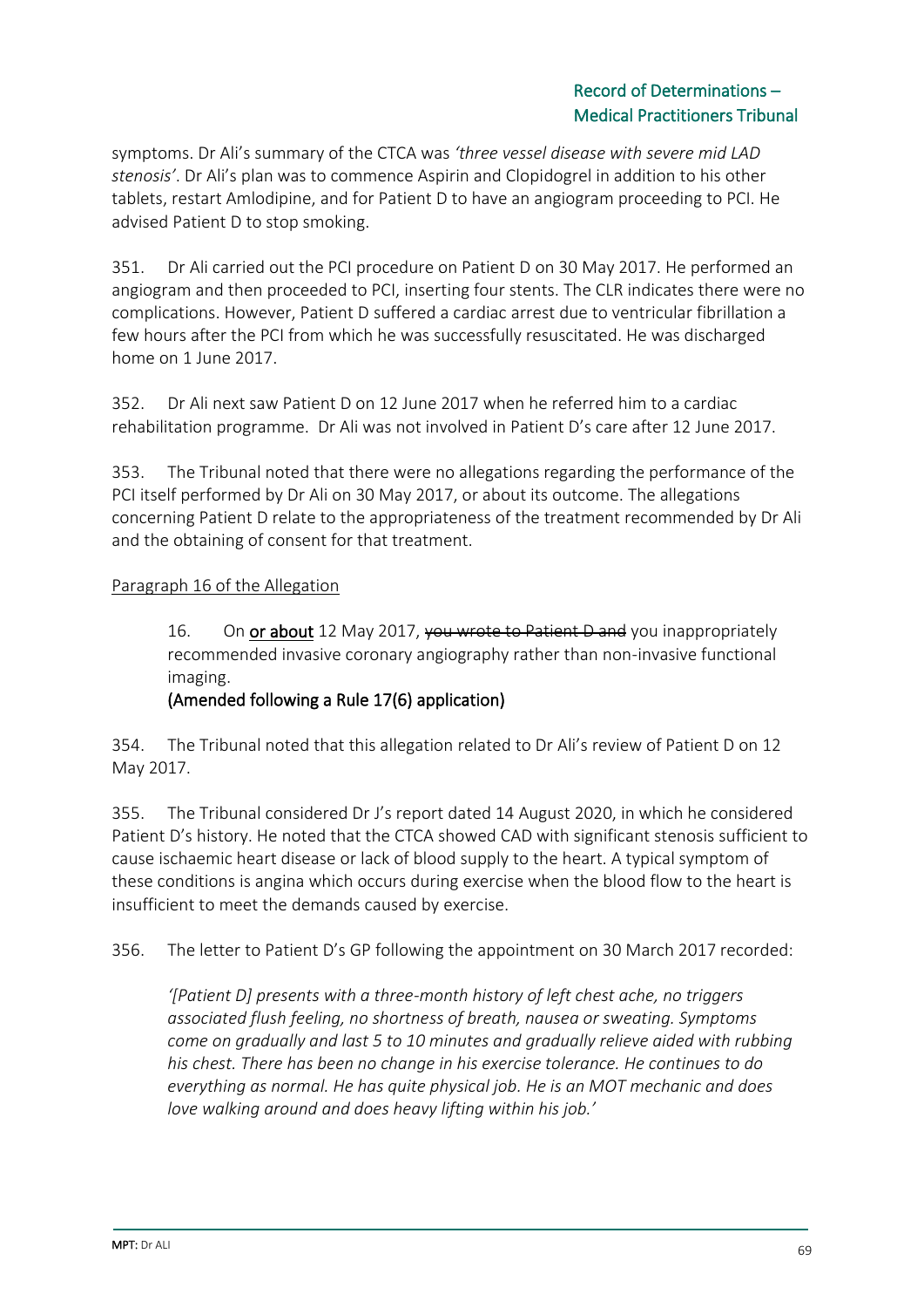symptoms. Dr Ali's summary of the CTCA was *'three vessel disease with severe mid LAD stenosis'*. Dr Ali's plan was to commence Aspirin and Clopidogrel in addition to his other tablets, restart Amlodipine, and for Patient D to have an angiogram proceeding to PCI. He advised Patient D to stop smoking.

351. Dr Ali carried out the PCI procedure on Patient D on 30 May 2017. He performed an angiogram and then proceeded to PCI, inserting four stents. The CLR indicates there were no complications. However, Patient D suffered a cardiac arrest due to ventricular fibrillation a few hours after the PCI from which he was successfully resuscitated. He was discharged home on 1 June 2017.

352. Dr Ali next saw Patient D on 12 June 2017 when he referred him to a cardiac rehabilitation programme. Dr Ali was not involved in Patient D's care after 12 June 2017.

353. The Tribunal noted that there were no allegations regarding the performance of the PCI itself performed by Dr Ali on 30 May 2017, or about its outcome. The allegations concerning Patient D relate to the appropriateness of the treatment recommended by Dr Ali and the obtaining of consent for that treatment.

<u>Paragraph 16 of the Allegation</u>

> 16. On **<u>or about</u>** 12 May 2017, ~~you wrote to Patient D and~~ you inappropriately recommended invasive coronary angiography rather than non-invasive functional imaging.
>
> **(Amended following a Rule 17(6) application)**

354. The Tribunal noted that this allegation related to Dr Ali's review of Patient D on 12 May 2017.

355. The Tribunal considered Dr J's report dated 14 August 2020, in which he considered Patient D's history. He noted that the CTCA showed CAD with significant stenosis sufficient to cause ischaemic heart disease or lack of blood supply to the heart. A typical symptom of these conditions is angina which occurs during exercise when the blood flow to the heart is insufficient to meet the demands caused by exercise.

356. The letter to Patient D's GP following the appointment on 30 March 2017 recorded:

> *'[Patient D] presents with a three-month history of left chest ache, no triggers associated flush feeling, no shortness of breath, nausea or sweating. Symptoms come on gradually and last 5 to 10 minutes and gradually relieve aided with rubbing his chest. There has been no change in his exercise tolerance. He continues to do everything as normal. He has quite physical job. He is an MOT mechanic and does love walking around and does heavy lifting within his job.'*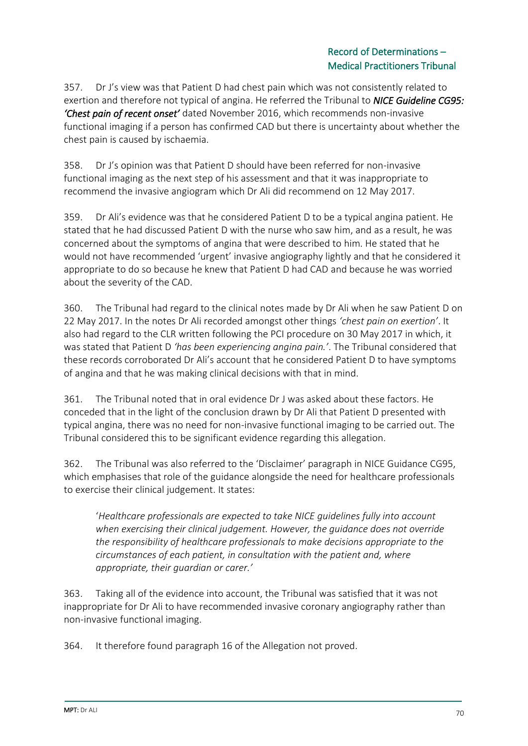357. Dr J's view was that Patient D had chest pain which was not consistently related to exertion and therefore not typical of angina. He referred the Tribunal to ***NICE Guideline CG95: 'Chest pain of recent onset'*** dated November 2016, which recommends non-invasive functional imaging if a person has confirmed CAD but there is uncertainty about whether the chest pain is caused by ischaemia.

358. Dr J's opinion was that Patient D should have been referred for non-invasive functional imaging as the next step of his assessment and that it was inappropriate to recommend the invasive angiogram which Dr Ali did recommend on 12 May 2017.

359. Dr Ali's evidence was that he considered Patient D to be a typical angina patient. He stated that he had discussed Patient D with the nurse who saw him, and as a result, he was concerned about the symptoms of angina that were described to him. He stated that he would not have recommended 'urgent' invasive angiography lightly and that he considered it appropriate to do so because he knew that Patient D had CAD and because he was worried about the severity of the CAD.

360. The Tribunal had regard to the clinical notes made by Dr Ali when he saw Patient D on 22 May 2017. In the notes Dr Ali recorded amongst other things *'chest pain on exertion'*. It also had regard to the CLR written following the PCI procedure on 30 May 2017 in which, it was stated that Patient D *'has been experiencing angina pain.'*. The Tribunal considered that these records corroborated Dr Ali's account that he considered Patient D to have symptoms of angina and that he was making clinical decisions with that in mind.

361. The Tribunal noted that in oral evidence Dr J was asked about these factors. He conceded that in the light of the conclusion drawn by Dr Ali that Patient D presented with typical angina, there was no need for non-invasive functional imaging to be carried out. The Tribunal considered this to be significant evidence regarding this allegation.

362. The Tribunal was also referred to the 'Disclaimer' paragraph in NICE Guidance CG95, which emphasises that role of the guidance alongside the need for healthcare professionals to exercise their clinical judgement. It states:

> '*Healthcare professionals are expected to take NICE guidelines fully into account when exercising their clinical judgement. However, the guidance does not override the responsibility of healthcare professionals to make decisions appropriate to the circumstances of each patient, in consultation with the patient and, where appropriate, their guardian or carer.*'

363. Taking all of the evidence into account, the Tribunal was satisfied that it was not inappropriate for Dr Ali to have recommended invasive coronary angiography rather than non-invasive functional imaging.

364. It therefore found paragraph 16 of the Allegation not proved.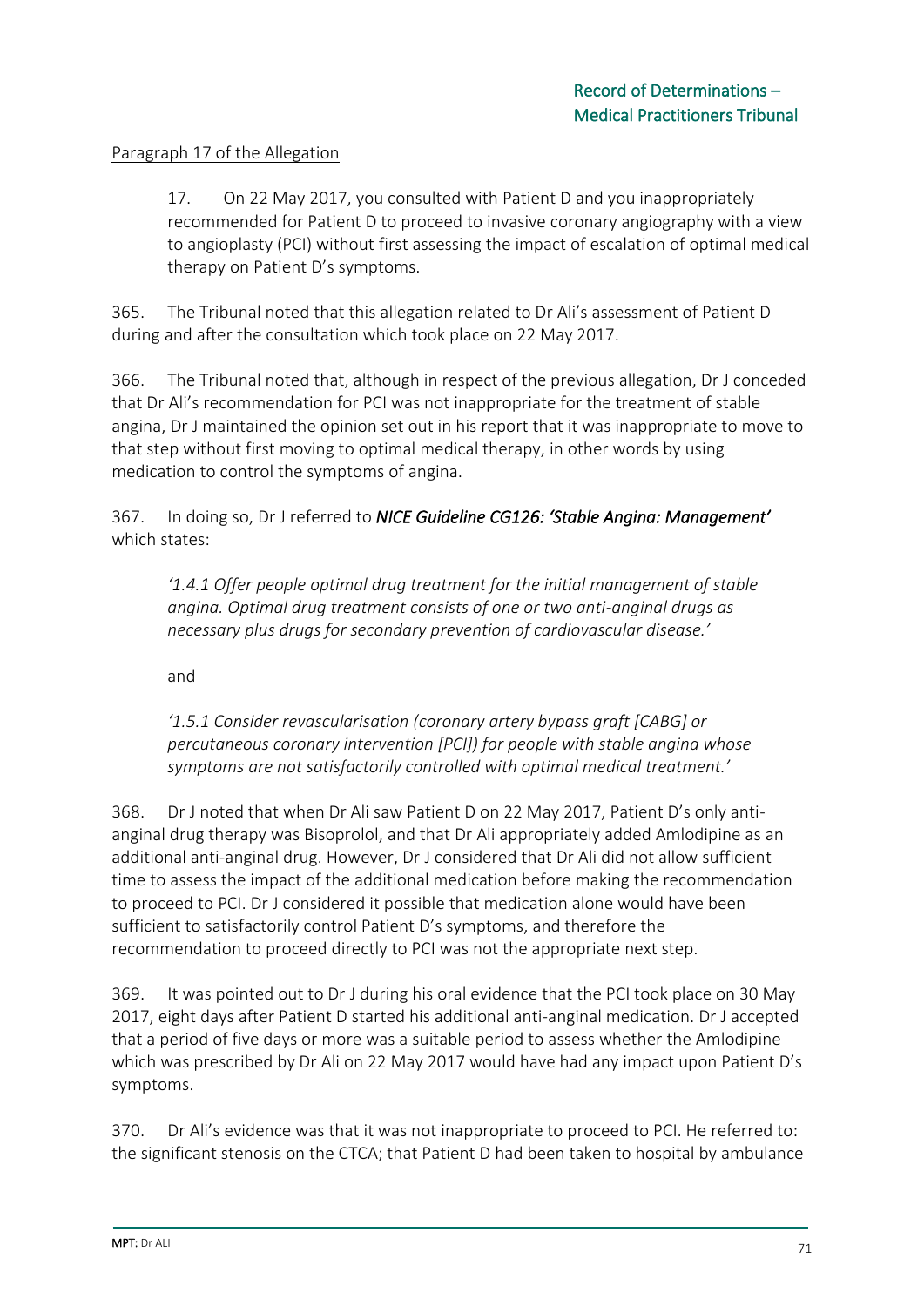Paragraph 17 of the Allegation

> 17. On 22 May 2017, you consulted with Patient D and you inappropriately recommended for Patient D to proceed to invasive coronary angiography with a view to angioplasty (PCI) without first assessing the impact of escalation of optimal medical therapy on Patient D's symptoms.

365. The Tribunal noted that this allegation related to Dr Ali's assessment of Patient D during and after the consultation which took place on 22 May 2017.

366. The Tribunal noted that, although in respect of the previous allegation, Dr J conceded that Dr Ali's recommendation for PCI was not inappropriate for the treatment of stable angina, Dr J maintained the opinion set out in his report that it was inappropriate to move to that step without first moving to optimal medical therapy, in other words by using medication to control the symptoms of angina.

367. In doing so, Dr J referred to ***NICE Guideline CG126: 'Stable Angina: Management'*** which states:

> *'1.4.1 Offer people optimal drug treatment for the initial management of stable angina. Optimal drug treatment consists of one or two anti-anginal drugs as necessary plus drugs for secondary prevention of cardiovascular disease.'*
>
> and
>
> *'1.5.1 Consider revascularisation (coronary artery bypass graft [CABG] or percutaneous coronary intervention [PCI]) for people with stable angina whose symptoms are not satisfactorily controlled with optimal medical treatment.'*

368. Dr J noted that when Dr Ali saw Patient D on 22 May 2017, Patient D's only anti-anginal drug therapy was Bisoprolol, and that Dr Ali appropriately added Amlodipine as an additional anti-anginal drug. However, Dr J considered that Dr Ali did not allow sufficient time to assess the impact of the additional medication before making the recommendation to proceed to PCI. Dr J considered it possible that medication alone would have been sufficient to satisfactorily control Patient D's symptoms, and therefore the recommendation to proceed directly to PCI was not the appropriate next step.

369. It was pointed out to Dr J during his oral evidence that the PCI took place on 30 May 2017, eight days after Patient D started his additional anti-anginal medication. Dr J accepted that a period of five days or more was a suitable period to assess whether the Amlodipine which was prescribed by Dr Ali on 22 May 2017 would have had any impact upon Patient D's symptoms.

370. Dr Ali's evidence was that it was not inappropriate to proceed to PCI. He referred to: the significant stenosis on the CTCA; that Patient D had been taken to hospital by ambulance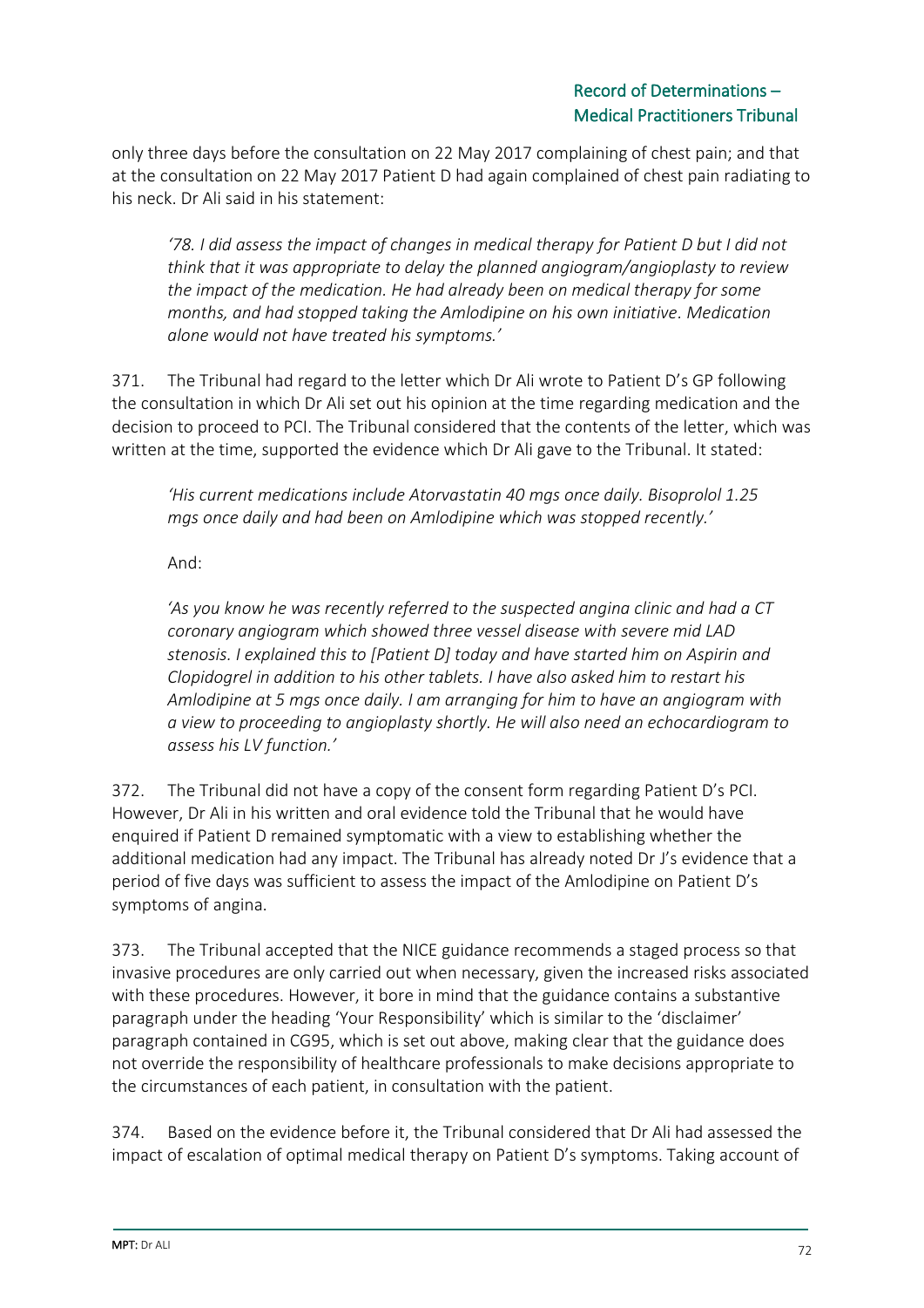only three days before the consultation on 22 May 2017 complaining of chest pain; and that at the consultation on 22 May 2017 Patient D had again complained of chest pain radiating to his neck. Dr Ali said in his statement:

> *'78. I did assess the impact of changes in medical therapy for Patient D but I did not think that it was appropriate to delay the planned angiogram/angioplasty to review the impact of the medication. He had already been on medical therapy for some months, and had stopped taking the Amlodipine on his own initiative. Medication alone would not have treated his symptoms.'*

371. The Tribunal had regard to the letter which Dr Ali wrote to Patient D's GP following the consultation in which Dr Ali set out his opinion at the time regarding medication and the decision to proceed to PCI. The Tribunal considered that the contents of the letter, which was written at the time, supported the evidence which Dr Ali gave to the Tribunal. It stated:

> *'His current medications include Atorvastatin 40 mgs once daily. Bisoprolol 1.25 mgs once daily and had been on Amlodipine which was stopped recently.'*
>
> And:
>
> *'As you know he was recently referred to the suspected angina clinic and had a CT coronary angiogram which showed three vessel disease with severe mid LAD stenosis. I explained this to [Patient D] today and have started him on Aspirin and Clopidogrel in addition to his other tablets. I have also asked him to restart his Amlodipine at 5 mgs once daily. I am arranging for him to have an angiogram with a view to proceeding to angioplasty shortly. He will also need an echocardiogram to assess his LV function.'*

372. The Tribunal did not have a copy of the consent form regarding Patient D's PCI. However, Dr Ali in his written and oral evidence told the Tribunal that he would have enquired if Patient D remained symptomatic with a view to establishing whether the additional medication had any impact. The Tribunal has already noted Dr J's evidence that a period of five days was sufficient to assess the impact of the Amlodipine on Patient D's symptoms of angina.

373. The Tribunal accepted that the NICE guidance recommends a staged process so that invasive procedures are only carried out when necessary, given the increased risks associated with these procedures. However, it bore in mind that the guidance contains a substantive paragraph under the heading 'Your Responsibility' which is similar to the 'disclaimer' paragraph contained in CG95, which is set out above, making clear that the guidance does not override the responsibility of healthcare professionals to make decisions appropriate to the circumstances of each patient, in consultation with the patient.

374. Based on the evidence before it, the Tribunal considered that Dr Ali had assessed the impact of escalation of optimal medical therapy on Patient D's symptoms. Taking account of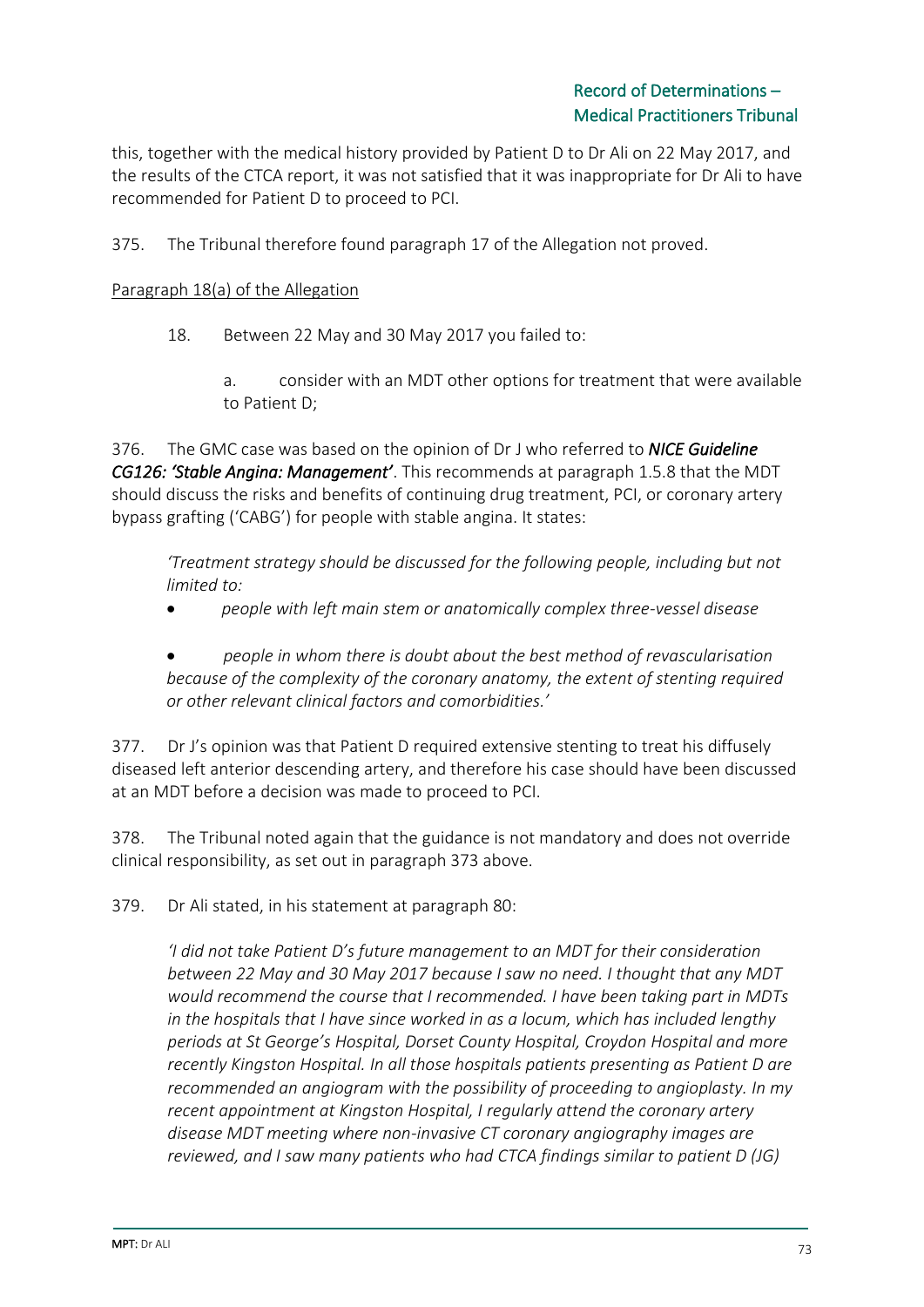this, together with the medical history provided by Patient D to Dr Ali on 22 May 2017, and the results of the CTCA report, it was not satisfied that it was inappropriate for Dr Ali to have recommended for Patient D to proceed to PCI.

375. The Tribunal therefore found paragraph 17 of the Allegation not proved.

Paragraph 18(a) of the Allegation

> 18. Between 22 May and 30 May 2017 you failed to:
>
> > a. consider with an MDT other options for treatment that were available to Patient D;

376. The GMC case was based on the opinion of Dr J who referred to ***NICE Guideline CG126: 'Stable Angina: Management'***. This recommends at paragraph 1.5.8 that the MDT should discuss the risks and benefits of continuing drug treatment, PCI, or coronary artery bypass grafting ('CABG') for people with stable angina. It states:

> *'Treatment strategy should be discussed for the following people, including but not limited to:*
>
> - *people with left main stem or anatomically complex three-vessel disease*
> - *people in whom there is doubt about the best method of revascularisation because of the complexity of the coronary anatomy, the extent of stenting required or other relevant clinical factors and comorbidities.'*

377. Dr J's opinion was that Patient D required extensive stenting to treat his diffusely diseased left anterior descending artery, and therefore his case should have been discussed at an MDT before a decision was made to proceed to PCI.

378. The Tribunal noted again that the guidance is not mandatory and does not override clinical responsibility, as set out in paragraph 373 above.

379. Dr Ali stated, in his statement at paragraph 80:

> *'I did not take Patient D's future management to an MDT for their consideration between 22 May and 30 May 2017 because I saw no need. I thought that any MDT would recommend the course that I recommended. I have been taking part in MDTs in the hospitals that I have since worked in as a locum, which has included lengthy periods at St George's Hospital, Dorset County Hospital, Croydon Hospital and more recently Kingston Hospital. In all those hospitals patients presenting as Patient D are recommended an angiogram with the possibility of proceeding to angioplasty. In my recent appointment at Kingston Hospital, I regularly attend the coronary artery disease MDT meeting where non-invasive CT coronary angiography images are reviewed, and I saw many patients who had CTCA findings similar to patient D (JG)*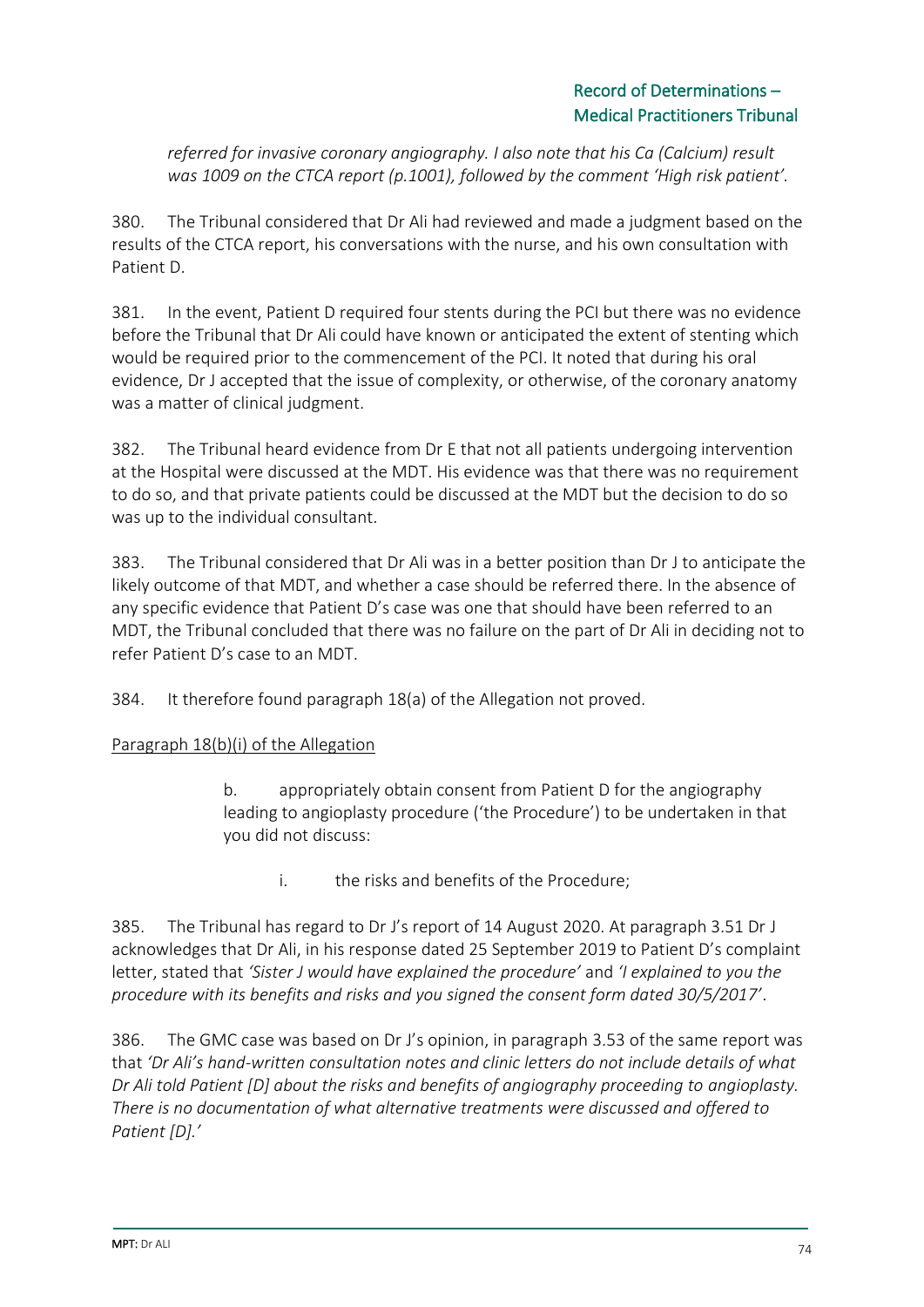*referred for invasive coronary angiography. I also note that his Ca (Calcium) result was 1009 on the CTCA report (p.1001), followed by the comment 'High risk patient'.*

380. The Tribunal considered that Dr Ali had reviewed and made a judgment based on the results of the CTCA report, his conversations with the nurse, and his own consultation with Patient D.

381. In the event, Patient D required four stents during the PCI but there was no evidence before the Tribunal that Dr Ali could have known or anticipated the extent of stenting which would be required prior to the commencement of the PCI. It noted that during his oral evidence, Dr J accepted that the issue of complexity, or otherwise, of the coronary anatomy was a matter of clinical judgment.

382. The Tribunal heard evidence from Dr E that not all patients undergoing intervention at the Hospital were discussed at the MDT. His evidence was that there was no requirement to do so, and that private patients could be discussed at the MDT but the decision to do so was up to the individual consultant.

383. The Tribunal considered that Dr Ali was in a better position than Dr J to anticipate the likely outcome of that MDT, and whether a case should be referred there. In the absence of any specific evidence that Patient D's case was one that should have been referred to an MDT, the Tribunal concluded that there was no failure on the part of Dr Ali in deciding not to refer Patient D's case to an MDT.

384. It therefore found paragraph 18(a) of the Allegation not proved.

Paragraph 18(b)(i) of the Allegation

> b. appropriately obtain consent from Patient D for the angiography leading to angioplasty procedure ('the Procedure') to be undertaken in that you did not discuss:
>
> > i. the risks and benefits of the Procedure;

385. The Tribunal has regard to Dr J's report of 14 August 2020. At paragraph 3.51 Dr J acknowledges that Dr Ali, in his response dated 25 September 2019 to Patient D's complaint letter, stated that *'Sister J would have explained the procedure'* and *'I explained to you the procedure with its benefits and risks and you signed the consent form dated 30/5/2017'*.

386. The GMC case was based on Dr J's opinion, in paragraph 3.53 of the same report was that *'Dr Ali's hand-written consultation notes and clinic letters do not include details of what Dr Ali told Patient [D] about the risks and benefits of angiography proceeding to angioplasty. There is no documentation of what alternative treatments were discussed and offered to Patient [D].'*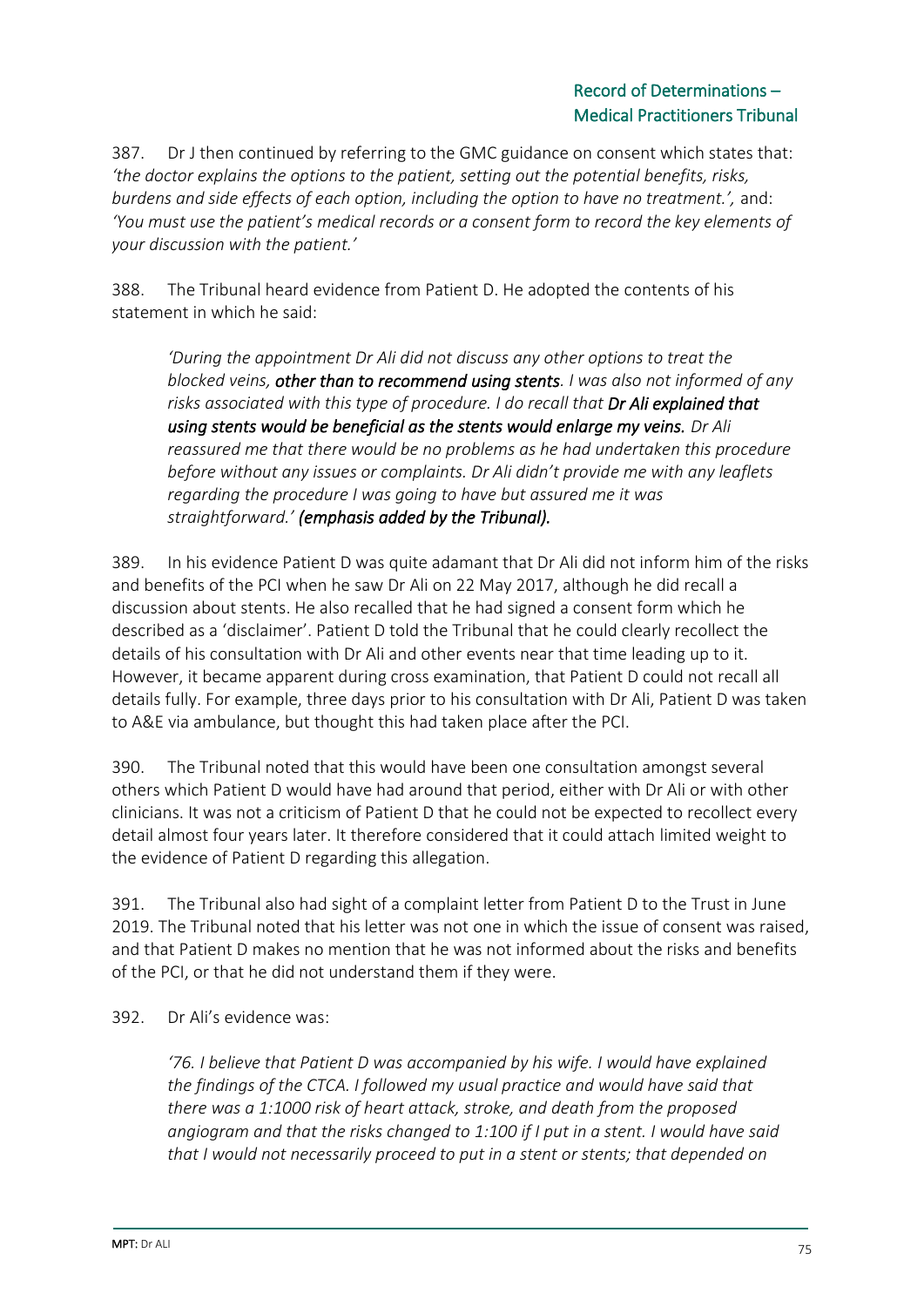387. Dr J then continued by referring to the GMC guidance on consent which states that: *'the doctor explains the options to the patient, setting out the potential benefits, risks, burdens and side effects of each option, including the option to have no treatment.',* and: *'You must use the patient's medical records or a consent form to record the key elements of your discussion with the patient.'*

388. The Tribunal heard evidence from Patient D. He adopted the contents of his statement in which he said:

> *'During the appointment Dr Ali did not discuss any other options to treat the blocked veins,* ***other than to recommend using stents****. I was also not informed of any risks associated with this type of procedure. I do recall that* ***Dr Ali explained that using stents would be beneficial as the stents would enlarge my veins.*** *Dr Ali reassured me that there would be no problems as he had undertaken this procedure before without any issues or complaints. Dr Ali didn't provide me with any leaflets regarding the procedure I was going to have but assured me it was straightforward.'* ***(emphasis added by the Tribunal).***

389. In his evidence Patient D was quite adamant that Dr Ali did not inform him of the risks and benefits of the PCI when he saw Dr Ali on 22 May 2017, although he did recall a discussion about stents. He also recalled that he had signed a consent form which he described as a 'disclaimer'. Patient D told the Tribunal that he could clearly recollect the details of his consultation with Dr Ali and other events near that time leading up to it. However, it became apparent during cross examination, that Patient D could not recall all details fully. For example, three days prior to his consultation with Dr Ali, Patient D was taken to A&E via ambulance, but thought this had taken place after the PCI.

390. The Tribunal noted that this would have been one consultation amongst several others which Patient D would have had around that period, either with Dr Ali or with other clinicians. It was not a criticism of Patient D that he could not be expected to recollect every detail almost four years later. It therefore considered that it could attach limited weight to the evidence of Patient D regarding this allegation.

391. The Tribunal also had sight of a complaint letter from Patient D to the Trust in June 2019. The Tribunal noted that his letter was not one in which the issue of consent was raised, and that Patient D makes no mention that he was not informed about the risks and benefits of the PCI, or that he did not understand them if they were.

392. Dr Ali's evidence was:

> *'76. I believe that Patient D was accompanied by his wife. I would have explained the findings of the CTCA. I followed my usual practice and would have said that there was a 1:1000 risk of heart attack, stroke, and death from the proposed angiogram and that the risks changed to 1:100 if I put in a stent. I would have said that I would not necessarily proceed to put in a stent or stents; that depended on*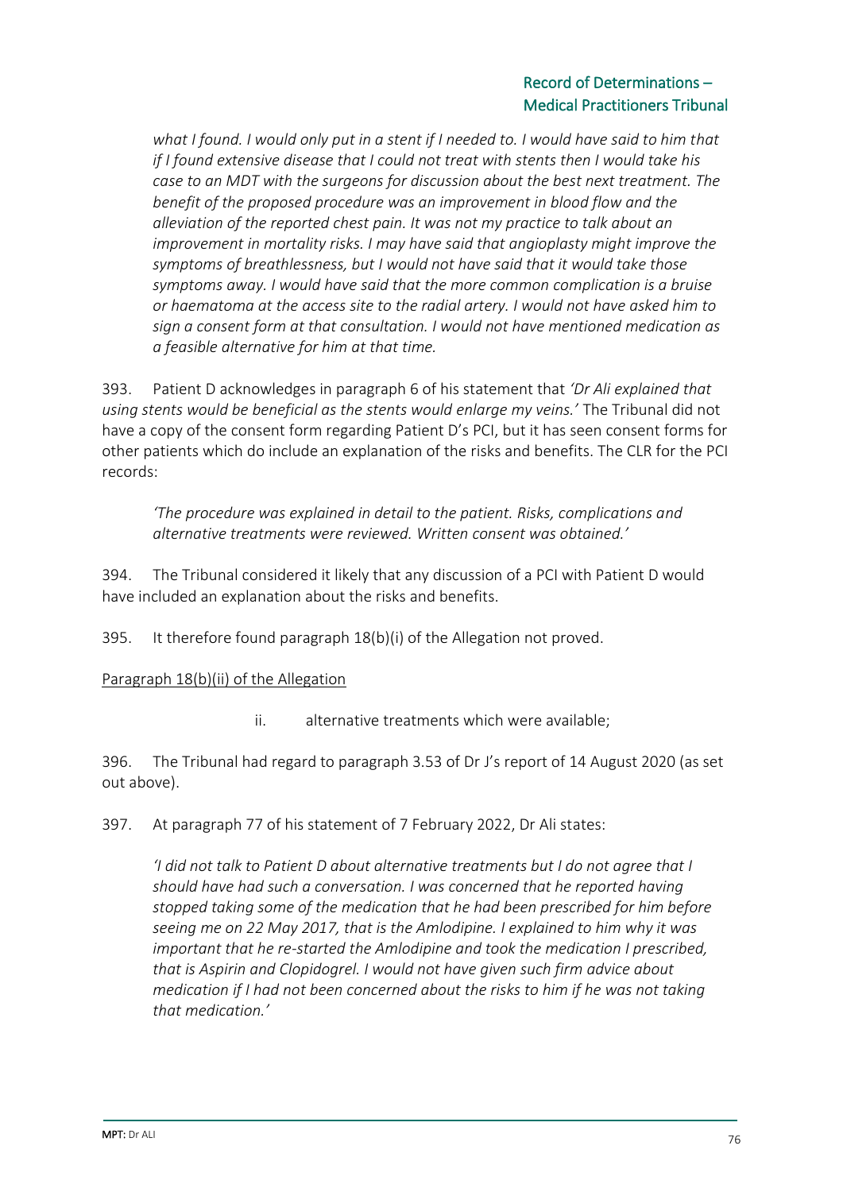*what I found. I would only put in a stent if I needed to. I would have said to him that if I found extensive disease that I could not treat with stents then I would take his case to an MDT with the surgeons for discussion about the best next treatment. The benefit of the proposed procedure was an improvement in blood flow and the alleviation of the reported chest pain. It was not my practice to talk about an improvement in mortality risks. I may have said that angioplasty might improve the symptoms of breathlessness, but I would not have said that it would take those symptoms away. I would have said that the more common complication is a bruise or haematoma at the access site to the radial artery. I would not have asked him to sign a consent form at that consultation. I would not have mentioned medication as a feasible alternative for him at that time.*

393. Patient D acknowledges in paragraph 6 of his statement that *'Dr Ali explained that using stents would be beneficial as the stents would enlarge my veins.'* The Tribunal did not have a copy of the consent form regarding Patient D's PCI, but it has seen consent forms for other patients which do include an explanation of the risks and benefits. The CLR for the PCI records:

> *'The procedure was explained in detail to the patient. Risks, complications and alternative treatments were reviewed. Written consent was obtained.'*

394. The Tribunal considered it likely that any discussion of a PCI with Patient D would have included an explanation about the risks and benefits.

395. It therefore found paragraph 18(b)(i) of the Allegation not proved.

<u>Paragraph 18(b)(ii) of the Allegation</u>

ii. alternative treatments which were available;

396. The Tribunal had regard to paragraph 3.53 of Dr J's report of 14 August 2020 (as set out above).

397. At paragraph 77 of his statement of 7 February 2022, Dr Ali states:

> *'I did not talk to Patient D about alternative treatments but I do not agree that I should have had such a conversation. I was concerned that he reported having stopped taking some of the medication that he had been prescribed for him before seeing me on 22 May 2017, that is the Amlodipine. I explained to him why it was important that he re-started the Amlodipine and took the medication I prescribed, that is Aspirin and Clopidogrel. I would not have given such firm advice about medication if I had not been concerned about the risks to him if he was not taking that medication.'*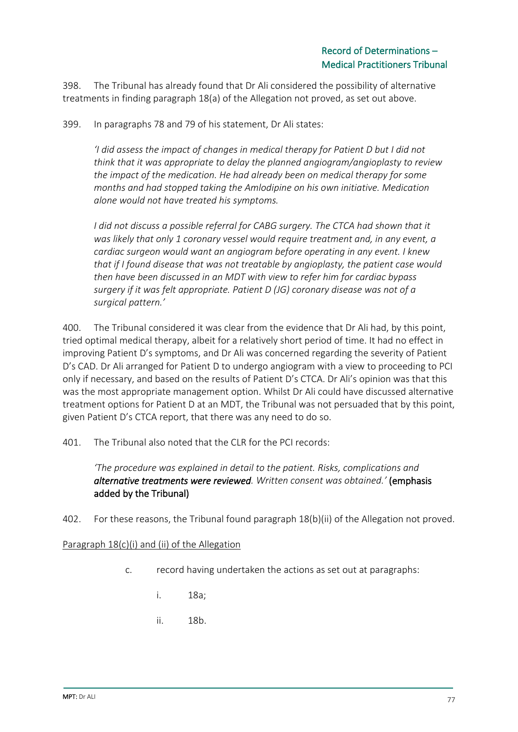398. The Tribunal has already found that Dr Ali considered the possibility of alternative treatments in finding paragraph 18(a) of the Allegation not proved, as set out above.

399. In paragraphs 78 and 79 of his statement, Dr Ali states:

> *'I did assess the impact of changes in medical therapy for Patient D but I did not think that it was appropriate to delay the planned angiogram/angioplasty to review the impact of the medication. He had already been on medical therapy for some months and had stopped taking the Amlodipine on his own initiative. Medication alone would not have treated his symptoms.*
>
> *I did not discuss a possible referral for CABG surgery. The CTCA had shown that it was likely that only 1 coronary vessel would require treatment and, in any event, a cardiac surgeon would want an angiogram before operating in any event. I knew that if I found disease that was not treatable by angioplasty, the patient case would then have been discussed in an MDT with view to refer him for cardiac bypass surgery if it was felt appropriate. Patient D (JG) coronary disease was not of a surgical pattern.'*

400. The Tribunal considered it was clear from the evidence that Dr Ali had, by this point, tried optimal medical therapy, albeit for a relatively short period of time. It had no effect in improving Patient D's symptoms, and Dr Ali was concerned regarding the severity of Patient D's CAD. Dr Ali arranged for Patient D to undergo angiogram with a view to proceeding to PCI only if necessary, and based on the results of Patient D's CTCA. Dr Ali's opinion was that this was the most appropriate management option. Whilst Dr Ali could have discussed alternative treatment options for Patient D at an MDT, the Tribunal was not persuaded that by this point, given Patient D's CTCA report, that there was any need to do so.

401. The Tribunal also noted that the CLR for the PCI records:

> *'The procedure was explained in detail to the patient. Risks, complications and* ***alternative treatments were reviewed****. Written consent was obtained.'* **(emphasis added by the Tribunal)**

402. For these reasons, the Tribunal found paragraph 18(b)(ii) of the Allegation not proved.

<u>Paragraph 18(c)(i) and (ii) of the Allegation</u>

c. record having undertaken the actions as set out at paragraphs:

i. 18a;

ii. 18b.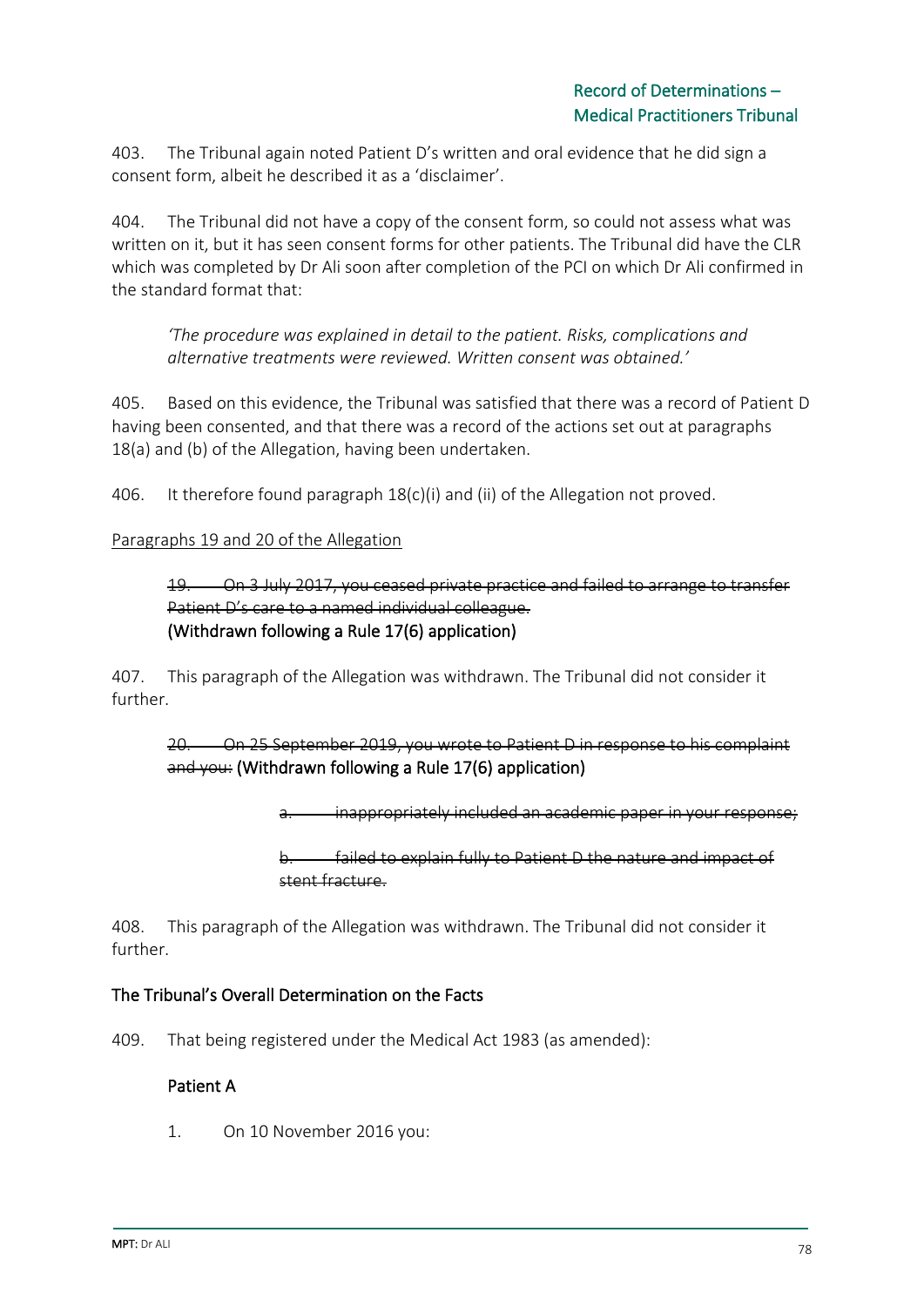403. The Tribunal again noted Patient D's written and oral evidence that he did sign a consent form, albeit he described it as a 'disclaimer'.

404. The Tribunal did not have a copy of the consent form, so could not assess what was written on it, but it has seen consent forms for other patients. The Tribunal did have the CLR which was completed by Dr Ali soon after completion of the PCI on which Dr Ali confirmed in the standard format that:

> *'The procedure was explained in detail to the patient. Risks, complications and alternative treatments were reviewed. Written consent was obtained.'*

405. Based on this evidence, the Tribunal was satisfied that there was a record of Patient D having been consented, and that there was a record of the actions set out at paragraphs 18(a) and (b) of the Allegation, having been undertaken.

406. It therefore found paragraph 18(c)(i) and (ii) of the Allegation not proved.

<u>Paragraphs 19 and 20 of the Allegation</u>

> ~~19. On 3 July 2017, you ceased private practice and failed to arrange to transfer Patient D's care to a named individual colleague.~~
> **(Withdrawn following a Rule 17(6) application)**

407. This paragraph of the Allegation was withdrawn. The Tribunal did not consider it further.

> ~~20. On 25 September 2019, you wrote to Patient D in response to his complaint and you:~~ **(Withdrawn following a Rule 17(6) application)**
>
> ~~a. inappropriately included an academic paper in your response;~~
>
> ~~b. failed to explain fully to Patient D the nature and impact of stent fracture.~~

408. This paragraph of the Allegation was withdrawn. The Tribunal did not consider it further.

## The Tribunal's Overall Determination on the Facts

409. That being registered under the Medical Act 1983 (as amended):

**Patient A**

1. On 10 November 2016 you: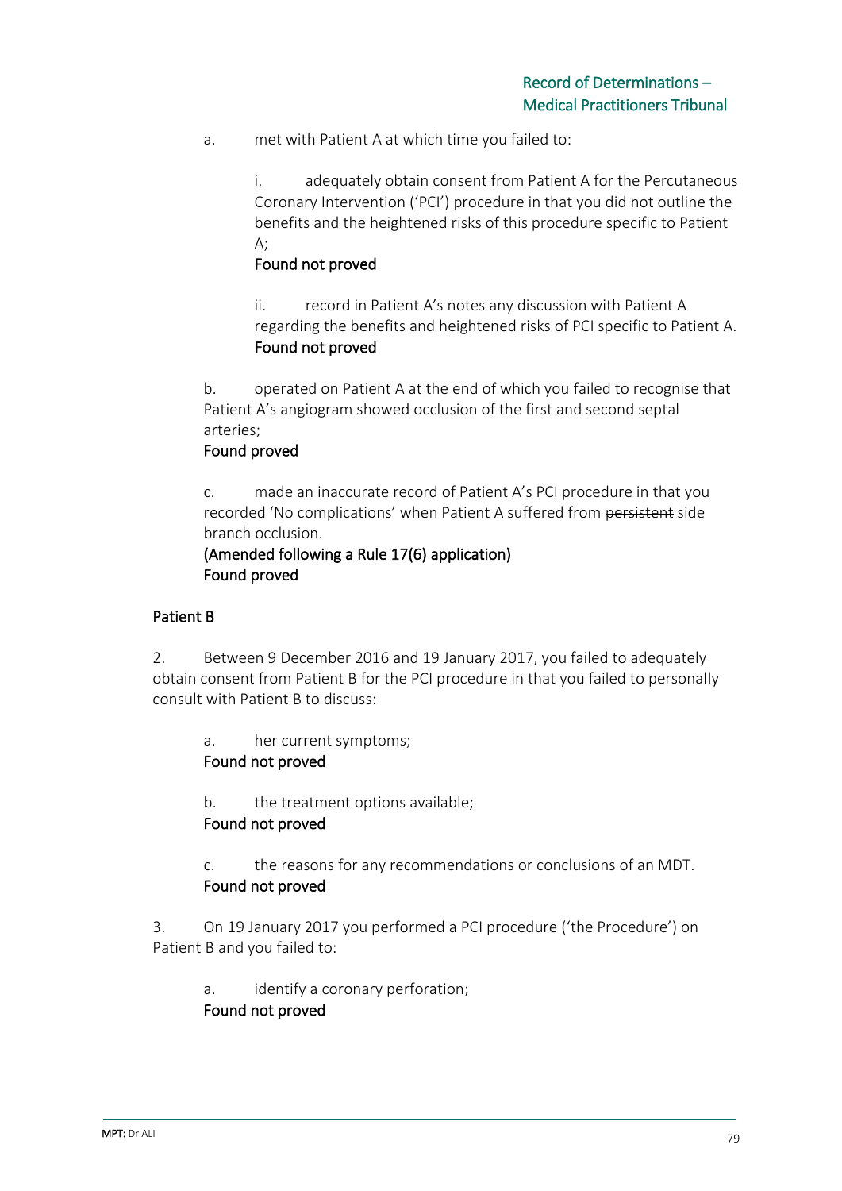a. met with Patient A at which time you failed to:

i. adequately obtain consent from Patient A for the Percutaneous Coronary Intervention ('PCI') procedure in that you did not outline the benefits and the heightened risks of this procedure specific to Patient A;
**Found not proved**

ii. record in Patient A's notes any discussion with Patient A regarding the benefits and heightened risks of PCI specific to Patient A.
**Found not proved**

b. operated on Patient A at the end of which you failed to recognise that Patient A's angiogram showed occlusion of the first and second septal arteries;
**Found proved**

c. made an inaccurate record of Patient A's PCI procedure in that you recorded 'No complications' when Patient A suffered from ~~persistent~~ side branch occlusion.
**(Amended following a Rule 17(6) application)**
**Found proved**

**Patient B**

2. Between 9 December 2016 and 19 January 2017, you failed to adequately obtain consent from Patient B for the PCI procedure in that you failed to personally consult with Patient B to discuss:

a. her current symptoms;
**Found not proved**

b. the treatment options available;
**Found not proved**

c. the reasons for any recommendations or conclusions of an MDT.
**Found not proved**

3. On 19 January 2017 you performed a PCI procedure ('the Procedure') on Patient B and you failed to:

a. identify a coronary perforation;
**Found not proved**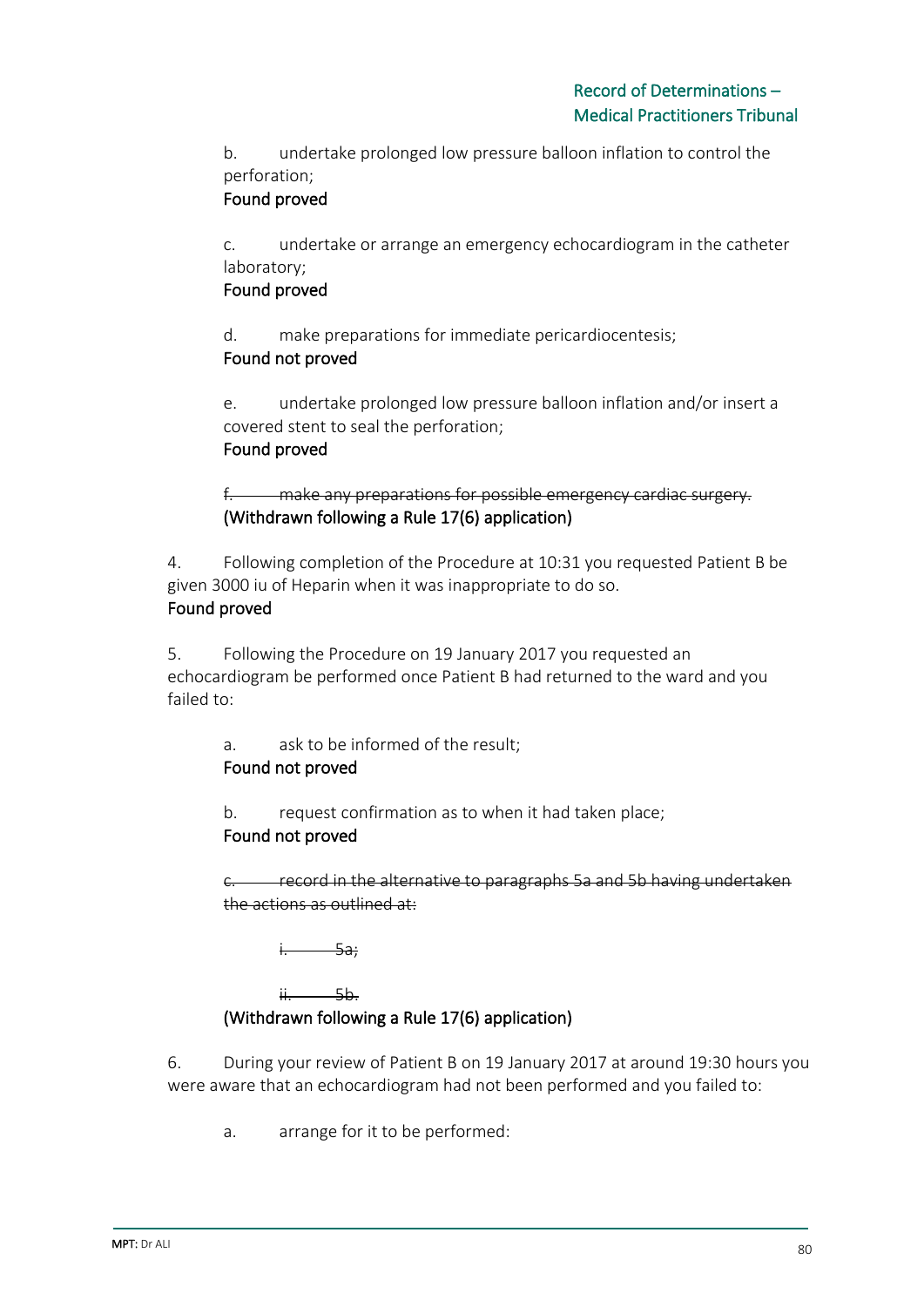b. undertake prolonged low pressure balloon inflation to control the perforation;
Found proved

c. undertake or arrange an emergency echocardiogram in the catheter laboratory;
Found proved

d. make preparations for immediate pericardiocentesis;
Found not proved

e. undertake prolonged low pressure balloon inflation and/or insert a covered stent to seal the perforation;
Found proved

~~f. make any preparations for possible emergency cardiac surgery.~~
(Withdrawn following a Rule 17(6) application)

4. Following completion of the Procedure at 10:31 you requested Patient B be given 3000 iu of Heparin when it was inappropriate to do so.
Found proved

5. Following the Procedure on 19 January 2017 you requested an echocardiogram be performed once Patient B had returned to the ward and you failed to:

a. ask to be informed of the result;
Found not proved

b. request confirmation as to when it had taken place;
Found not proved

~~c. record in the alternative to paragraphs 5a and 5b having undertaken the actions as outlined at:~~

~~i. 5a;~~

~~ii. 5b.~~
(Withdrawn following a Rule 17(6) application)

6. During your review of Patient B on 19 January 2017 at around 19:30 hours you were aware that an echocardiogram had not been performed and you failed to:

a. arrange for it to be performed: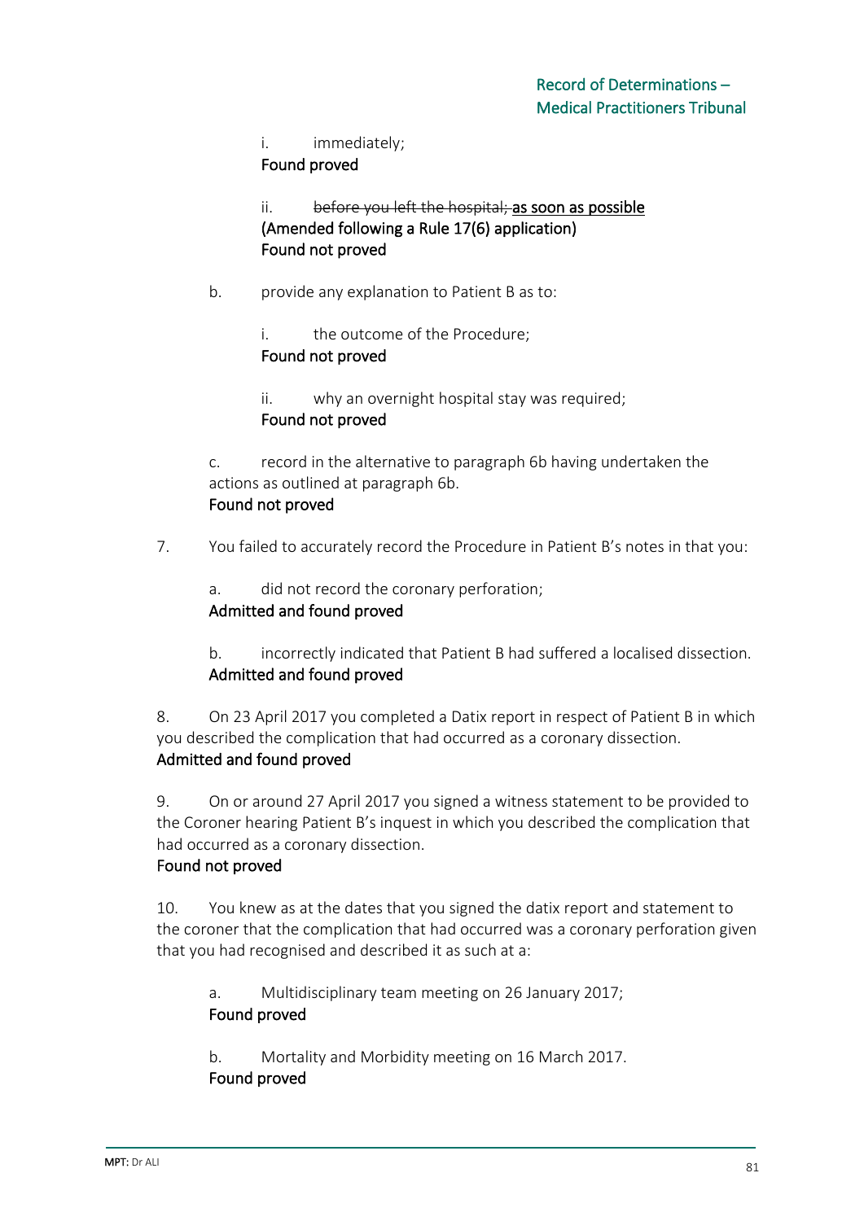i. immediately;
Found proved

ii. ~~before you left the hospital;~~ <u>as soon as possible</u>
(Amended following a Rule 17(6) application)
Found not proved

b. provide any explanation to Patient B as to:

i. the outcome of the Procedure;
Found not proved

ii. why an overnight hospital stay was required;
Found not proved

c. record in the alternative to paragraph 6b having undertaken the actions as outlined at paragraph 6b.
Found not proved

7. You failed to accurately record the Procedure in Patient B's notes in that you:

a. did not record the coronary perforation;
Admitted and found proved

b. incorrectly indicated that Patient B had suffered a localised dissection.
Admitted and found proved

8. On 23 April 2017 you completed a Datix report in respect of Patient B in which you described the complication that had occurred as a coronary dissection.
Admitted and found proved

9. On or around 27 April 2017 you signed a witness statement to be provided to the Coroner hearing Patient B's inquest in which you described the complication that had occurred as a coronary dissection.
Found not proved

10. You knew as at the dates that you signed the datix report and statement to the coroner that the complication that had occurred was a coronary perforation given that you had recognised and described it as such at a:

a. Multidisciplinary team meeting on 26 January 2017;
Found proved

b. Mortality and Morbidity meeting on 16 March 2017.
Found proved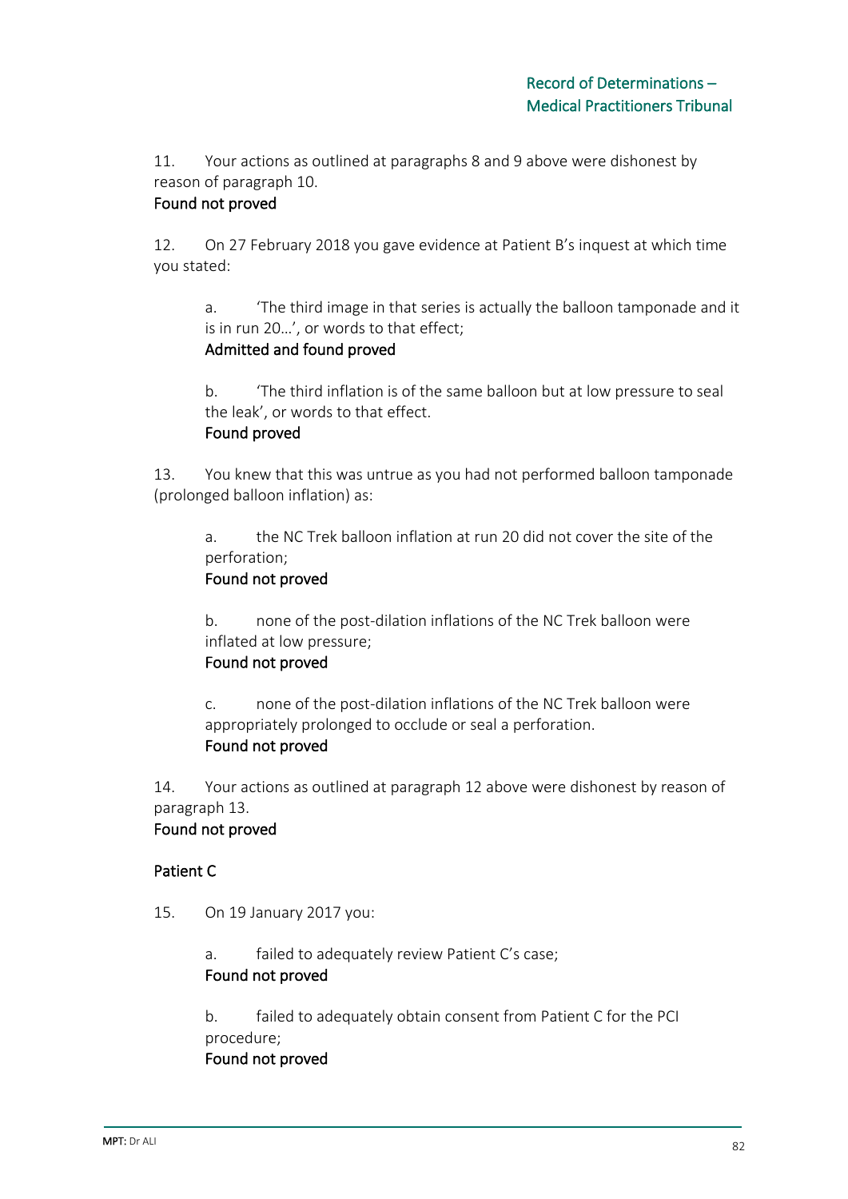11. Your actions as outlined at paragraphs 8 and 9 above were dishonest by reason of paragraph 10.
Found not proved

12. On 27 February 2018 you gave evidence at Patient B's inquest at which time you stated:

  a. 'The third image in that series is actually the balloon tamponade and it is in run 20…', or words to that effect;
  Admitted and found proved

  b. 'The third inflation is of the same balloon but at low pressure to seal the leak', or words to that effect.
  Found proved

13. You knew that this was untrue as you had not performed balloon tamponade (prolonged balloon inflation) as:

  a. the NC Trek balloon inflation at run 20 did not cover the site of the perforation;
  Found not proved

  b. none of the post-dilation inflations of the NC Trek balloon were inflated at low pressure;
  Found not proved

  c. none of the post-dilation inflations of the NC Trek balloon were appropriately prolonged to occlude or seal a perforation.
  Found not proved

14. Your actions as outlined at paragraph 12 above were dishonest by reason of paragraph 13.
Found not proved

## Patient C

15. On 19 January 2017 you:

  a. failed to adequately review Patient C's case;
  Found not proved

  b. failed to adequately obtain consent from Patient C for the PCI procedure;
  Found not proved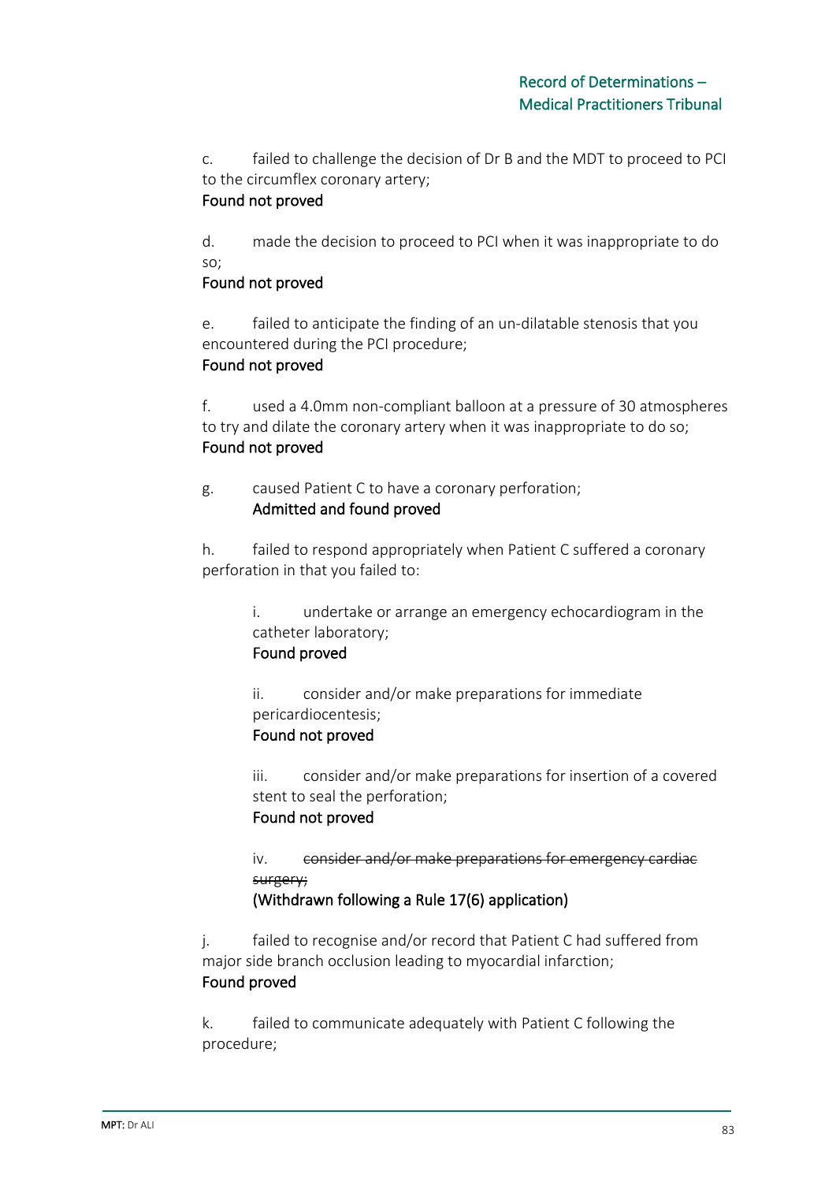c. failed to challenge the decision of Dr B and the MDT to proceed to PCI to the circumflex coronary artery;
Found not proved

d. made the decision to proceed to PCI when it was inappropriate to do so;
Found not proved

e. failed to anticipate the finding of an un-dilatable stenosis that you encountered during the PCI procedure;
Found not proved

f. used a 4.0mm non-compliant balloon at a pressure of 30 atmospheres to try and dilate the coronary artery when it was inappropriate to do so;
Found not proved

g. caused Patient C to have a coronary perforation;
Admitted and found proved

h. failed to respond appropriately when Patient C suffered a coronary perforation in that you failed to:

i. undertake or arrange an emergency echocardiogram in the catheter laboratory;
Found proved

ii. consider and/or make preparations for immediate pericardiocentesis;
Found not proved

iii. consider and/or make preparations for insertion of a covered stent to seal the perforation;
Found not proved

iv. ~~consider and/or make preparations for emergency cardiac surgery;~~
(Withdrawn following a Rule 17(6) application)

j. failed to recognise and/or record that Patient C had suffered from major side branch occlusion leading to myocardial infarction;
Found proved

k. failed to communicate adequately with Patient C following the procedure;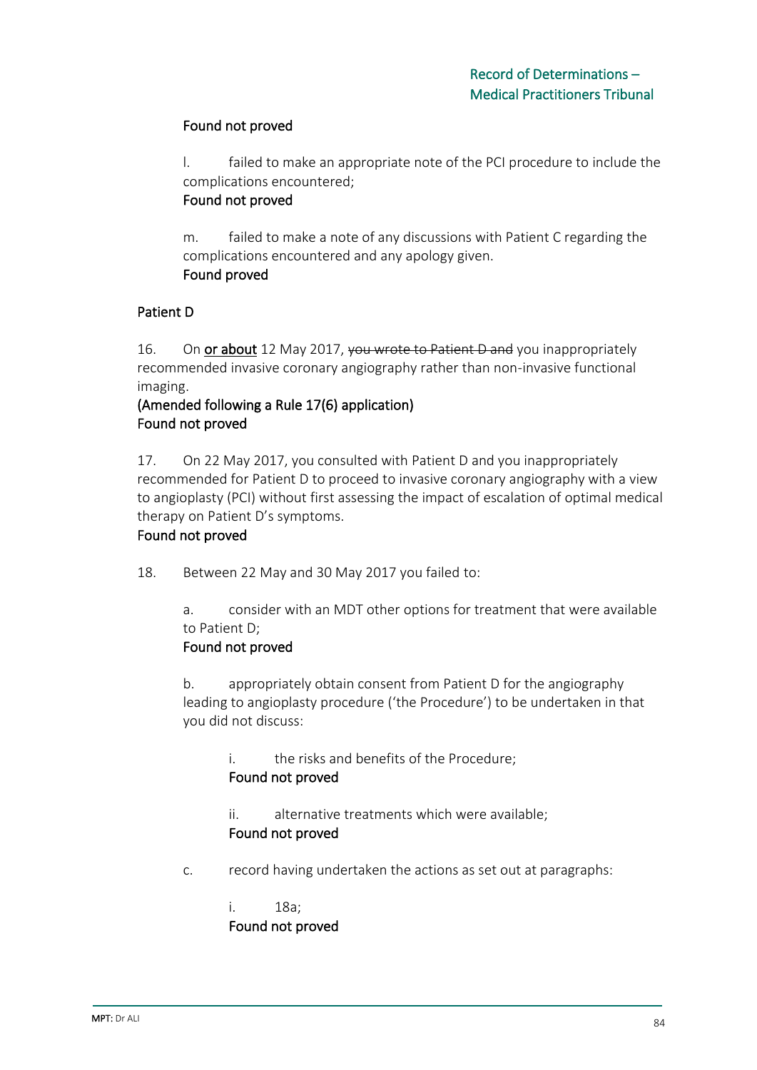Found not proved

l. failed to make an appropriate note of the PCI procedure to include the complications encountered;
Found not proved

m. failed to make a note of any discussions with Patient C regarding the complications encountered and any apology given.
Found proved

Patient D

16. On <u>or about</u> 12 May 2017, ~~you wrote to Patient D and~~ you inappropriately recommended invasive coronary angiography rather than non-invasive functional imaging.
(Amended following a Rule 17(6) application)
Found not proved

17. On 22 May 2017, you consulted with Patient D and you inappropriately recommended for Patient D to proceed to invasive coronary angiography with a view to angioplasty (PCI) without first assessing the impact of escalation of optimal medical therapy on Patient D's symptoms.
Found not proved

18. Between 22 May and 30 May 2017 you failed to:

a. consider with an MDT other options for treatment that were available to Patient D;
Found not proved

b. appropriately obtain consent from Patient D for the angiography leading to angioplasty procedure ('the Procedure') to be undertaken in that you did not discuss:

i. the risks and benefits of the Procedure;
Found not proved

ii. alternative treatments which were available;
Found not proved

c. record having undertaken the actions as set out at paragraphs:

i. 18a;
Found not proved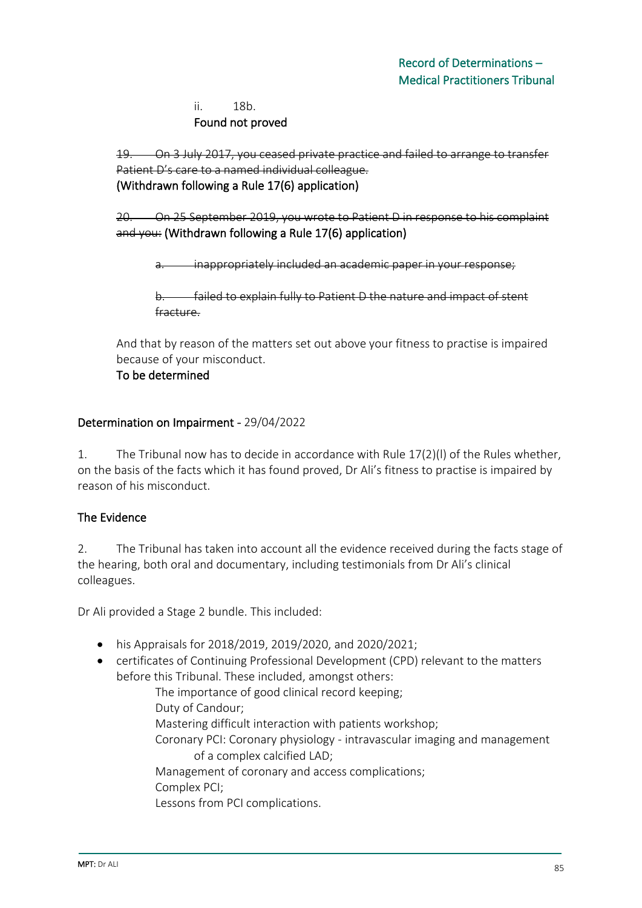ii. 18b.
**Found not proved**

~~19. On 3 July 2017, you ceased private practice and failed to arrange to transfer Patient D's care to a named individual colleague.~~
**(Withdrawn following a Rule 17(6) application)**

~~20. On 25 September 2019, you wrote to Patient D in response to his complaint and you:~~ **(Withdrawn following a Rule 17(6) application)**

~~a. inappropriately included an academic paper in your response;~~

~~b. failed to explain fully to Patient D the nature and impact of stent fracture.~~

And that by reason of the matters set out above your fitness to practise is impaired because of your misconduct.
**To be determined**

## Determination on Impairment - 29/04/2022

1. The Tribunal now has to decide in accordance with Rule 17(2)(l) of the Rules whether, on the basis of the facts which it has found proved, Dr Ali's fitness to practise is impaired by reason of his misconduct.

### The Evidence

2. The Tribunal has taken into account all the evidence received during the facts stage of the hearing, both oral and documentary, including testimonials from Dr Ali's clinical colleagues.

Dr Ali provided a Stage 2 bundle. This included:

- his Appraisals for 2018/2019, 2019/2020, and 2020/2021;
- certificates of Continuing Professional Development (CPD) relevant to the matters before this Tribunal. These included, amongst others:
  - The importance of good clinical record keeping;
  - Duty of Candour;
  - Mastering difficult interaction with patients workshop;
  - Coronary PCI: Coronary physiology - intravascular imaging and management of a complex calcified LAD;
  - Management of coronary and access complications;
  - Complex PCI;
  - Lessons from PCI complications.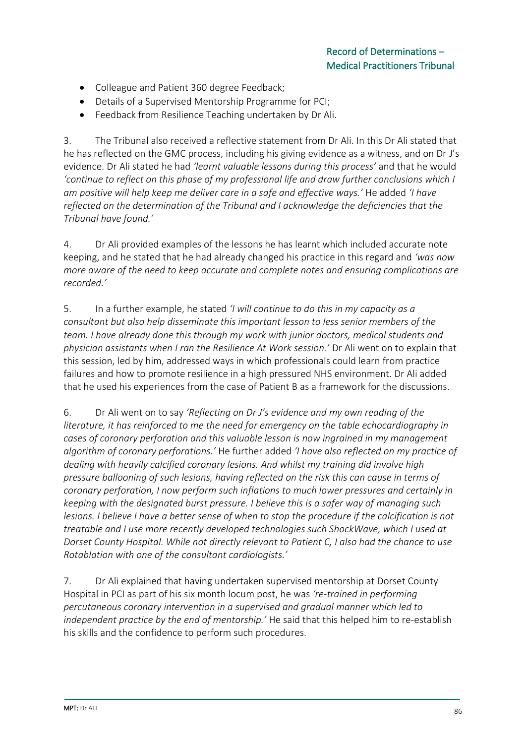- Colleague and Patient 360 degree Feedback;
- Details of a Supervised Mentorship Programme for PCI;
- Feedback from Resilience Teaching undertaken by Dr Ali.

3. The Tribunal also received a reflective statement from Dr Ali. In this Dr Ali stated that he has reflected on the GMC process, including his giving evidence as a witness, and on Dr J's evidence. Dr Ali stated he had *'learnt valuable lessons during this process'* and that he would *'continue to reflect on this phase of my professional life and draw further conclusions which I am positive will help keep me deliver care in a safe and effective ways.'* He added *'I have reflected on the determination of the Tribunal and I acknowledge the deficiencies that the Tribunal have found.'*

4. Dr Ali provided examples of the lessons he has learnt which included accurate note keeping, and he stated that he had already changed his practice in this regard and *'was now more aware of the need to keep accurate and complete notes and ensuring complications are recorded.'*

5. In a further example, he stated *'I will continue to do this in my capacity as a consultant but also help disseminate this important lesson to less senior members of the team. I have already done this through my work with junior doctors, medical students and physician assistants when I ran the Resilience At Work session.'* Dr Ali went on to explain that this session, led by him, addressed ways in which professionals could learn from practice failures and how to promote resilience in a high pressured NHS environment. Dr Ali added that he used his experiences from the case of Patient B as a framework for the discussions.

6. Dr Ali went on to say *'Reflecting on Dr J's evidence and my own reading of the literature, it has reinforced to me the need for emergency on the table echocardiography in cases of coronary perforation and this valuable lesson is now ingrained in my management algorithm of coronary perforations.'* He further added *'I have also reflected on my practice of dealing with heavily calcified coronary lesions. And whilst my training did involve high pressure ballooning of such lesions, having reflected on the risk this can cause in terms of coronary perforation, I now perform such inflations to much lower pressures and certainly in keeping with the designated burst pressure. I believe this is a safer way of managing such lesions. I believe I have a better sense of when to stop the procedure if the calcification is not treatable and I use more recently developed technologies such ShockWave, which I used at Dorset County Hospital. While not directly relevant to Patient C, I also had the chance to use Rotablation with one of the consultant cardiologists.'*

7. Dr Ali explained that having undertaken supervised mentorship at Dorset County Hospital in PCI as part of his six month locum post, he was *'re-trained in performing percutaneous coronary intervention in a supervised and gradual manner which led to independent practice by the end of mentorship.'* He said that this helped him to re-establish his skills and the confidence to perform such procedures.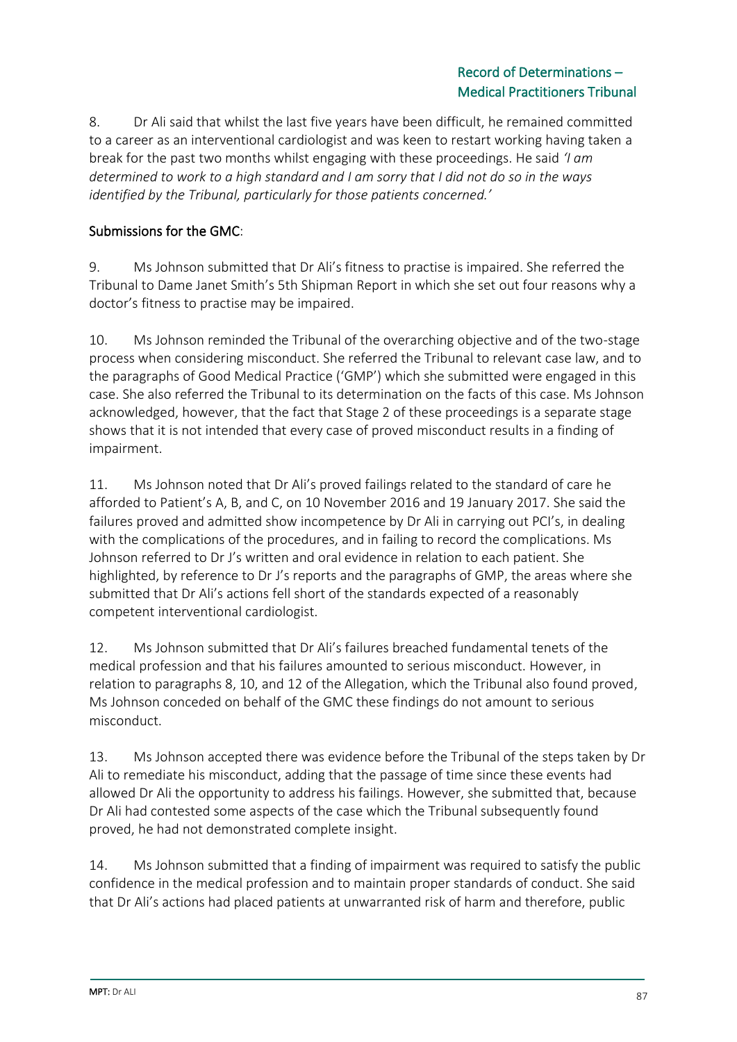8. Dr Ali said that whilst the last five years have been difficult, he remained committed to a career as an interventional cardiologist and was keen to restart working having taken a break for the past two months whilst engaging with these proceedings. He said *'I am determined to work to a high standard and I am sorry that I did not do so in the ways identified by the Tribunal, particularly for those patients concerned.'*

## Submissions for the GMC:

9. Ms Johnson submitted that Dr Ali's fitness to practise is impaired. She referred the Tribunal to Dame Janet Smith's 5th Shipman Report in which she set out four reasons why a doctor's fitness to practise may be impaired.

10. Ms Johnson reminded the Tribunal of the overarching objective and of the two-stage process when considering misconduct. She referred the Tribunal to relevant case law, and to the paragraphs of Good Medical Practice ('GMP') which she submitted were engaged in this case. She also referred the Tribunal to its determination on the facts of this case. Ms Johnson acknowledged, however, that the fact that Stage 2 of these proceedings is a separate stage shows that it is not intended that every case of proved misconduct results in a finding of impairment.

11. Ms Johnson noted that Dr Ali's proved failings related to the standard of care he afforded to Patient's A, B, and C, on 10 November 2016 and 19 January 2017. She said the failures proved and admitted show incompetence by Dr Ali in carrying out PCI's, in dealing with the complications of the procedures, and in failing to record the complications. Ms Johnson referred to Dr J's written and oral evidence in relation to each patient. She highlighted, by reference to Dr J's reports and the paragraphs of GMP, the areas where she submitted that Dr Ali's actions fell short of the standards expected of a reasonably competent interventional cardiologist.

12. Ms Johnson submitted that Dr Ali's failures breached fundamental tenets of the medical profession and that his failures amounted to serious misconduct. However, in relation to paragraphs 8, 10, and 12 of the Allegation, which the Tribunal also found proved, Ms Johnson conceded on behalf of the GMC these findings do not amount to serious misconduct.

13. Ms Johnson accepted there was evidence before the Tribunal of the steps taken by Dr Ali to remediate his misconduct, adding that the passage of time since these events had allowed Dr Ali the opportunity to address his failings. However, she submitted that, because Dr Ali had contested some aspects of the case which the Tribunal subsequently found proved, he had not demonstrated complete insight.

14. Ms Johnson submitted that a finding of impairment was required to satisfy the public confidence in the medical profession and to maintain proper standards of conduct. She said that Dr Ali's actions had placed patients at unwarranted risk of harm and therefore, public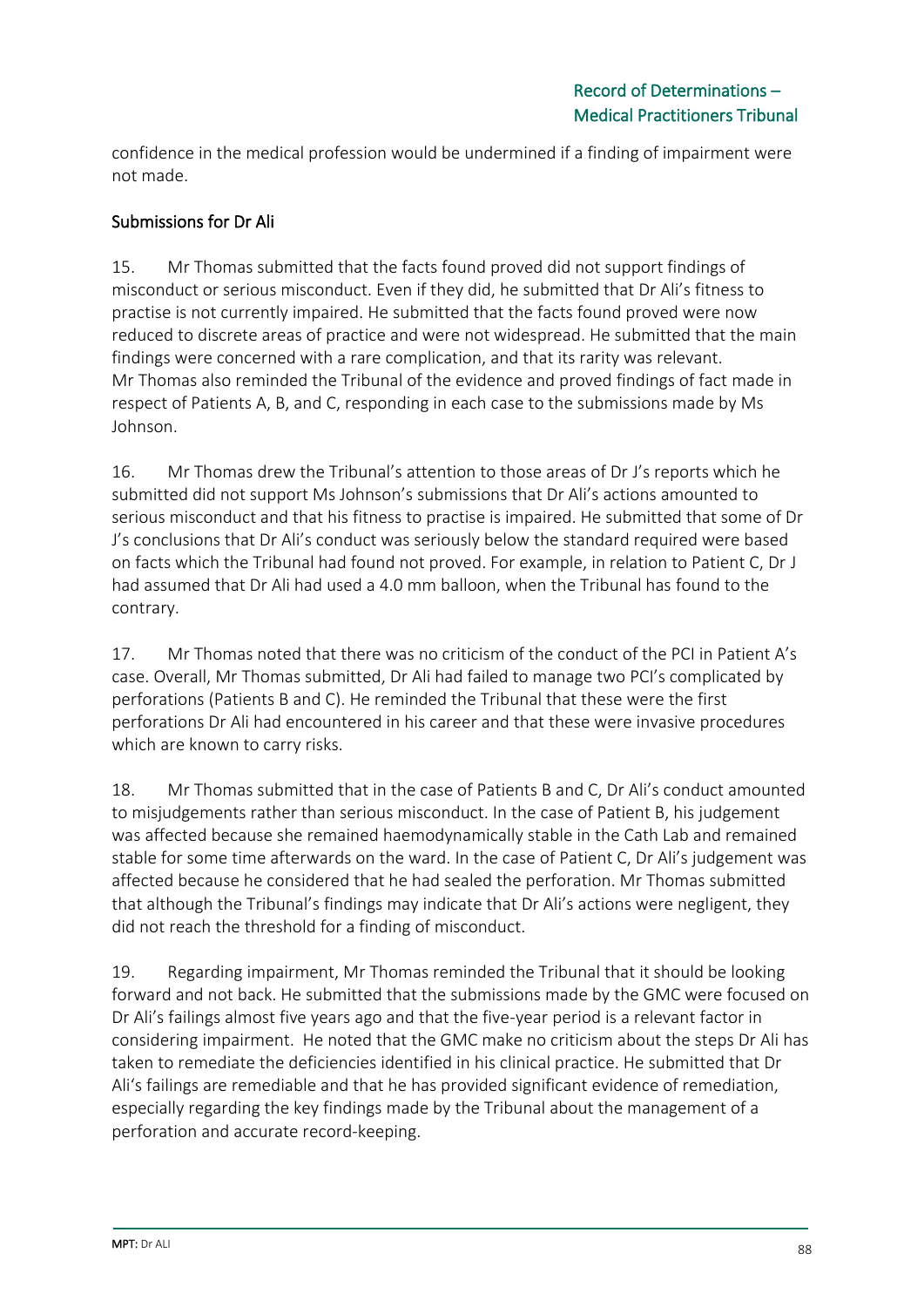confidence in the medical profession would be undermined if a finding of impairment were not made.

## Submissions for Dr Ali

15. Mr Thomas submitted that the facts found proved did not support findings of misconduct or serious misconduct. Even if they did, he submitted that Dr Ali's fitness to practise is not currently impaired. He submitted that the facts found proved were now reduced to discrete areas of practice and were not widespread. He submitted that the main findings were concerned with a rare complication, and that its rarity was relevant. Mr Thomas also reminded the Tribunal of the evidence and proved findings of fact made in respect of Patients A, B, and C, responding in each case to the submissions made by Ms Johnson.

16. Mr Thomas drew the Tribunal's attention to those areas of Dr J's reports which he submitted did not support Ms Johnson's submissions that Dr Ali's actions amounted to serious misconduct and that his fitness to practise is impaired. He submitted that some of Dr J's conclusions that Dr Ali's conduct was seriously below the standard required were based on facts which the Tribunal had found not proved. For example, in relation to Patient C, Dr J had assumed that Dr Ali had used a 4.0 mm balloon, when the Tribunal has found to the contrary.

17. Mr Thomas noted that there was no criticism of the conduct of the PCI in Patient A's case. Overall, Mr Thomas submitted, Dr Ali had failed to manage two PCI's complicated by perforations (Patients B and C). He reminded the Tribunal that these were the first perforations Dr Ali had encountered in his career and that these were invasive procedures which are known to carry risks.

18. Mr Thomas submitted that in the case of Patients B and C, Dr Ali's conduct amounted to misjudgements rather than serious misconduct. In the case of Patient B, his judgement was affected because she remained haemodynamically stable in the Cath Lab and remained stable for some time afterwards on the ward. In the case of Patient C, Dr Ali's judgement was affected because he considered that he had sealed the perforation. Mr Thomas submitted that although the Tribunal's findings may indicate that Dr Ali's actions were negligent, they did not reach the threshold for a finding of misconduct.

19. Regarding impairment, Mr Thomas reminded the Tribunal that it should be looking forward and not back. He submitted that the submissions made by the GMC were focused on Dr Ali's failings almost five years ago and that the five-year period is a relevant factor in considering impairment. He noted that the GMC make no criticism about the steps Dr Ali has taken to remediate the deficiencies identified in his clinical practice. He submitted that Dr Ali's failings are remediable and that he has provided significant evidence of remediation, especially regarding the key findings made by the Tribunal about the management of a perforation and accurate record-keeping.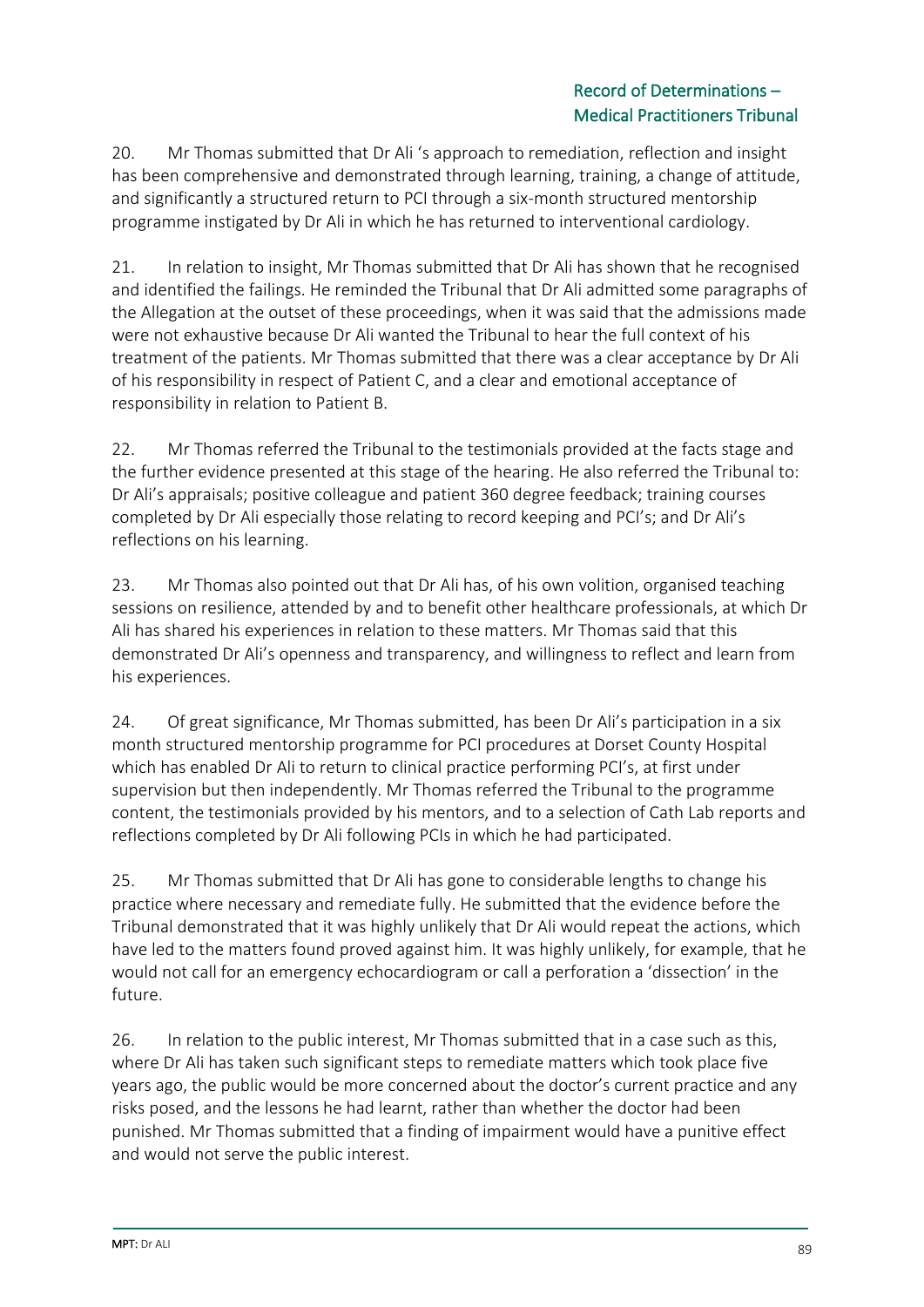20. Mr Thomas submitted that Dr Ali 's approach to remediation, reflection and insight has been comprehensive and demonstrated through learning, training, a change of attitude, and significantly a structured return to PCI through a six-month structured mentorship programme instigated by Dr Ali in which he has returned to interventional cardiology.

21. In relation to insight, Mr Thomas submitted that Dr Ali has shown that he recognised and identified the failings. He reminded the Tribunal that Dr Ali admitted some paragraphs of the Allegation at the outset of these proceedings, when it was said that the admissions made were not exhaustive because Dr Ali wanted the Tribunal to hear the full context of his treatment of the patients. Mr Thomas submitted that there was a clear acceptance by Dr Ali of his responsibility in respect of Patient C, and a clear and emotional acceptance of responsibility in relation to Patient B.

22. Mr Thomas referred the Tribunal to the testimonials provided at the facts stage and the further evidence presented at this stage of the hearing. He also referred the Tribunal to: Dr Ali's appraisals; positive colleague and patient 360 degree feedback; training courses completed by Dr Ali especially those relating to record keeping and PCI's; and Dr Ali's reflections on his learning.

23. Mr Thomas also pointed out that Dr Ali has, of his own volition, organised teaching sessions on resilience, attended by and to benefit other healthcare professionals, at which Dr Ali has shared his experiences in relation to these matters. Mr Thomas said that this demonstrated Dr Ali's openness and transparency, and willingness to reflect and learn from his experiences.

24. Of great significance, Mr Thomas submitted, has been Dr Ali's participation in a six month structured mentorship programme for PCI procedures at Dorset County Hospital which has enabled Dr Ali to return to clinical practice performing PCI's, at first under supervision but then independently. Mr Thomas referred the Tribunal to the programme content, the testimonials provided by his mentors, and to a selection of Cath Lab reports and reflections completed by Dr Ali following PCIs in which he had participated.

25. Mr Thomas submitted that Dr Ali has gone to considerable lengths to change his practice where necessary and remediate fully. He submitted that the evidence before the Tribunal demonstrated that it was highly unlikely that Dr Ali would repeat the actions, which have led to the matters found proved against him. It was highly unlikely, for example, that he would not call for an emergency echocardiogram or call a perforation a 'dissection' in the future.

26. In relation to the public interest, Mr Thomas submitted that in a case such as this, where Dr Ali has taken such significant steps to remediate matters which took place five years ago, the public would be more concerned about the doctor's current practice and any risks posed, and the lessons he had learnt, rather than whether the doctor had been punished. Mr Thomas submitted that a finding of impairment would have a punitive effect and would not serve the public interest.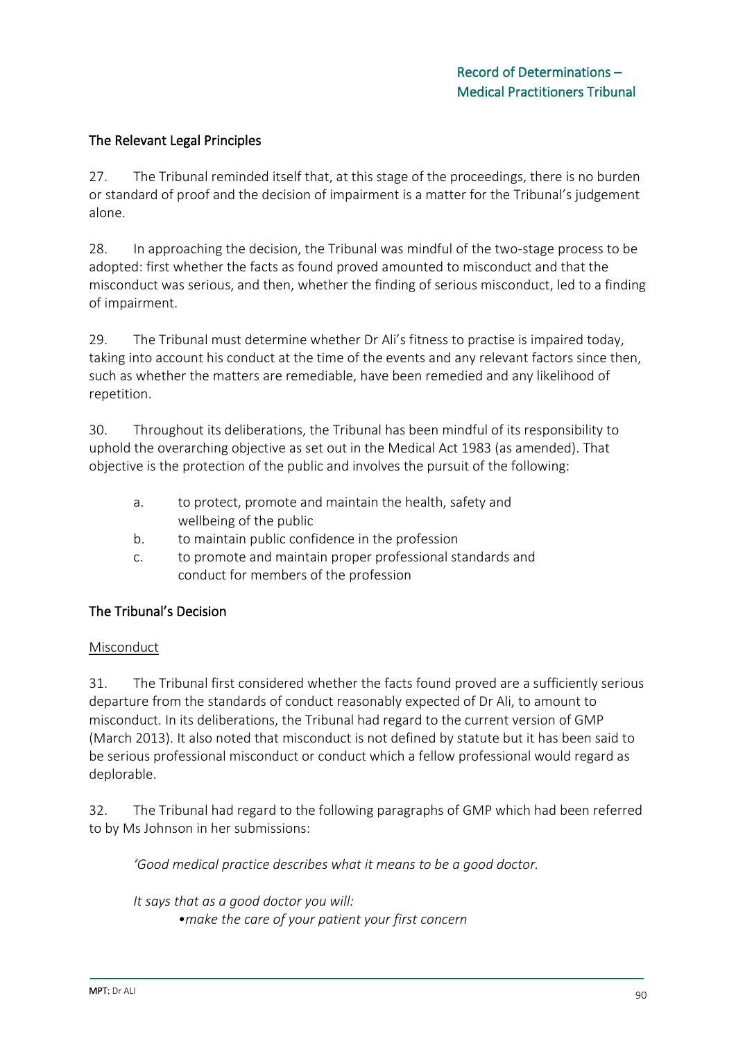## The Relevant Legal Principles

27. The Tribunal reminded itself that, at this stage of the proceedings, there is no burden or standard of proof and the decision of impairment is a matter for the Tribunal's judgement alone.

28. In approaching the decision, the Tribunal was mindful of the two-stage process to be adopted: first whether the facts as found proved amounted to misconduct and that the misconduct was serious, and then, whether the finding of serious misconduct, led to a finding of impairment.

29. The Tribunal must determine whether Dr Ali's fitness to practise is impaired today, taking into account his conduct at the time of the events and any relevant factors since then, such as whether the matters are remediable, have been remedied and any likelihood of repetition.

30. Throughout its deliberations, the Tribunal has been mindful of its responsibility to uphold the overarching objective as set out in the Medical Act 1983 (as amended). That objective is the protection of the public and involves the pursuit of the following:

a. to protect, promote and maintain the health, safety and wellbeing of the public
b. to maintain public confidence in the profession
c. to promote and maintain proper professional standards and conduct for members of the profession

## The Tribunal's Decision

### Misconduct

31. The Tribunal first considered whether the facts found proved are a sufficiently serious departure from the standards of conduct reasonably expected of Dr Ali, to amount to misconduct. In its deliberations, the Tribunal had regard to the current version of GMP (March 2013). It also noted that misconduct is not defined by statute but it has been said to be serious professional misconduct or conduct which a fellow professional would regard as deplorable.

32. The Tribunal had regard to the following paragraphs of GMP which had been referred to by Ms Johnson in her submissions:

> *'Good medical practice describes what it means to be a good doctor.*
>
> *It says that as a good doctor you will:*
> - *make the care of your patient your first concern*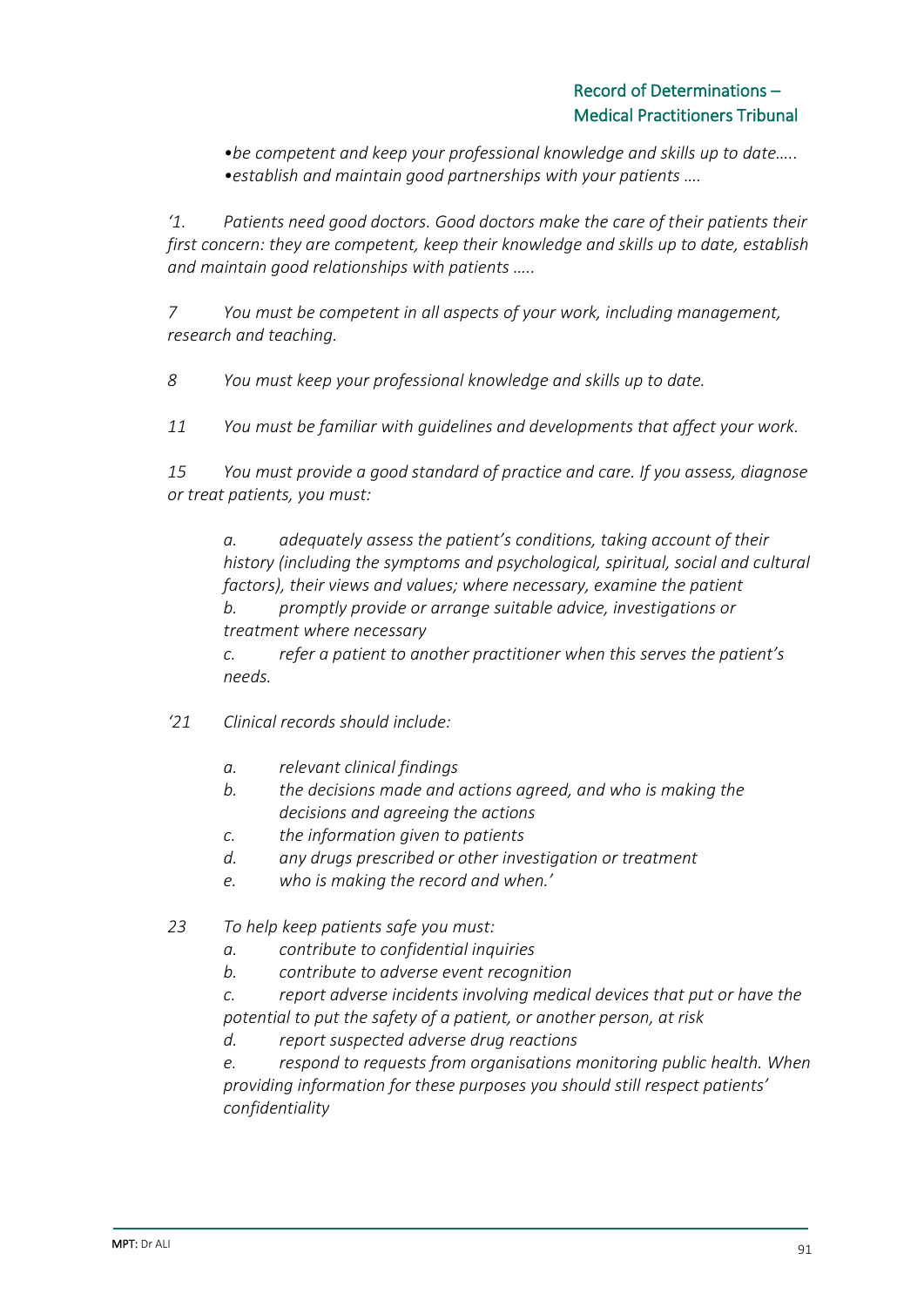*•be competent and keep your professional knowledge and skills up to date…..*
*•establish and maintain good partnerships with your patients ….*

*'1. Patients need good doctors. Good doctors make the care of their patients their first concern: they are competent, keep their knowledge and skills up to date, establish and maintain good relationships with patients …..*

*7 You must be competent in all aspects of your work, including management, research and teaching.*

*8 You must keep your professional knowledge and skills up to date.*

*11 You must be familiar with guidelines and developments that affect your work.*

*15 You must provide a good standard of practice and care. If you assess, diagnose or treat patients, you must:*

> *a. adequately assess the patient's conditions, taking account of their history (including the symptoms and psychological, spiritual, social and cultural factors), their views and values; where necessary, examine the patient*
> *b. promptly provide or arrange suitable advice, investigations or treatment where necessary*
> *c. refer a patient to another practitioner when this serves the patient's needs.*

*'21 Clinical records should include:*

> *a. relevant clinical findings*
> *b. the decisions made and actions agreed, and who is making the decisions and agreeing the actions*
> *c. the information given to patients*
> *d. any drugs prescribed or other investigation or treatment*
> *e. who is making the record and when.'*

*23 To help keep patients safe you must:*

> *a. contribute to confidential inquiries*
> *b. contribute to adverse event recognition*
> *c. report adverse incidents involving medical devices that put or have the potential to put the safety of a patient, or another person, at risk*
> *d. report suspected adverse drug reactions*
> *e. respond to requests from organisations monitoring public health. When providing information for these purposes you should still respect patients' confidentiality*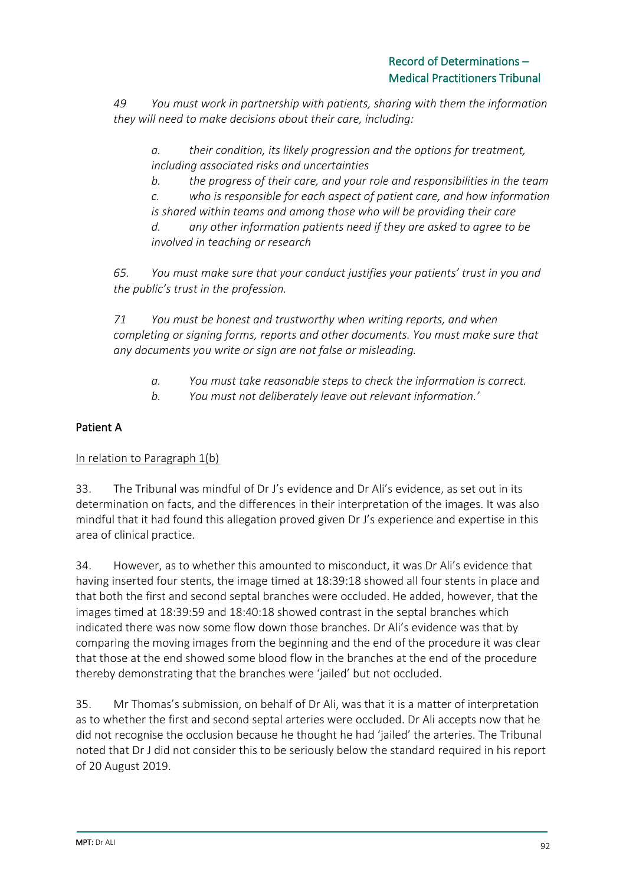*49 You must work in partnership with patients, sharing with them the information they will need to make decisions about their care, including:*

> *a. their condition, its likely progression and the options for treatment, including associated risks and uncertainties*
>
> *b. the progress of their care, and your role and responsibilities in the team*
>
> *c. who is responsible for each aspect of patient care, and how information is shared within teams and among those who will be providing their care*
>
> *d. any other information patients need if they are asked to agree to be involved in teaching or research*

*65. You must make sure that your conduct justifies your patients' trust in you and the public's trust in the profession.*

*71 You must be honest and trustworthy when writing reports, and when completing or signing forms, reports and other documents. You must make sure that any documents you write or sign are not false or misleading.*

> *a. You must take reasonable steps to check the information is correct.*
>
> *b. You must not deliberately leave out relevant information.'*

## Patient A

In relation to Paragraph 1(b)

33. The Tribunal was mindful of Dr J's evidence and Dr Ali's evidence, as set out in its determination on facts, and the differences in their interpretation of the images. It was also mindful that it had found this allegation proved given Dr J's experience and expertise in this area of clinical practice.

34. However, as to whether this amounted to misconduct, it was Dr Ali's evidence that having inserted four stents, the image timed at 18:39:18 showed all four stents in place and that both the first and second septal branches were occluded. He added, however, that the images timed at 18:39:59 and 18:40:18 showed contrast in the septal branches which indicated there was now some flow down those branches. Dr Ali's evidence was that by comparing the moving images from the beginning and the end of the procedure it was clear that those at the end showed some blood flow in the branches at the end of the procedure thereby demonstrating that the branches were 'jailed' but not occluded.

35. Mr Thomas's submission, on behalf of Dr Ali, was that it is a matter of interpretation as to whether the first and second septal arteries were occluded. Dr Ali accepts now that he did not recognise the occlusion because he thought he had 'jailed' the arteries. The Tribunal noted that Dr J did not consider this to be seriously below the standard required in his report of 20 August 2019.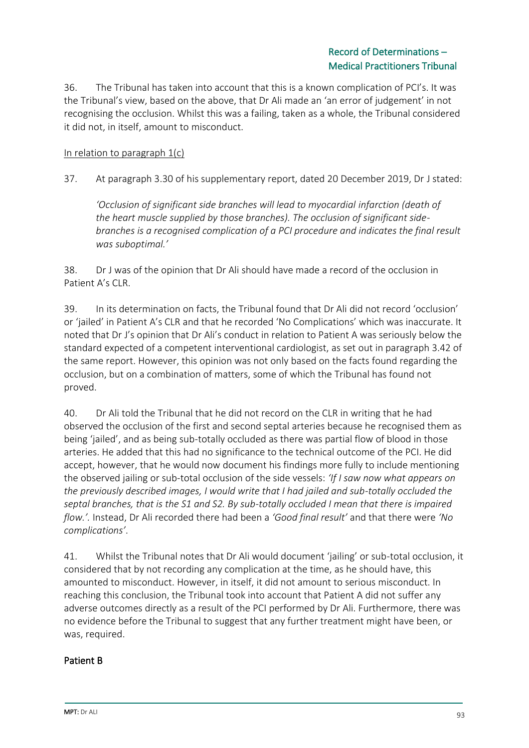36. The Tribunal has taken into account that this is a known complication of PCI's. It was the Tribunal's view, based on the above, that Dr Ali made an 'an error of judgement' in not recognising the occlusion. Whilst this was a failing, taken as a whole, the Tribunal considered it did not, in itself, amount to misconduct.

<u>In relation to paragraph 1(c)</u>

37. At paragraph 3.30 of his supplementary report, dated 20 December 2019, Dr J stated:

> *'Occlusion of significant side branches will lead to myocardial infarction (death of the heart muscle supplied by those branches). The occlusion of significant side-branches is a recognised complication of a PCI procedure and indicates the final result was suboptimal.'*

38. Dr J was of the opinion that Dr Ali should have made a record of the occlusion in Patient A's CLR.

39. In its determination on facts, the Tribunal found that Dr Ali did not record 'occlusion' or 'jailed' in Patient A's CLR and that he recorded 'No Complications' which was inaccurate. It noted that Dr J's opinion that Dr Ali's conduct in relation to Patient A was seriously below the standard expected of a competent interventional cardiologist, as set out in paragraph 3.42 of the same report. However, this opinion was not only based on the facts found regarding the occlusion, but on a combination of matters, some of which the Tribunal has found not proved.

40. Dr Ali told the Tribunal that he did not record on the CLR in writing that he had observed the occlusion of the first and second septal arteries because he recognised them as being 'jailed', and as being sub-totally occluded as there was partial flow of blood in those arteries. He added that this had no significance to the technical outcome of the PCI. He did accept, however, that he would now document his findings more fully to include mentioning the observed jailing or sub-total occlusion of the side vessels: *'If I saw now what appears on the previously described images, I would write that I had jailed and sub-totally occluded the septal branches, that is the S1 and S2. By sub-totally occluded I mean that there is impaired flow.'.* Instead, Dr Ali recorded there had been a *'Good final result'* and that there were *'No complications'*.

41. Whilst the Tribunal notes that Dr Ali would document 'jailing' or sub-total occlusion, it considered that by not recording any complication at the time, as he should have, this amounted to misconduct. However, in itself, it did not amount to serious misconduct. In reaching this conclusion, the Tribunal took into account that Patient A did not suffer any adverse outcomes directly as a result of the PCI performed by Dr Ali. Furthermore, there was no evidence before the Tribunal to suggest that any further treatment might have been, or was, required.

## Patient B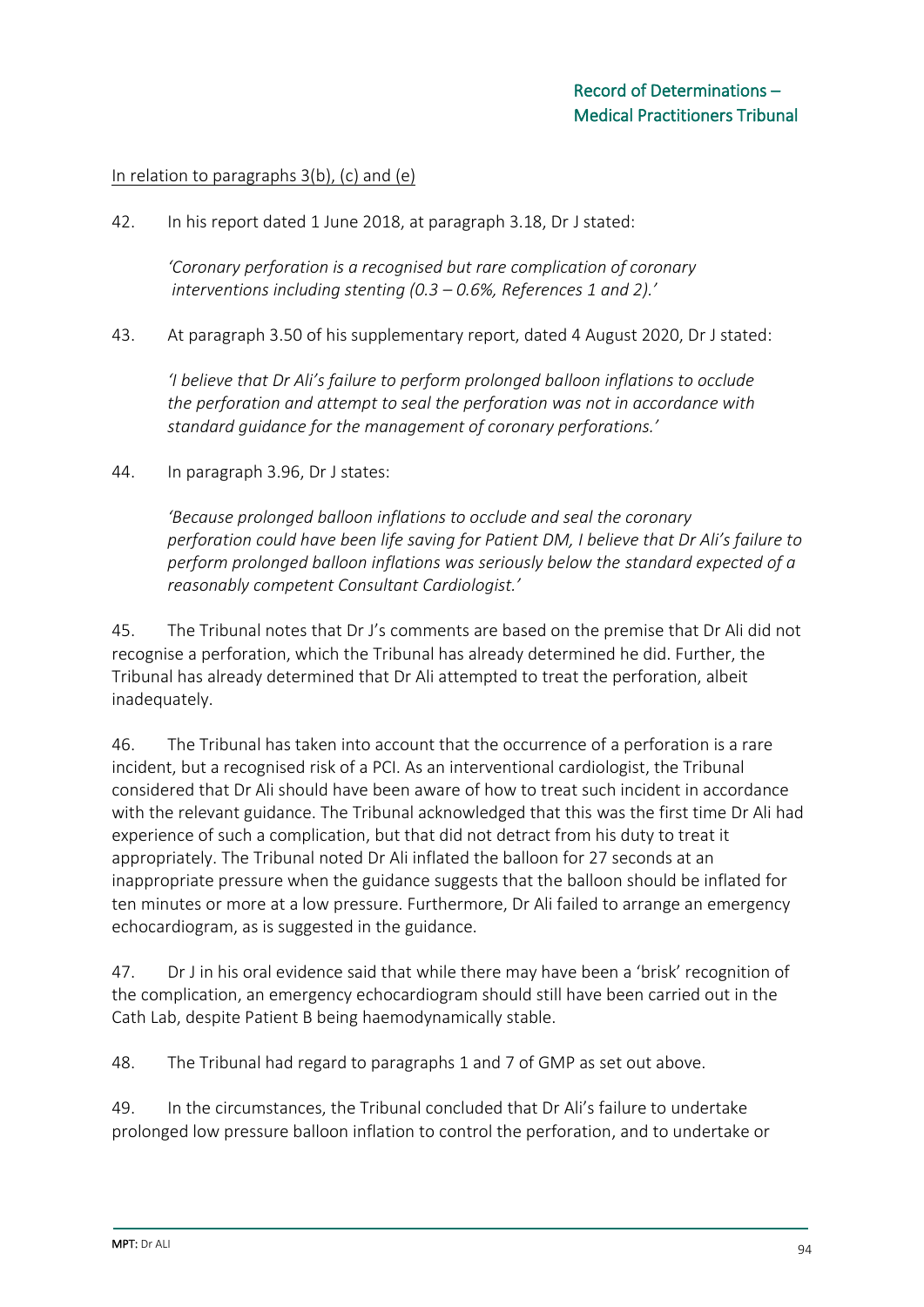<u>In relation to paragraphs 3(b), (c) and (e)</u>

42. In his report dated 1 June 2018, at paragraph 3.18, Dr J stated:

> *'Coronary perforation is a recognised but rare complication of coronary interventions including stenting (0.3 – 0.6%, References 1 and 2).'*

43. At paragraph 3.50 of his supplementary report, dated 4 August 2020, Dr J stated:

> *'I believe that Dr Ali's failure to perform prolonged balloon inflations to occlude the perforation and attempt to seal the perforation was not in accordance with standard guidance for the management of coronary perforations.'*

44. In paragraph 3.96, Dr J states:

> *'Because prolonged balloon inflations to occlude and seal the coronary perforation could have been life saving for Patient DM, I believe that Dr Ali's failure to perform prolonged balloon inflations was seriously below the standard expected of a reasonably competent Consultant Cardiologist.'*

45. The Tribunal notes that Dr J's comments are based on the premise that Dr Ali did not recognise a perforation, which the Tribunal has already determined he did. Further, the Tribunal has already determined that Dr Ali attempted to treat the perforation, albeit inadequately.

46. The Tribunal has taken into account that the occurrence of a perforation is a rare incident, but a recognised risk of a PCI. As an interventional cardiologist, the Tribunal considered that Dr Ali should have been aware of how to treat such incident in accordance with the relevant guidance. The Tribunal acknowledged that this was the first time Dr Ali had experience of such a complication, but that did not detract from his duty to treat it appropriately. The Tribunal noted Dr Ali inflated the balloon for 27 seconds at an inappropriate pressure when the guidance suggests that the balloon should be inflated for ten minutes or more at a low pressure. Furthermore, Dr Ali failed to arrange an emergency echocardiogram, as is suggested in the guidance.

47. Dr J in his oral evidence said that while there may have been a 'brisk' recognition of the complication, an emergency echocardiogram should still have been carried out in the Cath Lab, despite Patient B being haemodynamically stable.

48. The Tribunal had regard to paragraphs 1 and 7 of GMP as set out above.

49. In the circumstances, the Tribunal concluded that Dr Ali's failure to undertake prolonged low pressure balloon inflation to control the perforation, and to undertake or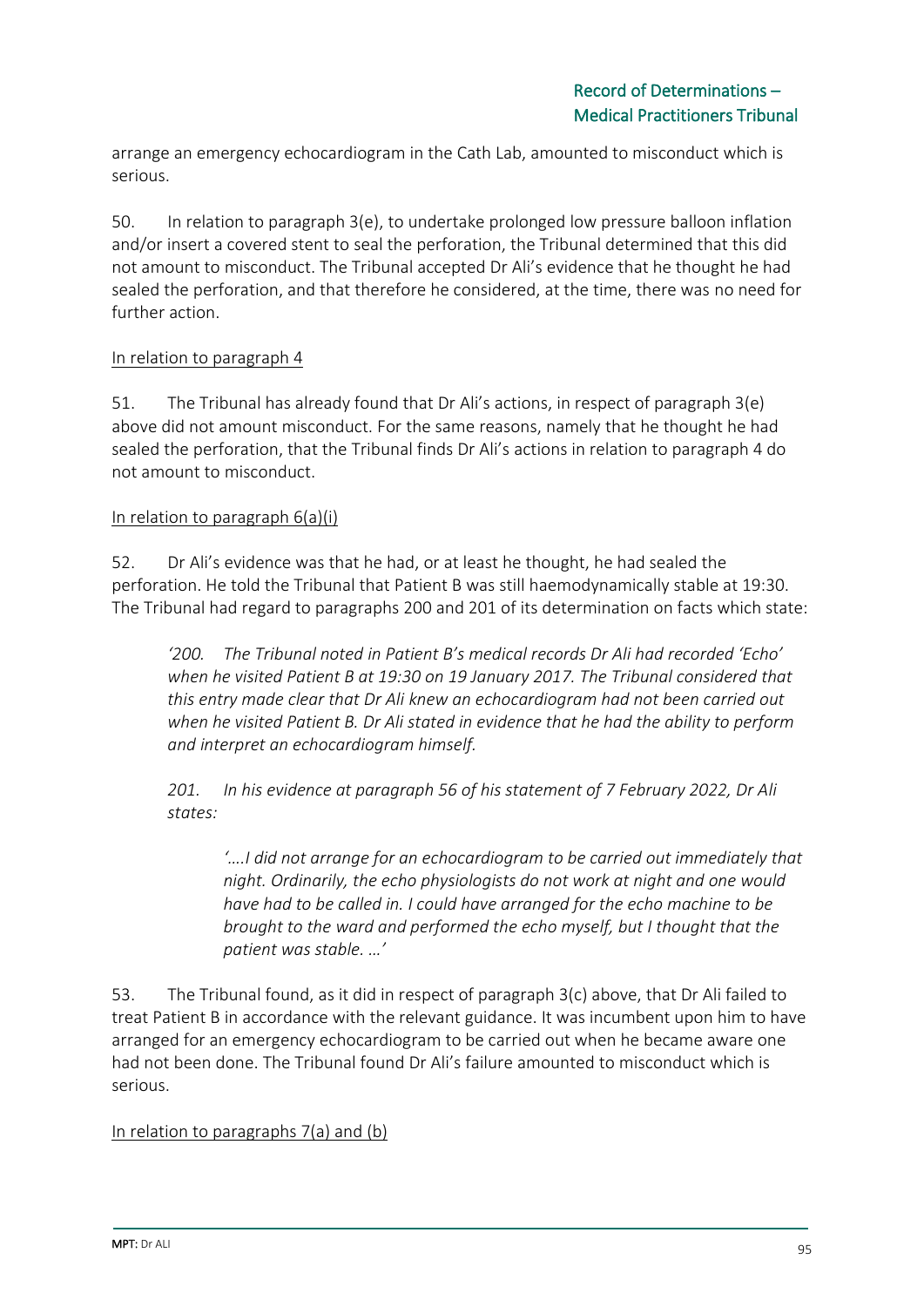arrange an emergency echocardiogram in the Cath Lab, amounted to misconduct which is serious.

50. In relation to paragraph 3(e), to undertake prolonged low pressure balloon inflation and/or insert a covered stent to seal the perforation, the Tribunal determined that this did not amount to misconduct. The Tribunal accepted Dr Ali's evidence that he thought he had sealed the perforation, and that therefore he considered, at the time, there was no need for further action.

<u>In relation to paragraph 4</u>

51. The Tribunal has already found that Dr Ali's actions, in respect of paragraph 3(e) above did not amount misconduct. For the same reasons, namely that he thought he had sealed the perforation, that the Tribunal finds Dr Ali's actions in relation to paragraph 4 do not amount to misconduct.

<u>In relation to paragraph 6(a)(i)</u>

52. Dr Ali's evidence was that he had, or at least he thought, he had sealed the perforation. He told the Tribunal that Patient B was still haemodynamically stable at 19:30. The Tribunal had regard to paragraphs 200 and 201 of its determination on facts which state:

> *'200. The Tribunal noted in Patient B's medical records Dr Ali had recorded 'Echo' when he visited Patient B at 19:30 on 19 January 2017. The Tribunal considered that this entry made clear that Dr Ali knew an echocardiogram had not been carried out when he visited Patient B. Dr Ali stated in evidence that he had the ability to perform and interpret an echocardiogram himself.*
>
> *201. In his evidence at paragraph 56 of his statement of 7 February 2022, Dr Ali states:*
>
> > *'….I did not arrange for an echocardiogram to be carried out immediately that night. Ordinarily, the echo physiologists do not work at night and one would have had to be called in. I could have arranged for the echo machine to be brought to the ward and performed the echo myself, but I thought that the patient was stable. …'*

53. The Tribunal found, as it did in respect of paragraph 3(c) above, that Dr Ali failed to treat Patient B in accordance with the relevant guidance. It was incumbent upon him to have arranged for an emergency echocardiogram to be carried out when he became aware one had not been done. The Tribunal found Dr Ali's failure amounted to misconduct which is serious.

<u>In relation to paragraphs 7(a) and (b)</u>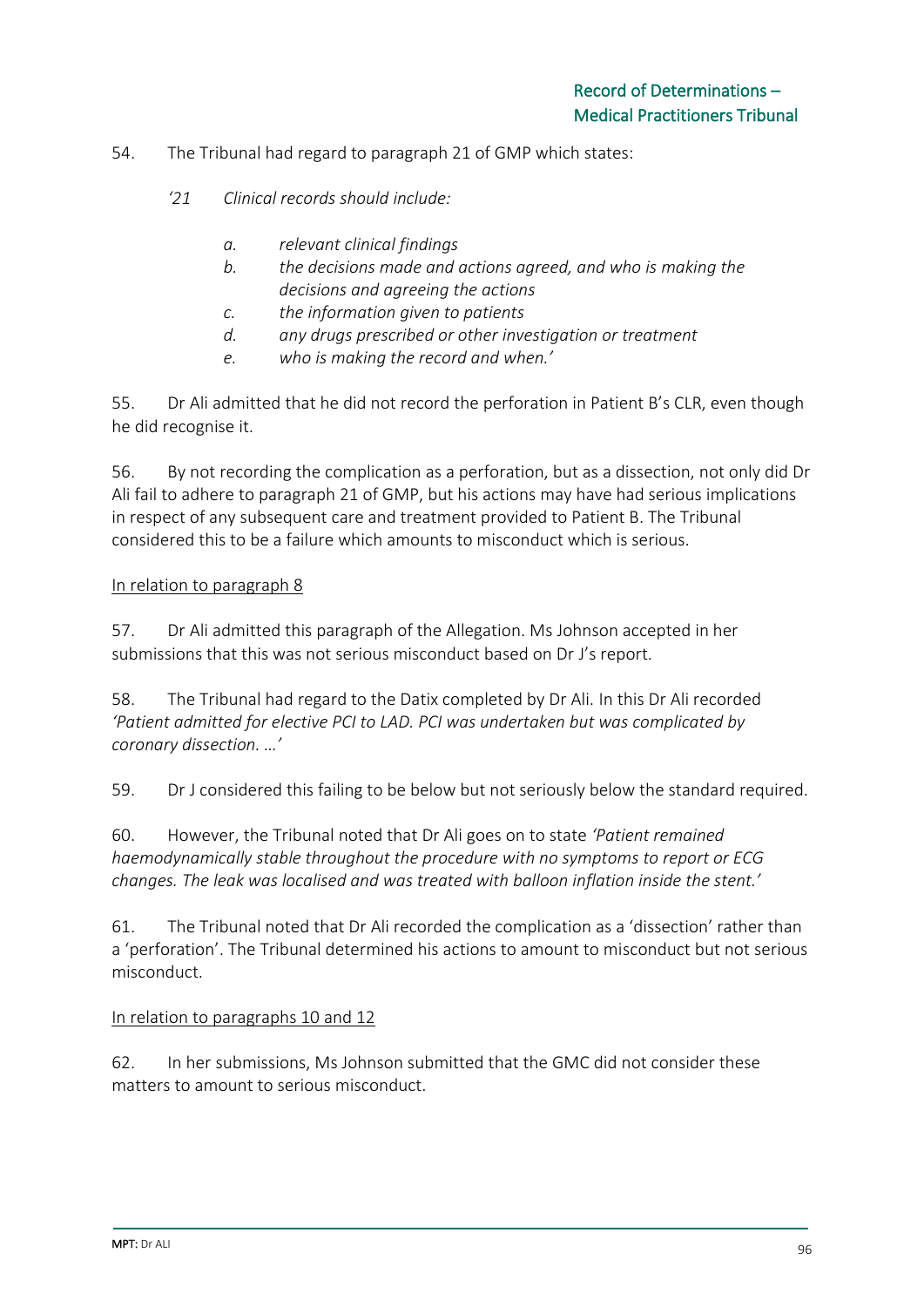54. The Tribunal had regard to paragraph 21 of GMP which states:

> *'21 Clinical records should include:*
>
> *a. relevant clinical findings*
> *b. the decisions made and actions agreed, and who is making the decisions and agreeing the actions*
> *c. the information given to patients*
> *d. any drugs prescribed or other investigation or treatment*
> *e. who is making the record and when.'*

55. Dr Ali admitted that he did not record the perforation in Patient B's CLR, even though he did recognise it.

56. By not recording the complication as a perforation, but as a dissection, not only did Dr Ali fail to adhere to paragraph 21 of GMP, but his actions may have had serious implications in respect of any subsequent care and treatment provided to Patient B. The Tribunal considered this to be a failure which amounts to misconduct which is serious.

<u>In relation to paragraph 8</u>

57. Dr Ali admitted this paragraph of the Allegation. Ms Johnson accepted in her submissions that this was not serious misconduct based on Dr J's report.

58. The Tribunal had regard to the Datix completed by Dr Ali. In this Dr Ali recorded *'Patient admitted for elective PCI to LAD. PCI was undertaken but was complicated by coronary dissection. …'*

59. Dr J considered this failing to be below but not seriously below the standard required.

60. However, the Tribunal noted that Dr Ali goes on to state *'Patient remained haemodynamically stable throughout the procedure with no symptoms to report or ECG changes. The leak was localised and was treated with balloon inflation inside the stent.'*

61. The Tribunal noted that Dr Ali recorded the complication as a 'dissection' rather than a 'perforation'. The Tribunal determined his actions to amount to misconduct but not serious misconduct.

<u>In relation to paragraphs 10 and 12</u>

62. In her submissions, Ms Johnson submitted that the GMC did not consider these matters to amount to serious misconduct.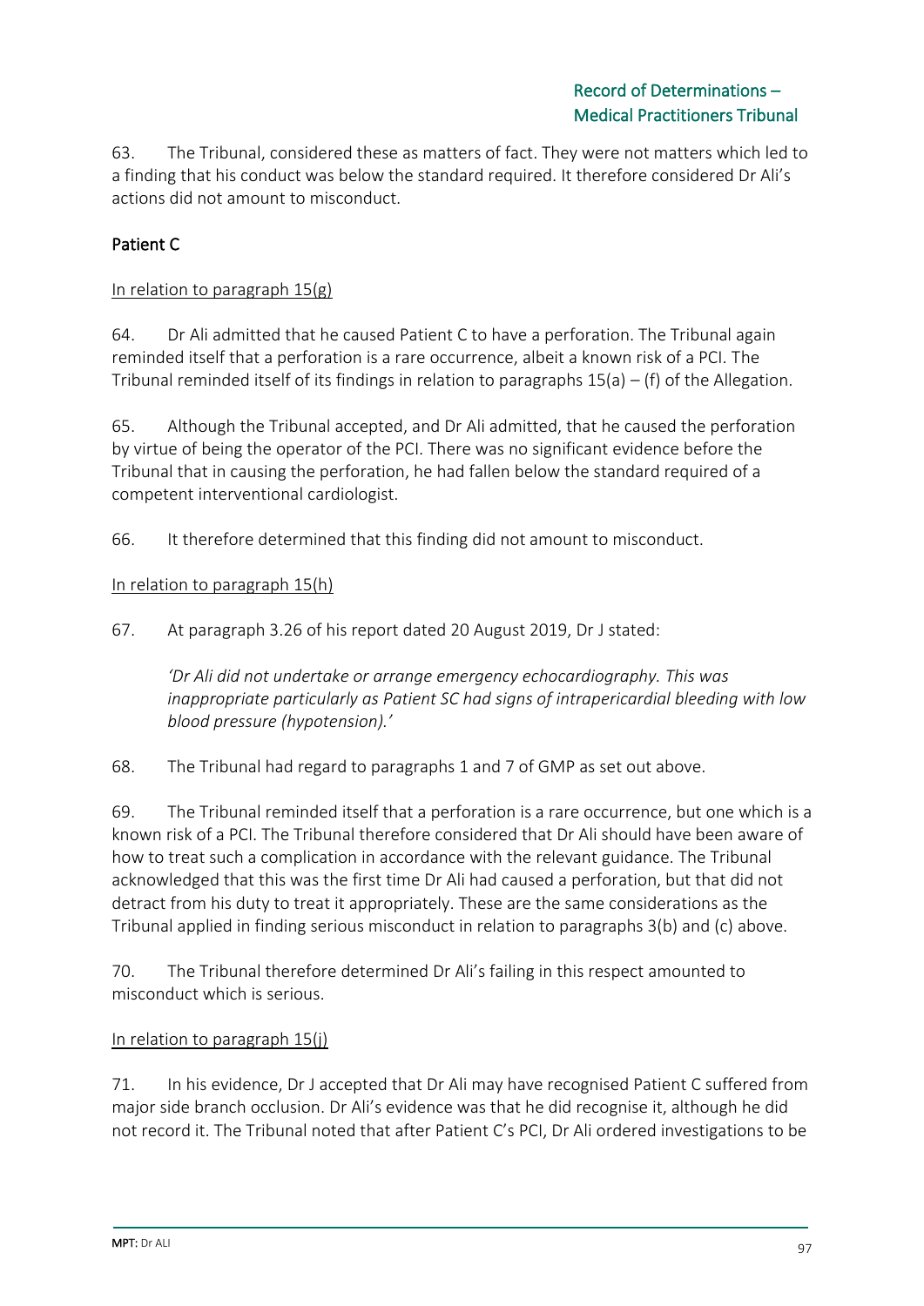63. The Tribunal, considered these as matters of fact. They were not matters which led to a finding that his conduct was below the standard required. It therefore considered Dr Ali's actions did not amount to misconduct.

## Patient C

In relation to paragraph 15(g)

64. Dr Ali admitted that he caused Patient C to have a perforation. The Tribunal again reminded itself that a perforation is a rare occurrence, albeit a known risk of a PCI. The Tribunal reminded itself of its findings in relation to paragraphs 15(a) – (f) of the Allegation.

65. Although the Tribunal accepted, and Dr Ali admitted, that he caused the perforation by virtue of being the operator of the PCI. There was no significant evidence before the Tribunal that in causing the perforation, he had fallen below the standard required of a competent interventional cardiologist.

66. It therefore determined that this finding did not amount to misconduct.

In relation to paragraph 15(h)

67. At paragraph 3.26 of his report dated 20 August 2019, Dr J stated:

> *'Dr Ali did not undertake or arrange emergency echocardiography. This was inappropriate particularly as Patient SC had signs of intrapericardial bleeding with low blood pressure (hypotension).'*

68. The Tribunal had regard to paragraphs 1 and 7 of GMP as set out above.

69. The Tribunal reminded itself that a perforation is a rare occurrence, but one which is a known risk of a PCI. The Tribunal therefore considered that Dr Ali should have been aware of how to treat such a complication in accordance with the relevant guidance. The Tribunal acknowledged that this was the first time Dr Ali had caused a perforation, but that did not detract from his duty to treat it appropriately. These are the same considerations as the Tribunal applied in finding serious misconduct in relation to paragraphs 3(b) and (c) above.

70. The Tribunal therefore determined Dr Ali's failing in this respect amounted to misconduct which is serious.

In relation to paragraph 15(j)

71. In his evidence, Dr J accepted that Dr Ali may have recognised Patient C suffered from major side branch occlusion. Dr Ali's evidence was that he did recognise it, although he did not record it. The Tribunal noted that after Patient C's PCI, Dr Ali ordered investigations to be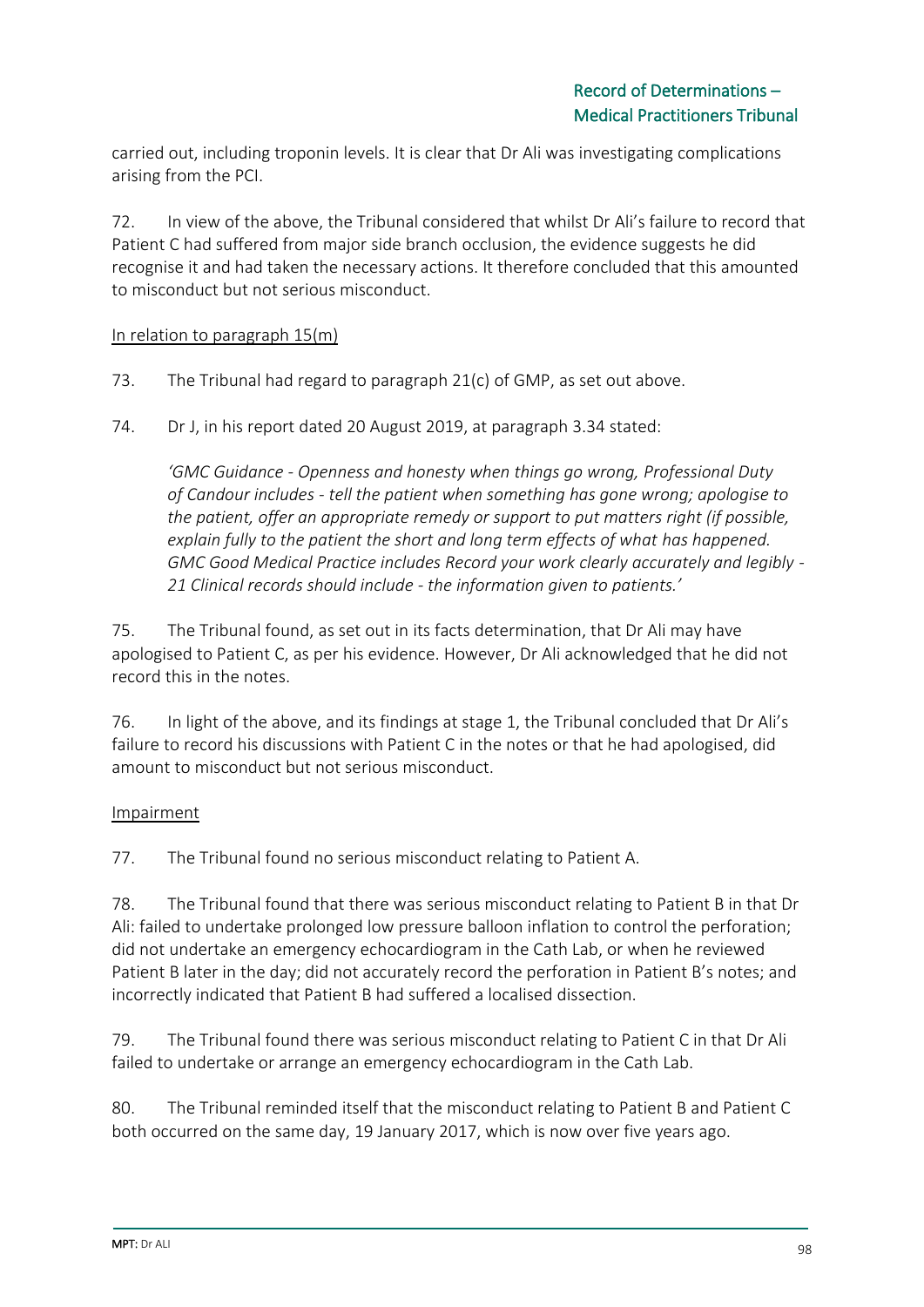carried out, including troponin levels. It is clear that Dr Ali was investigating complications arising from the PCI.

72. In view of the above, the Tribunal considered that whilst Dr Ali's failure to record that Patient C had suffered from major side branch occlusion, the evidence suggests he did recognise it and had taken the necessary actions. It therefore concluded that this amounted to misconduct but not serious misconduct.

In relation to paragraph 15(m)

73. The Tribunal had regard to paragraph 21(c) of GMP, as set out above.

74. Dr J, in his report dated 20 August 2019, at paragraph 3.34 stated:

> *'GMC Guidance - Openness and honesty when things go wrong, Professional Duty of Candour includes - tell the patient when something has gone wrong; apologise to the patient, offer an appropriate remedy or support to put matters right (if possible, explain fully to the patient the short and long term effects of what has happened. GMC Good Medical Practice includes Record your work clearly accurately and legibly - 21 Clinical records should include - the information given to patients.'*

75. The Tribunal found, as set out in its facts determination, that Dr Ali may have apologised to Patient C, as per his evidence. However, Dr Ali acknowledged that he did not record this in the notes.

76. In light of the above, and its findings at stage 1, the Tribunal concluded that Dr Ali's failure to record his discussions with Patient C in the notes or that he had apologised, did amount to misconduct but not serious misconduct.

Impairment

77. The Tribunal found no serious misconduct relating to Patient A.

78. The Tribunal found that there was serious misconduct relating to Patient B in that Dr Ali: failed to undertake prolonged low pressure balloon inflation to control the perforation; did not undertake an emergency echocardiogram in the Cath Lab, or when he reviewed Patient B later in the day; did not accurately record the perforation in Patient B's notes; and incorrectly indicated that Patient B had suffered a localised dissection.

79. The Tribunal found there was serious misconduct relating to Patient C in that Dr Ali failed to undertake or arrange an emergency echocardiogram in the Cath Lab.

80. The Tribunal reminded itself that the misconduct relating to Patient B and Patient C both occurred on the same day, 19 January 2017, which is now over five years ago.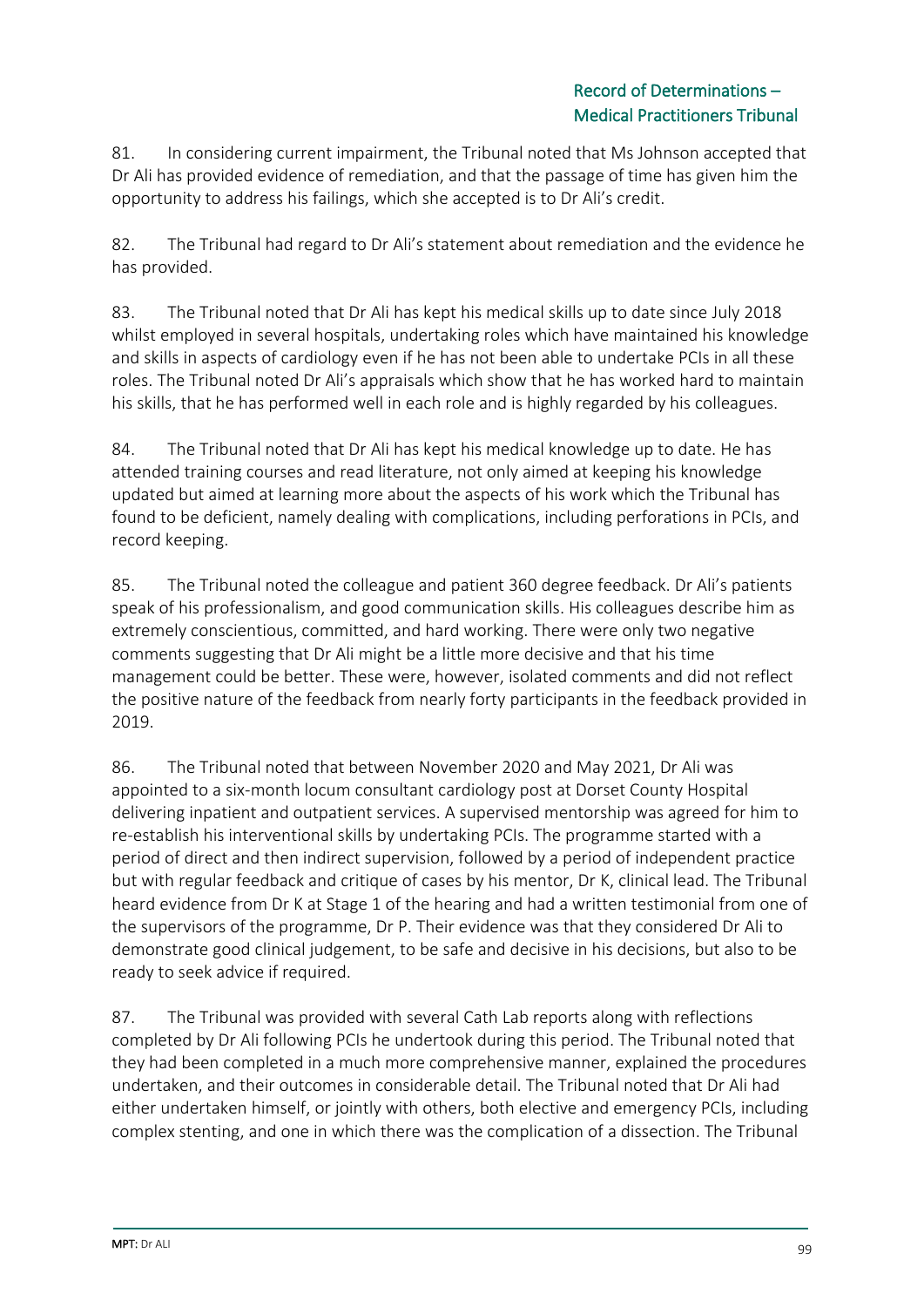81. In considering current impairment, the Tribunal noted that Ms Johnson accepted that Dr Ali has provided evidence of remediation, and that the passage of time has given him the opportunity to address his failings, which she accepted is to Dr Ali's credit.

82. The Tribunal had regard to Dr Ali's statement about remediation and the evidence he has provided.

83. The Tribunal noted that Dr Ali has kept his medical skills up to date since July 2018 whilst employed in several hospitals, undertaking roles which have maintained his knowledge and skills in aspects of cardiology even if he has not been able to undertake PCIs in all these roles. The Tribunal noted Dr Ali's appraisals which show that he has worked hard to maintain his skills, that he has performed well in each role and is highly regarded by his colleagues.

84. The Tribunal noted that Dr Ali has kept his medical knowledge up to date. He has attended training courses and read literature, not only aimed at keeping his knowledge updated but aimed at learning more about the aspects of his work which the Tribunal has found to be deficient, namely dealing with complications, including perforations in PCIs, and record keeping.

85. The Tribunal noted the colleague and patient 360 degree feedback. Dr Ali's patients speak of his professionalism, and good communication skills. His colleagues describe him as extremely conscientious, committed, and hard working. There were only two negative comments suggesting that Dr Ali might be a little more decisive and that his time management could be better. These were, however, isolated comments and did not reflect the positive nature of the feedback from nearly forty participants in the feedback provided in 2019.

86. The Tribunal noted that between November 2020 and May 2021, Dr Ali was appointed to a six-month locum consultant cardiology post at Dorset County Hospital delivering inpatient and outpatient services. A supervised mentorship was agreed for him to re-establish his interventional skills by undertaking PCIs. The programme started with a period of direct and then indirect supervision, followed by a period of independent practice but with regular feedback and critique of cases by his mentor, Dr K, clinical lead. The Tribunal heard evidence from Dr K at Stage 1 of the hearing and had a written testimonial from one of the supervisors of the programme, Dr P. Their evidence was that they considered Dr Ali to demonstrate good clinical judgement, to be safe and decisive in his decisions, but also to be ready to seek advice if required.

87. The Tribunal was provided with several Cath Lab reports along with reflections completed by Dr Ali following PCIs he undertook during this period. The Tribunal noted that they had been completed in a much more comprehensive manner, explained the procedures undertaken, and their outcomes in considerable detail. The Tribunal noted that Dr Ali had either undertaken himself, or jointly with others, both elective and emergency PCIs, including complex stenting, and one in which there was the complication of a dissection. The Tribunal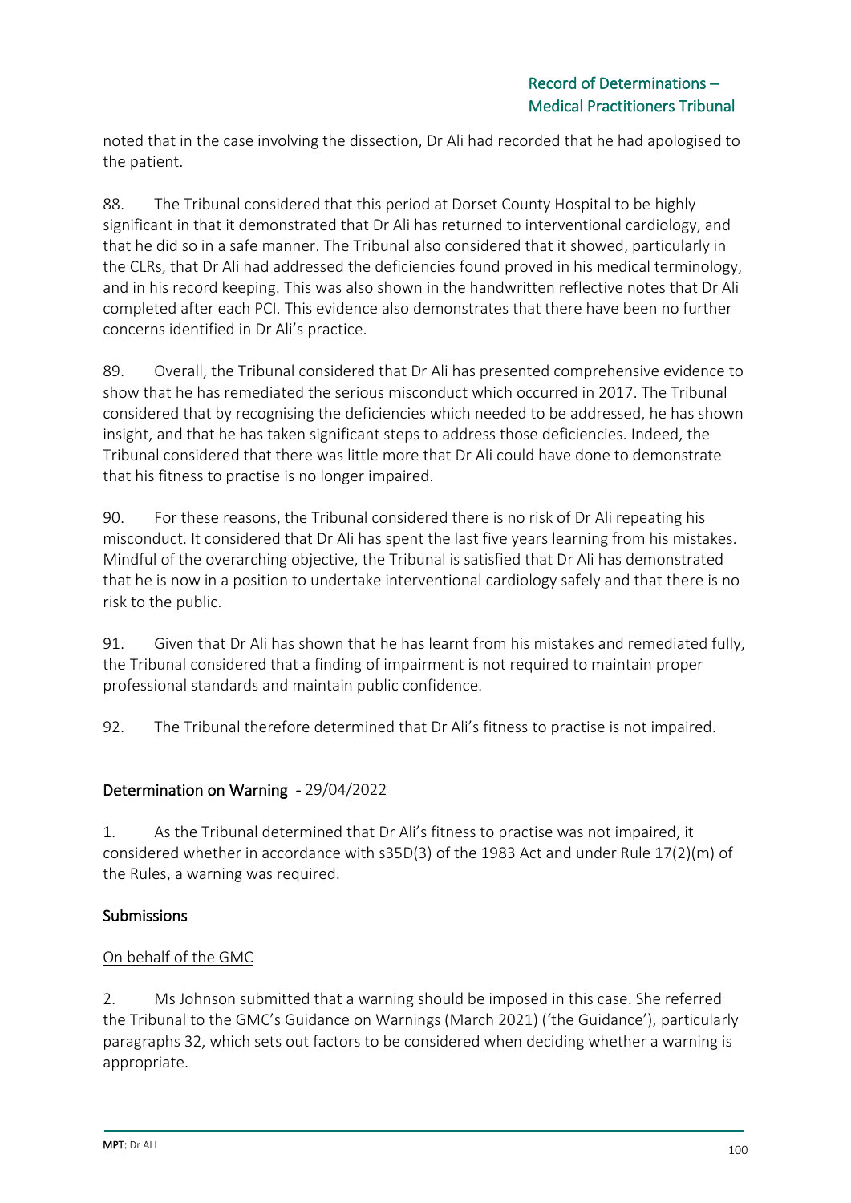noted that in the case involving the dissection, Dr Ali had recorded that he had apologised to the patient.

88. The Tribunal considered that this period at Dorset County Hospital to be highly significant in that it demonstrated that Dr Ali has returned to interventional cardiology, and that he did so in a safe manner. The Tribunal also considered that it showed, particularly in the CLRs, that Dr Ali had addressed the deficiencies found proved in his medical terminology, and in his record keeping. This was also shown in the handwritten reflective notes that Dr Ali completed after each PCI. This evidence also demonstrates that there have been no further concerns identified in Dr Ali's practice.

89. Overall, the Tribunal considered that Dr Ali has presented comprehensive evidence to show that he has remediated the serious misconduct which occurred in 2017. The Tribunal considered that by recognising the deficiencies which needed to be addressed, he has shown insight, and that he has taken significant steps to address those deficiencies. Indeed, the Tribunal considered that there was little more that Dr Ali could have done to demonstrate that his fitness to practise is no longer impaired.

90. For these reasons, the Tribunal considered there is no risk of Dr Ali repeating his misconduct. It considered that Dr Ali has spent the last five years learning from his mistakes. Mindful of the overarching objective, the Tribunal is satisfied that Dr Ali has demonstrated that he is now in a position to undertake interventional cardiology safely and that there is no risk to the public.

91. Given that Dr Ali has shown that he has learnt from his mistakes and remediated fully, the Tribunal considered that a finding of impairment is not required to maintain proper professional standards and maintain public confidence.

92. The Tribunal therefore determined that Dr Ali's fitness to practise is not impaired.

## Determination on Warning - 29/04/2022

1. As the Tribunal determined that Dr Ali's fitness to practise was not impaired, it considered whether in accordance with s35D(3) of the 1983 Act and under Rule 17(2)(m) of the Rules, a warning was required.

### Submissions

#### On behalf of the GMC

2. Ms Johnson submitted that a warning should be imposed in this case. She referred the Tribunal to the GMC's Guidance on Warnings (March 2021) ('the Guidance'), particularly paragraphs 32, which sets out factors to be considered when deciding whether a warning is appropriate.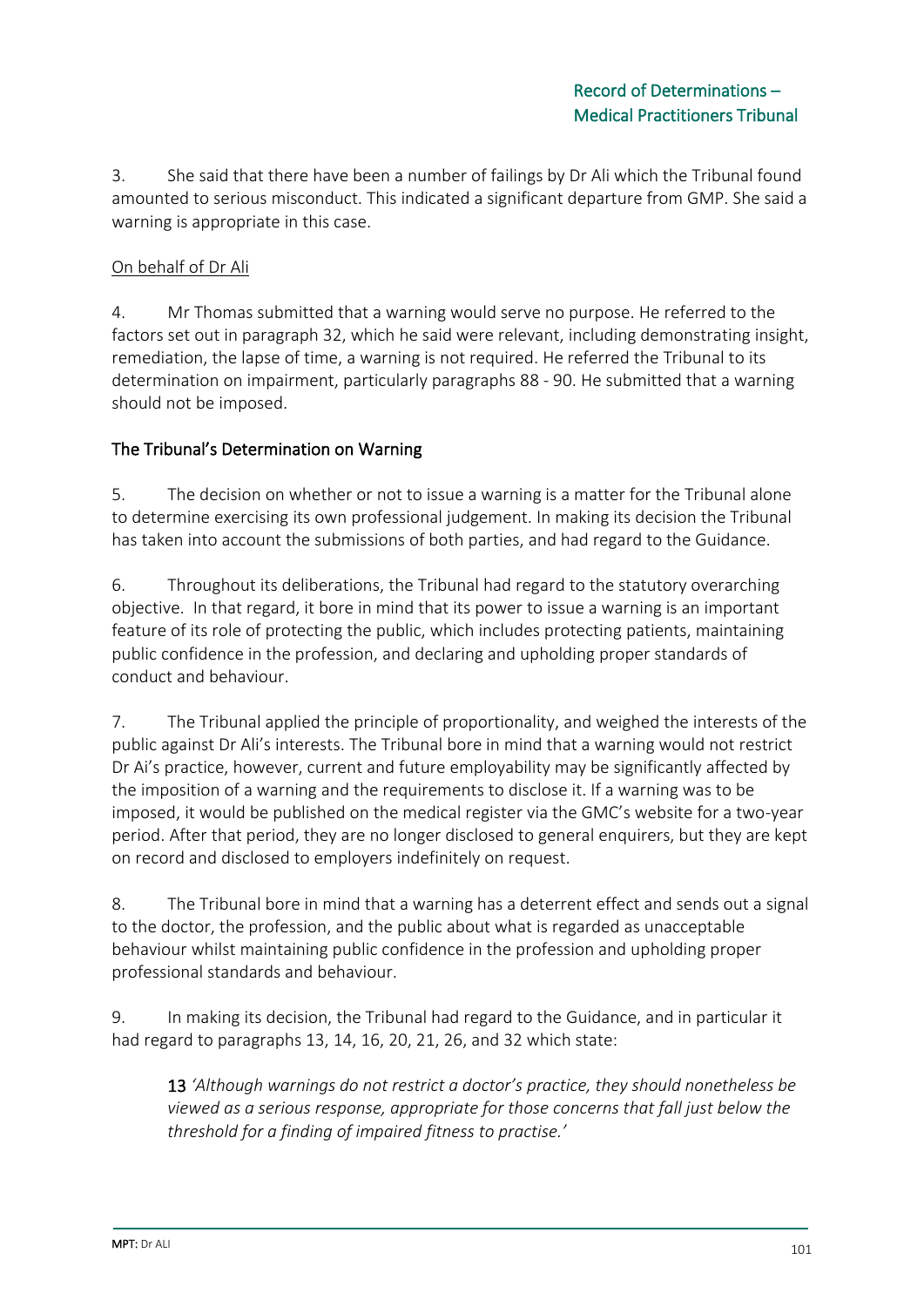3. She said that there have been a number of failings by Dr Ali which the Tribunal found amounted to serious misconduct. This indicated a significant departure from GMP. She said a warning is appropriate in this case.

<u>On behalf of Dr Ali</u>

4. Mr Thomas submitted that a warning would serve no purpose. He referred to the factors set out in paragraph 32, which he said were relevant, including demonstrating insight, remediation, the lapse of time, a warning is not required. He referred the Tribunal to its determination on impairment, particularly paragraphs 88 - 90. He submitted that a warning should not be imposed.

## The Tribunal's Determination on Warning

5. The decision on whether or not to issue a warning is a matter for the Tribunal alone to determine exercising its own professional judgement. In making its decision the Tribunal has taken into account the submissions of both parties, and had regard to the Guidance.

6. Throughout its deliberations, the Tribunal had regard to the statutory overarching objective. In that regard, it bore in mind that its power to issue a warning is an important feature of its role of protecting the public, which includes protecting patients, maintaining public confidence in the profession, and declaring and upholding proper standards of conduct and behaviour.

7. The Tribunal applied the principle of proportionality, and weighed the interests of the public against Dr Ali's interests. The Tribunal bore in mind that a warning would not restrict Dr Ai's practice, however, current and future employability may be significantly affected by the imposition of a warning and the requirements to disclose it. If a warning was to be imposed, it would be published on the medical register via the GMC's website for a two-year period. After that period, they are no longer disclosed to general enquirers, but they are kept on record and disclosed to employers indefinitely on request.

8. The Tribunal bore in mind that a warning has a deterrent effect and sends out a signal to the doctor, the profession, and the public about what is regarded as unacceptable behaviour whilst maintaining public confidence in the profession and upholding proper professional standards and behaviour.

9. In making its decision, the Tribunal had regard to the Guidance, and in particular it had regard to paragraphs 13, 14, 16, 20, 21, 26, and 32 which state:

> **13** *'Although warnings do not restrict a doctor's practice, they should nonetheless be viewed as a serious response, appropriate for those concerns that fall just below the threshold for a finding of impaired fitness to practise.'*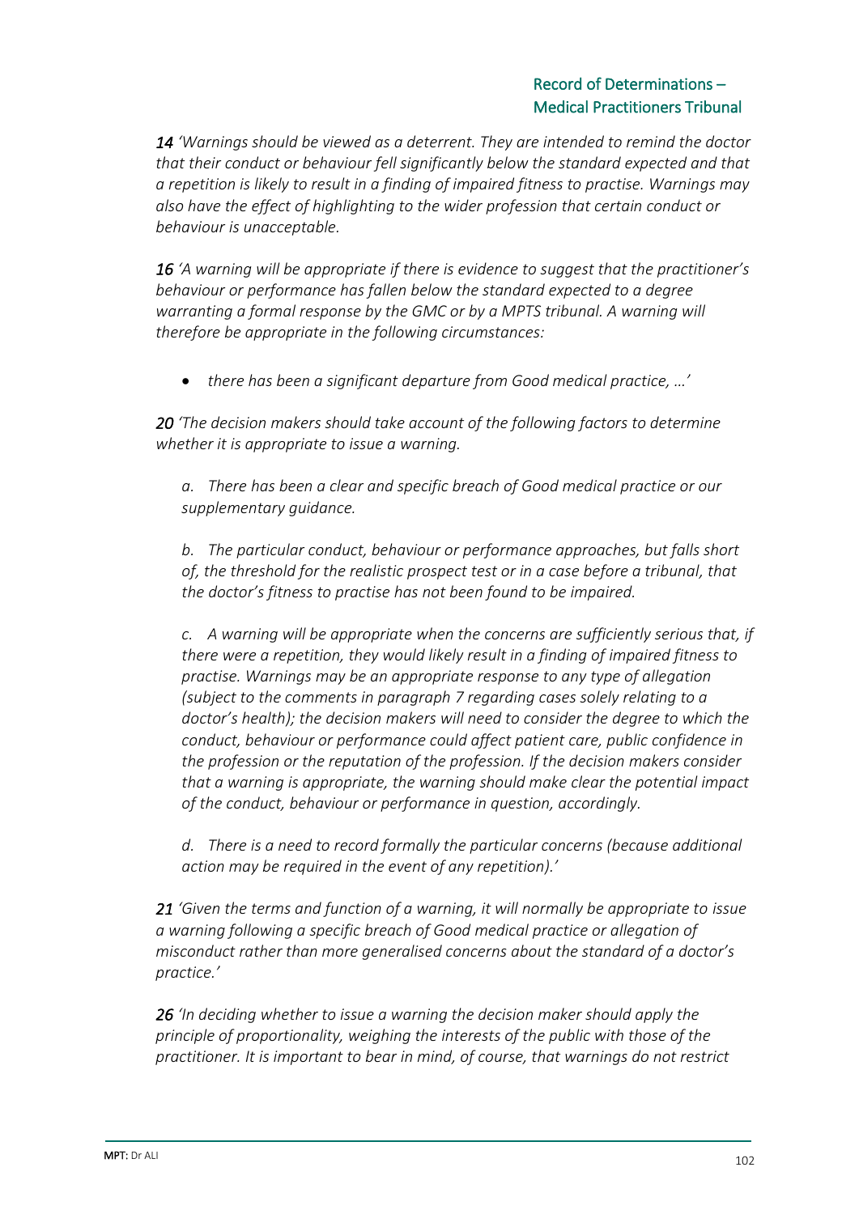***14*** *'Warnings should be viewed as a deterrent. They are intended to remind the doctor that their conduct or behaviour fell significantly below the standard expected and that a repetition is likely to result in a finding of impaired fitness to practise. Warnings may also have the effect of highlighting to the wider profession that certain conduct or behaviour is unacceptable.*

***16*** *'A warning will be appropriate if there is evidence to suggest that the practitioner's behaviour or performance has fallen below the standard expected to a degree warranting a formal response by the GMC or by a MPTS tribunal. A warning will therefore be appropriate in the following circumstances:*

- *there has been a significant departure from Good medical practice, …'*

***20*** *'The decision makers should take account of the following factors to determine whether it is appropriate to issue a warning.*

> *a. There has been a clear and specific breach of Good medical practice or our supplementary guidance.*
>
> *b. The particular conduct, behaviour or performance approaches, but falls short of, the threshold for the realistic prospect test or in a case before a tribunal, that the doctor's fitness to practise has not been found to be impaired.*
>
> *c. A warning will be appropriate when the concerns are sufficiently serious that, if there were a repetition, they would likely result in a finding of impaired fitness to practise. Warnings may be an appropriate response to any type of allegation (subject to the comments in paragraph 7 regarding cases solely relating to a doctor's health); the decision makers will need to consider the degree to which the conduct, behaviour or performance could affect patient care, public confidence in the profession or the reputation of the profession. If the decision makers consider that a warning is appropriate, the warning should make clear the potential impact of the conduct, behaviour or performance in question, accordingly.*
>
> *d. There is a need to record formally the particular concerns (because additional action may be required in the event of any repetition).'*

***21*** *'Given the terms and function of a warning, it will normally be appropriate to issue a warning following a specific breach of Good medical practice or allegation of misconduct rather than more generalised concerns about the standard of a doctor's practice.'*

***26*** *'In deciding whether to issue a warning the decision maker should apply the principle of proportionality, weighing the interests of the public with those of the practitioner. It is important to bear in mind, of course, that warnings do not restrict*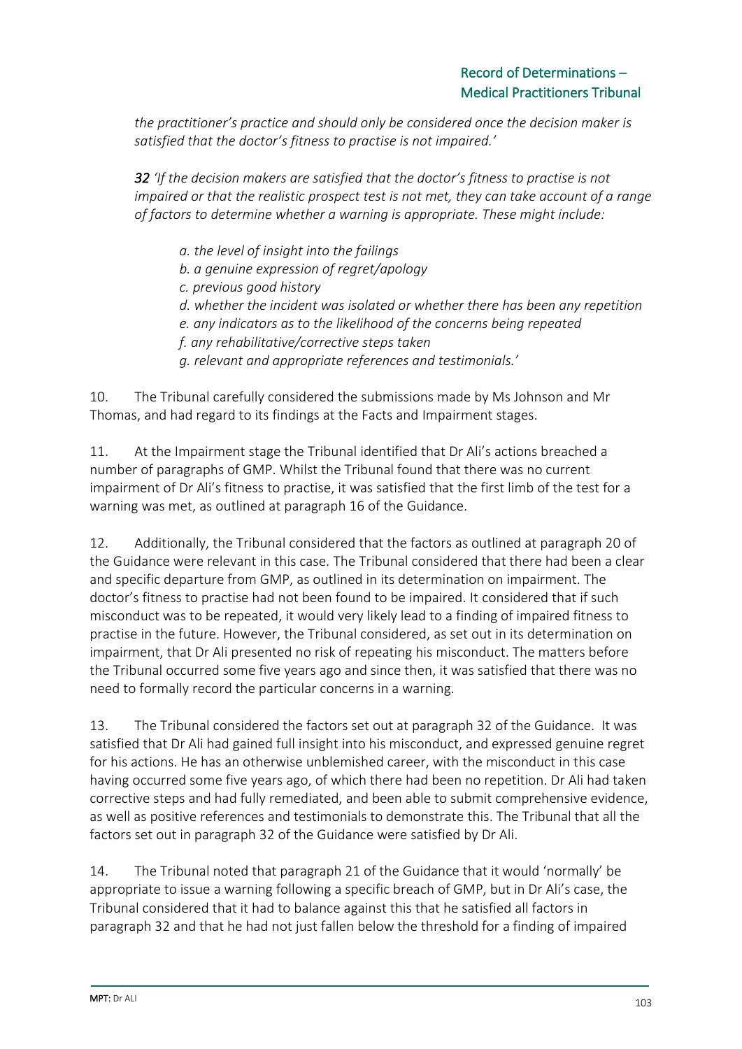*the practitioner's practice and should only be considered once the decision maker is satisfied that the doctor's fitness to practise is not impaired.'*

***32*** *'If the decision makers are satisfied that the doctor's fitness to practise is not impaired or that the realistic prospect test is not met, they can take account of a range of factors to determine whether a warning is appropriate. These might include:*

> *a. the level of insight into the failings*
> *b. a genuine expression of regret/apology*
> *c. previous good history*
> *d. whether the incident was isolated or whether there has been any repetition*
> *e. any indicators as to the likelihood of the concerns being repeated*
> *f. any rehabilitative/corrective steps taken*
> *g. relevant and appropriate references and testimonials.'*

10. The Tribunal carefully considered the submissions made by Ms Johnson and Mr Thomas, and had regard to its findings at the Facts and Impairment stages.

11. At the Impairment stage the Tribunal identified that Dr Ali's actions breached a number of paragraphs of GMP. Whilst the Tribunal found that there was no current impairment of Dr Ali's fitness to practise, it was satisfied that the first limb of the test for a warning was met, as outlined at paragraph 16 of the Guidance.

12. Additionally, the Tribunal considered that the factors as outlined at paragraph 20 of the Guidance were relevant in this case. The Tribunal considered that there had been a clear and specific departure from GMP, as outlined in its determination on impairment. The doctor's fitness to practise had not been found to be impaired. It considered that if such misconduct was to be repeated, it would very likely lead to a finding of impaired fitness to practise in the future. However, the Tribunal considered, as set out in its determination on impairment, that Dr Ali presented no risk of repeating his misconduct. The matters before the Tribunal occurred some five years ago and since then, it was satisfied that there was no need to formally record the particular concerns in a warning.

13. The Tribunal considered the factors set out at paragraph 32 of the Guidance. It was satisfied that Dr Ali had gained full insight into his misconduct, and expressed genuine regret for his actions. He has an otherwise unblemished career, with the misconduct in this case having occurred some five years ago, of which there had been no repetition. Dr Ali had taken corrective steps and had fully remediated, and been able to submit comprehensive evidence, as well as positive references and testimonials to demonstrate this. The Tribunal that all the factors set out in paragraph 32 of the Guidance were satisfied by Dr Ali.

14. The Tribunal noted that paragraph 21 of the Guidance that it would 'normally' be appropriate to issue a warning following a specific breach of GMP, but in Dr Ali's case, the Tribunal considered that it had to balance against this that he satisfied all factors in paragraph 32 and that he had not just fallen below the threshold for a finding of impaired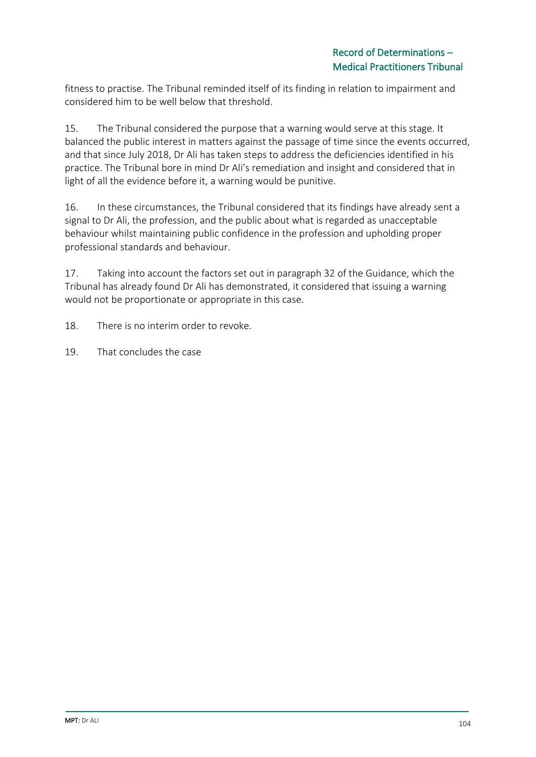fitness to practise. The Tribunal reminded itself of its finding in relation to impairment and considered him to be well below that threshold.

15. The Tribunal considered the purpose that a warning would serve at this stage. It balanced the public interest in matters against the passage of time since the events occurred, and that since July 2018, Dr Ali has taken steps to address the deficiencies identified in his practice. The Tribunal bore in mind Dr Ali's remediation and insight and considered that in light of all the evidence before it, a warning would be punitive.

16. In these circumstances, the Tribunal considered that its findings have already sent a signal to Dr Ali, the profession, and the public about what is regarded as unacceptable behaviour whilst maintaining public confidence in the profession and upholding proper professional standards and behaviour.

17. Taking into account the factors set out in paragraph 32 of the Guidance, which the Tribunal has already found Dr Ali has demonstrated, it considered that issuing a warning would not be proportionate or appropriate in this case.

18. There is no interim order to revoke.

19. That concludes the case